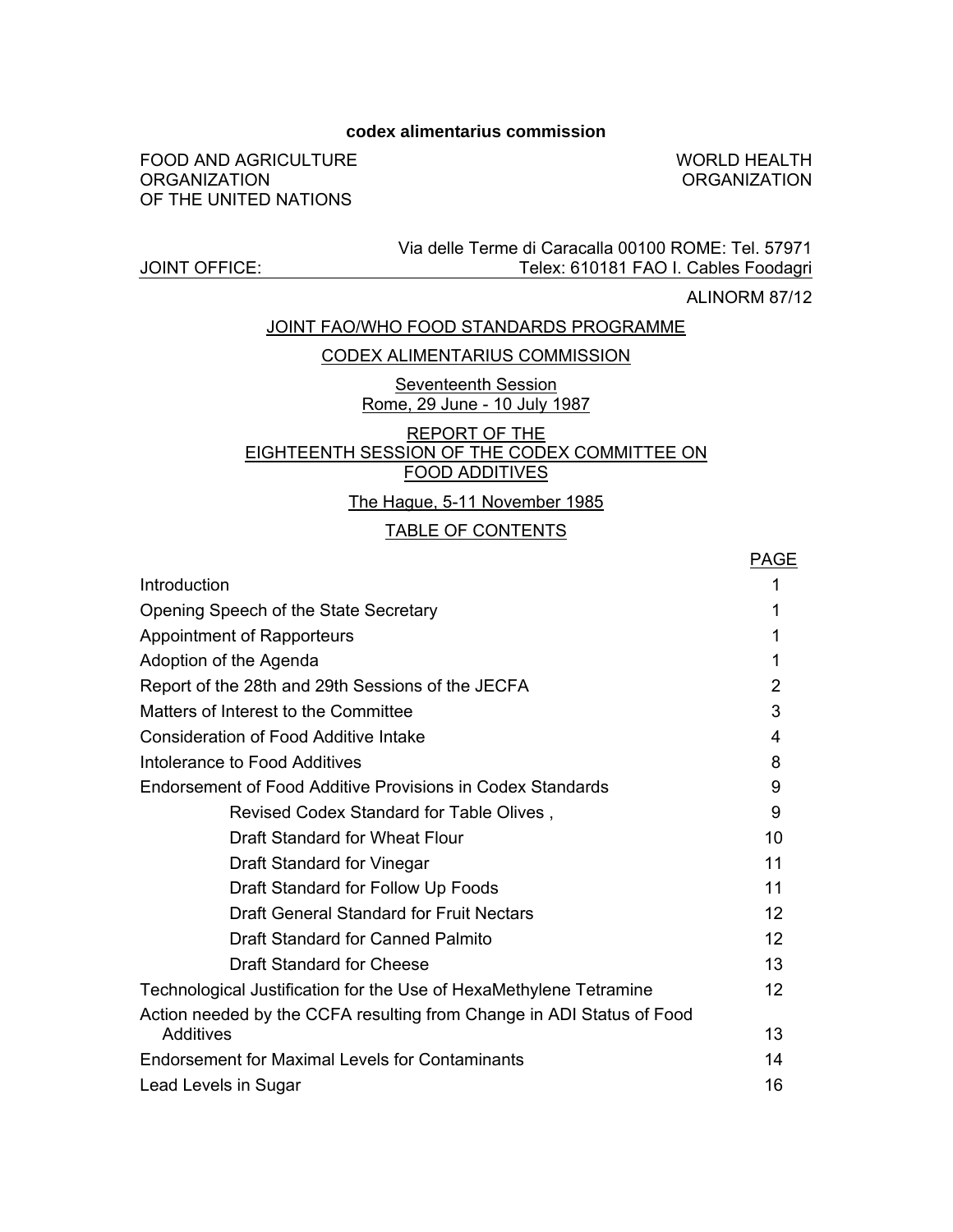**codex alimentarius commission**

FOOD AND AGRICULTURE ORGANIZATION OF THE UNITED NATIONS

WORLD HEALTH ORGANIZATION

JOINT OFFICE: Via delle Terme di Caracalla 00100 ROME: Tel. 57971 Telex: 610181 FAO I. Cables Foodagri

ALINORM 87/12

JOINT FAO/WHO FOOD STANDARDS PROGRAMME

CODEX ALIMENTARIUS COMMISSION

Seventeenth Session
Rome, 29 June - 10 July 1987

# REPORT OF THE EIGHTEENTH SESSION OF THE CODEX COMMITTEE ON FOOD ADDITIVES

The Hague, 5-11 November 1985

## TABLE OF CONTENTS

| | PAGE |
|---|---|
| Introduction | 1 |
| Opening Speech of the State Secretary | 1 |
| Appointment of Rapporteurs | 1 |
| Adoption of the Agenda | 1 |
| Report of the 28th and 29th Sessions of the JECFA | 2 |
| Matters of Interest to the Committee | 3 |
| Consideration of Food Additive Intake | 4 |
| Intolerance to Food Additives | 8 |
| Endorsement of Food Additive Provisions in Codex Standards | 9 |
| Revised Codex Standard for Table Olives , | 9 |
| Draft Standard for Wheat Flour | 10 |
| Draft Standard for Vinegar | 11 |
| Draft Standard for Follow Up Foods | 11 |
| Draft General Standard for Fruit Nectars | 12 |
| Draft Standard for Canned Palmito | 12 |
| Draft Standard for Cheese | 13 |
| Technological Justification for the Use of HexaMethylene Tetramine | 12 |
| Action needed by the CCFA resulting from Change in ADI Status of Food Additives | 13 |
| Endorsement for Maximal Levels for Contaminants | 14 |
| Lead Levels in Sugar | 16 |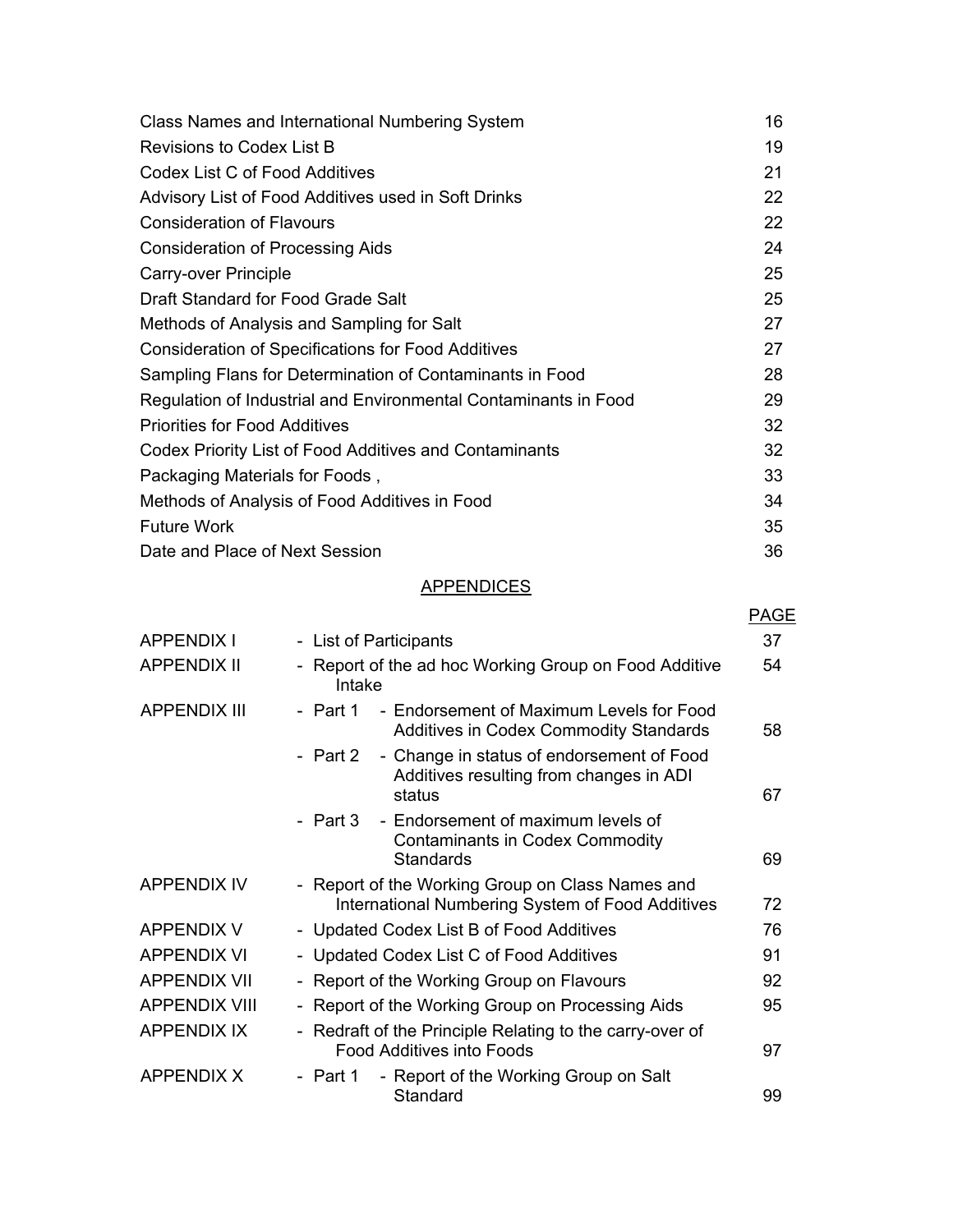| | |
|---|---|
| Class Names and International Numbering System | 16 |
| Revisions to Codex List B | 19 |
| Codex List C of Food Additives | 21 |
| Advisory List of Food Additives used in Soft Drinks | 22 |
| Consideration of Flavours | 22 |
| Consideration of Processing Aids | 24 |
| Carry-over Principle | 25 |
| Draft Standard for Food Grade Salt | 25 |
| Methods of Analysis and Sampling for Salt | 27 |
| Consideration of Specifications for Food Additives | 27 |
| Sampling Flans for Determination of Contaminants in Food | 28 |
| Regulation of Industrial and Environmental Contaminants in Food | 29 |
| Priorities for Food Additives | 32 |
| Codex Priority List of Food Additives and Contaminants | 32 |
| Packaging Materials for Foods , | 33 |
| Methods of Analysis of Food Additives in Food | 34 |
| Future Work | 35 |
| Date and Place of Next Session | 36 |

## APPENDICES

| | | | PAGE |
|---|---|---|---|
| APPENDIX I | - List of Participants | | 37 |
| APPENDIX II | - Report of the ad hoc Working Group on Food Additive Intake | | 54 |
| APPENDIX III | - Part 1 | - Endorsement of Maximum Levels for Food Additives in Codex Commodity Standards | 58 |
| | - Part 2 | - Change in status of endorsement of Food Additives resulting from changes in ADI status | 67 |
| | - Part 3 | - Endorsement of maximum levels of Contaminants in Codex Commodity Standards | 69 |
| APPENDIX IV | - Report of the Working Group on Class Names and International Numbering System of Food Additives | | 72 |
| APPENDIX V | - Updated Codex List B of Food Additives | | 76 |
| APPENDIX VI | - Updated Codex List C of Food Additives | | 91 |
| APPENDIX VII | - Report of the Working Group on Flavours | | 92 |
| APPENDIX VIII | - Report of the Working Group on Processing Aids | | 95 |
| APPENDIX IX | - Redraft of the Principle Relating to the carry-over of Food Additives into Foods | | 97 |
| APPENDIX X | - Part 1 | - Report of the Working Group on Salt Standard | 99 |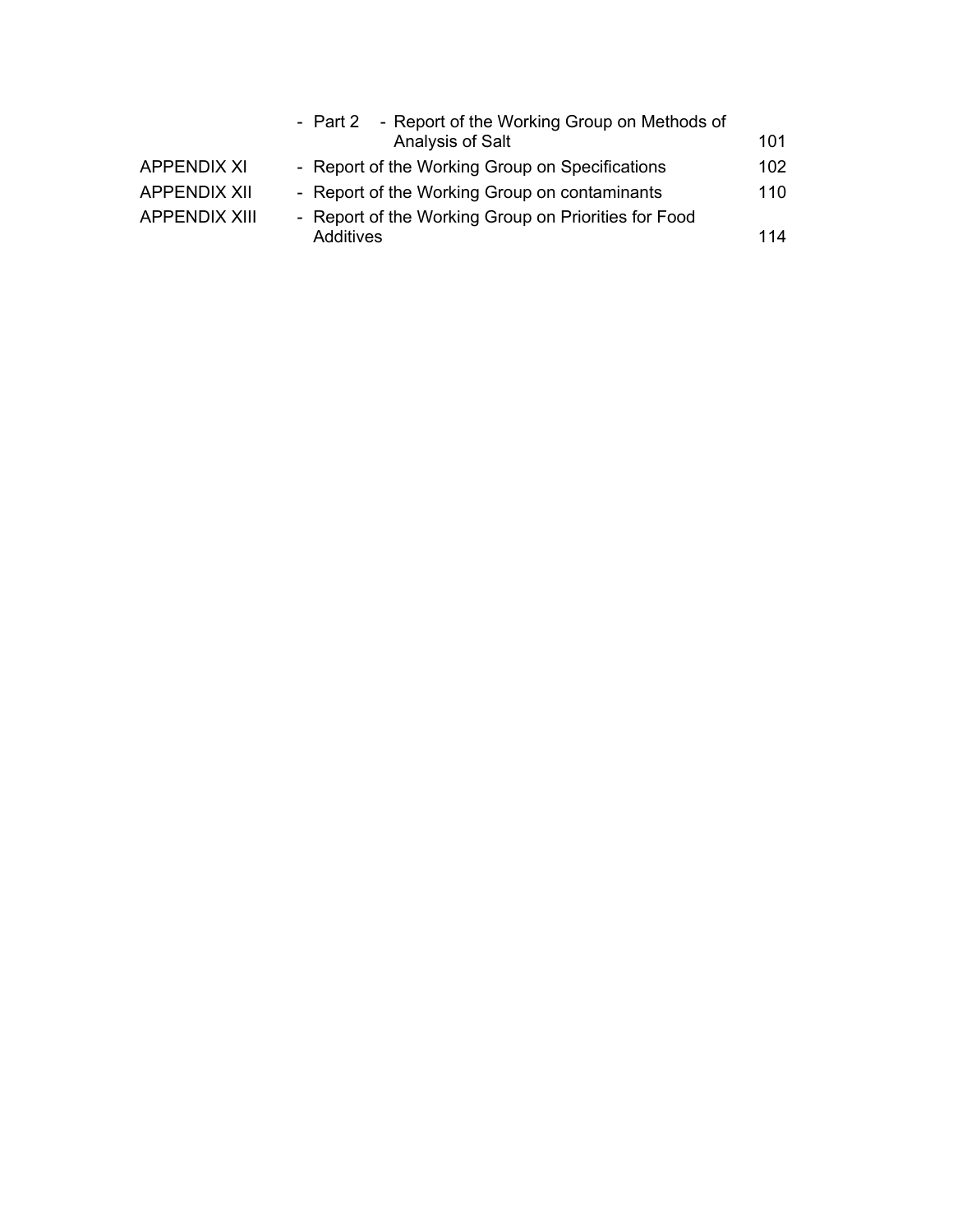| | | |
|---|---|---|
| | - Part 2 - Report of the Working Group on Methods of Analysis of Salt | 101 |
| APPENDIX XI | - Report of the Working Group on Specifications | 102 |
| APPENDIX XII | - Report of the Working Group on contaminants | 110 |
| APPENDIX XIII | - Report of the Working Group on Priorities for Food Additives | 114 |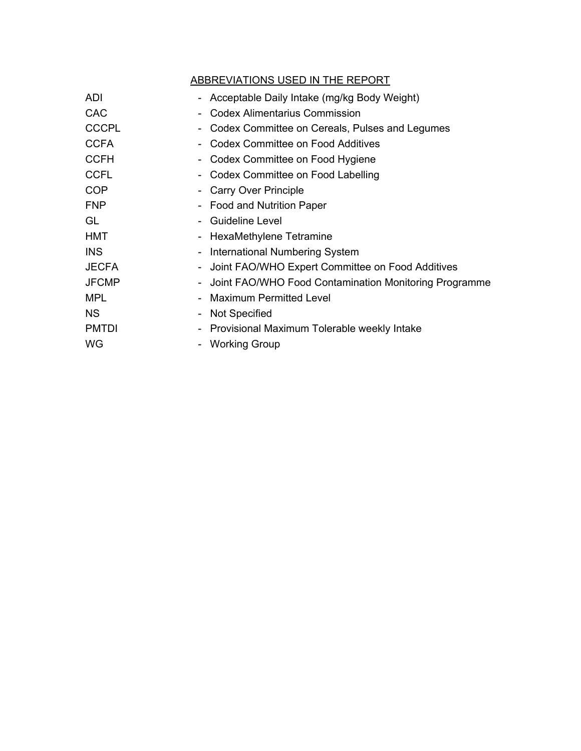## ABBREVIATIONS USED IN THE REPORT

| | | |
|---|---|---|
| ADI | - | Acceptable Daily Intake (mg/kg Body Weight) |
| CAC | - | Codex Alimentarius Commission |
| CCCPL | - | Codex Committee on Cereals, Pulses and Legumes |
| CCFA | - | Codex Committee on Food Additives |
| CCFH | - | Codex Committee on Food Hygiene |
| CCFL | - | Codex Committee on Food Labelling |
| COP | - | Carry Over Principle |
| FNP | - | Food and Nutrition Paper |
| GL | - | Guideline Level |
| HMT | - | HexaMethylene Tetramine |
| INS | - | International Numbering System |
| JECFA | - | Joint FAO/WHO Expert Committee on Food Additives |
| JFCMP | - | Joint FAO/WHO Food Contamination Monitoring Programme |
| MPL | - | Maximum Permitted Level |
| NS | - | Not Specified |
| PMTDI | - | Provisional Maximum Tolerable weekly Intake |
| WG | - | Working Group |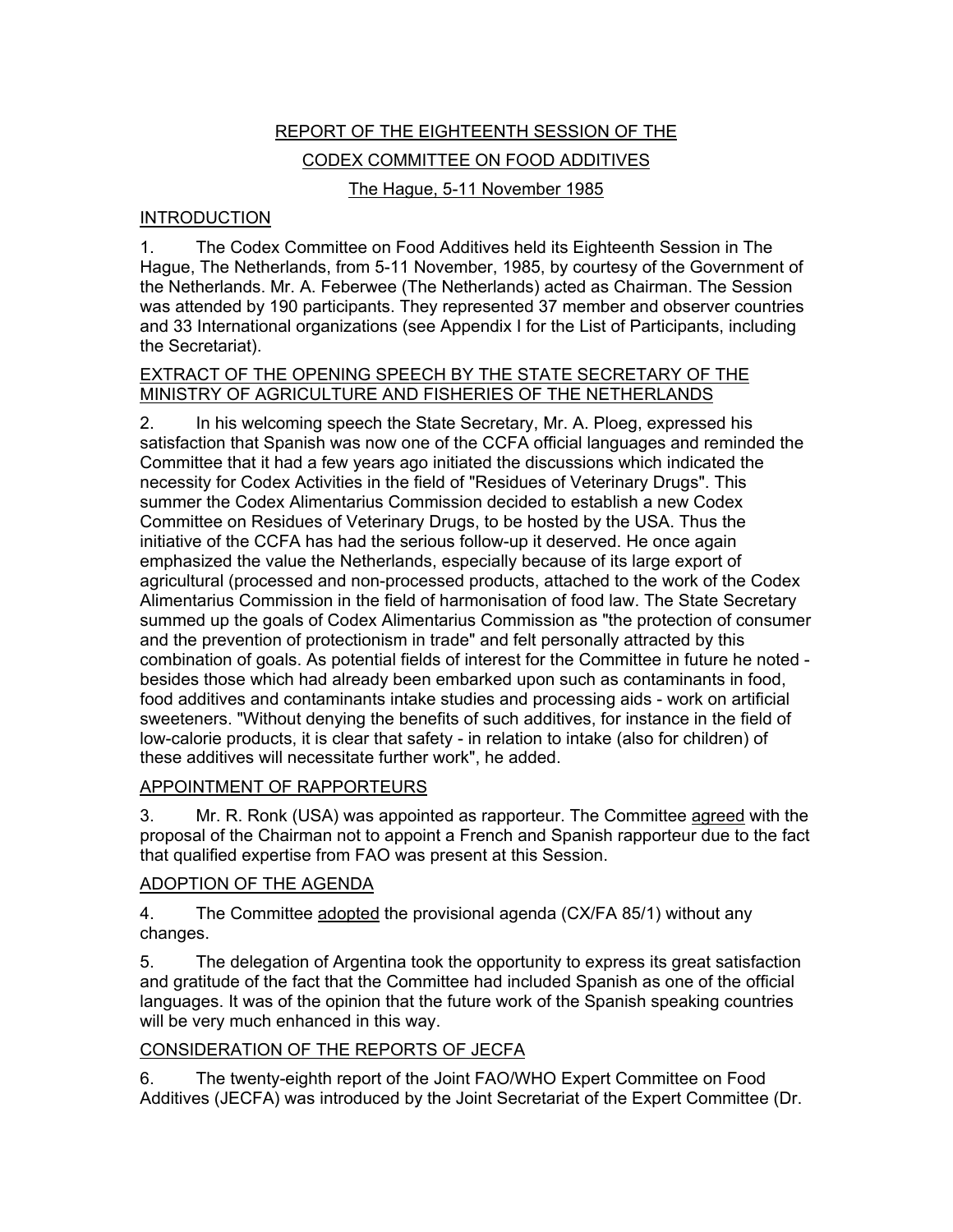# REPORT OF THE EIGHTEENTH SESSION OF THE CODEX COMMITTEE ON FOOD ADDITIVES

The Hague, 5-11 November 1985

## INTRODUCTION

1. The Codex Committee on Food Additives held its Eighteenth Session in The Hague, The Netherlands, from 5-11 November, 1985, by courtesy of the Government of the Netherlands. Mr. A. Feberwee (The Netherlands) acted as Chairman. The Session was attended by 190 participants. They represented 37 member and observer countries and 33 International organizations (see Appendix I for the List of Participants, including the Secretariat).

## EXTRACT OF THE OPENING SPEECH BY THE STATE SECRETARY OF THE MINISTRY OF AGRICULTURE AND FISHERIES OF THE NETHERLANDS

2. In his welcoming speech the State Secretary, Mr. A. Ploeg, expressed his satisfaction that Spanish was now one of the CCFA official languages and reminded the Committee that it had a few years ago initiated the discussions which indicated the necessity for Codex Activities in the field of "Residues of Veterinary Drugs". This summer the Codex Alimentarius Commission decided to establish a new Codex Committee on Residues of Veterinary Drugs, to be hosted by the USA. Thus the initiative of the CCFA has had the serious follow-up it deserved. He once again emphasized the value the Netherlands, especially because of its large export of agricultural (processed and non-processed products, attached to the work of the Codex Alimentarius Commission in the field of harmonisation of food law. The State Secretary summed up the goals of Codex Alimentarius Commission as "the protection of consumer and the prevention of protectionism in trade" and felt personally attracted by this combination of goals. As potential fields of interest for the Committee in future he noted - besides those which had already been embarked upon such as contaminants in food, food additives and contaminants intake studies and processing aids - work on artificial sweeteners. "Without denying the benefits of such additives, for instance in the field of low-calorie products, it is clear that safety - in relation to intake (also for children) of these additives will necessitate further work", he added.

## APPOINTMENT OF RAPPORTEURS

3. Mr. R. Ronk (USA) was appointed as rapporteur. The Committee agreed with the proposal of the Chairman not to appoint a French and Spanish rapporteur due to the fact that qualified expertise from FAO was present at this Session.

## ADOPTION OF THE AGENDA

4. The Committee adopted the provisional agenda (CX/FA 85/1) without any changes.

5. The delegation of Argentina took the opportunity to express its great satisfaction and gratitude of the fact that the Committee had included Spanish as one of the official languages. It was of the opinion that the future work of the Spanish speaking countries will be very much enhanced in this way.

## CONSIDERATION OF THE REPORTS OF JECFA

6. The twenty-eighth report of the Joint FAO/WHO Expert Committee on Food Additives (JECFA) was introduced by the Joint Secretariat of the Expert Committee (Dr.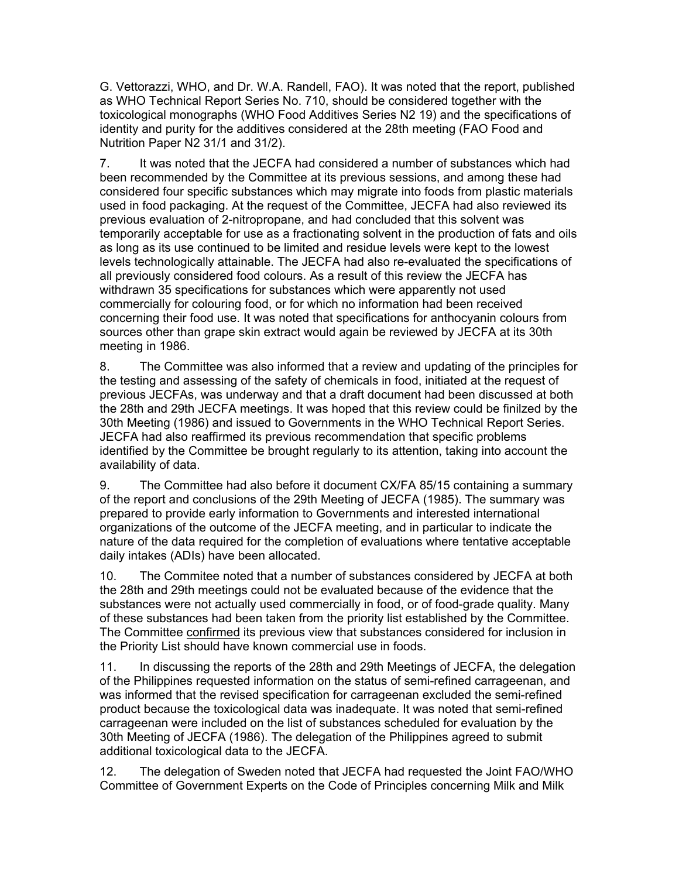G. Vettorazzi, WHO, and Dr. W.A. Randell, FAO). It was noted that the report, published as WHO Technical Report Series No. 710, should be considered together with the toxicological monographs (WHO Food Additives Series N2 19) and the specifications of identity and purity for the additives considered at the 28th meeting (FAO Food and Nutrition Paper N2 31/1 and 31/2).

7. It was noted that the JECFA had considered a number of substances which had been recommended by the Committee at its previous sessions, and among these had considered four specific substances which may migrate into foods from plastic materials used in food packaging. At the request of the Committee, JECFA had also reviewed its previous evaluation of 2-nitropropane, and had concluded that this solvent was temporarily acceptable for use as a fractionating solvent in the production of fats and oils as long as its use continued to be limited and residue levels were kept to the lowest levels technologically attainable. The JECFA had also re-evaluated the specifications of all previously considered food colours. As a result of this review the JECFA has withdrawn 35 specifications for substances which were apparently not used commercially for colouring food, or for which no information had been received concerning their food use. It was noted that specifications for anthocyanin colours from sources other than grape skin extract would again be reviewed by JECFA at its 30th meeting in 1986.

8. The Committee was also informed that a review and updating of the principles for the testing and assessing of the safety of chemicals in food, initiated at the request of previous JECFAs, was underway and that a draft document had been discussed at both the 28th and 29th JECFA meetings. It was hoped that this review could be finilzed by the 30th Meeting (1986) and issued to Governments in the WHO Technical Report Series. JECFA had also reaffirmed its previous recommendation that specific problems identified by the Committee be brought regularly to its attention, taking into account the availability of data.

9. The Committee had also before it document CX/FA 85/15 containing a summary of the report and conclusions of the 29th Meeting of JECFA (1985). The summary was prepared to provide early information to Governments and interested international organizations of the outcome of the JECFA meeting, and in particular to indicate the nature of the data required for the completion of evaluations where tentative acceptable daily intakes (ADIs) have been allocated.

10. The Commitee noted that a number of substances considered by JECFA at both the 28th and 29th meetings could not be evaluated because of the evidence that the substances were not actually used commercially in food, or of food-grade quality. Many of these substances had been taken from the priority list established by the Committee. The Committee confirmed its previous view that substances considered for inclusion in the Priority List should have known commercial use in foods.

11. In discussing the reports of the 28th and 29th Meetings of JECFA, the delegation of the Philippines requested information on the status of semi-refined carrageenan, and was informed that the revised specification for carrageenan excluded the semi-refined product because the toxicological data was inadequate. It was noted that semi-refined carrageenan were included on the list of substances scheduled for evaluation by the 30th Meeting of JECFA (1986). The delegation of the Philippines agreed to submit additional toxicological data to the JECFA.

12. The delegation of Sweden noted that JECFA had requested the Joint FAO/WHO Committee of Government Experts on the Code of Principles concerning Milk and Milk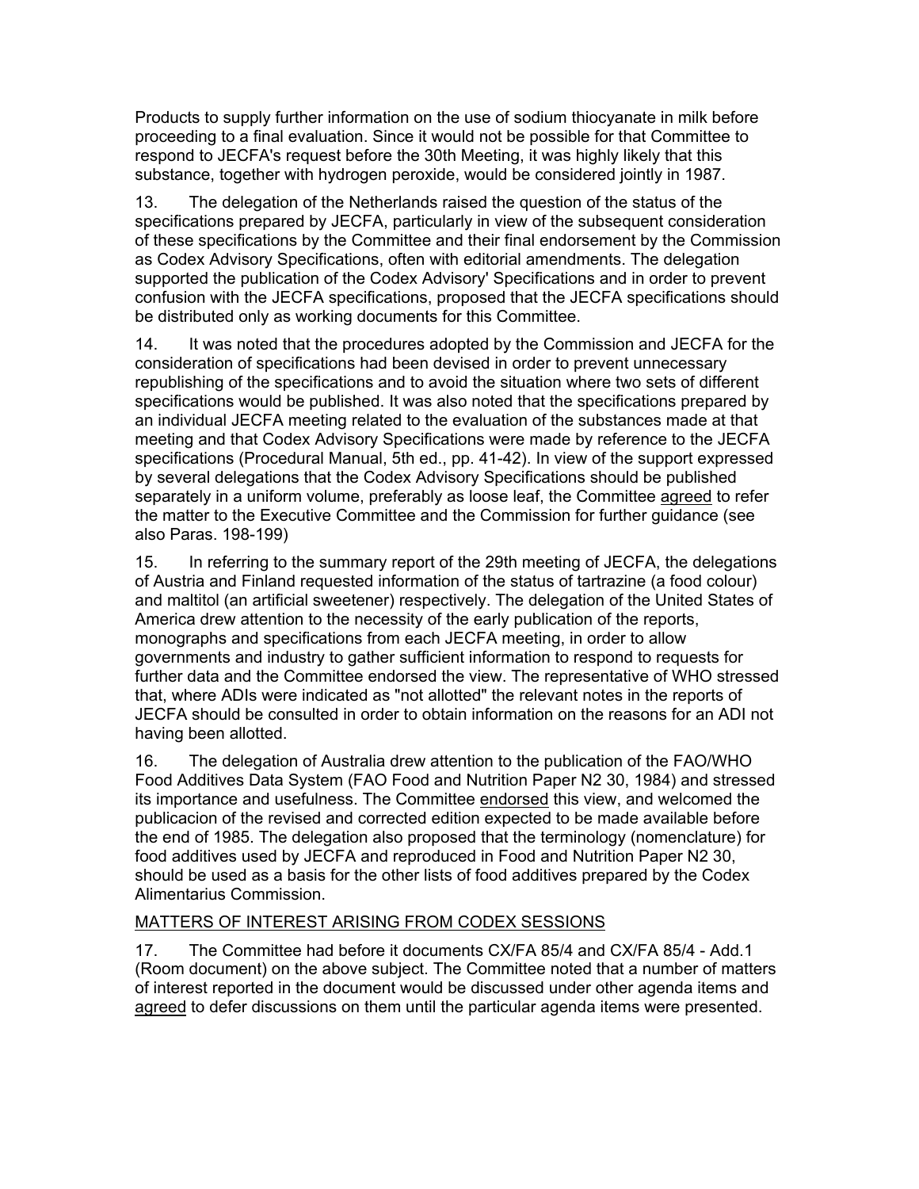Products to supply further information on the use of sodium thiocyanate in milk before proceeding to a final evaluation. Since it would not be possible for that Committee to respond to JECFA's request before the 30th Meeting, it was highly likely that this substance, together with hydrogen peroxide, would be considered jointly in 1987.

13. The delegation of the Netherlands raised the question of the status of the specifications prepared by JECFA, particularly in view of the subsequent consideration of these specifications by the Committee and their final endorsement by the Commission as Codex Advisory Specifications, often with editorial amendments. The delegation supported the publication of the Codex Advisory' Specifications and in order to prevent confusion with the JECFA specifications, proposed that the JECFA specifications should be distributed only as working documents for this Committee.

14. It was noted that the procedures adopted by the Commission and JECFA for the consideration of specifications had been devised in order to prevent unnecessary republishing of the specifications and to avoid the situation where two sets of different specifications would be published. It was also noted that the specifications prepared by an individual JECFA meeting related to the evaluation of the substances made at that meeting and that Codex Advisory Specifications were made by reference to the JECFA specifications (Procedural Manual, 5th ed., pp. 41-42). In view of the support expressed by several delegations that the Codex Advisory Specifications should be published separately in a uniform volume, preferably as loose leaf, the Committee agreed to refer the matter to the Executive Committee and the Commission for further guidance (see also Paras. 198-199)

15. In referring to the summary report of the 29th meeting of JECFA, the delegations of Austria and Finland requested information of the status of tartrazine (a food colour) and maltitol (an artificial sweetener) respectively. The delegation of the United States of America drew attention to the necessity of the early publication of the reports, monographs and specifications from each JECFA meeting, in order to allow governments and industry to gather sufficient information to respond to requests for further data and the Committee endorsed the view. The representative of WHO stressed that, where ADIs were indicated as "not allotted" the relevant notes in the reports of JECFA should be consulted in order to obtain information on the reasons for an ADI not having been allotted.

16. The delegation of Australia drew attention to the publication of the FAO/WHO Food Additives Data System (FAO Food and Nutrition Paper N2 30, 1984) and stressed its importance and usefulness. The Committee endorsed this view, and welcomed the publicacion of the revised and corrected edition expected to be made available before the end of 1985. The delegation also proposed that the terminology (nomenclature) for food additives used by JECFA and reproduced in Food and Nutrition Paper N2 30, should be used as a basis for the other lists of food additives prepared by the Codex Alimentarius Commission.

## MATTERS OF INTEREST ARISING FROM CODEX SESSIONS

17. The Committee had before it documents CX/FA 85/4 and CX/FA 85/4 - Add.1 (Room document) on the above subject. The Committee noted that a number of matters of interest reported in the document would be discussed under other agenda items and agreed to defer discussions on them until the particular agenda items were presented.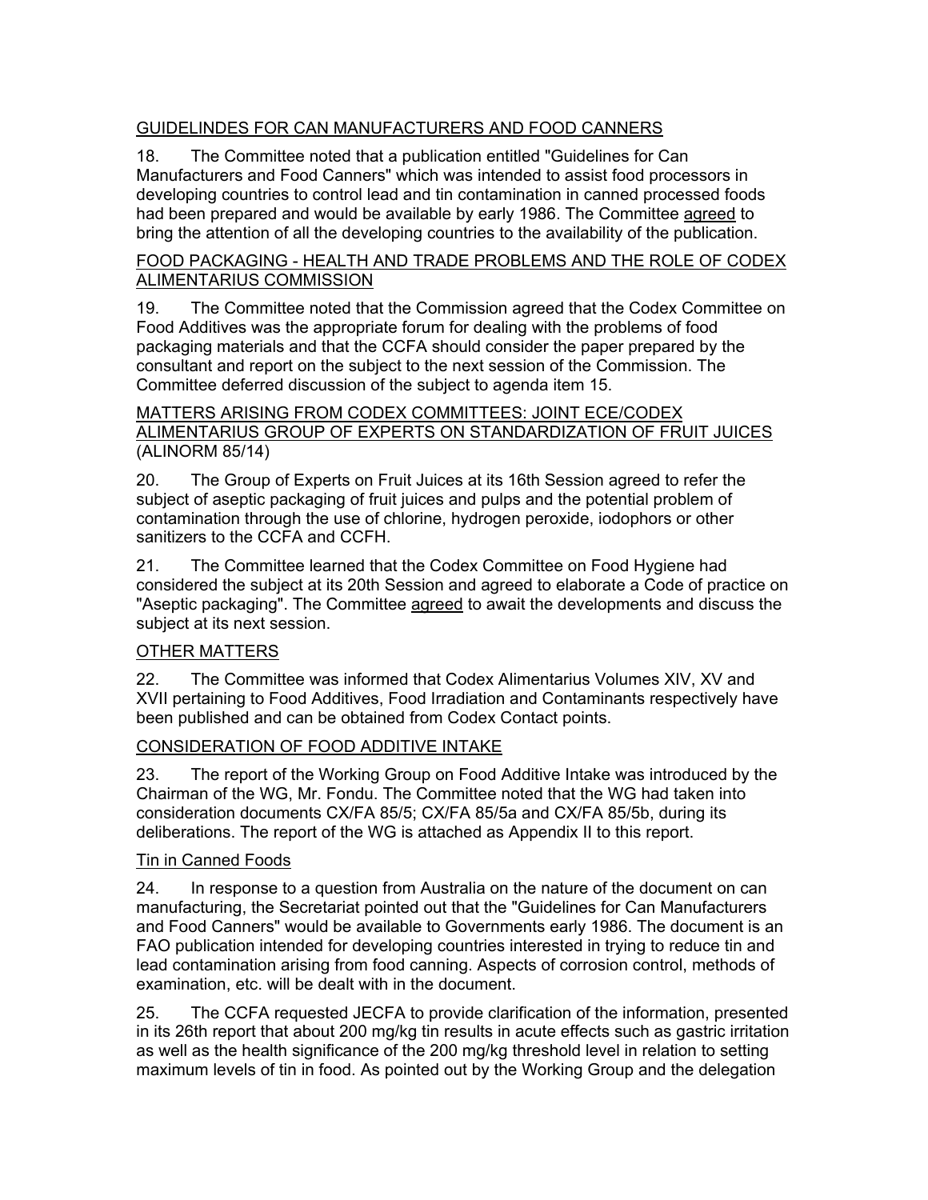## GUIDELINDES FOR CAN MANUFACTURERS AND FOOD CANNERS

18. The Committee noted that a publication entitled "Guidelines for Can Manufacturers and Food Canners" which was intended to assist food processors in developing countries to control lead and tin contamination in canned processed foods had been prepared and would be available by early 1986. The Committee agreed to bring the attention of all the developing countries to the availability of the publication.

## FOOD PACKAGING - HEALTH AND TRADE PROBLEMS AND THE ROLE OF CODEX ALIMENTARIUS COMMISSION

19. The Committee noted that the Commission agreed that the Codex Committee on Food Additives was the appropriate forum for dealing with the problems of food packaging materials and that the CCFA should consider the paper prepared by the consultant and report on the subject to the next session of the Commission. The Committee deferred discussion of the subject to agenda item 15.

## MATTERS ARISING FROM CODEX COMMITTEES: JOINT ECE/CODEX ALIMENTARIUS GROUP OF EXPERTS ON STANDARDIZATION OF FRUIT JUICES (ALINORM 85/14)

20. The Group of Experts on Fruit Juices at its 16th Session agreed to refer the subject of aseptic packaging of fruit juices and pulps and the potential problem of contamination through the use of chlorine, hydrogen peroxide, iodophors or other sanitizers to the CCFA and CCFH.

21. The Committee learned that the Codex Committee on Food Hygiene had considered the subject at its 20th Session and agreed to elaborate a Code of practice on "Aseptic packaging". The Committee agreed to await the developments and discuss the subject at its next session.

## OTHER MATTERS

22. The Committee was informed that Codex Alimentarius Volumes XIV, XV and XVII pertaining to Food Additives, Food Irradiation and Contaminants respectively have been published and can be obtained from Codex Contact points.

## CONSIDERATION OF FOOD ADDITIVE INTAKE

23. The report of the Working Group on Food Additive Intake was introduced by the Chairman of the WG, Mr. Fondu. The Committee noted that the WG had taken into consideration documents CX/FA 85/5; CX/FA 85/5a and CX/FA 85/5b, during its deliberations. The report of the WG is attached as Appendix II to this report.

### Tin in Canned Foods

24. In response to a question from Australia on the nature of the document on can manufacturing, the Secretariat pointed out that the "Guidelines for Can Manufacturers and Food Canners" would be available to Governments early 1986. The document is an FAO publication intended for developing countries interested in trying to reduce tin and lead contamination arising from food canning. Aspects of corrosion control, methods of examination, etc. will be dealt with in the document.

25. The CCFA requested JECFA to provide clarification of the information, presented in its 26th report that about 200 mg/kg tin results in acute effects such as gastric irritation as well as the health significance of the 200 mg/kg threshold level in relation to setting maximum levels of tin in food. As pointed out by the Working Group and the delegation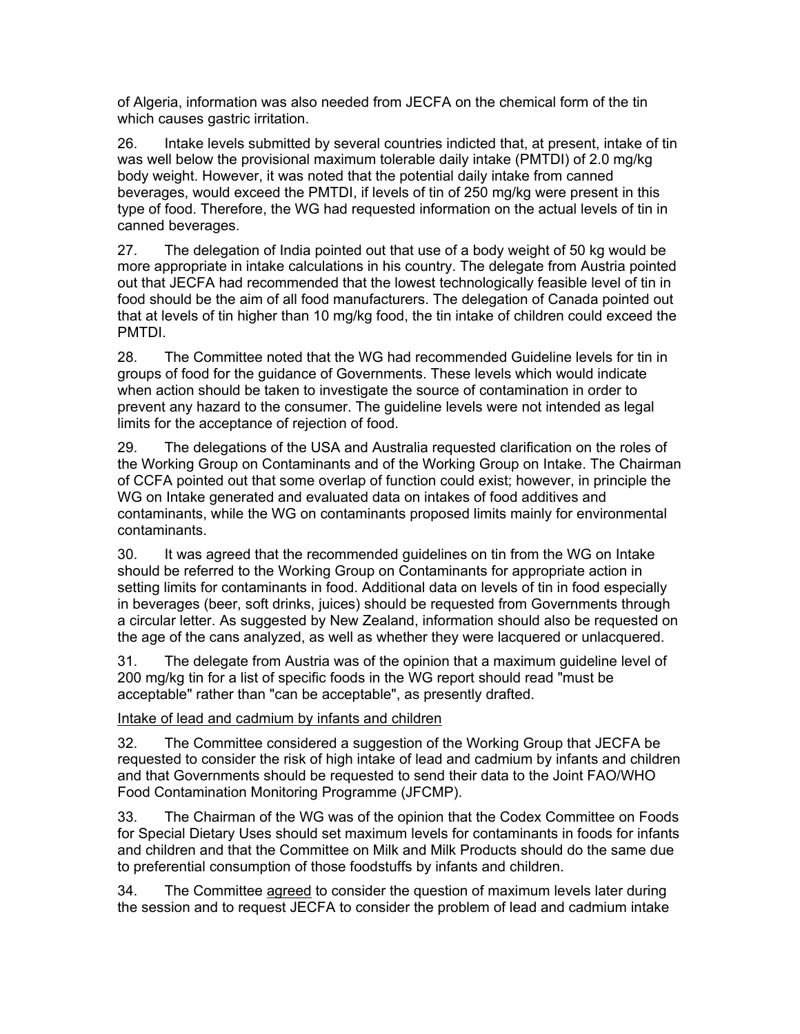of Algeria, information was also needed from JECFA on the chemical form of the tin which causes gastric irritation.

26. Intake levels submitted by several countries indicted that, at present, intake of tin was well below the provisional maximum tolerable daily intake (PMTDI) of 2.0 mg/kg body weight. However, it was noted that the potential daily intake from canned beverages, would exceed the PMTDI, if levels of tin of 250 mg/kg were present in this type of food. Therefore, the WG had requested information on the actual levels of tin in canned beverages.

27. The delegation of India pointed out that use of a body weight of 50 kg would be more appropriate in intake calculations in his country. The delegate from Austria pointed out that JECFA had recommended that the lowest technologically feasible level of tin in food should be the aim of all food manufacturers. The delegation of Canada pointed out that at levels of tin higher than 10 mg/kg food, the tin intake of children could exceed the PMTDI.

28. The Committee noted that the WG had recommended Guideline levels for tin in groups of food for the guidance of Governments. These levels which would indicate when action should be taken to investigate the source of contamination in order to prevent any hazard to the consumer. The guideline levels were not intended as legal limits for the acceptance of rejection of food.

29. The delegations of the USA and Australia requested clarification on the roles of the Working Group on Contaminants and of the Working Group on Intake. The Chairman of CCFA pointed out that some overlap of function could exist; however, in principle the WG on Intake generated and evaluated data on intakes of food additives and contaminants, while the WG on contaminants proposed limits mainly for environmental contaminants.

30. It was agreed that the recommended guidelines on tin from the WG on Intake should be referred to the Working Group on Contaminants for appropriate action in setting limits for contaminants in food. Additional data on levels of tin in food especially in beverages (beer, soft drinks, juices) should be requested from Governments through a circular letter. As suggested by New Zealand, information should also be requested on the age of the cans analyzed, as well as whether they were lacquered or unlacquered.

31. The delegate from Austria was of the opinion that a maximum guideline level of 200 mg/kg tin for a list of specific foods in the WG report should read "must be acceptable" rather than "can be acceptable", as presently drafted.

<u>Intake of lead and cadmium by infants and children</u>

32. The Committee considered a suggestion of the Working Group that JECFA be requested to consider the risk of high intake of lead and cadmium by infants and children and that Governments should be requested to send their data to the Joint FAO/WHO Food Contamination Monitoring Programme (JFCMP).

33. The Chairman of the WG was of the opinion that the Codex Committee on Foods for Special Dietary Uses should set maximum levels for contaminants in foods for infants and children and that the Committee on Milk and Milk Products should do the same due to preferential consumption of those foodstuffs by infants and children.

34. The Committee <u>agreed</u> to consider the question of maximum levels later during the session and to request JECFA to consider the problem of lead and cadmium intake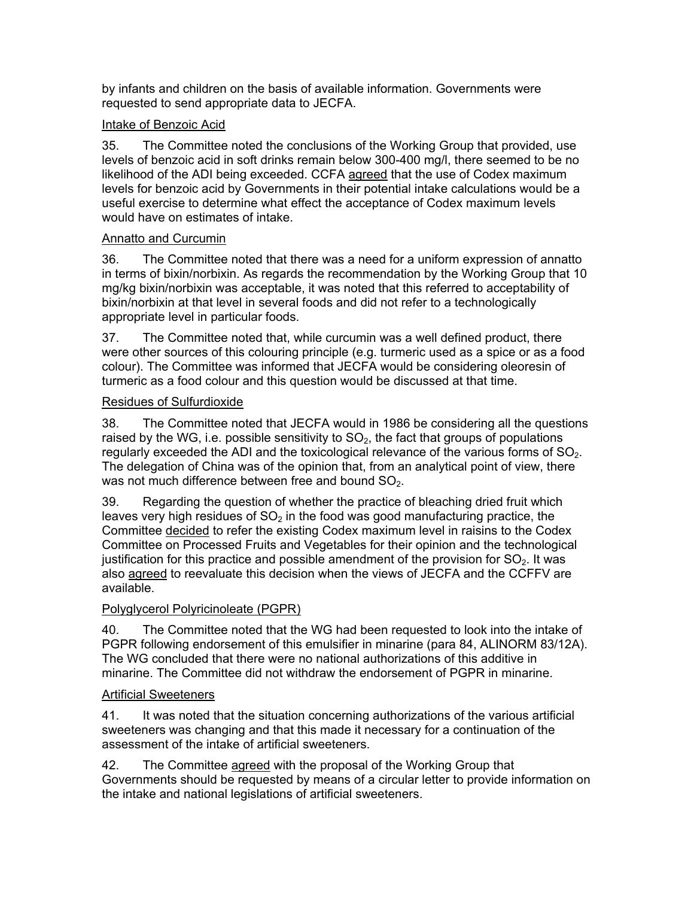by infants and children on the basis of available information. Governments were requested to send appropriate data to JECFA.

Intake of Benzoic Acid

35. The Committee noted the conclusions of the Working Group that provided, use levels of benzoic acid in soft drinks remain below 300-400 mg/l, there seemed to be no likelihood of the ADI being exceeded. CCFA agreed that the use of Codex maximum levels for benzoic acid by Governments in their potential intake calculations would be a useful exercise to determine what effect the acceptance of Codex maximum levels would have on estimates of intake.

Annatto and Curcumin

36. The Committee noted that there was a need for a uniform expression of annatto in terms of bixin/norbixin. As regards the recommendation by the Working Group that 10 mg/kg bixin/norbixin was acceptable, it was noted that this referred to acceptability of bixin/norbixin at that level in several foods and did not refer to a technologically appropriate level in particular foods.

37. The Committee noted that, while curcumin was a well defined product, there were other sources of this colouring principle (e.g. turmeric used as a spice or as a food colour). The Committee was informed that JECFA would be considering oleoresin of turmeric as a food colour and this question would be discussed at that time.

Residues of Sulfurdioxide

38. The Committee noted that JECFA would in 1986 be considering all the questions raised by the WG, i.e. possible sensitivity to $SO_2$, the fact that groups of populations regularly exceeded the ADI and the toxicological relevance of the various forms of $SO_2$. The delegation of China was of the opinion that, from an analytical point of view, there was not much difference between free and bound $SO_2$.

39. Regarding the question of whether the practice of bleaching dried fruit which leaves very high residues of $SO_2$ in the food was good manufacturing practice, the Committee decided to refer the existing Codex maximum level in raisins to the Codex Committee on Processed Fruits and Vegetables for their opinion and the technological justification for this practice and possible amendment of the provision for $SO_2$. It was also agreed to reevaluate this decision when the views of JECFA and the CCFFV are available.

Polyglycerol Polyricinoleate (PGPR)

40. The Committee noted that the WG had been requested to look into the intake of PGPR following endorsement of this emulsifier in minarine (para 84, ALINORM 83/12A). The WG concluded that there were no national authorizations of this additive in minarine. The Committee did not withdraw the endorsement of PGPR in minarine.

Artificial Sweeteners

41. It was noted that the situation concerning authorizations of the various artificial sweeteners was changing and that this made it necessary for a continuation of the assessment of the intake of artificial sweeteners.

42. The Committee agreed with the proposal of the Working Group that Governments should be requested by means of a circular letter to provide information on the intake and national legislations of artificial sweeteners.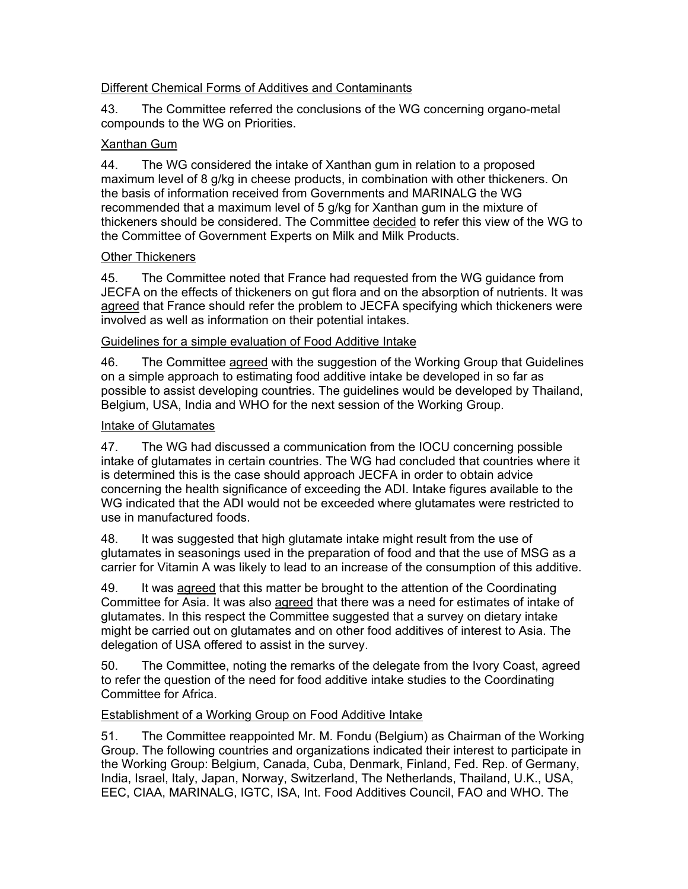<u>Different Chemical Forms of Additives and Contaminants</u>

43. The Committee referred the conclusions of the WG concerning organo-metal compounds to the WG on Priorities.

<u>Xanthan Gum</u>

44. The WG considered the intake of Xanthan gum in relation to a proposed maximum level of 8 g/kg in cheese products, in combination with other thickeners. On the basis of information received from Governments and MARINALG the WG recommended that a maximum level of 5 g/kg for Xanthan gum in the mixture of thickeners should be considered. The Committee <u>decided</u> to refer this view of the WG to the Committee of Government Experts on Milk and Milk Products.

<u>Other Thickeners</u>

45. The Committee noted that France had requested from the WG guidance from JECFA on the effects of thickeners on gut flora and on the absorption of nutrients. It was <u>agreed</u> that France should refer the problem to JECFA specifying which thickeners were involved as well as information on their potential intakes.

<u>Guidelines for a simple evaluation of Food Additive Intake</u>

46. The Committee <u>agreed</u> with the suggestion of the Working Group that Guidelines on a simple approach to estimating food additive intake be developed in so far as possible to assist developing countries. The guidelines would be developed by Thailand, Belgium, USA, India and WHO for the next session of the Working Group.

<u>Intake of Glutamates</u>

47. The WG had discussed a communication from the IOCU concerning possible intake of glutamates in certain countries. The WG had concluded that countries where it is determined this is the case should approach JECFA in order to obtain advice concerning the health significance of exceeding the ADI. Intake figures available to the WG indicated that the ADI would not be exceeded where glutamates were restricted to use in manufactured foods.

48. It was suggested that high glutamate intake might result from the use of glutamates in seasonings used in the preparation of food and that the use of MSG as a carrier for Vitamin A was likely to lead to an increase of the consumption of this additive.

49. It was <u>agreed</u> that this matter be brought to the attention of the Coordinating Committee for Asia. It was also <u>agreed</u> that there was a need for estimates of intake of glutamates. In this respect the Committee suggested that a survey on dietary intake might be carried out on glutamates and on other food additives of interest to Asia. The delegation of USA offered to assist in the survey.

50. The Committee, noting the remarks of the delegate from the Ivory Coast, agreed to refer the question of the need for food additive intake studies to the Coordinating Committee for Africa.

<u>Establishment of a Working Group on Food Additive Intake</u>

51. The Committee reappointed Mr. M. Fondu (Belgium) as Chairman of the Working Group. The following countries and organizations indicated their interest to participate in the Working Group: Belgium, Canada, Cuba, Denmark, Finland, Fed. Rep. of Germany, India, Israel, Italy, Japan, Norway, Switzerland, The Netherlands, Thailand, U.K., USA, EEC, CIAA, MARINALG, IGTC, ISA, Int. Food Additives Council, FAO and WHO. The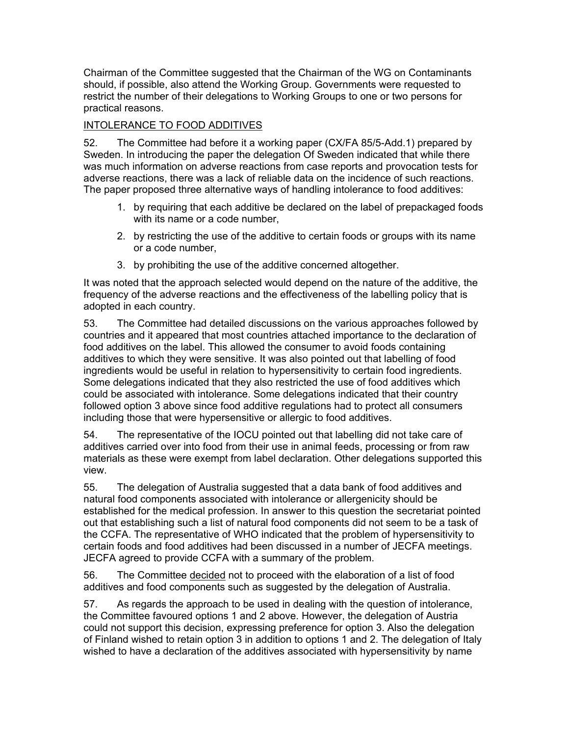Chairman of the Committee suggested that the Chairman of the WG on Contaminants should, if possible, also attend the Working Group. Governments were requested to restrict the number of their delegations to Working Groups to one or two persons for practical reasons.

## INTOLERANCE TO FOOD ADDITIVES

52. The Committee had before it a working paper (CX/FA 85/5-Add.1) prepared by Sweden. In introducing the paper the delegation Of Sweden indicated that while there was much information on adverse reactions from case reports and provocation tests for adverse reactions, there was a lack of reliable data on the incidence of such reactions. The paper proposed three alternative ways of handling intolerance to food additives:

1. by requiring that each additive be declared on the label of prepackaged foods with its name or a code number,
2. by restricting the use of the additive to certain foods or groups with its name or a code number,
3. by prohibiting the use of the additive concerned altogether.

It was noted that the approach selected would depend on the nature of the additive, the frequency of the adverse reactions and the effectiveness of the labelling policy that is adopted in each country.

53. The Committee had detailed discussions on the various approaches followed by countries and it appeared that most countries attached importance to the declaration of food additives on the label. This allowed the consumer to avoid foods containing additives to which they were sensitive. It was also pointed out that labelling of food ingredients would be useful in relation to hypersensitivity to certain food ingredients. Some delegations indicated that they also restricted the use of food additives which could be associated with intolerance. Some delegations indicated that their country followed option 3 above since food additive regulations had to protect all consumers including those that were hypersensitive or allergic to food additives.

54. The representative of the IOCU pointed out that labelling did not take care of additives carried over into food from their use in animal feeds, processing or from raw materials as these were exempt from label declaration. Other delegations supported this view.

55. The delegation of Australia suggested that a data bank of food additives and natural food components associated with intolerance or allergenicity should be established for the medical profession. In answer to this question the secretariat pointed out that establishing such a list of natural food components did not seem to be a task of the CCFA. The representative of WHO indicated that the problem of hypersensitivity to certain foods and food additives had been discussed in a number of JECFA meetings. JECFA agreed to provide CCFA with a summary of the problem.

56. The Committee decided not to proceed with the elaboration of a list of food additives and food components such as suggested by the delegation of Australia.

57. As regards the approach to be used in dealing with the question of intolerance, the Committee favoured options 1 and 2 above. However, the delegation of Austria could not support this decision, expressing preference for option 3. Also the delegation of Finland wished to retain option 3 in addition to options 1 and 2. The delegation of Italy wished to have a declaration of the additives associated with hypersensitivity by name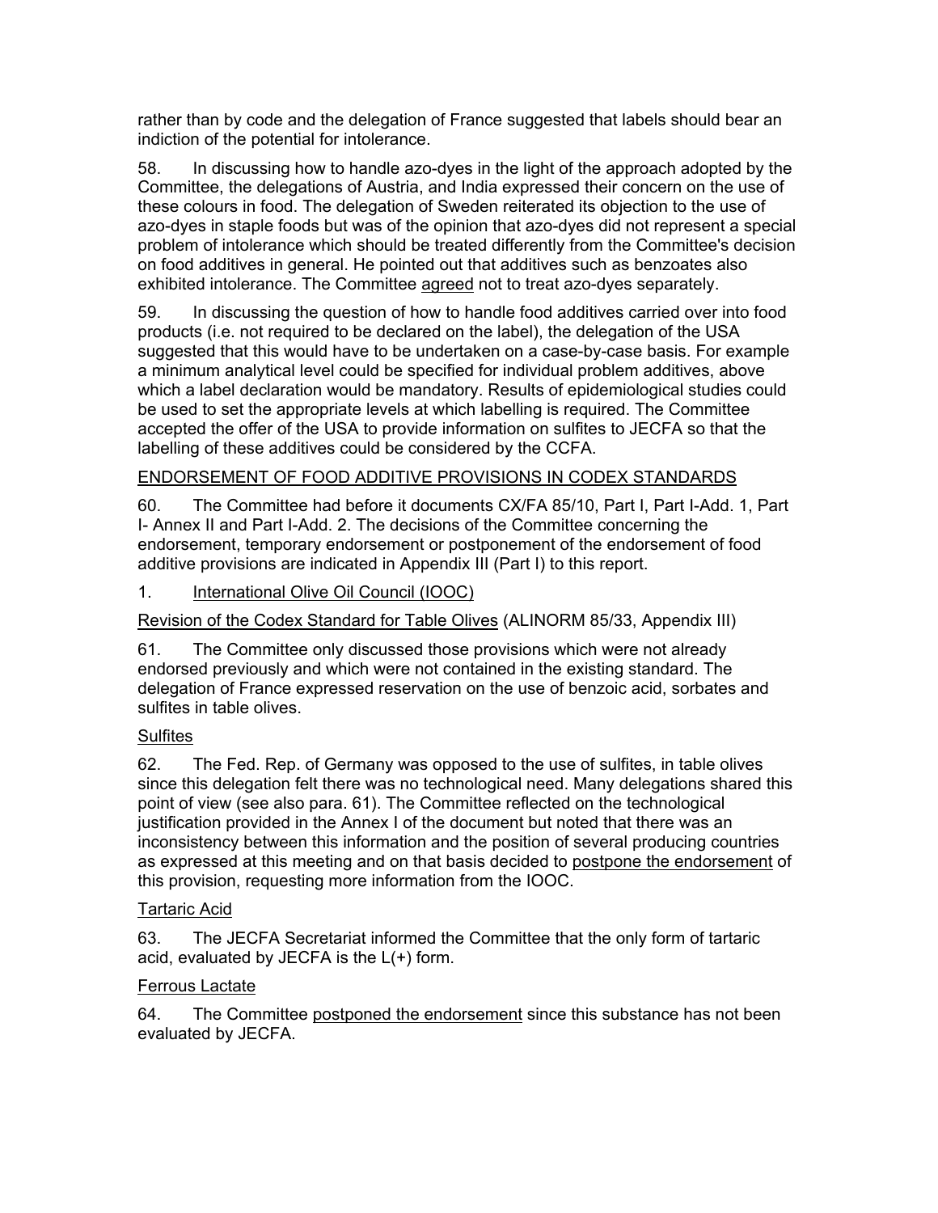rather than by code and the delegation of France suggested that labels should bear an indiction of the potential for intolerance.

58. In discussing how to handle azo-dyes in the light of the approach adopted by the Committee, the delegations of Austria, and India expressed their concern on the use of these colours in food. The delegation of Sweden reiterated its objection to the use of azo-dyes in staple foods but was of the opinion that azo-dyes did not represent a special problem of intolerance which should be treated differently from the Committee's decision on food additives in general. He pointed out that additives such as benzoates also exhibited intolerance. The Committee agreed not to treat azo-dyes separately.

59. In discussing the question of how to handle food additives carried over into food products (i.e. not required to be declared on the label), the delegation of the USA suggested that this would have to be undertaken on a case-by-case basis. For example a minimum analytical level could be specified for individual problem additives, above which a label declaration would be mandatory. Results of epidemiological studies could be used to set the appropriate levels at which labelling is required. The Committee accepted the offer of the USA to provide information on sulfites to JECFA so that the labelling of these additives could be considered by the CCFA.

## ENDORSEMENT OF FOOD ADDITIVE PROVISIONS IN CODEX STANDARDS

60. The Committee had before it documents CX/FA 85/10, Part I, Part I-Add. 1, Part I- Annex II and Part I-Add. 2. The decisions of the Committee concerning the endorsement, temporary endorsement or postponement of the endorsement of food additive provisions are indicated in Appendix III (Part I) to this report.

1. International Olive Oil Council (IOOC)

Revision of the Codex Standard for Table Olives (ALINORM 85/33, Appendix III)

61. The Committee only discussed those provisions which were not already endorsed previously and which were not contained in the existing standard. The delegation of France expressed reservation on the use of benzoic acid, sorbates and sulfites in table olives.

### Sulfites

62. The Fed. Rep. of Germany was opposed to the use of sulfites, in table olives since this delegation felt there was no technological need. Many delegations shared this point of view (see also para. 61). The Committee reflected on the technological justification provided in the Annex I of the document but noted that there was an inconsistency between this information and the position of several producing countries as expressed at this meeting and on that basis decided to postpone the endorsement of this provision, requesting more information from the IOOC.

### Tartaric Acid

63. The JECFA Secretariat informed the Committee that the only form of tartaric acid, evaluated by JECFA is the L(+) form.

### Ferrous Lactate

64. The Committee postponed the endorsement since this substance has not been evaluated by JECFA.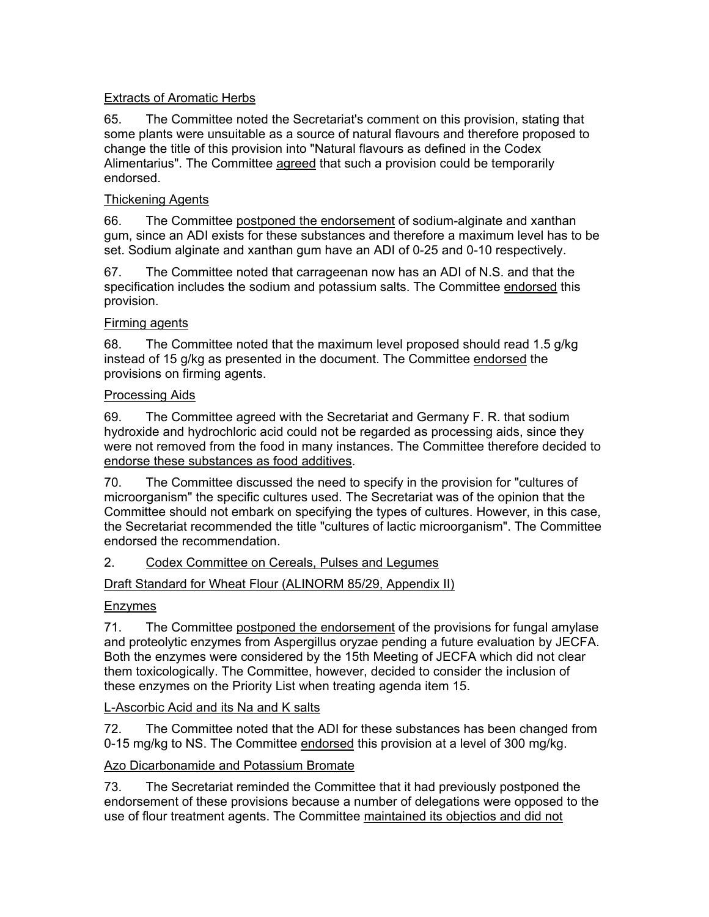Extracts of Aromatic Herbs

65. The Committee noted the Secretariat's comment on this provision, stating that some plants were unsuitable as a source of natural flavours and therefore proposed to change the title of this provision into "Natural flavours as defined in the Codex Alimentarius". The Committee agreed that such a provision could be temporarily endorsed.

Thickening Agents

66. The Committee postponed the endorsement of sodium-alginate and xanthan gum, since an ADI exists for these substances and therefore a maximum level has to be set. Sodium alginate and xanthan gum have an ADI of 0-25 and 0-10 respectively.

67. The Committee noted that carrageenan now has an ADI of N.S. and that the specification includes the sodium and potassium salts. The Committee endorsed this provision.

Firming agents

68. The Committee noted that the maximum level proposed should read 1.5 g/kg instead of 15 g/kg as presented in the document. The Committee endorsed the provisions on firming agents.

Processing Aids

69. The Committee agreed with the Secretariat and Germany F. R. that sodium hydroxide and hydrochloric acid could not be regarded as processing aids, since they were not removed from the food in many instances. The Committee therefore decided to endorse these substances as food additives.

70. The Committee discussed the need to specify in the provision for "cultures of microorganism" the specific cultures used. The Secretariat was of the opinion that the Committee should not embark on specifying the types of cultures. However, in this case, the Secretariat recommended the title "cultures of lactic microorganism". The Committee endorsed the recommendation.

2. Codex Committee on Cereals, Pulses and Legumes

Draft Standard for Wheat Flour (ALINORM 85/29, Appendix II)

Enzymes

71. The Committee postponed the endorsement of the provisions for fungal amylase and proteolytic enzymes from Aspergillus oryzae pending a future evaluation by JECFA. Both the enzymes were considered by the 15th Meeting of JECFA which did not clear them toxicologically. The Committee, however, decided to consider the inclusion of these enzymes on the Priority List when treating agenda item 15.

L-Ascorbic Acid and its Na and K salts

72. The Committee noted that the ADI for these substances has been changed from 0-15 mg/kg to NS. The Committee endorsed this provision at a level of 300 mg/kg.

Azo Dicarbonamide and Potassium Bromate

73. The Secretariat reminded the Committee that it had previously postponed the endorsement of these provisions because a number of delegations were opposed to the use of flour treatment agents. The Committee maintained its objectios and did not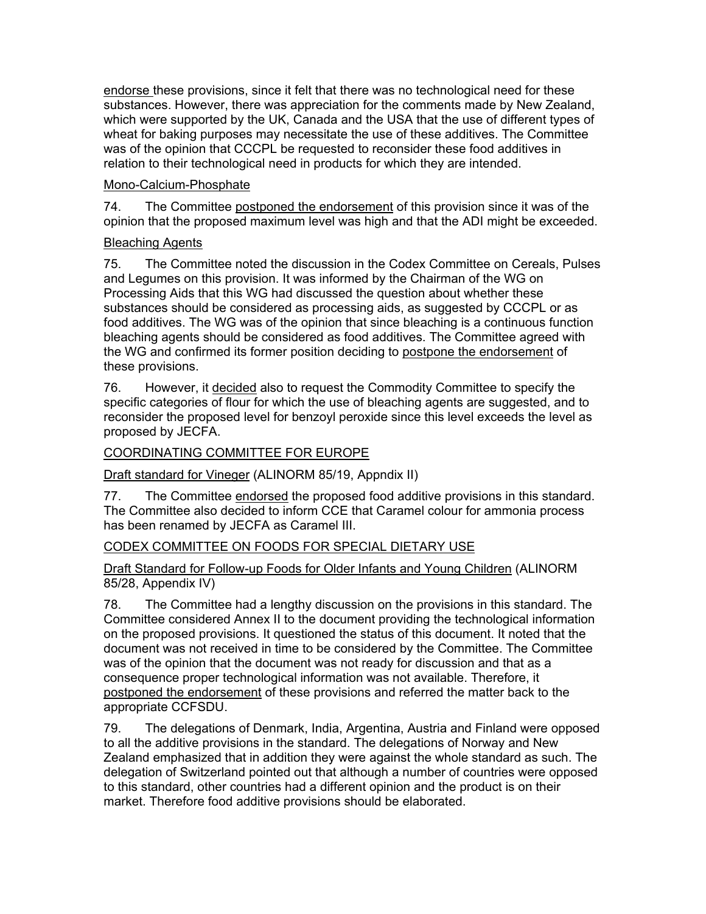endorse these provisions, since it felt that there was no technological need for these substances. However, there was appreciation for the comments made by New Zealand, which were supported by the UK, Canada and the USA that the use of different types of wheat for baking purposes may necessitate the use of these additives. The Committee was of the opinion that CCCPL be requested to reconsider these food additives in relation to their technological need in products for which they are intended.

Mono-Calcium-Phosphate

74. The Committee postponed the endorsement of this provision since it was of the opinion that the proposed maximum level was high and that the ADI might be exceeded.

Bleaching Agents

75. The Committee noted the discussion in the Codex Committee on Cereals, Pulses and Legumes on this provision. It was informed by the Chairman of the WG on Processing Aids that this WG had discussed the question about whether these substances should be considered as processing aids, as suggested by CCCPL or as food additives. The WG was of the opinion that since bleaching is a continuous function bleaching agents should be considered as food additives. The Committee agreed with the WG and confirmed its former position deciding to postpone the endorsement of these provisions.

76. However, it decided also to request the Commodity Committee to specify the specific categories of flour for which the use of bleaching agents are suggested, and to reconsider the proposed level for benzoyl peroxide since this level exceeds the level as proposed by JECFA.

COORDINATING COMMITTEE FOR EUROPE

Draft standard for Vineger (ALINORM 85/19, Appndix II)

77. The Committee endorsed the proposed food additive provisions in this standard. The Committee also decided to inform CCE that Caramel colour for ammonia process has been renamed by JECFA as Caramel III.

CODEX COMMITTEE ON FOODS FOR SPECIAL DIETARY USE

Draft Standard for Follow-up Foods for Older Infants and Young Children (ALINORM 85/28, Appendix IV)

78. The Committee had a lengthy discussion on the provisions in this standard. The Committee considered Annex II to the document providing the technological information on the proposed provisions. It questioned the status of this document. It noted that the document was not received in time to be considered by the Committee. The Committee was of the opinion that the document was not ready for discussion and that as a consequence proper technological information was not available. Therefore, it postponed the endorsement of these provisions and referred the matter back to the appropriate CCFSDU.

79. The delegations of Denmark, India, Argentina, Austria and Finland were opposed to all the additive provisions in the standard. The delegations of Norway and New Zealand emphasized that in addition they were against the whole standard as such. The delegation of Switzerland pointed out that although a number of countries were opposed to this standard, other countries had a different opinion and the product is on their market. Therefore food additive provisions should be elaborated.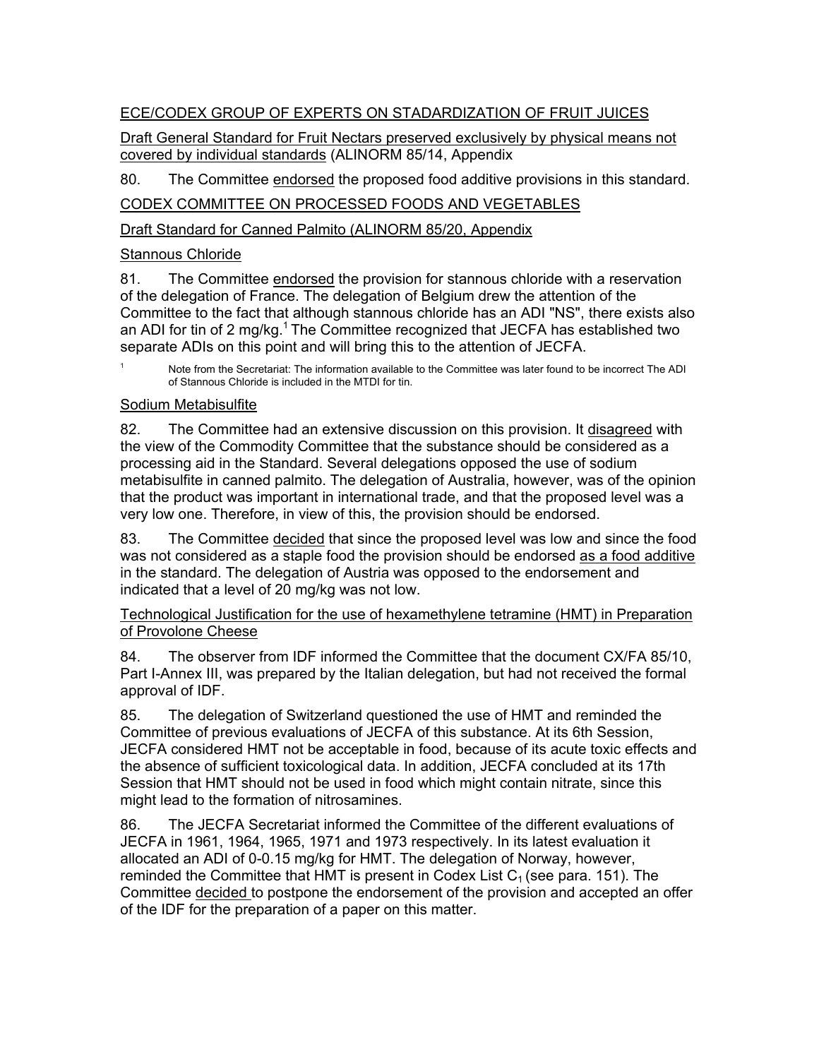ECE/CODEX GROUP OF EXPERTS ON STADARDIZATION OF FRUIT JUICES

Draft General Standard for Fruit Nectars preserved exclusively by physical means not covered by individual standards (ALINORM 85/14, Appendix

80. The Committee endorsed the proposed food additive provisions in this standard.

CODEX COMMITTEE ON PROCESSED FOODS AND VEGETABLES

Draft Standard for Canned Palmito (ALINORM 85/20, Appendix

Stannous Chloride

81. The Committee endorsed the provision for stannous chloride with a reservation of the delegation of France. The delegation of Belgium drew the attention of the Committee to the fact that although stannous chloride has an ADI "NS", there exists also an ADI for tin of 2 mg/kg.[1] The Committee recognized that JECFA has established two separate ADIs on this point and will bring this to the attention of JECFA.

[1] Note from the Secretariat: The information available to the Committee was later found to be incorrect The ADI of Stannous Chloride is included in the MTDI for tin.

Sodium Metabisulfite

82. The Committee had an extensive discussion on this provision. It disagreed with the view of the Commodity Committee that the substance should be considered as a processing aid in the Standard. Several delegations opposed the use of sodium metabisulfite in canned palmito. The delegation of Australia, however, was of the opinion that the product was important in international trade, and that the proposed level was a very low one. Therefore, in view of this, the provision should be endorsed.

83. The Committee decided that since the proposed level was low and since the food was not considered as a staple food the provision should be endorsed as a food additive in the standard. The delegation of Austria was opposed to the endorsement and indicated that a level of 20 mg/kg was not low.

Technological Justification for the use of hexamethylene tetramine (HMT) in Preparation of Provolone Cheese

84. The observer from IDF informed the Committee that the document CX/FA 85/10, Part I-Annex III, was prepared by the Italian delegation, but had not received the formal approval of IDF.

85. The delegation of Switzerland questioned the use of HMT and reminded the Committee of previous evaluations of JECFA of this substance. At its 6th Session, JECFA considered HMT not be acceptable in food, because of its acute toxic effects and the absence of sufficient toxicological data. In addition, JECFA concluded at its 17th Session that HMT should not be used in food which might contain nitrate, since this might lead to the formation of nitrosamines.

86. The JECFA Secretariat informed the Committee of the different evaluations of JECFA in 1961, 1964, 1965, 1971 and 1973 respectively. In its latest evaluation it allocated an ADI of 0-0.15 mg/kg for HMT. The delegation of Norway, however, reminded the Committee that HMT is present in Codex List $C_1$ (see para. 151). The Committee decided to postpone the endorsement of the provision and accepted an offer of the IDF for the preparation of a paper on this matter.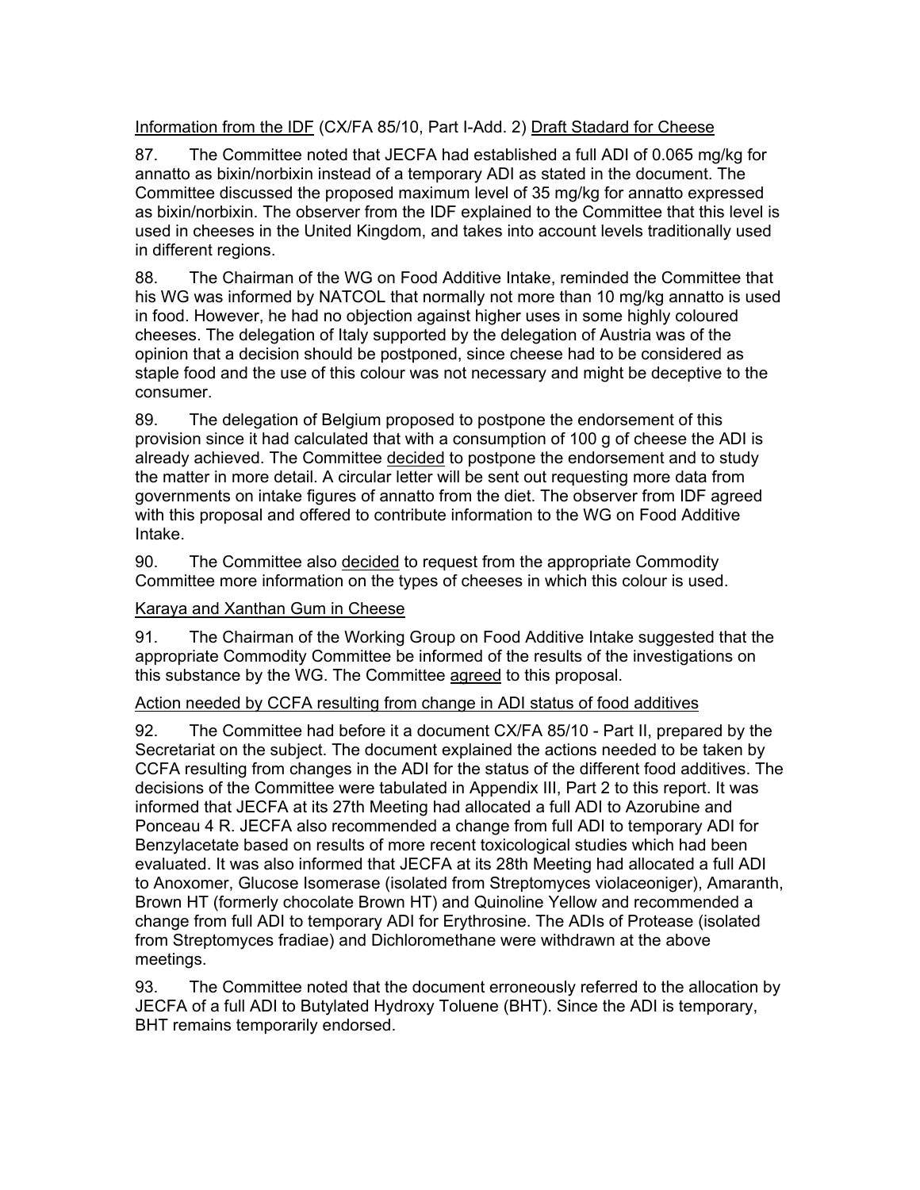Information from the IDF (CX/FA 85/10, Part I-Add. 2) Draft Stadard for Cheese

87. The Committee noted that JECFA had established a full ADI of 0.065 mg/kg for annatto as bixin/norbixin instead of a temporary ADI as stated in the document. The Committee discussed the proposed maximum level of 35 mg/kg for annatto expressed as bixin/norbixin. The observer from the IDF explained to the Committee that this level is used in cheeses in the United Kingdom, and takes into account levels traditionally used in different regions.

88. The Chairman of the WG on Food Additive Intake, reminded the Committee that his WG was informed by NATCOL that normally not more than 10 mg/kg annatto is used in food. However, he had no objection against higher uses in some highly coloured cheeses. The delegation of Italy supported by the delegation of Austria was of the opinion that a decision should be postponed, since cheese had to be considered as staple food and the use of this colour was not necessary and might be deceptive to the consumer.

89. The delegation of Belgium proposed to postpone the endorsement of this provision since it had calculated that with a consumption of 100 g of cheese the ADI is already achieved. The Committee decided to postpone the endorsement and to study the matter in more detail. A circular letter will be sent out requesting more data from governments on intake figures of annatto from the diet. The observer from IDF agreed with this proposal and offered to contribute information to the WG on Food Additive Intake.

90. The Committee also decided to request from the appropriate Commodity Committee more information on the types of cheeses in which this colour is used.

Karaya and Xanthan Gum in Cheese

91. The Chairman of the Working Group on Food Additive Intake suggested that the appropriate Commodity Committee be informed of the results of the investigations on this substance by the WG. The Committee agreed to this proposal.

Action needed by CCFA resulting from change in ADI status of food additives

92. The Committee had before it a document CX/FA 85/10 - Part II, prepared by the Secretariat on the subject. The document explained the actions needed to be taken by CCFA resulting from changes in the ADI for the status of the different food additives. The decisions of the Committee were tabulated in Appendix III, Part 2 to this report. It was informed that JECFA at its 27th Meeting had allocated a full ADI to Azorubine and Ponceau 4 R. JECFA also recommended a change from full ADI to temporary ADI for Benzylacetate based on results of more recent toxicological studies which had been evaluated. It was also informed that JECFA at its 28th Meeting had allocated a full ADI to Anoxomer, Glucose Isomerase (isolated from Streptomyces violaceoniger), Amaranth, Brown HT (formerly chocolate Brown HT) and Quinoline Yellow and recommended a change from full ADI to temporary ADI for Erythrosine. The ADIs of Protease (isolated from Streptomyces fradiae) and Dichloromethane were withdrawn at the above meetings.

93. The Committee noted that the document erroneously referred to the allocation by JECFA of a full ADI to Butylated Hydroxy Toluene (BHT). Since the ADI is temporary, BHT remains temporarily endorsed.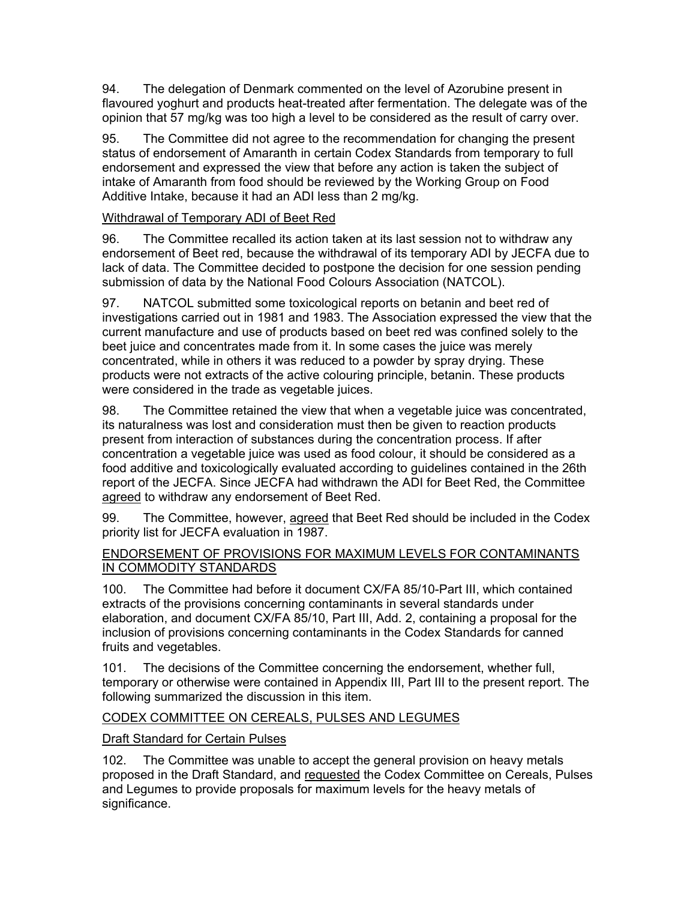94. The delegation of Denmark commented on the level of Azorubine present in flavoured yoghurt and products heat-treated after fermentation. The delegate was of the opinion that 57 mg/kg was too high a level to be considered as the result of carry over.

95. The Committee did not agree to the recommendation for changing the present status of endorsement of Amaranth in certain Codex Standards from temporary to full endorsement and expressed the view that before any action is taken the subject of intake of Amaranth from food should be reviewed by the Working Group on Food Additive Intake, because it had an ADI less than 2 mg/kg.

Withdrawal of Temporary ADI of Beet Red

96. The Committee recalled its action taken at its last session not to withdraw any endorsement of Beet red, because the withdrawal of its temporary ADI by JECFA due to lack of data. The Committee decided to postpone the decision for one session pending submission of data by the National Food Colours Association (NATCOL).

97. NATCOL submitted some toxicological reports on betanin and beet red of investigations carried out in 1981 and 1983. The Association expressed the view that the current manufacture and use of products based on beet red was confined solely to the beet juice and concentrates made from it. In some cases the juice was merely concentrated, while in others it was reduced to a powder by spray drying. These products were not extracts of the active colouring principle, betanin. These products were considered in the trade as vegetable juices.

98. The Committee retained the view that when a vegetable juice was concentrated, its naturalness was lost and consideration must then be given to reaction products present from interaction of substances during the concentration process. If after concentration a vegetable juice was used as food colour, it should be considered as a food additive and toxicologically evaluated according to guidelines contained in the 26th report of the JECFA. Since JECFA had withdrawn the ADI for Beet Red, the Committee agreed to withdraw any endorsement of Beet Red.

99. The Committee, however, agreed that Beet Red should be included in the Codex priority list for JECFA evaluation in 1987.

ENDORSEMENT OF PROVISIONS FOR MAXIMUM LEVELS FOR CONTAMINANTS IN COMMODITY STANDARDS

100. The Committee had before it document CX/FA 85/10-Part III, which contained extracts of the provisions concerning contaminants in several standards under elaboration, and document CX/FA 85/10, Part III, Add. 2, containing a proposal for the inclusion of provisions concerning contaminants in the Codex Standards for canned fruits and vegetables.

101. The decisions of the Committee concerning the endorsement, whether full, temporary or otherwise were contained in Appendix III, Part III to the present report. The following summarized the discussion in this item.

CODEX COMMITTEE ON CEREALS, PULSES AND LEGUMES

Draft Standard for Certain Pulses

102. The Committee was unable to accept the general provision on heavy metals proposed in the Draft Standard, and requested the Codex Committee on Cereals, Pulses and Legumes to provide proposals for maximum levels for the heavy metals of significance.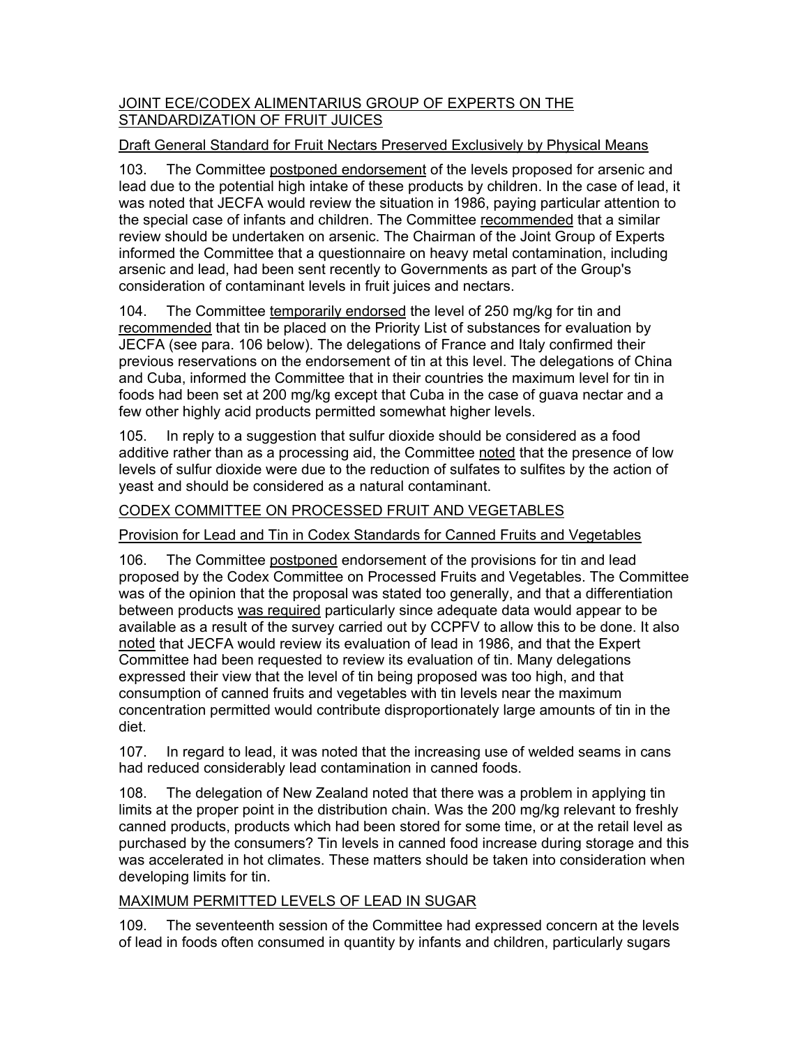JOINT ECE/CODEX ALIMENTARIUS GROUP OF EXPERTS ON THE STANDARDIZATION OF FRUIT JUICES

Draft General Standard for Fruit Nectars Preserved Exclusively by Physical Means

103. The Committee postponed endorsement of the levels proposed for arsenic and lead due to the potential high intake of these products by children. In the case of lead, it was noted that JECFA would review the situation in 1986, paying particular attention to the special case of infants and children. The Committee recommended that a similar review should be undertaken on arsenic. The Chairman of the Joint Group of Experts informed the Committee that a questionnaire on heavy metal contamination, including arsenic and lead, had been sent recently to Governments as part of the Group's consideration of contaminant levels in fruit juices and nectars.

104. The Committee temporarily endorsed the level of 250 mg/kg for tin and recommended that tin be placed on the Priority List of substances for evaluation by JECFA (see para. 106 below). The delegations of France and Italy confirmed their previous reservations on the endorsement of tin at this level. The delegations of China and Cuba, informed the Committee that in their countries the maximum level for tin in foods had been set at 200 mg/kg except that Cuba in the case of guava nectar and a few other highly acid products permitted somewhat higher levels.

105. In reply to a suggestion that sulfur dioxide should be considered as a food additive rather than as a processing aid, the Committee noted that the presence of low levels of sulfur dioxide were due to the reduction of sulfates to sulfites by the action of yeast and should be considered as a natural contaminant.

CODEX COMMITTEE ON PROCESSED FRUIT AND VEGETABLES

Provision for Lead and Tin in Codex Standards for Canned Fruits and Vegetables

106. The Committee postponed endorsement of the provisions for tin and lead proposed by the Codex Committee on Processed Fruits and Vegetables. The Committee was of the opinion that the proposal was stated too generally, and that a differentiation between products was required particularly since adequate data would appear to be available as a result of the survey carried out by CCPFV to allow this to be done. It also noted that JECFA would review its evaluation of lead in 1986, and that the Expert Committee had been requested to review its evaluation of tin. Many delegations expressed their view that the level of tin being proposed was too high, and that consumption of canned fruits and vegetables with tin levels near the maximum concentration permitted would contribute disproportionately large amounts of tin in the diet.

107. In regard to lead, it was noted that the increasing use of welded seams in cans had reduced considerably lead contamination in canned foods.

108. The delegation of New Zealand noted that there was a problem in applying tin limits at the proper point in the distribution chain. Was the 200 mg/kg relevant to freshly canned products, products which had been stored for some time, or at the retail level as purchased by the consumers? Tin levels in canned food increase during storage and this was accelerated in hot climates. These matters should be taken into consideration when developing limits for tin.

MAXIMUM PERMITTED LEVELS OF LEAD IN SUGAR

109. The seventeenth session of the Committee had expressed concern at the levels of lead in foods often consumed in quantity by infants and children, particularly sugars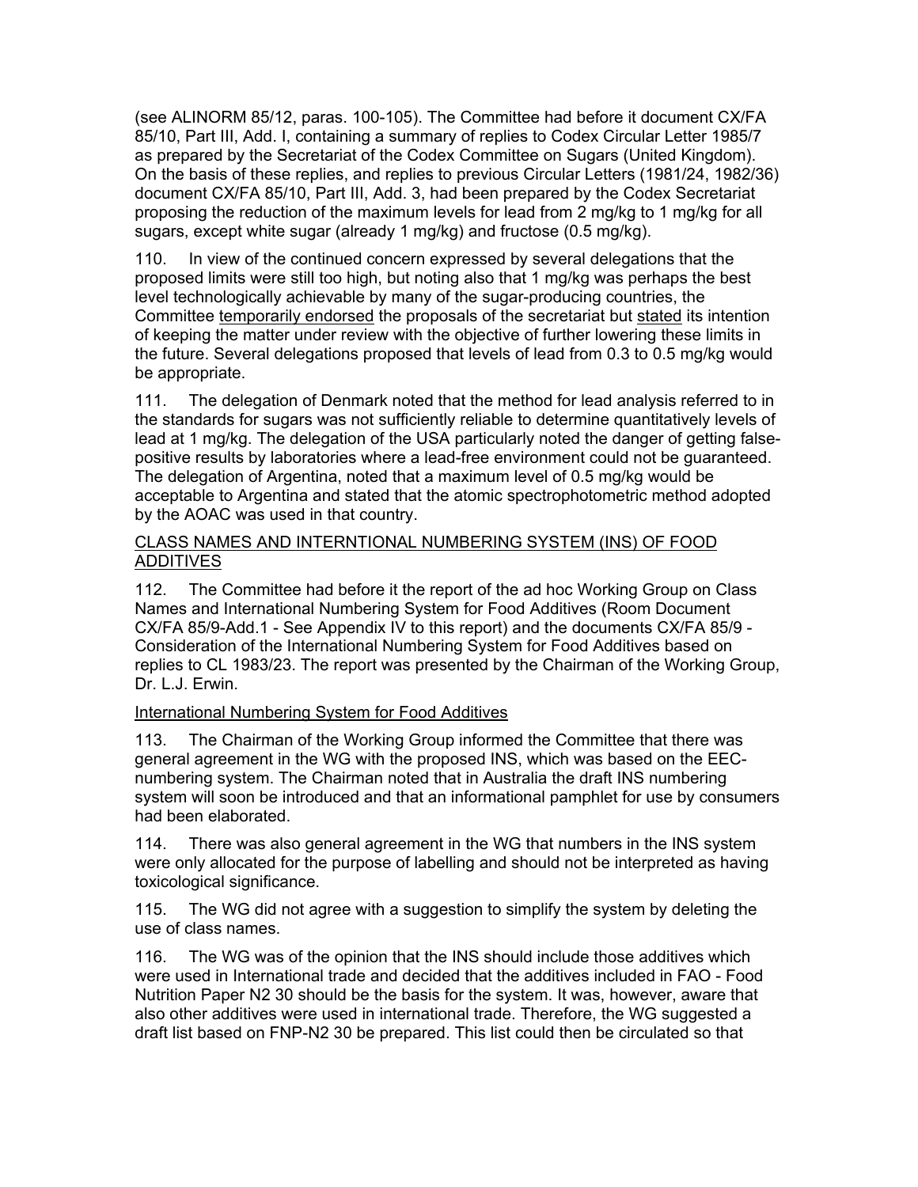(see ALINORM 85/12, paras. 100-105). The Committee had before it document CX/FA 85/10, Part III, Add. I, containing a summary of replies to Codex Circular Letter 1985/7 as prepared by the Secretariat of the Codex Committee on Sugars (United Kingdom). On the basis of these replies, and replies to previous Circular Letters (1981/24, 1982/36) document CX/FA 85/10, Part III, Add. 3, had been prepared by the Codex Secretariat proposing the reduction of the maximum levels for lead from 2 mg/kg to 1 mg/kg for all sugars, except white sugar (already 1 mg/kg) and fructose (0.5 mg/kg).

110. In view of the continued concern expressed by several delegations that the proposed limits were still too high, but noting also that 1 mg/kg was perhaps the best level technologically achievable by many of the sugar-producing countries, the Committee <u>temporarily endorsed</u> the proposals of the secretariat but <u>stated</u> its intention of keeping the matter under review with the objective of further lowering these limits in the future. Several delegations proposed that levels of lead from 0.3 to 0.5 mg/kg would be appropriate.

111. The delegation of Denmark noted that the method for lead analysis referred to in the standards for sugars was not sufficiently reliable to determine quantitatively levels of lead at 1 mg/kg. The delegation of the USA particularly noted the danger of getting false-positive results by laboratories where a lead-free environment could not be guaranteed. The delegation of Argentina, noted that a maximum level of 0.5 mg/kg would be acceptable to Argentina and stated that the atomic spectrophotometric method adopted by the AOAC was used in that country.

<u>CLASS NAMES AND INTERNTIONAL NUMBERING SYSTEM (INS) OF FOOD ADDITIVES</u>

112. The Committee had before it the report of the ad hoc Working Group on Class Names and International Numbering System for Food Additives (Room Document CX/FA 85/9-Add.1 - See Appendix IV to this report) and the documents CX/FA 85/9 - Consideration of the International Numbering System for Food Additives based on replies to CL 1983/23. The report was presented by the Chairman of the Working Group, Dr. L.J. Erwin.

<u>International Numbering System for Food Additives</u>

113. The Chairman of the Working Group informed the Committee that there was general agreement in the WG with the proposed INS, which was based on the EEC-numbering system. The Chairman noted that in Australia the draft INS numbering system will soon be introduced and that an informational pamphlet for use by consumers had been elaborated.

114. There was also general agreement in the WG that numbers in the INS system were only allocated for the purpose of labelling and should not be interpreted as having toxicological significance.

115. The WG did not agree with a suggestion to simplify the system by deleting the use of class names.

116. The WG was of the opinion that the INS should include those additives which were used in International trade and decided that the additives included in FAO - Food Nutrition Paper N2 30 should be the basis for the system. It was, however, aware that also other additives were used in international trade. Therefore, the WG suggested a draft list based on FNP-N2 30 be prepared. This list could then be circulated so that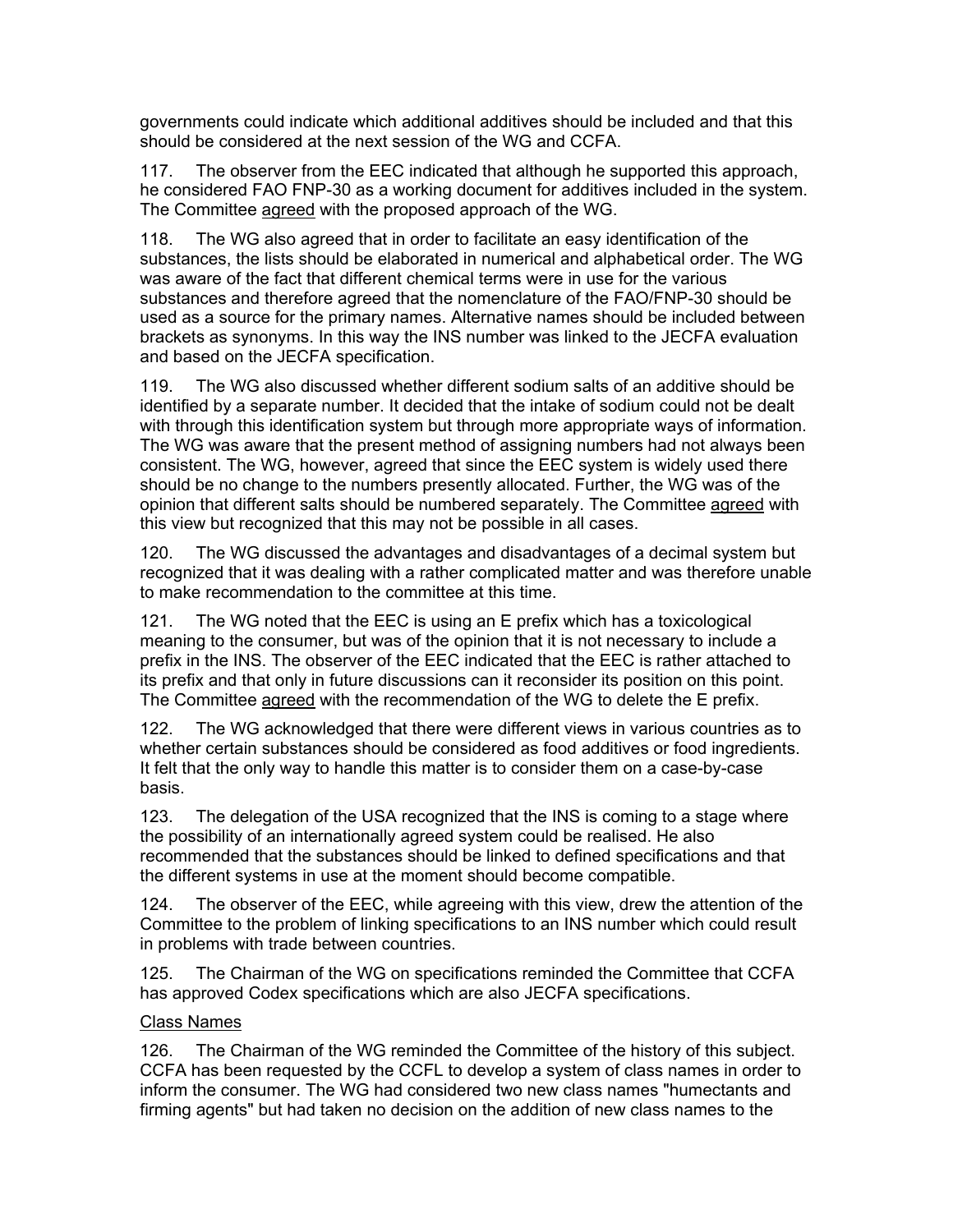governments could indicate which additional additives should be included and that this should be considered at the next session of the WG and CCFA.

117. The observer from the EEC indicated that although he supported this approach, he considered FAO FNP-30 as a working document for additives included in the system. The Committee agreed with the proposed approach of the WG.

118. The WG also agreed that in order to facilitate an easy identification of the substances, the lists should be elaborated in numerical and alphabetical order. The WG was aware of the fact that different chemical terms were in use for the various substances and therefore agreed that the nomenclature of the FAO/FNP-30 should be used as a source for the primary names. Alternative names should be included between brackets as synonyms. In this way the INS number was linked to the JECFA evaluation and based on the JECFA specification.

119. The WG also discussed whether different sodium salts of an additive should be identified by a separate number. It decided that the intake of sodium could not be dealt with through this identification system but through more appropriate ways of information. The WG was aware that the present method of assigning numbers had not always been consistent. The WG, however, agreed that since the EEC system is widely used there should be no change to the numbers presently allocated. Further, the WG was of the opinion that different salts should be numbered separately. The Committee agreed with this view but recognized that this may not be possible in all cases.

120. The WG discussed the advantages and disadvantages of a decimal system but recognized that it was dealing with a rather complicated matter and was therefore unable to make recommendation to the committee at this time.

121. The WG noted that the EEC is using an E prefix which has a toxicological meaning to the consumer, but was of the opinion that it is not necessary to include a prefix in the INS. The observer of the EEC indicated that the EEC is rather attached to its prefix and that only in future discussions can it reconsider its position on this point. The Committee agreed with the recommendation of the WG to delete the E prefix.

122. The WG acknowledged that there were different views in various countries as to whether certain substances should be considered as food additives or food ingredients. It felt that the only way to handle this matter is to consider them on a case-by-case basis.

123. The delegation of the USA recognized that the INS is coming to a stage where the possibility of an internationally agreed system could be realised. He also recommended that the substances should be linked to defined specifications and that the different systems in use at the moment should become compatible.

124. The observer of the EEC, while agreeing with this view, drew the attention of the Committee to the problem of linking specifications to an INS number which could result in problems with trade between countries.

125. The Chairman of the WG on specifications reminded the Committee that CCFA has approved Codex specifications which are also JECFA specifications.

Class Names

126. The Chairman of the WG reminded the Committee of the history of this subject. CCFA has been requested by the CCFL to develop a system of class names in order to inform the consumer. The WG had considered two new class names "humectants and firming agents" but had taken no decision on the addition of new class names to the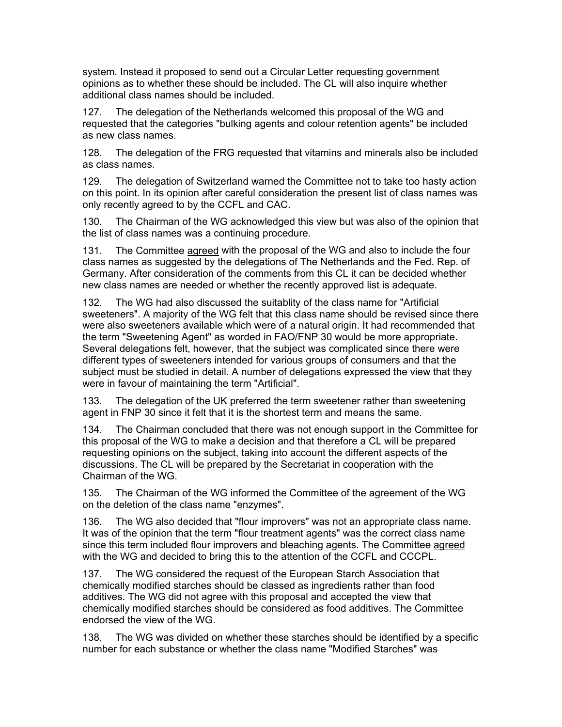system. Instead it proposed to send out a Circular Letter requesting government opinions as to whether these should be included. The CL will also inquire whether additional class names should be included.

127. The delegation of the Netherlands welcomed this proposal of the WG and requested that the categories "bulking agents and colour retention agents" be included as new class names.

128. The delegation of the FRG requested that vitamins and minerals also be included as class names.

129. The delegation of Switzerland warned the Committee not to take too hasty action on this point. In its opinion after careful consideration the present list of class names was only recently agreed to by the CCFL and CAC.

130. The Chairman of the WG acknowledged this view but was also of the opinion that the list of class names was a continuing procedure.

131. The Committee agreed with the proposal of the WG and also to include the four class names as suggested by the delegations of The Netherlands and the Fed. Rep. of Germany. After consideration of the comments from this CL it can be decided whether new class names are needed or whether the recently approved list is adequate.

132. The WG had also discussed the suitablity of the class name for "Artificial sweeteners". A majority of the WG felt that this class name should be revised since there were also sweeteners available which were of a natural origin. It had recommended that the term "Sweetening Agent" as worded in FAO/FNP 30 would be more appropriate. Several delegations felt, however, that the subject was complicated since there were different types of sweeteners intended for various groups of consumers and that the subject must be studied in detail. A number of delegations expressed the view that they were in favour of maintaining the term "Artificial".

133. The delegation of the UK preferred the term sweetener rather than sweetening agent in FNP 30 since it felt that it is the shortest term and means the same.

134. The Chairman concluded that there was not enough support in the Committee for this proposal of the WG to make a decision and that therefore a CL will be prepared requesting opinions on the subject, taking into account the different aspects of the discussions. The CL will be prepared by the Secretariat in cooperation with the Chairman of the WG.

135. The Chairman of the WG informed the Committee of the agreement of the WG on the deletion of the class name "enzymes".

136. The WG also decided that "flour improvers" was not an appropriate class name. It was of the opinion that the term "flour treatment agents" was the correct class name since this term included flour improvers and bleaching agents. The Committee agreed with the WG and decided to bring this to the attention of the CCFL and CCCPL.

137. The WG considered the request of the European Starch Association that chemically modified starches should be classed as ingredients rather than food additives. The WG did not agree with this proposal and accepted the view that chemically modified starches should be considered as food additives. The Committee endorsed the view of the WG.

138. The WG was divided on whether these starches should be identified by a specific number for each substance or whether the class name "Modified Starches" was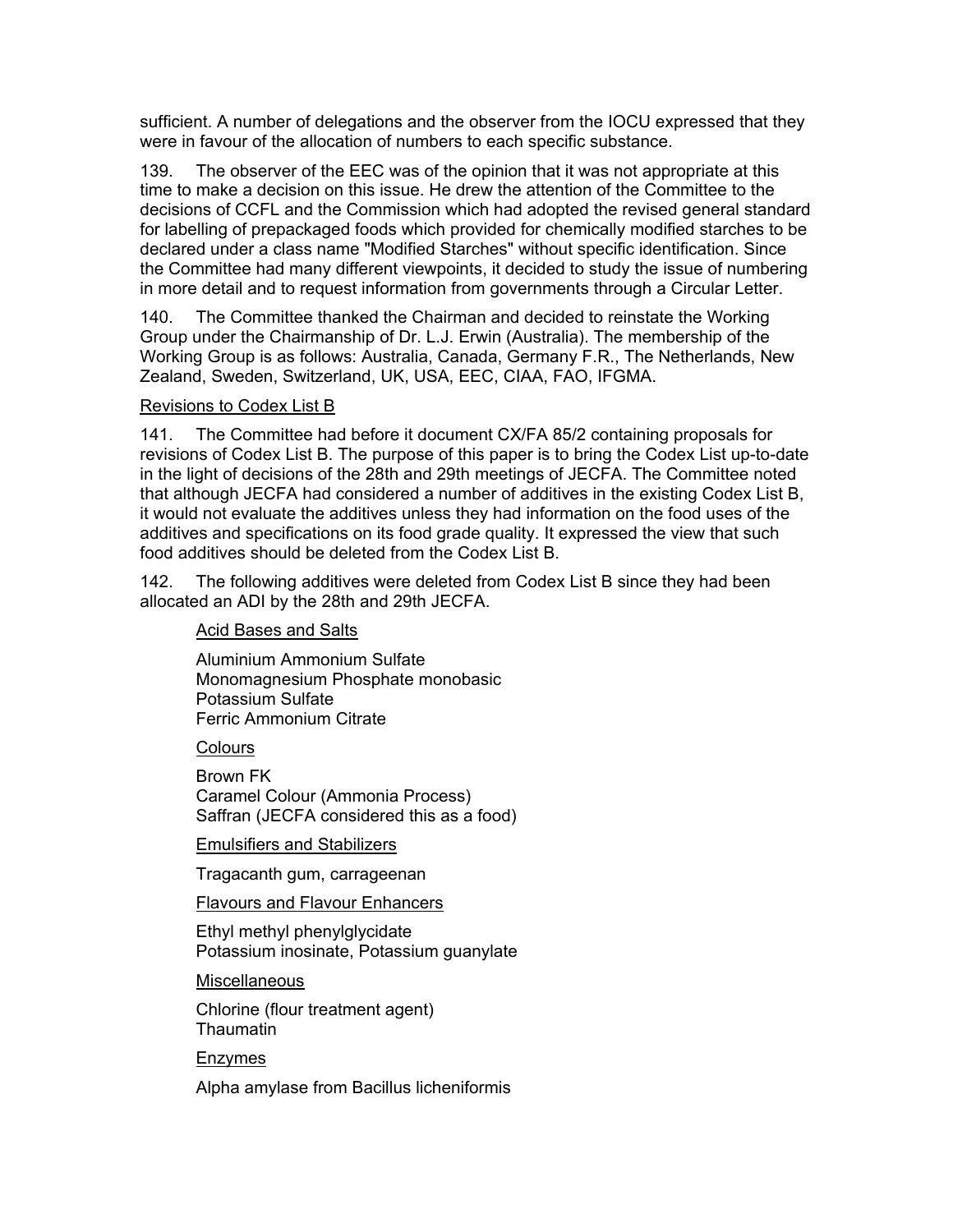sufficient. A number of delegations and the observer from the IOCU expressed that they were in favour of the allocation of numbers to each specific substance.

139. The observer of the EEC was of the opinion that it was not appropriate at this time to make a decision on this issue. He drew the attention of the Committee to the decisions of CCFL and the Commission which had adopted the revised general standard for labelling of prepackaged foods which provided for chemically modified starches to be declared under a class name "Modified Starches" without specific identification. Since the Committee had many different viewpoints, it decided to study the issue of numbering in more detail and to request information from governments through a Circular Letter.

140. The Committee thanked the Chairman and decided to reinstate the Working Group under the Chairmanship of Dr. L.J. Erwin (Australia). The membership of the Working Group is as follows: Australia, Canada, Germany F.R., The Netherlands, New Zealand, Sweden, Switzerland, UK, USA, EEC, CIAA, FAO, IFGMA.

Revisions to Codex List B

141. The Committee had before it document CX/FA 85/2 containing proposals for revisions of Codex List B. The purpose of this paper is to bring the Codex List up-to-date in the light of decisions of the 28th and 29th meetings of JECFA. The Committee noted that although JECFA had considered a number of additives in the existing Codex List B, it would not evaluate the additives unless they had information on the food uses of the additives and specifications on its food grade quality. It expressed the view that such food additives should be deleted from the Codex List B.

142. The following additives were deleted from Codex List B since they had been allocated an ADI by the 28th and 29th JECFA.

Acid Bases and Salts

Aluminium Ammonium Sulfate
Monomagnesium Phosphate monobasic
Potassium Sulfate
Ferric Ammonium Citrate

Colours

Brown FK
Caramel Colour (Ammonia Process)
Saffran (JECFA considered this as a food)

Emulsifiers and Stabilizers

Tragacanth gum, carrageenan

Flavours and Flavour Enhancers

Ethyl methyl phenylglycidate
Potassium inosinate, Potassium guanylate

Miscellaneous

Chlorine (flour treatment agent)
Thaumatin

Enzymes

Alpha amylase from Bacillus licheniformis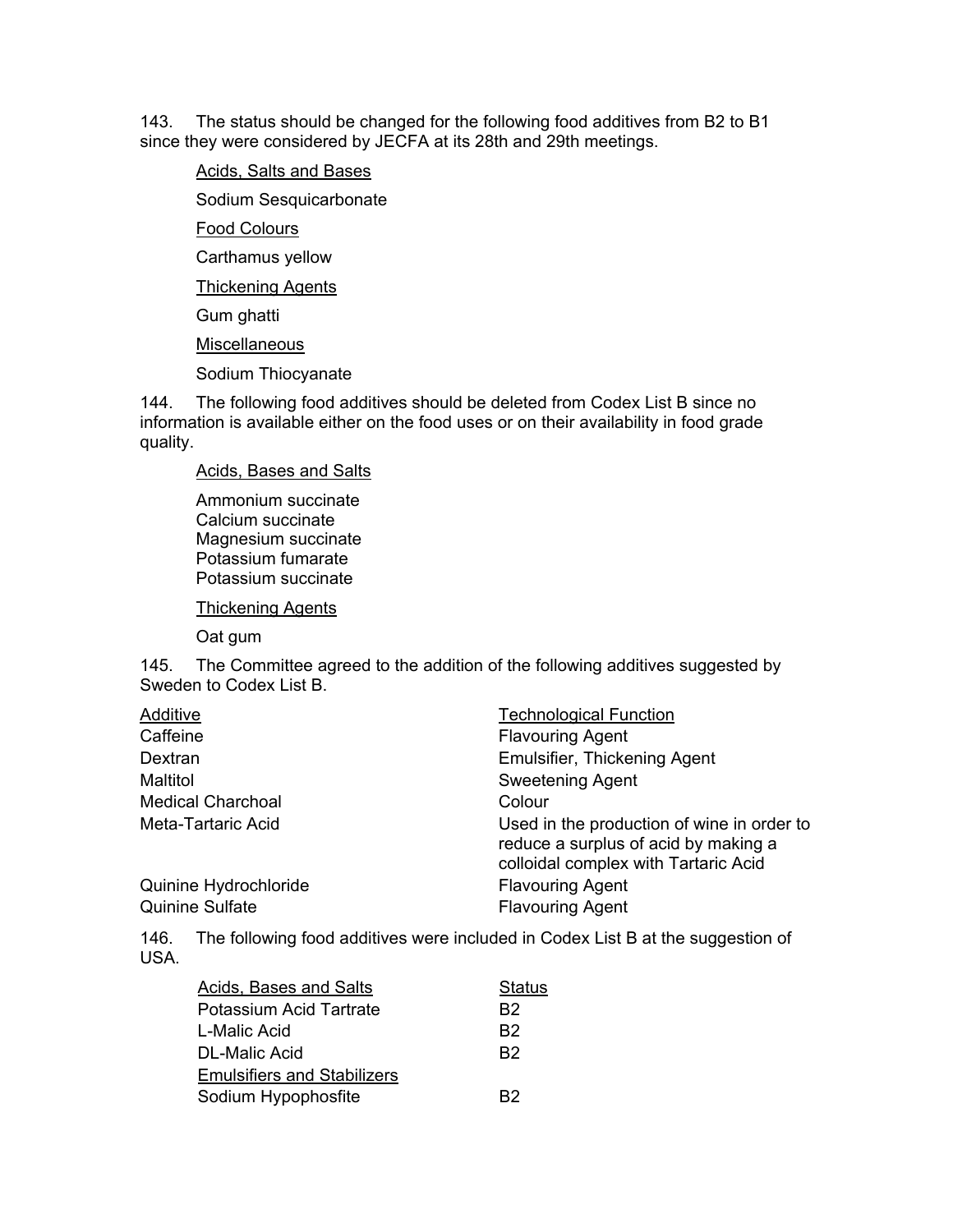143. The status should be changed for the following food additives from B2 to B1 since they were considered by JECFA at its 28th and 29th meetings.

Acids, Salts and Bases

Sodium Sesquicarbonate

Food Colours

Carthamus yellow

Thickening Agents

Gum ghatti

Miscellaneous

Sodium Thiocyanate

144. The following food additives should be deleted from Codex List B since no information is available either on the food uses or on their availability in food grade quality.

Acids, Bases and Salts

Ammonium succinate
Calcium succinate
Magnesium succinate
Potassium fumarate
Potassium succinate

Thickening Agents

Oat gum

145. The Committee agreed to the addition of the following additives suggested by Sweden to Codex List B.

| Additive | Technological Function |
|---|---|
| Caffeine | Flavouring Agent |
| Dextran | Emulsifier, Thickening Agent |
| Maltitol | Sweetening Agent |
| Medical Charchoal | Colour |
| Meta-Tartaric Acid | Used in the production of wine in order to reduce a surplus of acid by making a colloidal complex with Tartaric Acid |
| Quinine Hydrochloride | Flavouring Agent |
| Quinine Sulfate | Flavouring Agent |

146. The following food additives were included in Codex List B at the suggestion of USA.

| Acids, Bases and Salts | Status |
|---|---|
| Potassium Acid Tartrate | B2 |
| L-Malic Acid | B2 |
| DL-Malic Acid | B2 |
| Emulsifiers and Stabilizers | |
| Sodium Hypophosfite | B2 |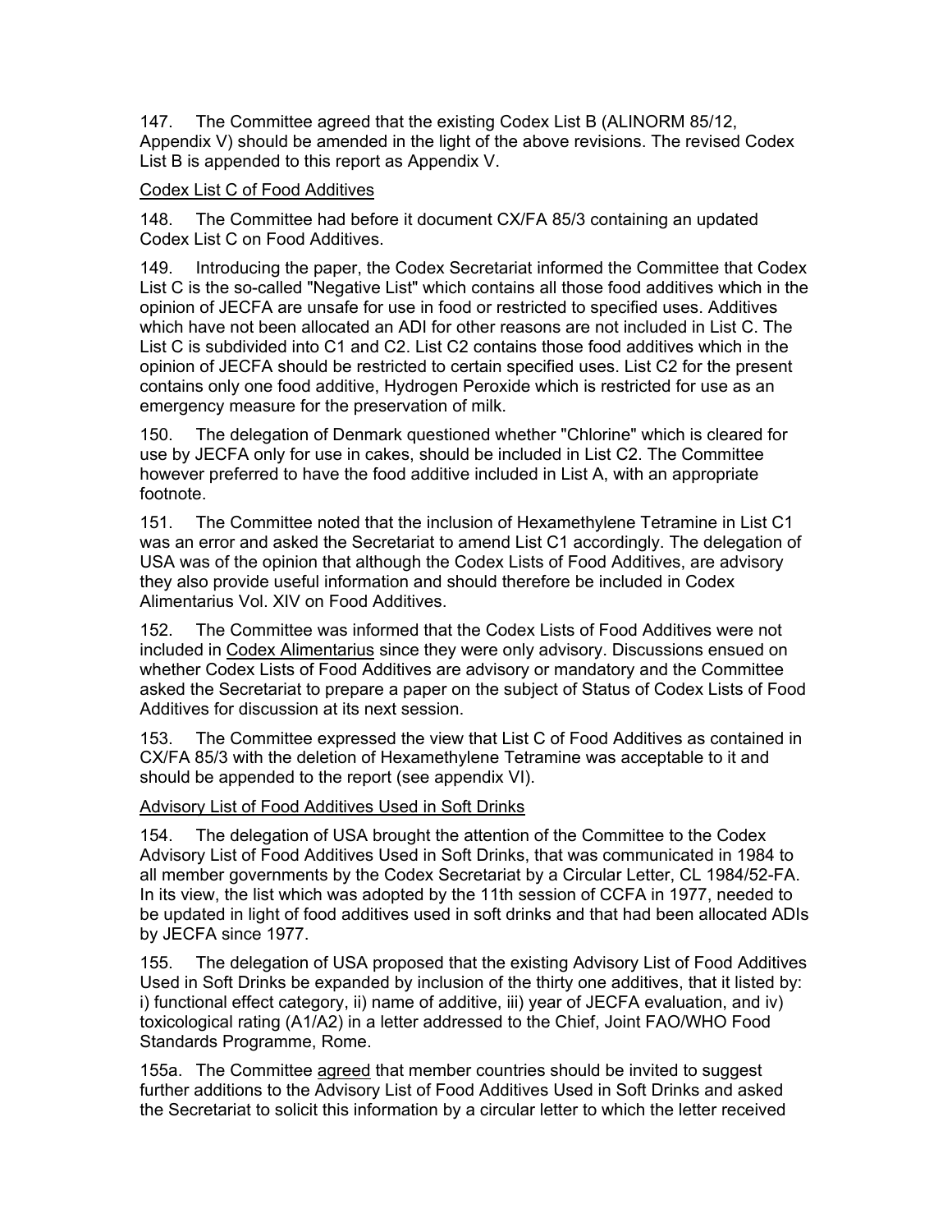147. The Committee agreed that the existing Codex List B (ALINORM 85/12, Appendix V) should be amended in the light of the above revisions. The revised Codex List B is appended to this report as Appendix V.

Codex List C of Food Additives

148. The Committee had before it document CX/FA 85/3 containing an updated Codex List C on Food Additives.

149. Introducing the paper, the Codex Secretariat informed the Committee that Codex List C is the so-called "Negative List" which contains all those food additives which in the opinion of JECFA are unsafe for use in food or restricted to specified uses. Additives which have not been allocated an ADI for other reasons are not included in List C. The List C is subdivided into C1 and C2. List C2 contains those food additives which in the opinion of JECFA should be restricted to certain specified uses. List C2 for the present contains only one food additive, Hydrogen Peroxide which is restricted for use as an emergency measure for the preservation of milk.

150. The delegation of Denmark questioned whether "Chlorine" which is cleared for use by JECFA only for use in cakes, should be included in List C2. The Committee however preferred to have the food additive included in List A, with an appropriate footnote.

151. The Committee noted that the inclusion of Hexamethylene Tetramine in List C1 was an error and asked the Secretariat to amend List C1 accordingly. The delegation of USA was of the opinion that although the Codex Lists of Food Additives, are advisory they also provide useful information and should therefore be included in Codex Alimentarius Vol. XIV on Food Additives.

152. The Committee was informed that the Codex Lists of Food Additives were not included in Codex Alimentarius since they were only advisory. Discussions ensued on whether Codex Lists of Food Additives are advisory or mandatory and the Committee asked the Secretariat to prepare a paper on the subject of Status of Codex Lists of Food Additives for discussion at its next session.

153. The Committee expressed the view that List C of Food Additives as contained in CX/FA 85/3 with the deletion of Hexamethylene Tetramine was acceptable to it and should be appended to the report (see appendix VI).

Advisory List of Food Additives Used in Soft Drinks

154. The delegation of USA brought the attention of the Committee to the Codex Advisory List of Food Additives Used in Soft Drinks, that was communicated in 1984 to all member governments by the Codex Secretariat by a Circular Letter, CL 1984/52-FA. In its view, the list which was adopted by the 11th session of CCFA in 1977, needed to be updated in light of food additives used in soft drinks and that had been allocated ADIs by JECFA since 1977.

155. The delegation of USA proposed that the existing Advisory List of Food Additives Used in Soft Drinks be expanded by inclusion of the thirty one additives, that it listed by: i) functional effect category, ii) name of additive, iii) year of JECFA evaluation, and iv) toxicological rating (A1/A2) in a letter addressed to the Chief, Joint FAO/WHO Food Standards Programme, Rome.

155a. The Committee agreed that member countries should be invited to suggest further additions to the Advisory List of Food Additives Used in Soft Drinks and asked the Secretariat to solicit this information by a circular letter to which the letter received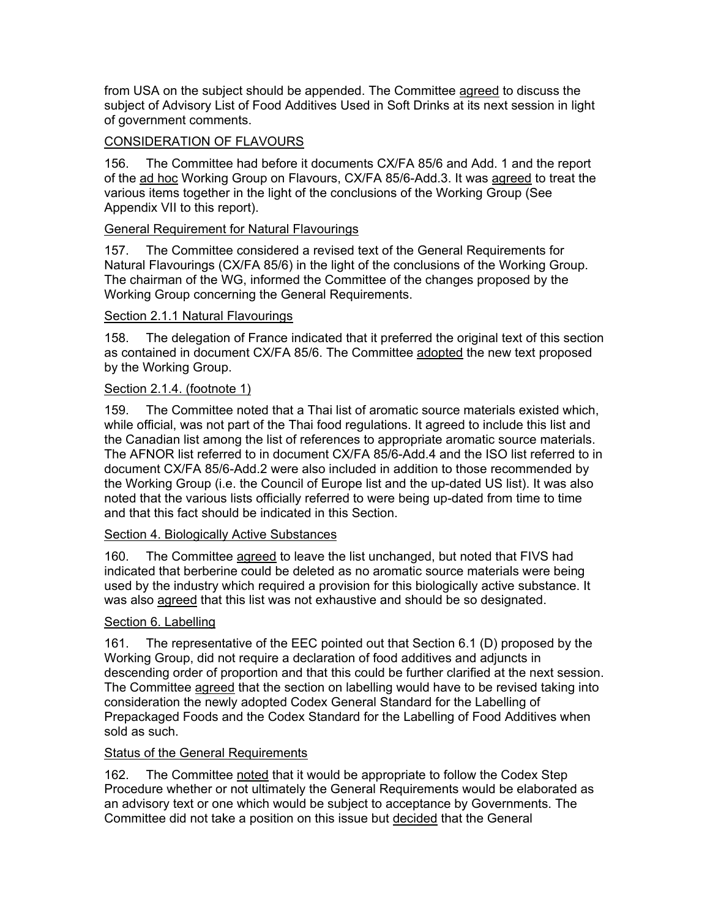from USA on the subject should be appended. The Committee agreed to discuss the subject of Advisory List of Food Additives Used in Soft Drinks at its next session in light of government comments.

## CONSIDERATION OF FLAVOURS

156. The Committee had before it documents CX/FA 85/6 and Add. 1 and the report of the ad hoc Working Group on Flavours, CX/FA 85/6-Add.3. It was agreed to treat the various items together in the light of the conclusions of the Working Group (See Appendix VII to this report).

### General Requirement for Natural Flavourings

157. The Committee considered a revised text of the General Requirements for Natural Flavourings (CX/FA 85/6) in the light of the conclusions of the Working Group. The chairman of the WG, informed the Committee of the changes proposed by the Working Group concerning the General Requirements.

### Section 2.1.1 Natural Flavourings

158. The delegation of France indicated that it preferred the original text of this section as contained in document CX/FA 85/6. The Committee adopted the new text proposed by the Working Group.

### Section 2.1.4. (footnote 1)

159. The Committee noted that a Thai list of aromatic source materials existed which, while official, was not part of the Thai food regulations. It agreed to include this list and the Canadian list among the list of references to appropriate aromatic source materials. The AFNOR list referred to in document CX/FA 85/6-Add.4 and the ISO list referred to in document CX/FA 85/6-Add.2 were also included in addition to those recommended by the Working Group (i.e. the Council of Europe list and the up-dated US list). It was also noted that the various lists officially referred to were being up-dated from time to time and that this fact should be indicated in this Section.

### Section 4. Biologically Active Substances

160. The Committee agreed to leave the list unchanged, but noted that FIVS had indicated that berberine could be deleted as no aromatic source materials were being used by the industry which required a provision for this biologically active substance. It was also agreed that this list was not exhaustive and should be so designated.

### Section 6. Labelling

161. The representative of the EEC pointed out that Section 6.1 (D) proposed by the Working Group, did not require a declaration of food additives and adjuncts in descending order of proportion and that this could be further clarified at the next session. The Committee agreed that the section on labelling would have to be revised taking into consideration the newly adopted Codex General Standard for the Labelling of Prepackaged Foods and the Codex Standard for the Labelling of Food Additives when sold as such.

### Status of the General Requirements

162. The Committee noted that it would be appropriate to follow the Codex Step Procedure whether or not ultimately the General Requirements would be elaborated as an advisory text or one which would be subject to acceptance by Governments. The Committee did not take a position on this issue but decided that the General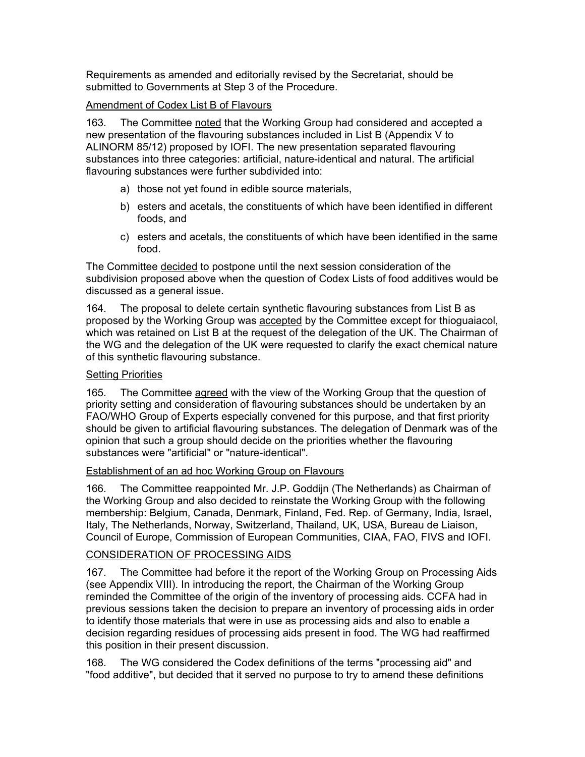Requirements as amended and editorially revised by the Secretariat, should be submitted to Governments at Step 3 of the Procedure.

<u>Amendment of Codex List B of Flavours</u>

163. The Committee <u>noted</u> that the Working Group had considered and accepted a new presentation of the flavouring substances included in List B (Appendix V to ALINORM 85/12) proposed by IOFI. The new presentation separated flavouring substances into three categories: artificial, nature-identical and natural. The artificial flavouring substances were further subdivided into:

a) those not yet found in edible source materials,
b) esters and acetals, the constituents of which have been identified in different foods, and
c) esters and acetals, the constituents of which have been identified in the same food.

The Committee <u>decided</u> to postpone until the next session consideration of the subdivision proposed above when the question of Codex Lists of food additives would be discussed as a general issue.

164. The proposal to delete certain synthetic flavouring substances from List B as proposed by the Working Group was <u>accepted</u> by the Committee except for thioguaiacol, which was retained on List B at the request of the delegation of the UK. The Chairman of the WG and the delegation of the UK were requested to clarify the exact chemical nature of this synthetic flavouring substance.

<u>Setting Priorities</u>

165. The Committee <u>agreed</u> with the view of the Working Group that the question of priority setting and consideration of flavouring substances should be undertaken by an FAO/WHO Group of Experts especially convened for this purpose, and that first priority should be given to artificial flavouring substances. The delegation of Denmark was of the opinion that such a group should decide on the priorities whether the flavouring substances were "artificial" or "nature-identical".

<u>Establishment of an ad hoc Working Group on Flavours</u>

166. The Committee reappointed Mr. J.P. Goddijn (The Netherlands) as Chairman of the Working Group and also decided to reinstate the Working Group with the following membership: Belgium, Canada, Denmark, Finland, Fed. Rep. of Germany, India, Israel, Italy, The Netherlands, Norway, Switzerland, Thailand, UK, USA, Bureau de Liaison, Council of Europe, Commission of European Communities, CIAA, FAO, FIVS and IOFI.

<u>CONSIDERATION OF PROCESSING AIDS</u>

167. The Committee had before it the report of the Working Group on Processing Aids (see Appendix VIII). In introducing the report, the Chairman of the Working Group reminded the Committee of the origin of the inventory of processing aids. CCFA had in previous sessions taken the decision to prepare an inventory of processing aids in order to identify those materials that were in use as processing aids and also to enable a decision regarding residues of processing aids present in food. The WG had reaffirmed this position in their present discussion.

168. The WG considered the Codex definitions of the terms "processing aid" and "food additive", but decided that it served no purpose to try to amend these definitions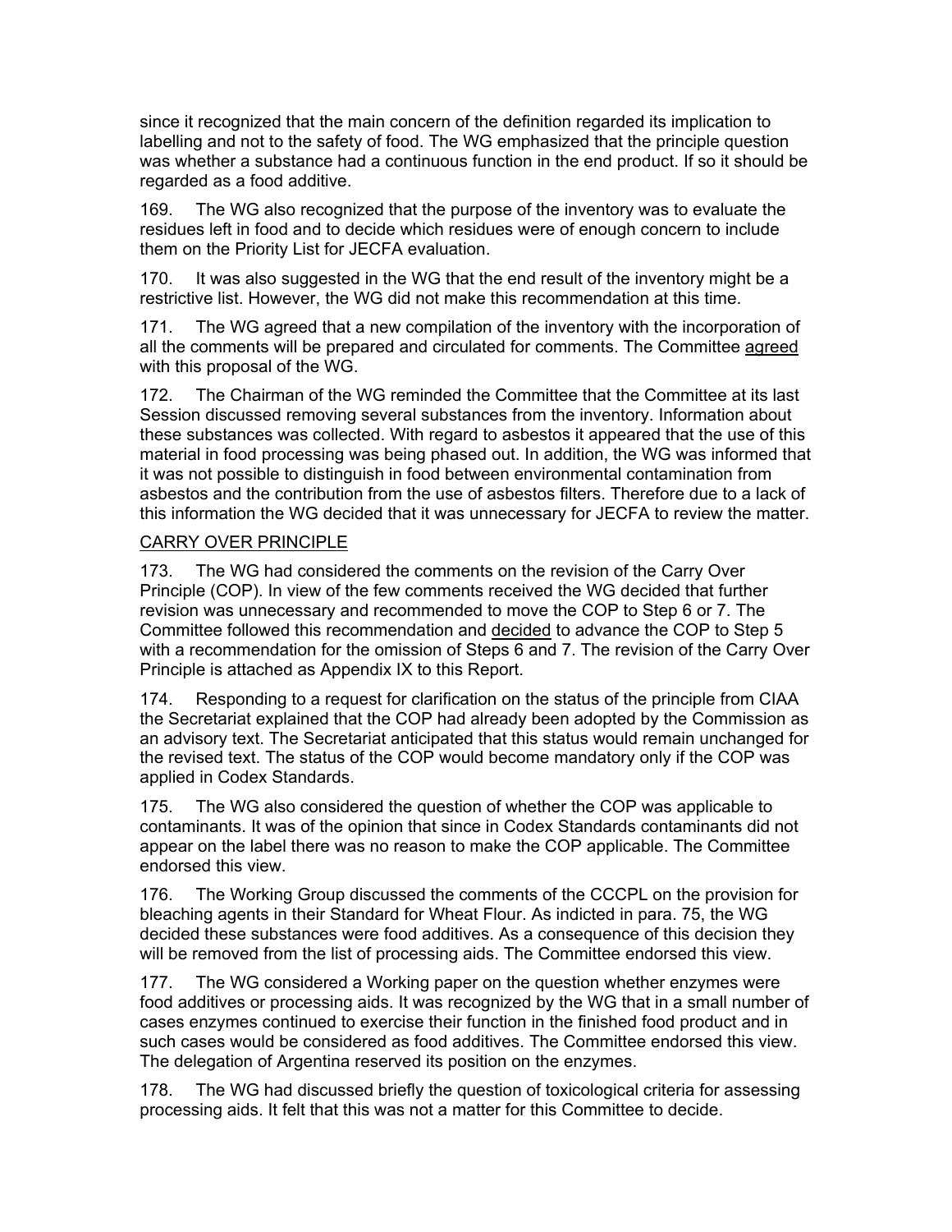since it recognized that the main concern of the definition regarded its implication to labelling and not to the safety of food. The WG emphasized that the principle question was whether a substance had a continuous function in the end product. If so it should be regarded as a food additive.

169. The WG also recognized that the purpose of the inventory was to evaluate the residues left in food and to decide which residues were of enough concern to include them on the Priority List for JECFA evaluation.

170. It was also suggested in the WG that the end result of the inventory might be a restrictive list. However, the WG did not make this recommendation at this time.

171. The WG agreed that a new compilation of the inventory with the incorporation of all the comments will be prepared and circulated for comments. The Committee agreed with this proposal of the WG.

172. The Chairman of the WG reminded the Committee that the Committee at its last Session discussed removing several substances from the inventory. Information about these substances was collected. With regard to asbestos it appeared that the use of this material in food processing was being phased out. In addition, the WG was informed that it was not possible to distinguish in food between environmental contamination from asbestos and the contribution from the use of asbestos filters. Therefore due to a lack of this information the WG decided that it was unnecessary for JECFA to review the matter.

## CARRY OVER PRINCIPLE

173. The WG had considered the comments on the revision of the Carry Over Principle (COP). In view of the few comments received the WG decided that further revision was unnecessary and recommended to move the COP to Step 6 or 7. The Committee followed this recommendation and decided to advance the COP to Step 5 with a recommendation for the omission of Steps 6 and 7. The revision of the Carry Over Principle is attached as Appendix IX to this Report.

174. Responding to a request for clarification on the status of the principle from CIAA the Secretariat explained that the COP had already been adopted by the Commission as an advisory text. The Secretariat anticipated that this status would remain unchanged for the revised text. The status of the COP would become mandatory only if the COP was applied in Codex Standards.

175. The WG also considered the question of whether the COP was applicable to contaminants. It was of the opinion that since in Codex Standards contaminants did not appear on the label there was no reason to make the COP applicable. The Committee endorsed this view.

176. The Working Group discussed the comments of the CCCPL on the provision for bleaching agents in their Standard for Wheat Flour. As indicted in para. 75, the WG decided these substances were food additives. As a consequence of this decision they will be removed from the list of processing aids. The Committee endorsed this view.

177. The WG considered a Working paper on the question whether enzymes were food additives or processing aids. It was recognized by the WG that in a small number of cases enzymes continued to exercise their function in the finished food product and in such cases would be considered as food additives. The Committee endorsed this view. The delegation of Argentina reserved its position on the enzymes.

178. The WG had discussed briefly the question of toxicological criteria for assessing processing aids. It felt that this was not a matter for this Committee to decide.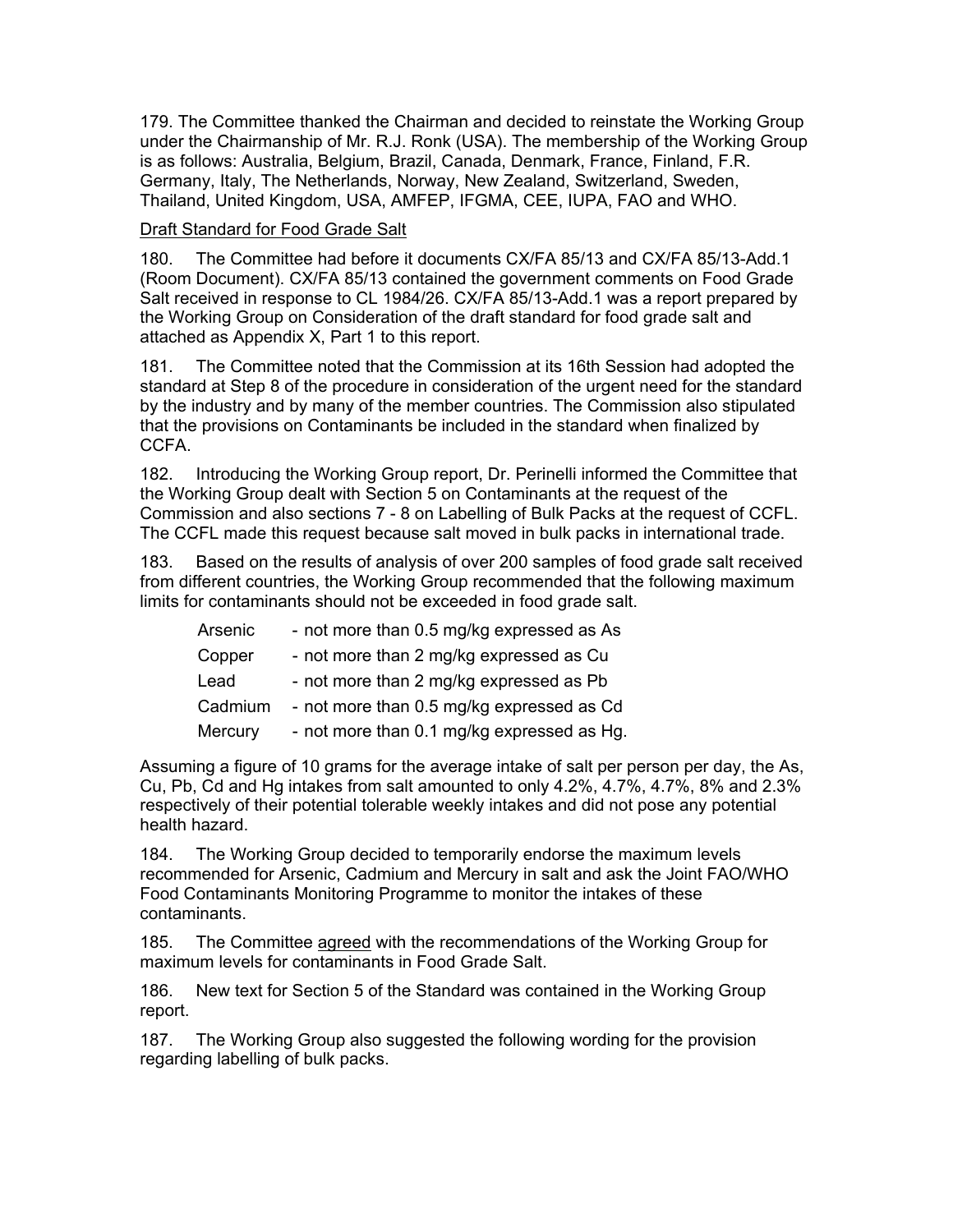179. The Committee thanked the Chairman and decided to reinstate the Working Group under the Chairmanship of Mr. R.J. Ronk (USA). The membership of the Working Group is as follows: Australia, Belgium, Brazil, Canada, Denmark, France, Finland, F.R. Germany, Italy, The Netherlands, Norway, New Zealand, Switzerland, Sweden, Thailand, United Kingdom, USA, AMFEP, IFGMA, CEE, IUPA, FAO and WHO.

<u>Draft Standard for Food Grade Salt</u>

180. The Committee had before it documents CX/FA 85/13 and CX/FA 85/13-Add.1 (Room Document). CX/FA 85/13 contained the government comments on Food Grade Salt received in response to CL 1984/26. CX/FA 85/13-Add.1 was a report prepared by the Working Group on Consideration of the draft standard for food grade salt and attached as Appendix X, Part 1 to this report.

181. The Committee noted that the Commission at its 16th Session had adopted the standard at Step 8 of the procedure in consideration of the urgent need for the standard by the industry and by many of the member countries. The Commission also stipulated that the provisions on Contaminants be included in the standard when finalized by CCFA.

182. Introducing the Working Group report, Dr. Perinelli informed the Committee that the Working Group dealt with Section 5 on Contaminants at the request of the Commission and also sections 7 - 8 on Labelling of Bulk Packs at the request of CCFL. The CCFL made this request because salt moved in bulk packs in international trade.

183. Based on the results of analysis of over 200 samples of food grade salt received from different countries, the Working Group recommended that the following maximum limits for contaminants should not be exceeded in food grade salt.

| | |
|---|---|
| Arsenic | - not more than 0.5 mg/kg expressed as As |
| Copper | - not more than 2 mg/kg expressed as Cu |
| Lead | - not more than 2 mg/kg expressed as Pb |
| Cadmium | - not more than 0.5 mg/kg expressed as Cd |
| Mercury | - not more than 0.1 mg/kg expressed as Hg. |

Assuming a figure of 10 grams for the average intake of salt per person per day, the As, Cu, Pb, Cd and Hg intakes from salt amounted to only 4.2%, 4.7%, 4.7%, 8% and 2.3% respectively of their potential tolerable weekly intakes and did not pose any potential health hazard.

184. The Working Group decided to temporarily endorse the maximum levels recommended for Arsenic, Cadmium and Mercury in salt and ask the Joint FAO/WHO Food Contaminants Monitoring Programme to monitor the intakes of these contaminants.

185. The Committee <u>agreed</u> with the recommendations of the Working Group for maximum levels for contaminants in Food Grade Salt.

186. New text for Section 5 of the Standard was contained in the Working Group report.

187. The Working Group also suggested the following wording for the provision regarding labelling of bulk packs.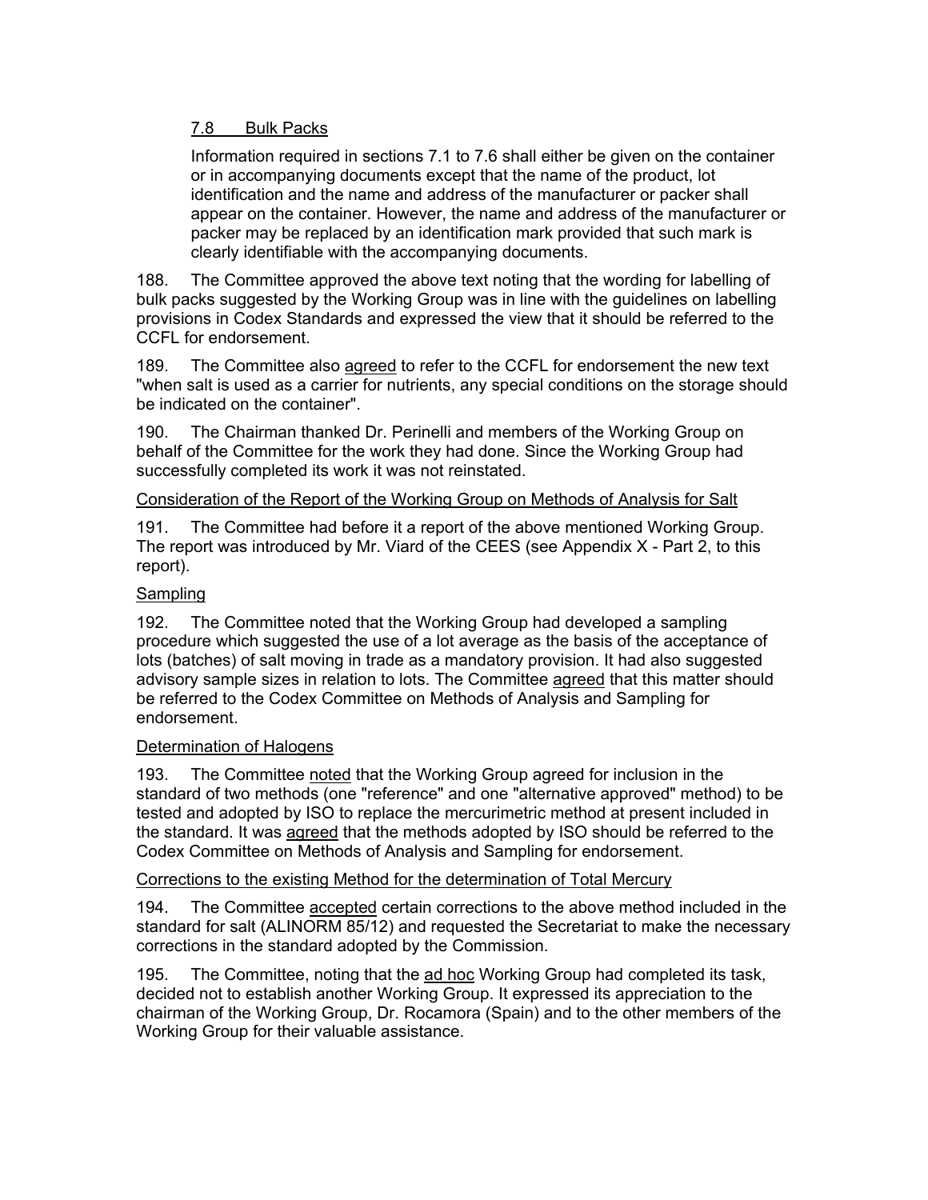<u>7.8 Bulk Packs</u>

Information required in sections 7.1 to 7.6 shall either be given on the container or in accompanying documents except that the name of the product, lot identification and the name and address of the manufacturer or packer shall appear on the container. However, the name and address of the manufacturer or packer may be replaced by an identification mark provided that such mark is clearly identifiable with the accompanying documents.

188. The Committee approved the above text noting that the wording for labelling of bulk packs suggested by the Working Group was in line with the guidelines on labelling provisions in Codex Standards and expressed the view that it should be referred to the CCFL for endorsement.

189. The Committee also <u>agreed</u> to refer to the CCFL for endorsement the new text "when salt is used as a carrier for nutrients, any special conditions on the storage should be indicated on the container".

190. The Chairman thanked Dr. Perinelli and members of the Working Group on behalf of the Committee for the work they had done. Since the Working Group had successfully completed its work it was not reinstated.

<u>Consideration of the Report of the Working Group on Methods of Analysis for Salt</u>

191. The Committee had before it a report of the above mentioned Working Group. The report was introduced by Mr. Viard of the CEES (see Appendix X - Part 2, to this report).

<u>Sampling</u>

192. The Committee noted that the Working Group had developed a sampling procedure which suggested the use of a lot average as the basis of the acceptance of lots (batches) of salt moving in trade as a mandatory provision. It had also suggested advisory sample sizes in relation to lots. The Committee <u>agreed</u> that this matter should be referred to the Codex Committee on Methods of Analysis and Sampling for endorsement.

<u>Determination of Halogens</u>

193. The Committee <u>noted</u> that the Working Group agreed for inclusion in the standard of two methods (one "reference" and one "alternative approved" method) to be tested and adopted by ISO to replace the mercurimetric method at present included in the standard. It was <u>agreed</u> that the methods adopted by ISO should be referred to the Codex Committee on Methods of Analysis and Sampling for endorsement.

<u>Corrections to the existing Method for the determination of Total Mercury</u>

194. The Committee <u>accepted</u> certain corrections to the above method included in the standard for salt (ALINORM 85/12) and requested the Secretariat to make the necessary corrections in the standard adopted by the Commission.

195. The Committee, noting that the <u>ad hoc</u> Working Group had completed its task, decided not to establish another Working Group. It expressed its appreciation to the chairman of the Working Group, Dr. Rocamora (Spain) and to the other members of the Working Group for their valuable assistance.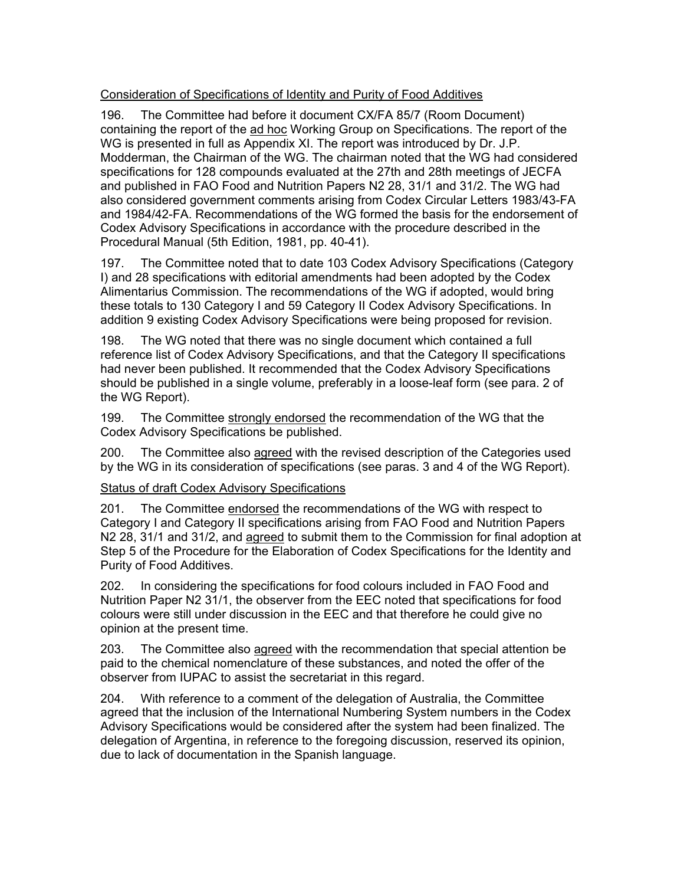Consideration of Specifications of Identity and Purity of Food Additives

196. The Committee had before it document CX/FA 85/7 (Room Document) containing the report of the ad hoc Working Group on Specifications. The report of the WG is presented in full as Appendix XI. The report was introduced by Dr. J.P. Modderman, the Chairman of the WG. The chairman noted that the WG had considered specifications for 128 compounds evaluated at the 27th and 28th meetings of JECFA and published in FAO Food and Nutrition Papers N2 28, 31/1 and 31/2. The WG had also considered government comments arising from Codex Circular Letters 1983/43-FA and 1984/42-FA. Recommendations of the WG formed the basis for the endorsement of Codex Advisory Specifications in accordance with the procedure described in the Procedural Manual (5th Edition, 1981, pp. 40-41).

197. The Committee noted that to date 103 Codex Advisory Specifications (Category I) and 28 specifications with editorial amendments had been adopted by the Codex Alimentarius Commission. The recommendations of the WG if adopted, would bring these totals to 130 Category I and 59 Category II Codex Advisory Specifications. In addition 9 existing Codex Advisory Specifications were being proposed for revision.

198. The WG noted that there was no single document which contained a full reference list of Codex Advisory Specifications, and that the Category II specifications had never been published. It recommended that the Codex Advisory Specifications should be published in a single volume, preferably in a loose-leaf form (see para. 2 of the WG Report).

199. The Committee strongly endorsed the recommendation of the WG that the Codex Advisory Specifications be published.

200. The Committee also agreed with the revised description of the Categories used by the WG in its consideration of specifications (see paras. 3 and 4 of the WG Report).

Status of draft Codex Advisory Specifications

201. The Committee endorsed the recommendations of the WG with respect to Category I and Category II specifications arising from FAO Food and Nutrition Papers N2 28, 31/1 and 31/2, and agreed to submit them to the Commission for final adoption at Step 5 of the Procedure for the Elaboration of Codex Specifications for the Identity and Purity of Food Additives.

202. In considering the specifications for food colours included in FAO Food and Nutrition Paper N2 31/1, the observer from the EEC noted that specifications for food colours were still under discussion in the EEC and that therefore he could give no opinion at the present time.

203. The Committee also agreed with the recommendation that special attention be paid to the chemical nomenclature of these substances, and noted the offer of the observer from IUPAC to assist the secretariat in this regard.

204. With reference to a comment of the delegation of Australia, the Committee agreed that the inclusion of the International Numbering System numbers in the Codex Advisory Specifications would be considered after the system had been finalized. The delegation of Argentina, in reference to the foregoing discussion, reserved its opinion, due to lack of documentation in the Spanish language.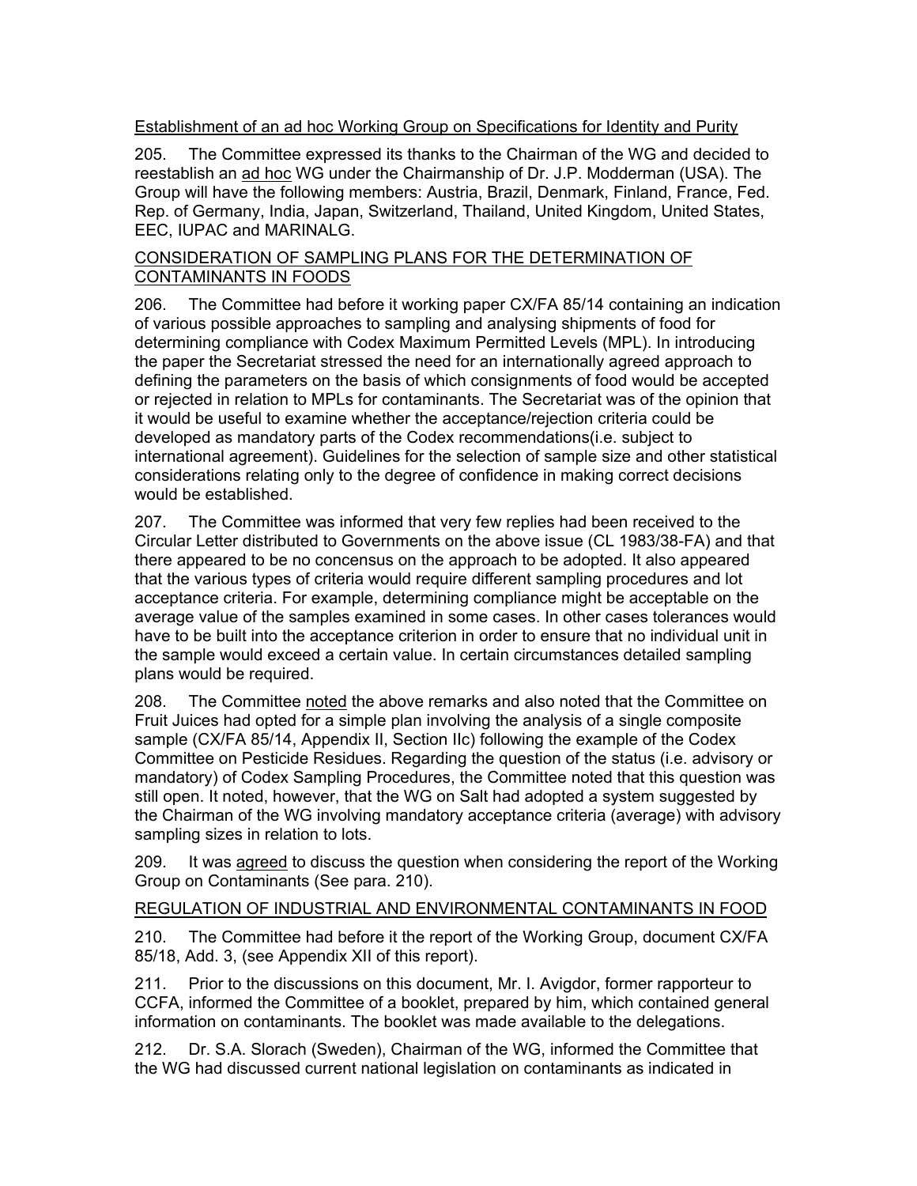Establishment of an ad hoc Working Group on Specifications for Identity and Purity

205. The Committee expressed its thanks to the Chairman of the WG and decided to reestablish an ad hoc WG under the Chairmanship of Dr. J.P. Modderman (USA). The Group will have the following members: Austria, Brazil, Denmark, Finland, France, Fed. Rep. of Germany, India, Japan, Switzerland, Thailand, United Kingdom, United States, EEC, IUPAC and MARINALG.

CONSIDERATION OF SAMPLING PLANS FOR THE DETERMINATION OF CONTAMINANTS IN FOODS

206. The Committee had before it working paper CX/FA 85/14 containing an indication of various possible approaches to sampling and analysing shipments of food for determining compliance with Codex Maximum Permitted Levels (MPL). In introducing the paper the Secretariat stressed the need for an internationally agreed approach to defining the parameters on the basis of which consignments of food would be accepted or rejected in relation to MPLs for contaminants. The Secretariat was of the opinion that it would be useful to examine whether the acceptance/rejection criteria could be developed as mandatory parts of the Codex recommendations(i.e. subject to international agreement). Guidelines for the selection of sample size and other statistical considerations relating only to the degree of confidence in making correct decisions would be established.

207. The Committee was informed that very few replies had been received to the Circular Letter distributed to Governments on the above issue (CL 1983/38-FA) and that there appeared to be no concensus on the approach to be adopted. It also appeared that the various types of criteria would require different sampling procedures and lot acceptance criteria. For example, determining compliance might be acceptable on the average value of the samples examined in some cases. In other cases tolerances would have to be built into the acceptance criterion in order to ensure that no individual unit in the sample would exceed a certain value. In certain circumstances detailed sampling plans would be required.

208. The Committee noted the above remarks and also noted that the Committee on Fruit Juices had opted for a simple plan involving the analysis of a single composite sample (CX/FA 85/14, Appendix II, Section IIc) following the example of the Codex Committee on Pesticide Residues. Regarding the question of the status (i.e. advisory or mandatory) of Codex Sampling Procedures, the Committee noted that this question was still open. It noted, however, that the WG on Salt had adopted a system suggested by the Chairman of the WG involving mandatory acceptance criteria (average) with advisory sampling sizes in relation to lots.

209. It was agreed to discuss the question when considering the report of the Working Group on Contaminants (See para. 210).

REGULATION OF INDUSTRIAL AND ENVIRONMENTAL CONTAMINANTS IN FOOD

210. The Committee had before it the report of the Working Group, document CX/FA 85/18, Add. 3, (see Appendix XII of this report).

211. Prior to the discussions on this document, Mr. I. Avigdor, former rapporteur to CCFA, informed the Committee of a booklet, prepared by him, which contained general information on contaminants. The booklet was made available to the delegations.

212. Dr. S.A. Slorach (Sweden), Chairman of the WG, informed the Committee that the WG had discussed current national legislation on contaminants as indicated in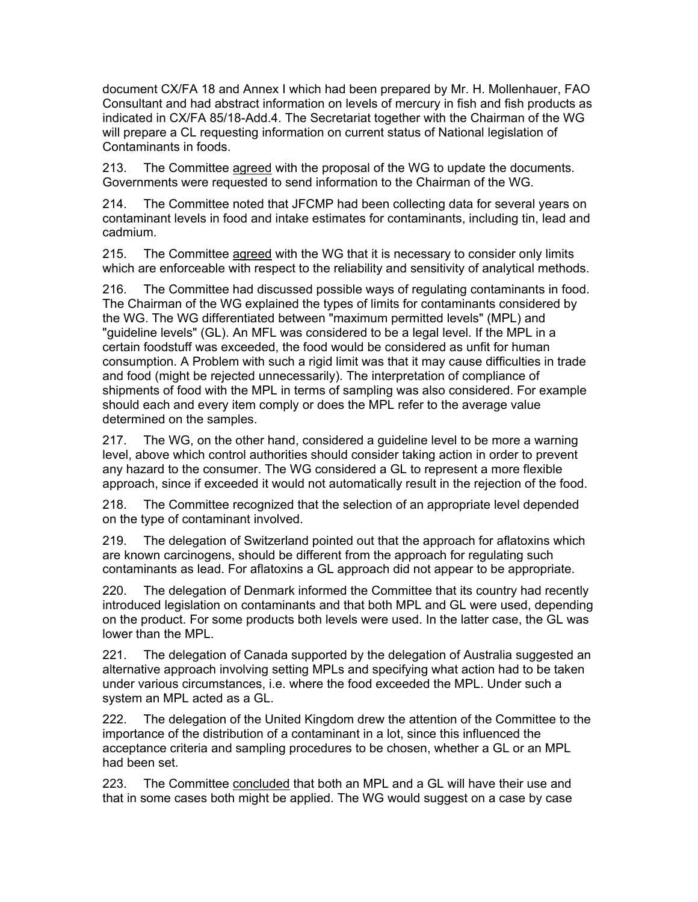document CX/FA 18 and Annex I which had been prepared by Mr. H. Mollenhauer, FAO Consultant and had abstract information on levels of mercury in fish and fish products as indicated in CX/FA 85/18-Add.4. The Secretariat together with the Chairman of the WG will prepare a CL requesting information on current status of National legislation of Contaminants in foods.

213. The Committee agreed with the proposal of the WG to update the documents. Governments were requested to send information to the Chairman of the WG.

214. The Committee noted that JFCMP had been collecting data for several years on contaminant levels in food and intake estimates for contaminants, including tin, lead and cadmium.

215. The Committee agreed with the WG that it is necessary to consider only limits which are enforceable with respect to the reliability and sensitivity of analytical methods.

216. The Committee had discussed possible ways of regulating contaminants in food. The Chairman of the WG explained the types of limits for contaminants considered by the WG. The WG differentiated between "maximum permitted levels" (MPL) and "guideline levels" (GL). An MFL was considered to be a legal level. If the MPL in a certain foodstuff was exceeded, the food would be considered as unfit for human consumption. A Problem with such a rigid limit was that it may cause difficulties in trade and food (might be rejected unnecessarily). The interpretation of compliance of shipments of food with the MPL in terms of sampling was also considered. For example should each and every item comply or does the MPL refer to the average value determined on the samples.

217. The WG, on the other hand, considered a guideline level to be more a warning level, above which control authorities should consider taking action in order to prevent any hazard to the consumer. The WG considered a GL to represent a more flexible approach, since if exceeded it would not automatically result in the rejection of the food.

218. The Committee recognized that the selection of an appropriate level depended on the type of contaminant involved.

219. The delegation of Switzerland pointed out that the approach for aflatoxins which are known carcinogens, should be different from the approach for regulating such contaminants as lead. For aflatoxins a GL approach did not appear to be appropriate.

220. The delegation of Denmark informed the Committee that its country had recently introduced legislation on contaminants and that both MPL and GL were used, depending on the product. For some products both levels were used. In the latter case, the GL was lower than the MPL.

221. The delegation of Canada supported by the delegation of Australia suggested an alternative approach involving setting MPLs and specifying what action had to be taken under various circumstances, i.e. where the food exceeded the MPL. Under such a system an MPL acted as a GL.

222. The delegation of the United Kingdom drew the attention of the Committee to the importance of the distribution of a contaminant in a lot, since this influenced the acceptance criteria and sampling procedures to be chosen, whether a GL or an MPL had been set.

223. The Committee concluded that both an MPL and a GL will have their use and that in some cases both might be applied. The WG would suggest on a case by case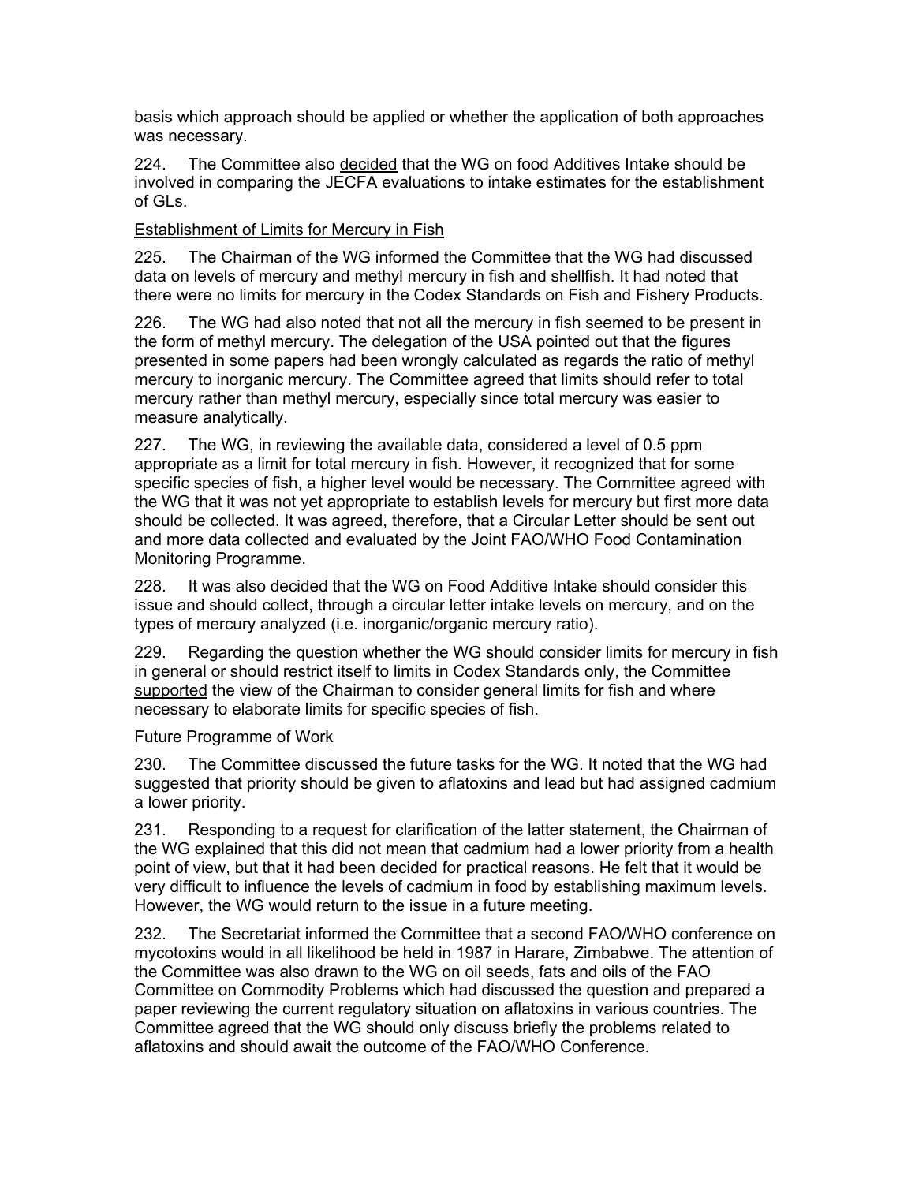basis which approach should be applied or whether the application of both approaches was necessary.

224. The Committee also decided that the WG on food Additives Intake should be involved in comparing the JECFA evaluations to intake estimates for the establishment of GLs.

Establishment of Limits for Mercury in Fish

225. The Chairman of the WG informed the Committee that the WG had discussed data on levels of mercury and methyl mercury in fish and shellfish. It had noted that there were no limits for mercury in the Codex Standards on Fish and Fishery Products.

226. The WG had also noted that not all the mercury in fish seemed to be present in the form of methyl mercury. The delegation of the USA pointed out that the figures presented in some papers had been wrongly calculated as regards the ratio of methyl mercury to inorganic mercury. The Committee agreed that limits should refer to total mercury rather than methyl mercury, especially since total mercury was easier to measure analytically.

227. The WG, in reviewing the available data, considered a level of 0.5 ppm appropriate as a limit for total mercury in fish. However, it recognized that for some specific species of fish, a higher level would be necessary. The Committee agreed with the WG that it was not yet appropriate to establish levels for mercury but first more data should be collected. It was agreed, therefore, that a Circular Letter should be sent out and more data collected and evaluated by the Joint FAO/WHO Food Contamination Monitoring Programme.

228. It was also decided that the WG on Food Additive Intake should consider this issue and should collect, through a circular letter intake levels on mercury, and on the types of mercury analyzed (i.e. inorganic/organic mercury ratio).

229. Regarding the question whether the WG should consider limits for mercury in fish in general or should restrict itself to limits in Codex Standards only, the Committee supported the view of the Chairman to consider general limits for fish and where necessary to elaborate limits for specific species of fish.

Future Programme of Work

230. The Committee discussed the future tasks for the WG. It noted that the WG had suggested that priority should be given to aflatoxins and lead but had assigned cadmium a lower priority.

231. Responding to a request for clarification of the latter statement, the Chairman of the WG explained that this did not mean that cadmium had a lower priority from a health point of view, but that it had been decided for practical reasons. He felt that it would be very difficult to influence the levels of cadmium in food by establishing maximum levels. However, the WG would return to the issue in a future meeting.

232. The Secretariat informed the Committee that a second FAO/WHO conference on mycotoxins would in all likelihood be held in 1987 in Harare, Zimbabwe. The attention of the Committee was also drawn to the WG on oil seeds, fats and oils of the FAO Committee on Commodity Problems which had discussed the question and prepared a paper reviewing the current regulatory situation on aflatoxins in various countries. The Committee agreed that the WG should only discuss briefly the problems related to aflatoxins and should await the outcome of the FAO/WHO Conference.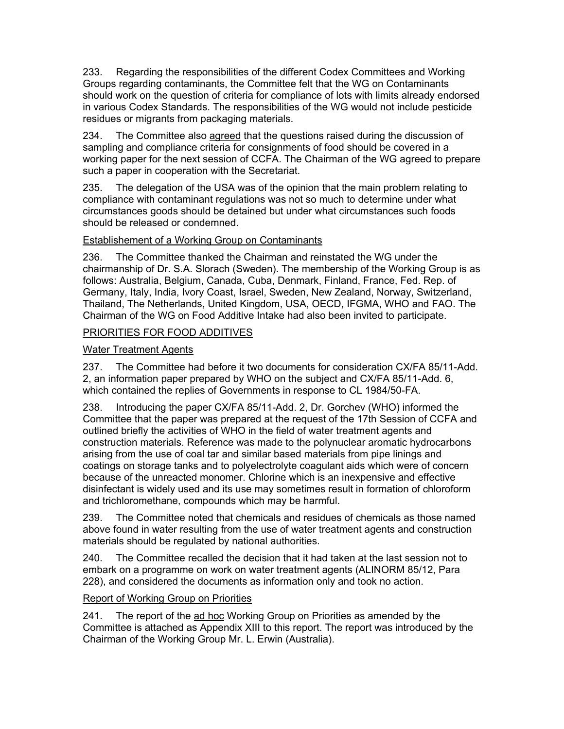233. Regarding the responsibilities of the different Codex Committees and Working Groups regarding contaminants, the Committee felt that the WG on Contaminants should work on the question of criteria for compliance of lots with limits already endorsed in various Codex Standards. The responsibilities of the WG would not include pesticide residues or migrants from packaging materials.

234. The Committee also agreed that the questions raised during the discussion of sampling and compliance criteria for consignments of food should be covered in a working paper for the next session of CCFA. The Chairman of the WG agreed to prepare such a paper in cooperation with the Secretariat.

235. The delegation of the USA was of the opinion that the main problem relating to compliance with contaminant regulations was not so much to determine under what circumstances goods should be detained but under what circumstances such foods should be released or condemned.

Establishement of a Working Group on Contaminants

236. The Committee thanked the Chairman and reinstated the WG under the chairmanship of Dr. S.A. Slorach (Sweden). The membership of the Working Group is as follows: Australia, Belgium, Canada, Cuba, Denmark, Finland, France, Fed. Rep. of Germany, Italy, India, Ivory Coast, Israel, Sweden, New Zealand, Norway, Switzerland, Thailand, The Netherlands, United Kingdom, USA, OECD, IFGMA, WHO and FAO. The Chairman of the WG on Food Additive Intake had also been invited to participate.

PRIORITIES FOR FOOD ADDITIVES

Water Treatment Agents

237. The Committee had before it two documents for consideration CX/FA 85/11-Add. 2, an information paper prepared by WHO on the subject and CX/FA 85/11-Add. 6, which contained the replies of Governments in response to CL 1984/50-FA.

238. Introducing the paper CX/FA 85/11-Add. 2, Dr. Gorchev (WHO) informed the Committee that the paper was prepared at the request of the 17th Session of CCFA and outlined briefly the activities of WHO in the field of water treatment agents and construction materials. Reference was made to the polynuclear aromatic hydrocarbons arising from the use of coal tar and similar based materials from pipe linings and coatings on storage tanks and to polyelectrolyte coagulant aids which were of concern because of the unreacted monomer. Chlorine which is an inexpensive and effective disinfectant is widely used and its use may sometimes result in formation of chloroform and trichloromethane, compounds which may be harmful.

239. The Committee noted that chemicals and residues of chemicals as those named above found in water resulting from the use of water treatment agents and construction materials should be regulated by national authorities.

240. The Committee recalled the decision that it had taken at the last session not to embark on a programme on work on water treatment agents (ALINORM 85/12, Para 228), and considered the documents as information only and took no action.

Report of Working Group on Priorities

241. The report of the ad hoc Working Group on Priorities as amended by the Committee is attached as Appendix XIII to this report. The report was introduced by the Chairman of the Working Group Mr. L. Erwin (Australia).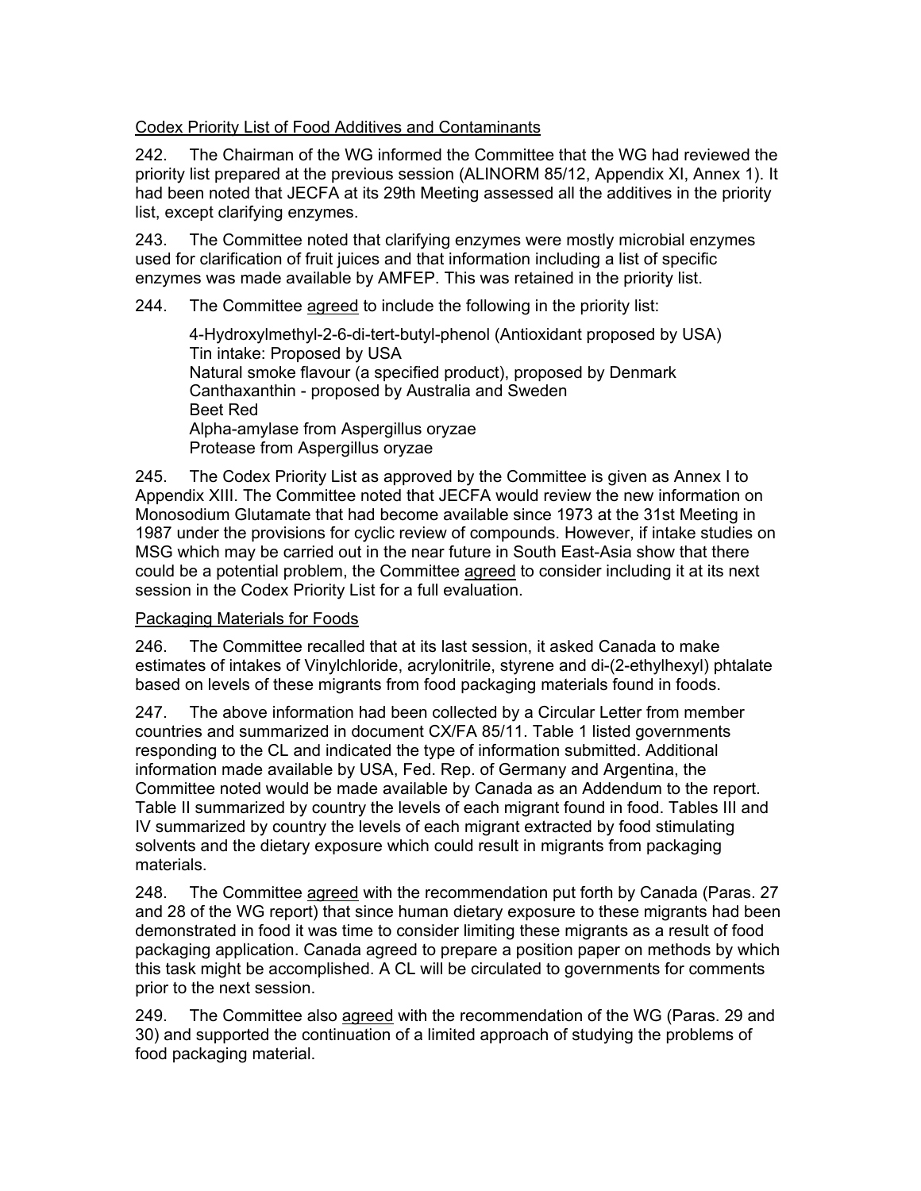Codex Priority List of Food Additives and Contaminants

242. The Chairman of the WG informed the Committee that the WG had reviewed the priority list prepared at the previous session (ALINORM 85/12, Appendix XI, Annex 1). It had been noted that JECFA at its 29th Meeting assessed all the additives in the priority list, except clarifying enzymes.

243. The Committee noted that clarifying enzymes were mostly microbial enzymes used for clarification of fruit juices and that information including a list of specific enzymes was made available by AMFEP. This was retained in the priority list.

244. The Committee agreed to include the following in the priority list:

4-Hydroxylmethyl-2-6-di-tert-butyl-phenol (Antioxidant proposed by USA)
Tin intake: Proposed by USA
Natural smoke flavour (a specified product), proposed by Denmark
Canthaxanthin - proposed by Australia and Sweden
Beet Red
Alpha-amylase from Aspergillus oryzae
Protease from Aspergillus oryzae

245. The Codex Priority List as approved by the Committee is given as Annex I to Appendix XIII. The Committee noted that JECFA would review the new information on Monosodium Glutamate that had become available since 1973 at the 31st Meeting in 1987 under the provisions for cyclic review of compounds. However, if intake studies on MSG which may be carried out in the near future in South East-Asia show that there could be a potential problem, the Committee agreed to consider including it at its next session in the Codex Priority List for a full evaluation.

Packaging Materials for Foods

246. The Committee recalled that at its last session, it asked Canada to make estimates of intakes of Vinylchloride, acrylonitrile, styrene and di-(2-ethylhexyl) phtalate based on levels of these migrants from food packaging materials found in foods.

247. The above information had been collected by a Circular Letter from member countries and summarized in document CX/FA 85/11. Table 1 listed governments responding to the CL and indicated the type of information submitted. Additional information made available by USA, Fed. Rep. of Germany and Argentina, the Committee noted would be made available by Canada as an Addendum to the report. Table II summarized by country the levels of each migrant found in food. Tables III and IV summarized by country the levels of each migrant extracted by food stimulating solvents and the dietary exposure which could result in migrants from packaging materials.

248. The Committee agreed with the recommendation put forth by Canada (Paras. 27 and 28 of the WG report) that since human dietary exposure to these migrants had been demonstrated in food it was time to consider limiting these migrants as a result of food packaging application. Canada agreed to prepare a position paper on methods by which this task might be accomplished. A CL will be circulated to governments for comments prior to the next session.

249. The Committee also agreed with the recommendation of the WG (Paras. 29 and 30) and supported the continuation of a limited approach of studying the problems of food packaging material.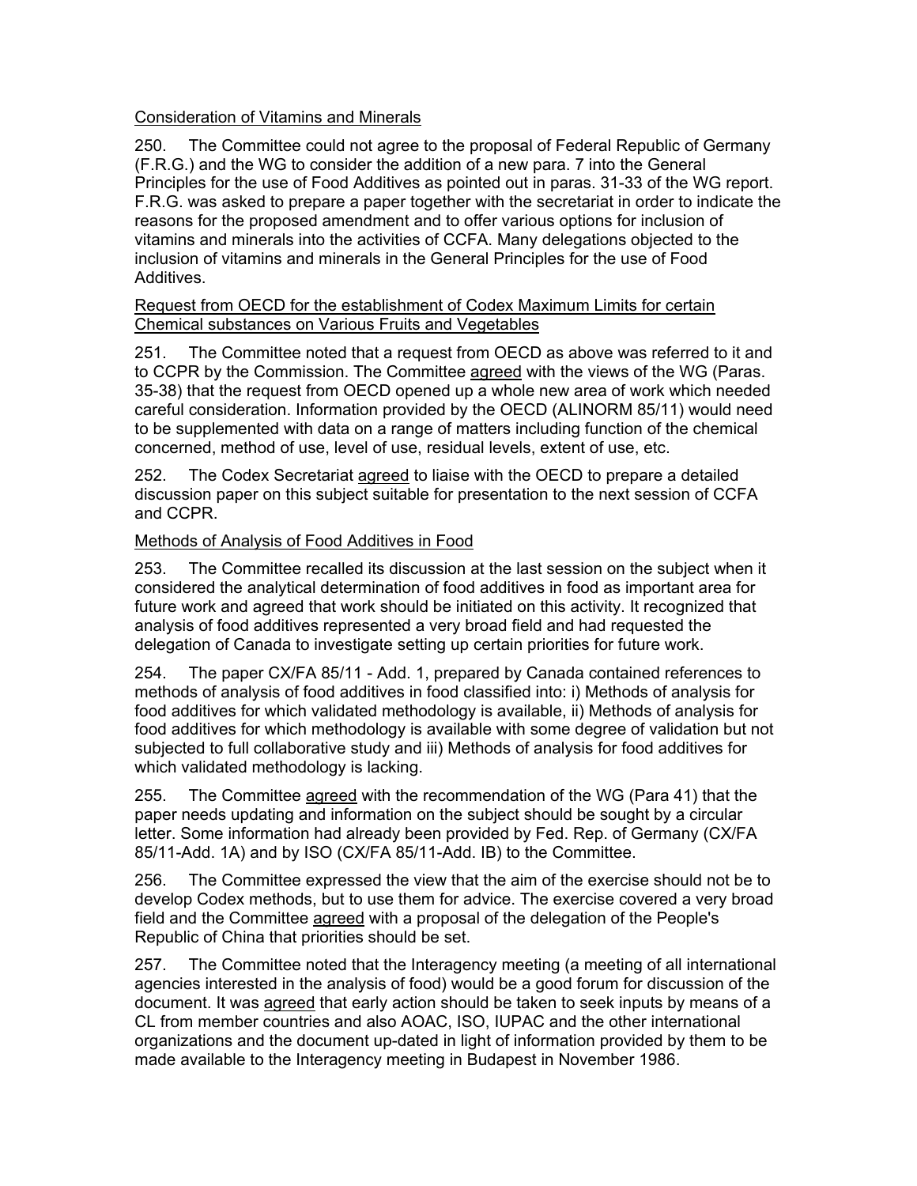Consideration of Vitamins and Minerals

250. The Committee could not agree to the proposal of Federal Republic of Germany (F.R.G.) and the WG to consider the addition of a new para. 7 into the General Principles for the use of Food Additives as pointed out in paras. 31-33 of the WG report. F.R.G. was asked to prepare a paper together with the secretariat in order to indicate the reasons for the proposed amendment and to offer various options for inclusion of vitamins and minerals into the activities of CCFA. Many delegations objected to the inclusion of vitamins and minerals in the General Principles for the use of Food Additives.

Request from OECD for the establishment of Codex Maximum Limits for certain Chemical substances on Various Fruits and Vegetables

251. The Committee noted that a request from OECD as above was referred to it and to CCPR by the Commission. The Committee agreed with the views of the WG (Paras. 35-38) that the request from OECD opened up a whole new area of work which needed careful consideration. Information provided by the OECD (ALINORM 85/11) would need to be supplemented with data on a range of matters including function of the chemical concerned, method of use, level of use, residual levels, extent of use, etc.

252. The Codex Secretariat agreed to liaise with the OECD to prepare a detailed discussion paper on this subject suitable for presentation to the next session of CCFA and CCPR.

Methods of Analysis of Food Additives in Food

253. The Committee recalled its discussion at the last session on the subject when it considered the analytical determination of food additives in food as important area for future work and agreed that work should be initiated on this activity. It recognized that analysis of food additives represented a very broad field and had requested the delegation of Canada to investigate setting up certain priorities for future work.

254. The paper CX/FA 85/11 - Add. 1, prepared by Canada contained references to methods of analysis of food additives in food classified into: i) Methods of analysis for food additives for which validated methodology is available, ii) Methods of analysis for food additives for which methodology is available with some degree of validation but not subjected to full collaborative study and iii) Methods of analysis for food additives for which validated methodology is lacking.

255. The Committee agreed with the recommendation of the WG (Para 41) that the paper needs updating and information on the subject should be sought by a circular letter. Some information had already been provided by Fed. Rep. of Germany (CX/FA 85/11-Add. 1A) and by ISO (CX/FA 85/11-Add. IB) to the Committee.

256. The Committee expressed the view that the aim of the exercise should not be to develop Codex methods, but to use them for advice. The exercise covered a very broad field and the Committee agreed with a proposal of the delegation of the People's Republic of China that priorities should be set.

257. The Committee noted that the Interagency meeting (a meeting of all international agencies interested in the analysis of food) would be a good forum for discussion of the document. It was agreed that early action should be taken to seek inputs by means of a CL from member countries and also AOAC, ISO, IUPAC and the other international organizations and the document up-dated in light of information provided by them to be made available to the Interagency meeting in Budapest in November 1986.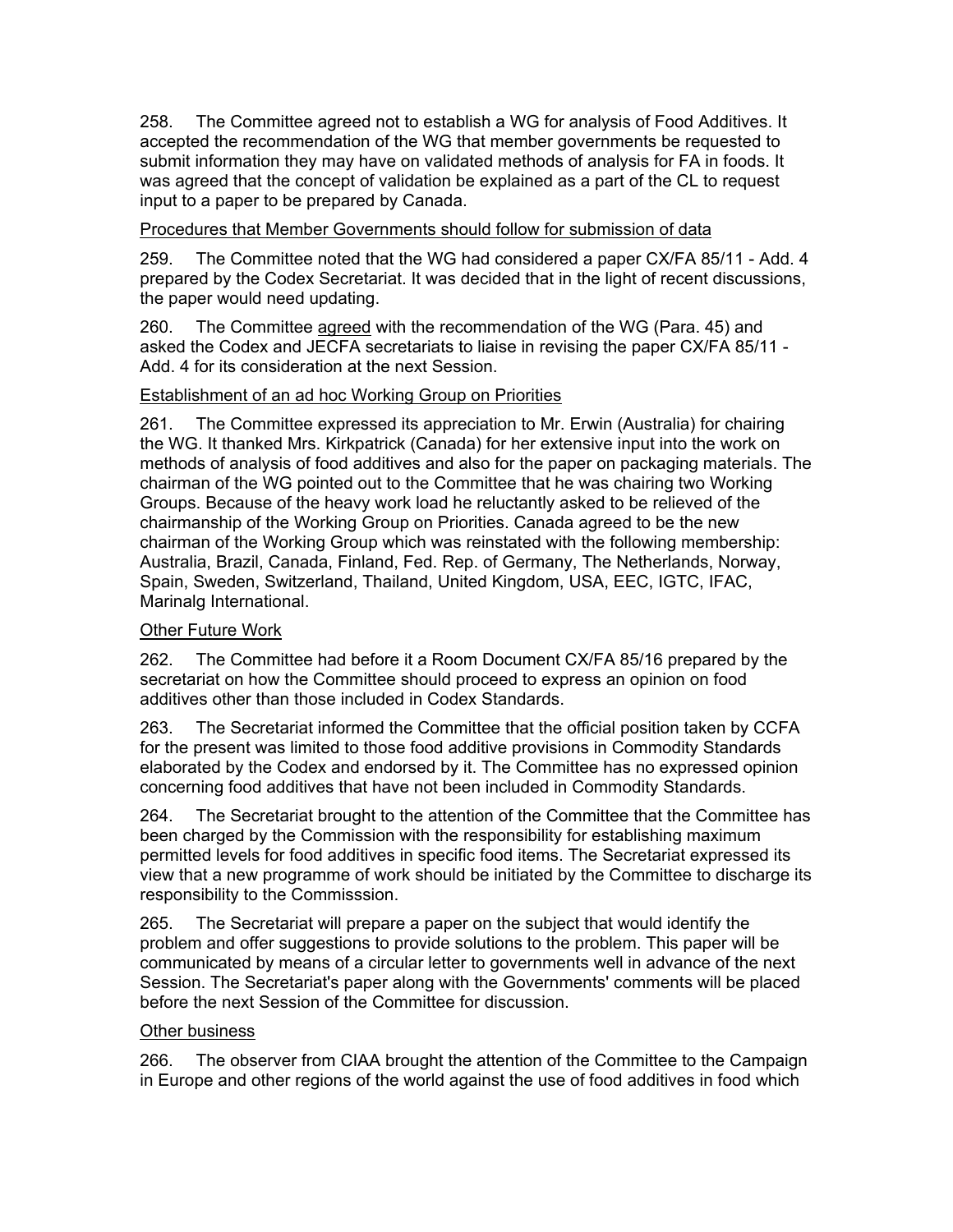258. The Committee agreed not to establish a WG for analysis of Food Additives. It accepted the recommendation of the WG that member governments be requested to submit information they may have on validated methods of analysis for FA in foods. It was agreed that the concept of validation be explained as a part of the CL to request input to a paper to be prepared by Canada.

Procedures that Member Governments should follow for submission of data

259. The Committee noted that the WG had considered a paper CX/FA 85/11 - Add. 4 prepared by the Codex Secretariat. It was decided that in the light of recent discussions, the paper would need updating.

260. The Committee agreed with the recommendation of the WG (Para. 45) and asked the Codex and JECFA secretariats to liaise in revising the paper CX/FA 85/11 - Add. 4 for its consideration at the next Session.

Establishment of an ad hoc Working Group on Priorities

261. The Committee expressed its appreciation to Mr. Erwin (Australia) for chairing the WG. It thanked Mrs. Kirkpatrick (Canada) for her extensive input into the work on methods of analysis of food additives and also for the paper on packaging materials. The chairman of the WG pointed out to the Committee that he was chairing two Working Groups. Because of the heavy work load he reluctantly asked to be relieved of the chairmanship of the Working Group on Priorities. Canada agreed to be the new chairman of the Working Group which was reinstated with the following membership: Australia, Brazil, Canada, Finland, Fed. Rep. of Germany, The Netherlands, Norway, Spain, Sweden, Switzerland, Thailand, United Kingdom, USA, EEC, IGTC, IFAC, Marinalg International.

Other Future Work

262. The Committee had before it a Room Document CX/FA 85/16 prepared by the secretariat on how the Committee should proceed to express an opinion on food additives other than those included in Codex Standards.

263. The Secretariat informed the Committee that the official position taken by CCFA for the present was limited to those food additive provisions in Commodity Standards elaborated by the Codex and endorsed by it. The Committee has no expressed opinion concerning food additives that have not been included in Commodity Standards.

264. The Secretariat brought to the attention of the Committee that the Committee has been charged by the Commission with the responsibility for establishing maximum permitted levels for food additives in specific food items. The Secretariat expressed its view that a new programme of work should be initiated by the Committee to discharge its responsibility to the Commisssion.

265. The Secretariat will prepare a paper on the subject that would identify the problem and offer suggestions to provide solutions to the problem. This paper will be communicated by means of a circular letter to governments well in advance of the next Session. The Secretariat's paper along with the Governments' comments will be placed before the next Session of the Committee for discussion.

Other business

266. The observer from CIAA brought the attention of the Committee to the Campaign in Europe and other regions of the world against the use of food additives in food which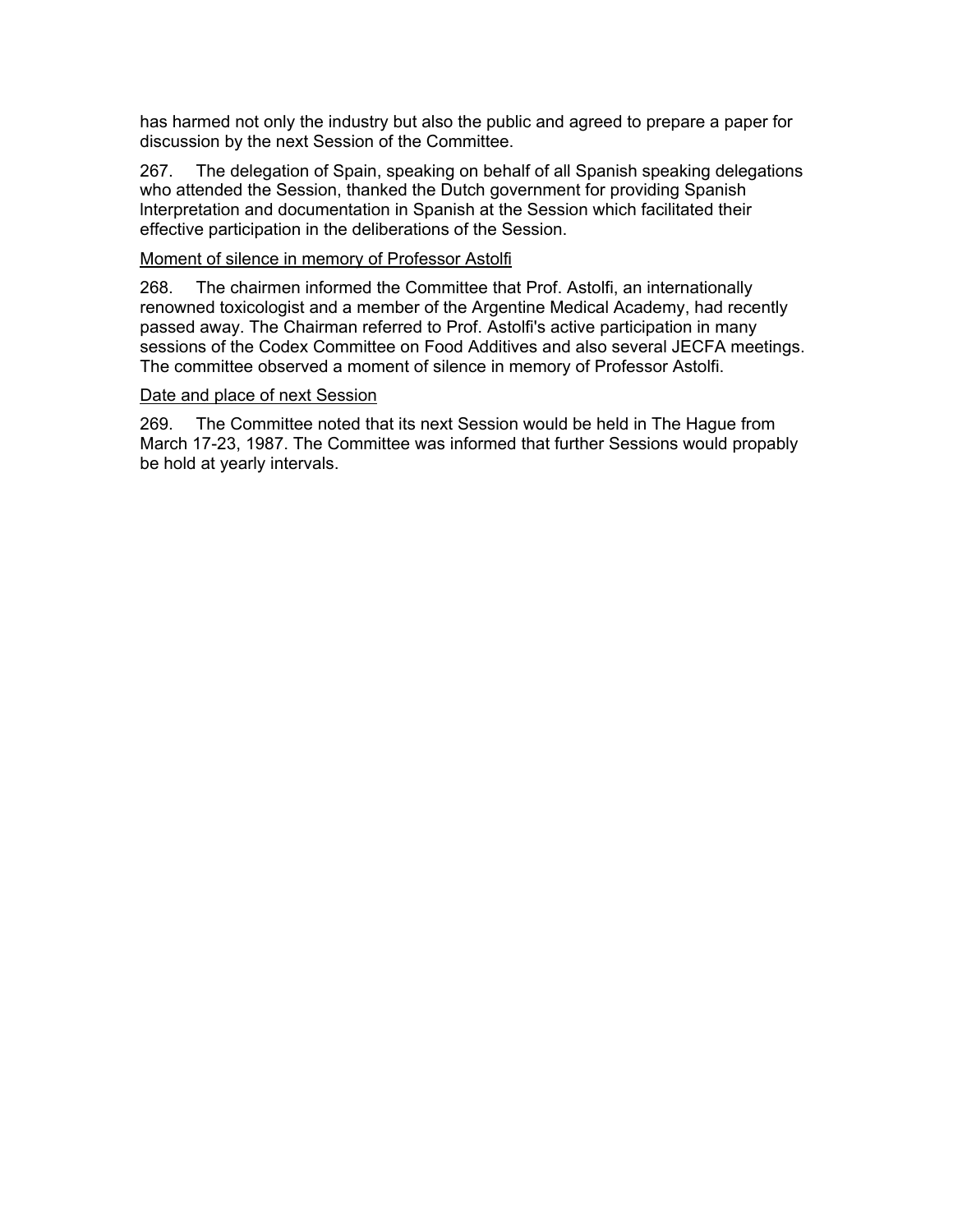has harmed not only the industry but also the public and agreed to prepare a paper for discussion by the next Session of the Committee.

267. The delegation of Spain, speaking on behalf of all Spanish speaking delegations who attended the Session, thanked the Dutch government for providing Spanish Interpretation and documentation in Spanish at the Session which facilitated their effective participation in the deliberations of the Session.

<u>Moment of silence in memory of Professor Astolfi</u>

268. The chairmen informed the Committee that Prof. Astolfi, an internationally renowned toxicologist and a member of the Argentine Medical Academy, had recently passed away. The Chairman referred to Prof. Astolfi's active participation in many sessions of the Codex Committee on Food Additives and also several JECFA meetings. The committee observed a moment of silence in memory of Professor Astolfi.

<u>Date and place of next Session</u>

269. The Committee noted that its next Session would be held in The Hague from March 17-23, 1987. The Committee was informed that further Sessions would propably be hold at yearly intervals.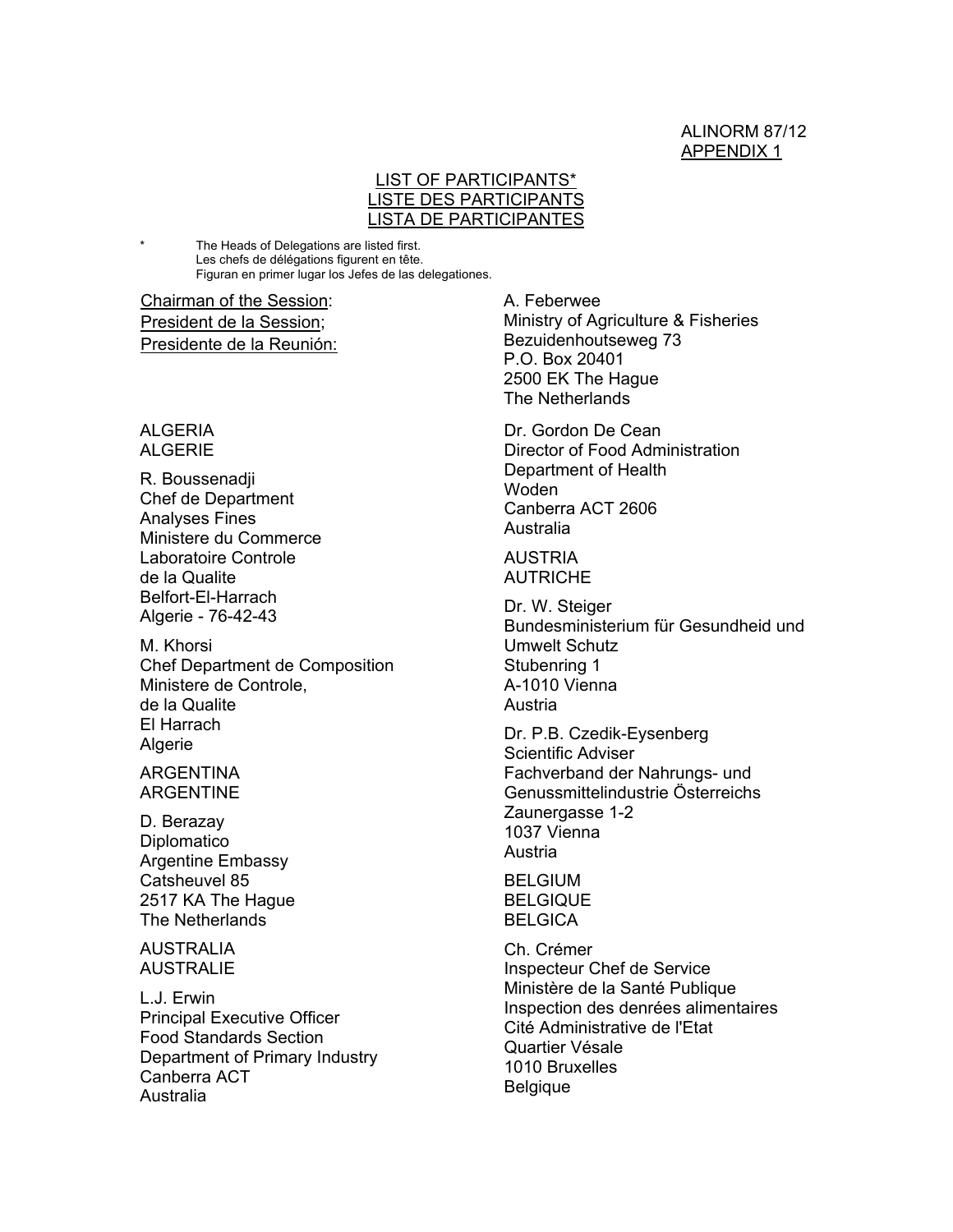ALINORM 87/12
APPENDIX 1

## LIST OF PARTICIPANTS*
## LISTE DES PARTICIPANTS
## LISTA DE PARTICIPANTES

\* The Heads of Delegations are listed first.
Les chefs de délégations figurent en tête.
Figuran en primer lugar los Jefes de las delegationes.

Chairman of the Session:
President de la Session;
Presidente de la Reunión:

A. Feberwee
Ministry of Agriculture & Fisheries
Bezuidenhoutseweg 73
P.O. Box 20401
2500 EK The Hague
The Netherlands

ALGERIA
ALGERIE

R. Boussenadji
Chef de Department
Analyses Fines
Ministere du Commerce
Laboratoire Controle
de la Qualite
Belfort-El-Harrach
Algerie - 76-42-43

M. Khorsi
Chef Department de Composition
Ministere de Controle,
de la Qualite
El Harrach
Algerie

ARGENTINA
ARGENTINE

D. Berazay
Diplomatico
Argentine Embassy
Catsheuvel 85
2517 KA The Hague
The Netherlands

AUSTRALIA
AUSTRALIE

L.J. Erwin
Principal Executive Officer
Food Standards Section
Department of Primary Industry
Canberra ACT
Australia

Dr. Gordon De Cean
Director of Food Administration
Department of Health
Woden
Canberra ACT 2606
Australia

AUSTRIA
AUTRICHE

Dr. W. Steiger
Bundesministerium für Gesundheid und
Umwelt Schutz
Stubenring 1
A-1010 Vienna
Austria

Dr. P.B. Czedik-Eysenberg
Scientific Adviser
Fachverband der Nahrungs- und
Genussmittelindustrie Österreichs
Zaunergasse 1-2
1037 Vienna
Austria

BELGIUM
BELGIQUE
BELGICA

Ch. Crémer
Inspecteur Chef de Service
Ministère de la Santé Publique
Inspection des denrées alimentaires
Cité Administrative de l'Etat
Quartier Vésale
1010 Bruxelles
Belgique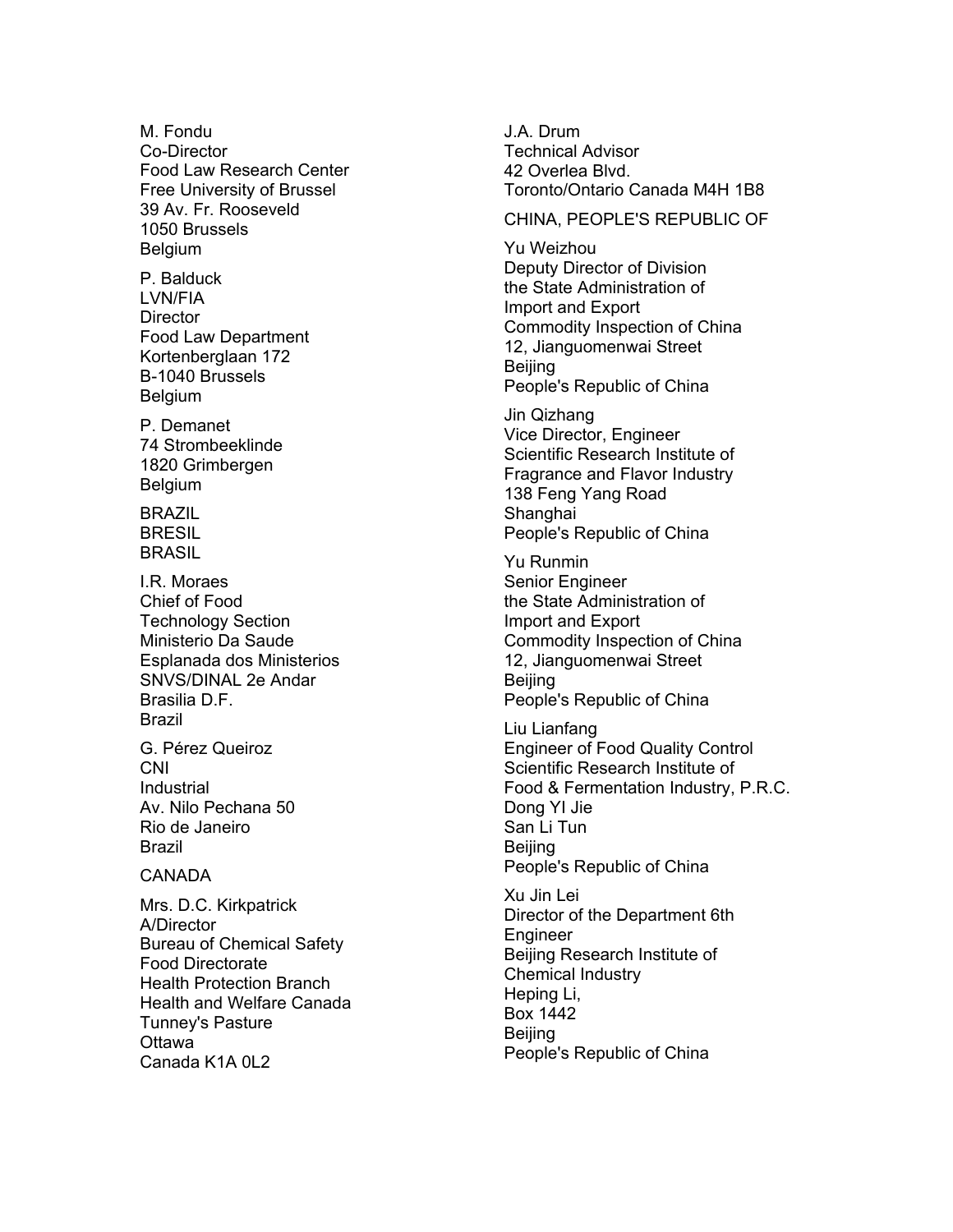M. Fondu
Co-Director
Food Law Research Center
Free University of Brussel
39 Av. Fr. Rooseveld
1050 Brussels
Belgium

P. Balduck
LVN/FIA
Director
Food Law Department
Kortenberglaan 172
B-1040 Brussels
Belgium

P. Demanet
74 Strombeeklinde
1820 Grimbergen
Belgium

BRAZIL
BRESIL
BRASIL

I.R. Moraes
Chief of Food
Technology Section
Ministerio Da Saude
Esplanada dos Ministerios
SNVS/DINAL 2e Andar
Brasilia D.F.
Brazil

G. Pérez Queiroz
CNI
Industrial
Av. Nilo Pechana 50
Rio de Janeiro
Brazil

CANADA

Mrs. D.C. Kirkpatrick
A/Director
Bureau of Chemical Safety
Food Directorate
Health Protection Branch
Health and Welfare Canada
Tunney's Pasture
Ottawa
Canada K1A 0L2

J.A. Drum
Technical Advisor
42 Overlea Blvd.
Toronto/Ontario Canada M4H 1B8

CHINA, PEOPLE'S REPUBLIC OF

Yu Weizhou
Deputy Director of Division
the State Administration of
Import and Export
Commodity Inspection of China
12, Jianguomenwai Street
Beijing
People's Republic of China

Jin Qizhang
Vice Director, Engineer
Scientific Research Institute of
Fragrance and Flavor Industry
138 Feng Yang Road
Shanghai
People's Republic of China

Yu Runmin
Senior Engineer
the State Administration of
Import and Export
Commodity Inspection of China
12, Jianguomenwai Street
Beijing
People's Republic of China

Liu Lianfang
Engineer of Food Quality Control
Scientific Research Institute of
Food & Fermentation Industry, P.R.C.
Dong YI Jie
San Li Tun
Beijing
People's Republic of China

Xu Jin Lei
Director of the Department 6th
Engineer
Beijing Research Institute of
Chemical Industry
Heping Li,
Box 1442
Beijing
People's Republic of China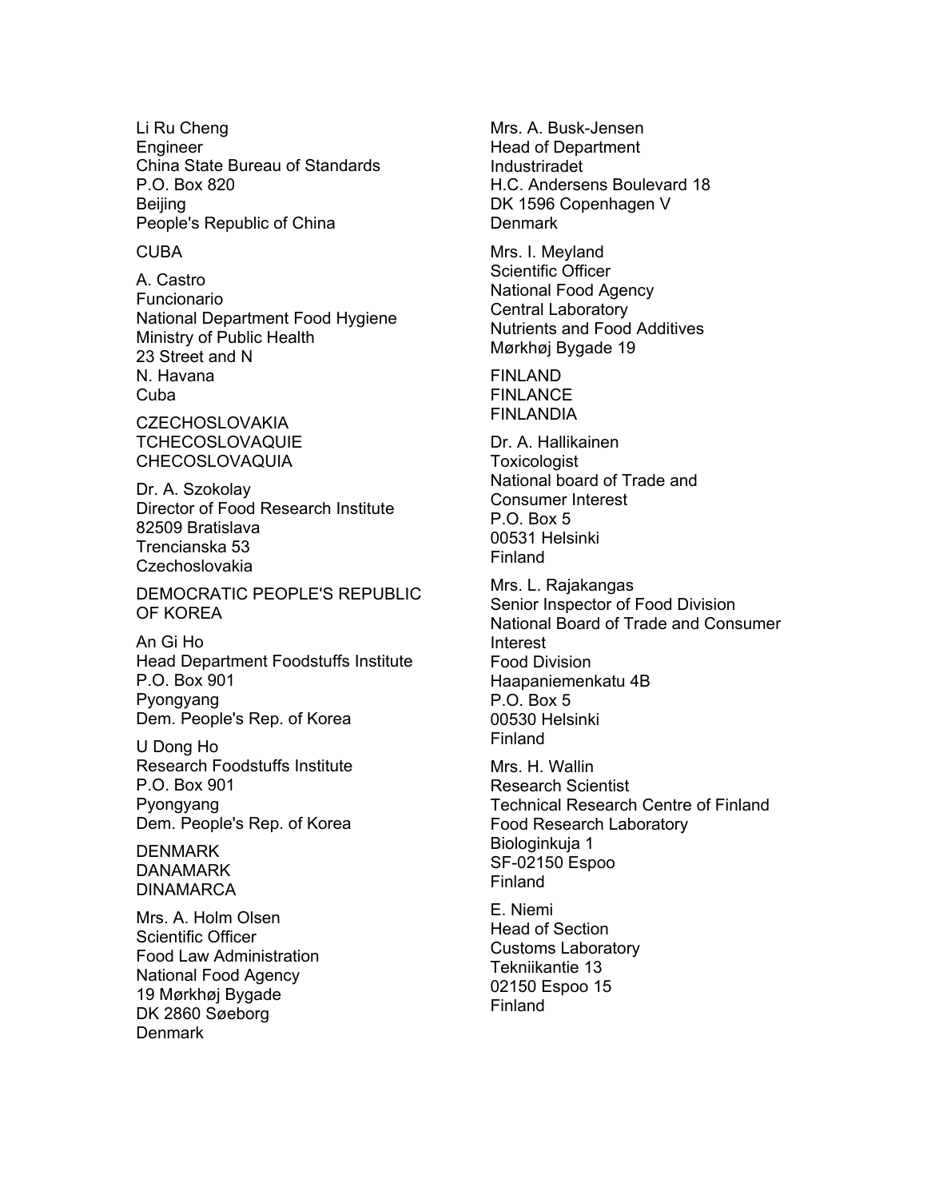Li Ru Cheng
Engineer
China State Bureau of Standards
P.O. Box 820
Beijing
People's Republic of China

CUBA

A. Castro
Funcionario
National Department Food Hygiene
Ministry of Public Health
23 Street and N
N. Havana
Cuba

CZECHOSLOVAKIA
TCHECOSLOVAQUIE
CHECOSLOVAQUIA

Dr. A. Szokolay
Director of Food Research Institute
82509 Bratislava
Trencianska 53
Czechoslovakia

DEMOCRATIC PEOPLE'S REPUBLIC OF KOREA

An Gi Ho
Head Department Foodstuffs Institute
P.O. Box 901
Pyongyang
Dem. People's Rep. of Korea

U Dong Ho
Research Foodstuffs Institute
P.O. Box 901
Pyongyang
Dem. People's Rep. of Korea

DENMARK
DANAMARK
DINAMARCA

Mrs. A. Holm Olsen
Scientific Officer
Food Law Administration
National Food Agency
19 Mørkhøj Bygade
DK 2860 Søeborg
Denmark

Mrs. A. Busk-Jensen
Head of Department
Industriradet
H.C. Andersens Boulevard 18
DK 1596 Copenhagen V
Denmark

Mrs. I. Meyland
Scientific Officer
National Food Agency
Central Laboratory
Nutrients and Food Additives
Mørkhøj Bygade 19

FINLAND
FINLANCE
FINLANDIA

Dr. A. Hallikainen
Toxicologist
National board of Trade and Consumer Interest
P.O. Box 5
00531 Helsinki
Finland

Mrs. L. Rajakangas
Senior Inspector of Food Division
National Board of Trade and Consumer Interest
Food Division
Haapaniemenkatu 4B
P.O. Box 5
00530 Helsinki
Finland

Mrs. H. Wallin
Research Scientist
Technical Research Centre of Finland
Food Research Laboratory
Biologinkuja 1
SF-02150 Espoo
Finland

E. Niemi
Head of Section
Customs Laboratory
Tekniikantie 13
02150 Espoo 15
Finland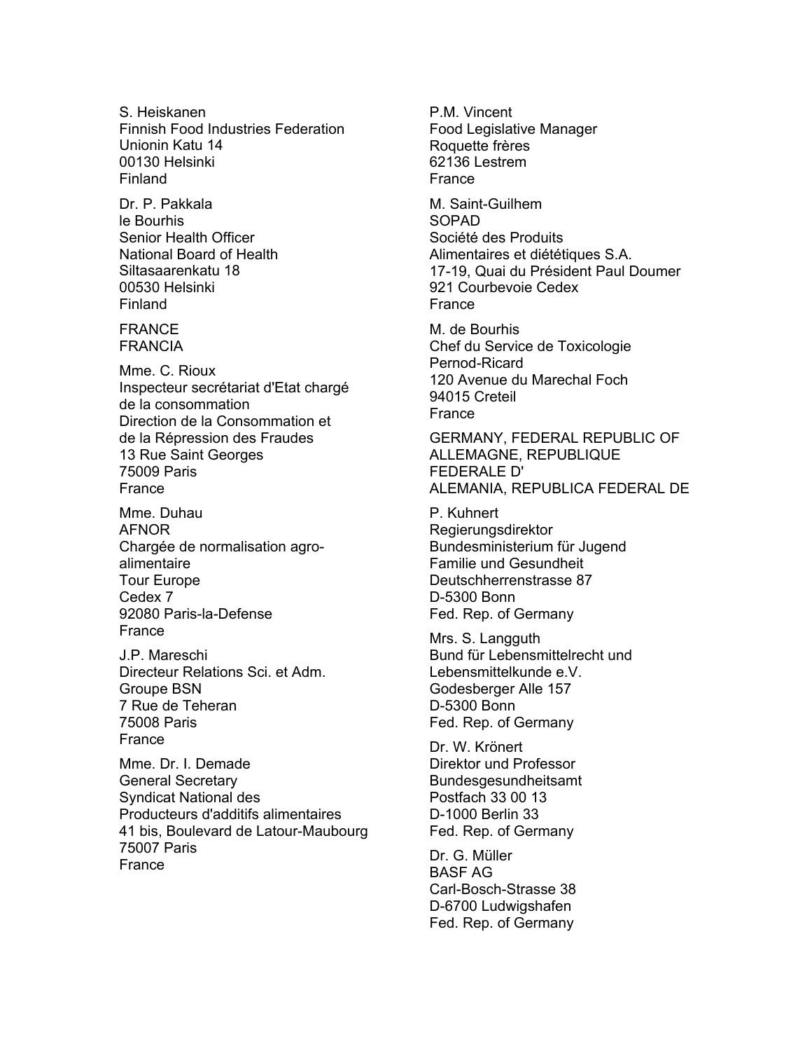S. Heiskanen
Finnish Food Industries Federation
Unionin Katu 14
00130 Helsinki
Finland

Dr. P. Pakkala
le Bourhis
Senior Health Officer
National Board of Health
Siltasaarenkatu 18
00530 Helsinki
Finland

FRANCE
FRANCIA

Mme. C. Rioux
Inspecteur secrétariat d'Etat chargé de la consommation
Direction de la Consommation et de la Répression des Fraudes
13 Rue Saint Georges
75009 Paris
France

Mme. Duhau
AFNOR
Chargée de normalisation agro-alimentaire
Tour Europe
Cedex 7
92080 Paris-la-Defense
France

J.P. Mareschi
Directeur Relations Sci. et Adm.
Groupe BSN
7 Rue de Teheran
75008 Paris
France

Mme. Dr. I. Demade
General Secretary
Syndicat National des Producteurs d'additifs alimentaires
41 bis, Boulevard de Latour-Maubourg
75007 Paris
France

P.M. Vincent
Food Legislative Manager
Roquette frères
62136 Lestrem
France

M. Saint-Guilhem
SOPAD
Société des Produits Alimentaires et diététiques S.A.
17-19, Quai du Président Paul Doumer
921 Courbevoie Cedex
France

M. de Bourhis
Chef du Service de Toxicologie
Pernod-Ricard
120 Avenue du Marechal Foch
94015 Creteil
France

GERMANY, FEDERAL REPUBLIC OF
ALLEMAGNE, REPUBLIQUE FEDERALE D'
ALEMANIA, REPUBLICA FEDERAL DE

P. Kuhnert
Regierungsdirektor
Bundesministerium für Jugend Familie und Gesundheit
Deutschherrenstrasse 87
D-5300 Bonn
Fed. Rep. of Germany

Mrs. S. Langguth
Bund für Lebensmittelrecht und Lebensmittelkunde e.V.
Godesberger Alle 157
D-5300 Bonn
Fed. Rep. of Germany

Dr. W. Krönert
Direktor und Professor
Bundesgesundheitsamt
Postfach 33 00 13
D-1000 Berlin 33
Fed. Rep. of Germany

Dr. G. Müller
BASF AG
Carl-Bosch-Strasse 38
D-6700 Ludwigshafen
Fed. Rep. of Germany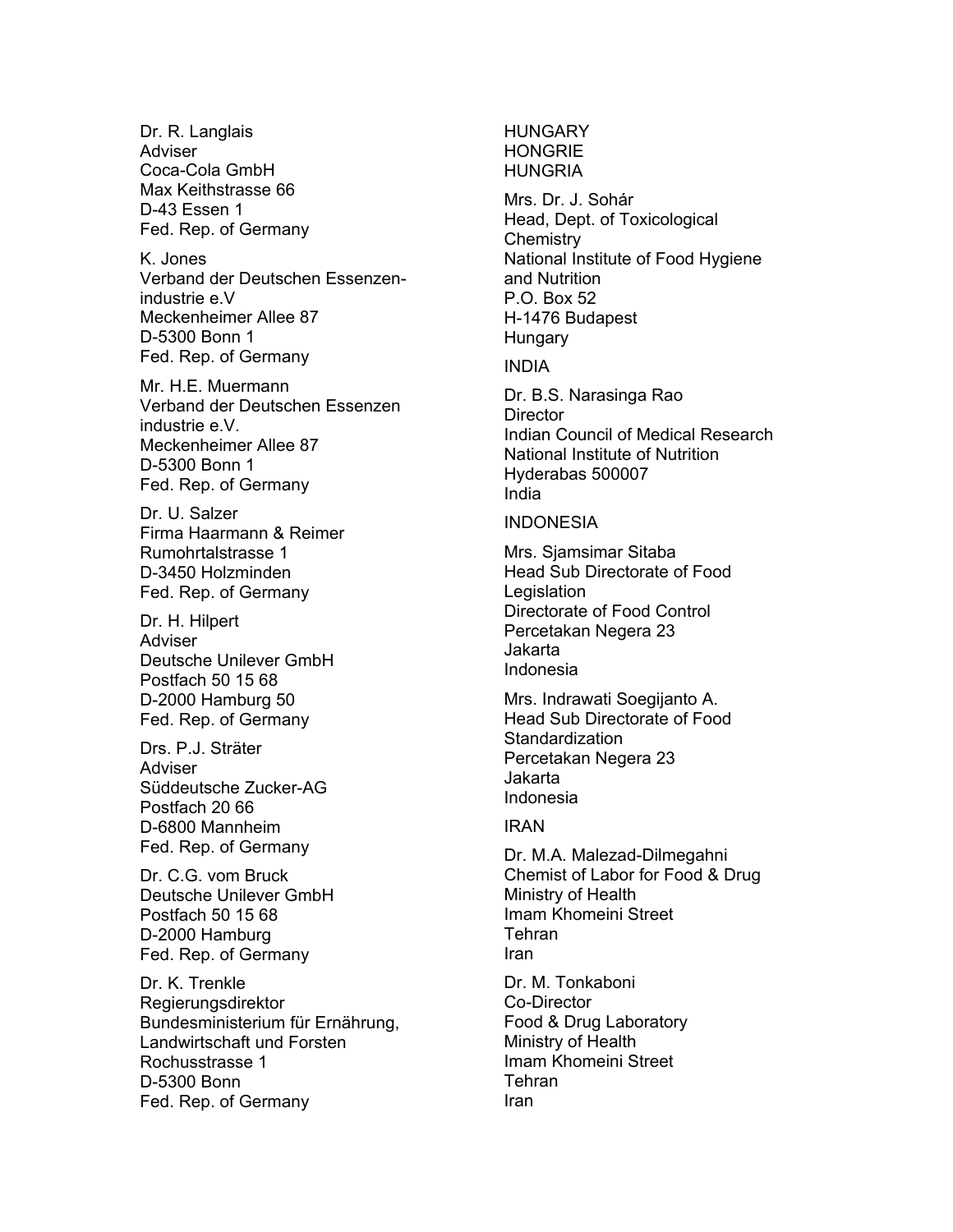Dr. R. Langlais
Adviser
Coca-Cola GmbH
Max Keithstrasse 66
D-43 Essen 1
Fed. Rep. of Germany

K. Jones
Verband der Deutschen Essenzen-
industrie e.V
Meckenheimer Allee 87
D-5300 Bonn 1
Fed. Rep. of Germany

Mr. H.E. Muermann
Verband der Deutschen Essenzen
industrie e.V.
Meckenheimer Allee 87
D-5300 Bonn 1
Fed. Rep. of Germany

Dr. U. Salzer
Firma Haarmann & Reimer
Rumohrtalstrasse 1
D-3450 Holzminden
Fed. Rep. of Germany

Dr. H. Hilpert
Adviser
Deutsche Unilever GmbH
Postfach 50 15 68
D-2000 Hamburg 50
Fed. Rep. of Germany

Drs. P.J. Sträter
Adviser
Süddeutsche Zucker-AG
Postfach 20 66
D-6800 Mannheim
Fed. Rep. of Germany

Dr. C.G. vom Bruck
Deutsche Unilever GmbH
Postfach 50 15 68
D-2000 Hamburg
Fed. Rep. of Germany

Dr. K. Trenkle
Regierungsdirektor
Bundesministerium für Ernährung,
Landwirtschaft und Forsten
Rochusstrasse 1
D-5300 Bonn
Fed. Rep. of Germany

HUNGARY
HONGRIE
HUNGRIA

Mrs. Dr. J. Sohár
Head, Dept. of Toxicological
Chemistry
National Institute of Food Hygiene
and Nutrition
P.O. Box 52
H-1476 Budapest
Hungary

INDIA

Dr. B.S. Narasinga Rao
Director
Indian Council of Medical Research
National Institute of Nutrition
Hyderabas 500007
India

INDONESIA

Mrs. Sjamsimar Sitaba
Head Sub Directorate of Food
Legislation
Directorate of Food Control
Percetakan Negera 23
Jakarta
Indonesia

Mrs. Indrawati Soegijanto A.
Head Sub Directorate of Food
Standardization
Percetakan Negera 23
Jakarta
Indonesia

IRAN

Dr. M.A. Malezad-Dilmegahni
Chemist of Labor for Food & Drug
Ministry of Health
Imam Khomeini Street
Tehran
Iran

Dr. M. Tonkaboni
Co-Director
Food & Drug Laboratory
Ministry of Health
Imam Khomeini Street
Tehran
Iran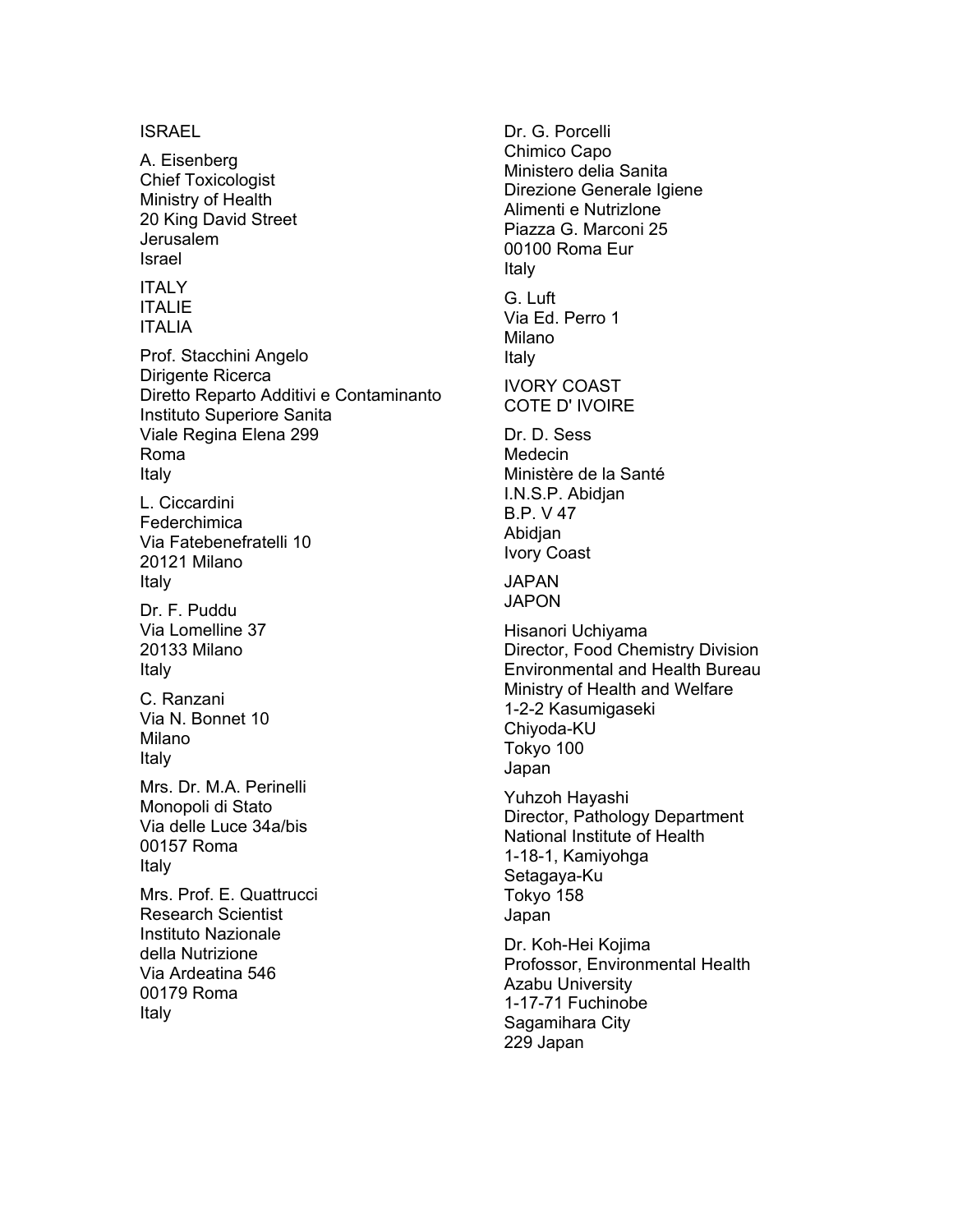ISRAEL

A. Eisenberg
Chief Toxicologist
Ministry of Health
20 King David Street
Jerusalem
Israel

ITALY
ITALIE
ITALIA

Prof. Stacchini Angelo
Dirigente Ricerca
Diretto Reparto Additivi e Contaminanto
Instituto Superiore Sanita
Viale Regina Elena 299
Roma
Italy

L. Ciccardini
Federchimica
Via Fatebenefratelli 10
20121 Milano
Italy

Dr. F. Puddu
Via Lomelline 37
20133 Milano
Italy

C. Ranzani
Via N. Bonnet 10
Milano
Italy

Mrs. Dr. M.A. Perinelli
Monopoli di Stato
Via delle Luce 34a/bis
00157 Roma
Italy

Mrs. Prof. E. Quattrucci
Research Scientist
Instituto Nazionale
della Nutrizione
Via Ardeatina 546
00179 Roma
Italy

Dr. G. Porcelli
Chimico Capo
Ministero delia Sanita
Direzione Generale Igiene
Alimenti e Nutrizlone
Piazza G. Marconi 25
00100 Roma Eur
Italy

G. Luft
Via Ed. Perro 1
Milano
Italy

IVORY COAST
COTE D' IVOIRE

Dr. D. Sess
Medecin
Ministère de la Santé
I.N.S.P. Abidjan
B.P. V 47
Abidjan
Ivory Coast

JAPAN
JAPON

Hisanori Uchiyama
Director, Food Chemistry Division
Environmental and Health Bureau
Ministry of Health and Welfare
1-2-2 Kasumigaseki
Chiyoda-KU
Tokyo 100
Japan

Yuhzoh Hayashi
Director, Pathology Department
National Institute of Health
1-18-1, Kamiyohga
Setagaya-Ku
Tokyo 158
Japan

Dr. Koh-Hei Kojima
Professor, Environmental Health
Azabu University
1-17-71 Fuchinobe
Sagamihara City
229 Japan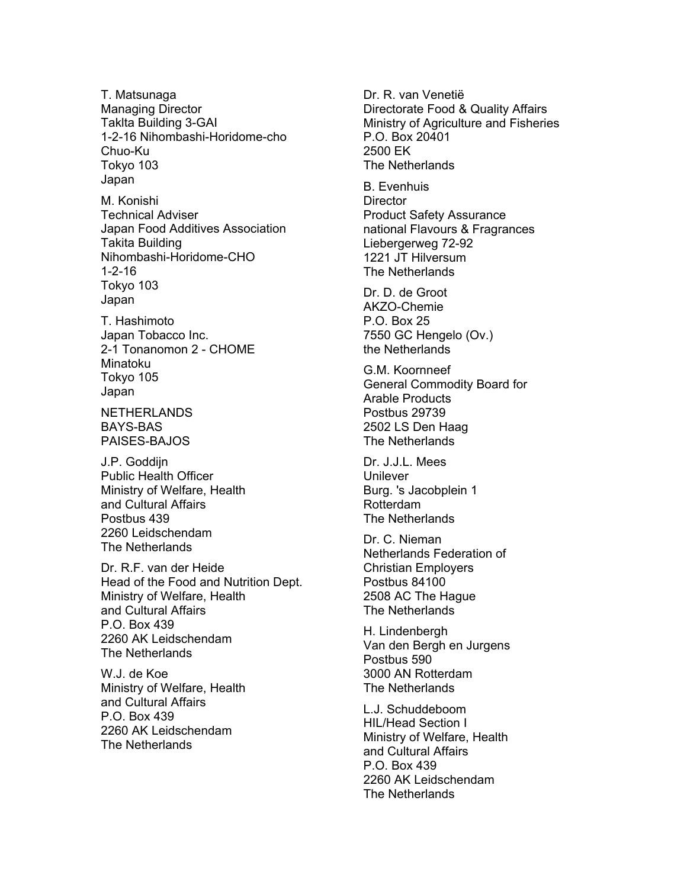T. Matsunaga
Managing Director
Taklta Building 3-GAI
1-2-16 Nihombashi-Horidome-cho
Chuo-Ku
Tokyo 103
Japan

M. Konishi
Technical Adviser
Japan Food Additives Association
Takita Building
Nihombashi-Horidome-CHO
1-2-16
Tokyo 103
Japan

T. Hashimoto
Japan Tobacco Inc.
2-1 Tonanomon 2 - CHOME
Minatoku
Tokyo 105
Japan

NETHERLANDS
BAYS-BAS
PAISES-BAJOS

J.P. Goddijn
Public Health Officer
Ministry of Welfare, Health
and Cultural Affairs
Postbus 439
2260 Leidschendam
The Netherlands

Dr. R.F. van der Heide
Head of the Food and Nutrition Dept.
Ministry of Welfare, Health
and Cultural Affairs
P.O. Box 439
2260 AK Leidschendam
The Netherlands

W.J. de Koe
Ministry of Welfare, Health
and Cultural Affairs
P.O. Box 439
2260 AK Leidschendam
The Netherlands

Dr. R. van Venetië
Directorate Food & Quality Affairs
Ministry of Agriculture and Fisheries
P.O. Box 20401
2500 EK
The Netherlands

B. Evenhuis
Director
Product Safety Assurance
national Flavours & Fragrances
Liebergerweg 72-92
1221 JT Hilversum
The Netherlands

Dr. D. de Groot
AKZO-Chemie
P.O. Box 25
7550 GC Hengelo (Ov.)
the Netherlands

G.M. Koornneef
General Commodity Board for
Arable Products
Postbus 29739
2502 LS Den Haag
The Netherlands

Dr. J.J.L. Mees
Unilever
Burg. 's Jacobplein 1
Rotterdam
The Netherlands

Dr. C. Nieman
Netherlands Federation of
Christian Employers
Postbus 84100
2508 AC The Hague
The Netherlands

H. Lindenbergh
Van den Bergh en Jurgens
Postbus 590
3000 AN Rotterdam
The Netherlands

L.J. Schuddeboom
HIL/Head Section I
Ministry of Welfare, Health
and Cultural Affairs
P.O. Box 439
2260 AK Leidschendam
The Netherlands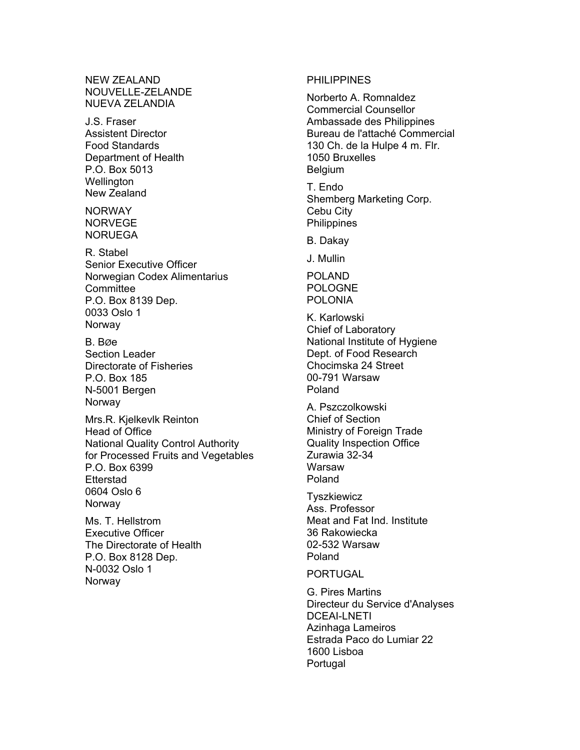NEW ZEALAND
NOUVELLE-ZELANDE
NUEVA ZELANDIA

J.S. Fraser
Assistent Director
Food Standards
Department of Health
P.O. Box 5013
Wellington
New Zealand

NORWAY
NORVEGE
NORUEGA

R. Stabel
Senior Executive Officer
Norwegian Codex Alimentarius
Committee
P.O. Box 8139 Dep.
0033 Oslo 1
Norway

B. BØe
Section Leader
Directorate of Fisheries
P.O. Box 185
N-5001 Bergen
Norway

Mrs.R. Kjelkevlk Reinton
Head of Office
National Quality Control Authority
for Processed Fruits and Vegetables
P.O. Box 6399
Etterstad
0604 Oslo 6
Norway

Ms. T. Hellstrom
Executive Officer
The Directorate of Health
P.O. Box 8128 Dep.
N-0032 Oslo 1
Norway

PHILIPPINES

Norberto A. Romnaldez
Commercial Counsellor
Ambassade des Philippines
Bureau de l'attaché Commercial
130 Ch. de la Hulpe 4 m. Flr.
1050 Bruxelles
Belgium

T. Endo
Shemberg Marketing Corp.
Cebu City
Philippines

B. Dakay

J. Mullin

POLAND
POLOGNE
POLONIA

K. Karlowski
Chief of Laboratory
National Institute of Hygiene
Dept. of Food Research
Chocimska 24 Street
00-791 Warsaw
Poland

A. Pszczolkowski
Chief of Section
Ministry of Foreign Trade
Quality Inspection Office
Zurawia 32-34
Warsaw
Poland

Tyszkiewicz
Ass. Professor
Meat and Fat Ind. Institute
36 Rakowiecka
02-532 Warsaw
Poland

PORTUGAL

G. Pires Martins
Directeur du Service d'Analyses
DCEAI-LNETI
Azinhaga Lameiros
Estrada Paco do Lumiar 22
1600 Lisboa
Portugal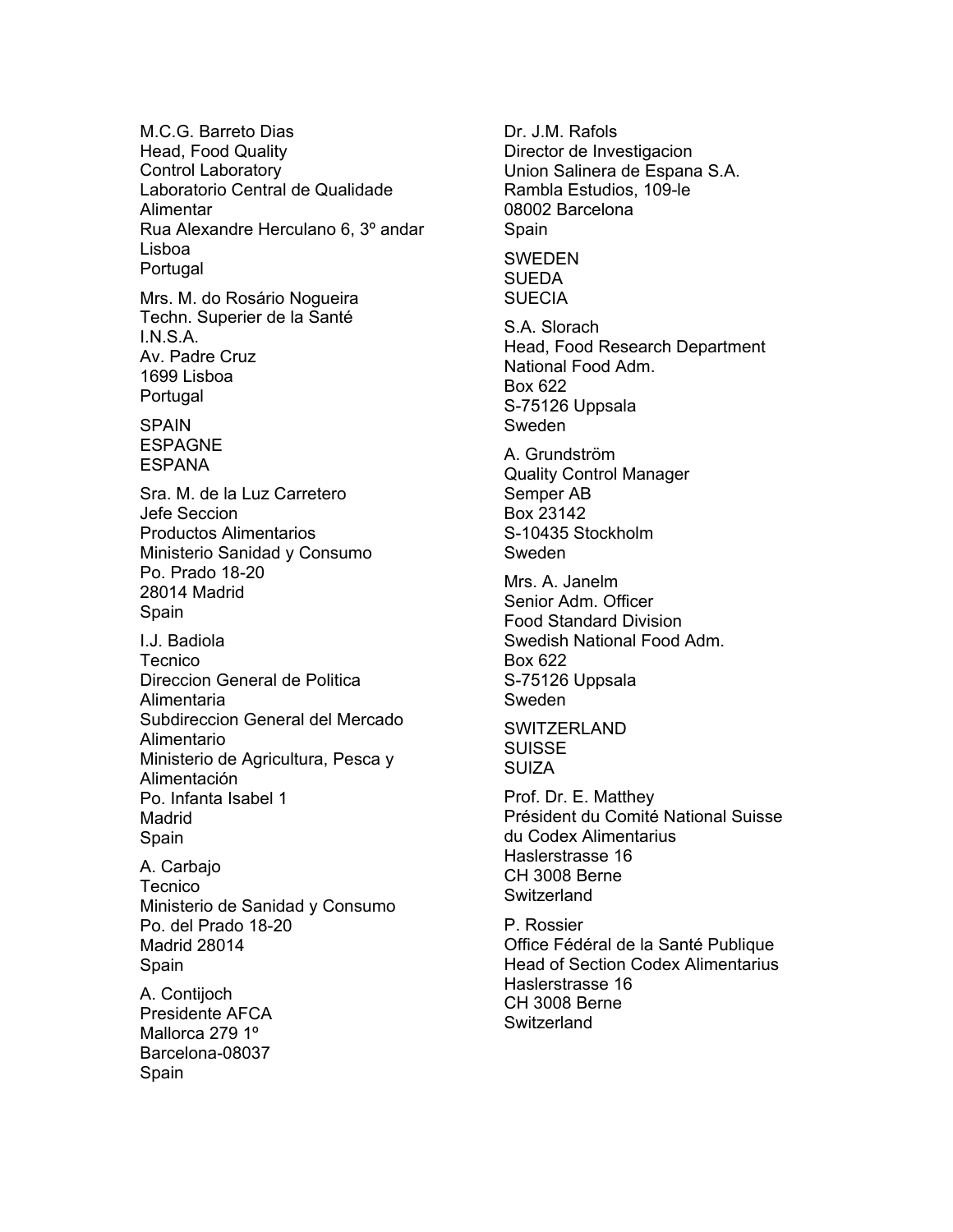M.C.G. Barreto Dias
Head, Food Quality
Control Laboratory
Laboratorio Central de Qualidade
Alimentar
Rua Alexandre Herculano 6, 3º andar
Lisboa
Portugal

Mrs. M. do Rosário Nogueira
Techn. Superier de la Santé
I.N.S.A.
Av. Padre Cruz
1699 Lisboa
Portugal

SPAIN
ESPAGNE
ESPANA

Sra. M. de la Luz Carretero
Jefe Seccion
Productos Alimentarios
Ministerio Sanidad y Consumo
Po. Prado 18-20
28014 Madrid
Spain

I.J. Badiola
Tecnico
Direccion General de Politica
Alimentaria
Subdireccion General del Mercado
Alimentario
Ministerio de Agricultura, Pesca y
Alimentación
Po. Infanta Isabel 1
Madrid
Spain

A. Carbajo
Tecnico
Ministerio de Sanidad y Consumo
Po. del Prado 18-20
Madrid 28014
Spain

A. Contijoch
Presidente AFCA
Mallorca 279 1º
Barcelona-08037
Spain

Dr. J.M. Rafols
Director de Investigacion
Union Salinera de Espana S.A.
Rambla Estudios, 109-le
08002 Barcelona
Spain

SWEDEN
SUEDA
SUECIA

S.A. Slorach
Head, Food Research Department
National Food Adm.
Box 622
S-75126 Uppsala
Sweden

A. Grundström
Quality Control Manager
Semper AB
Box 23142
S-10435 Stockholm
Sweden

Mrs. A. Janelm
Senior Adm. Officer
Food Standard Division
Swedish National Food Adm.
Box 622
S-75126 Uppsala
Sweden

SWITZERLAND
SUISSE
SUIZA

Prof. Dr. E. Matthey
Président du Comité National Suisse
du Codex Alimentarius
Haslerstrasse 16
CH 3008 Berne
Switzerland

P. Rossier
Office Fédéral de la Santé Publique
Head of Section Codex Alimentarius
Haslerstrasse 16
CH 3008 Berne
Switzerland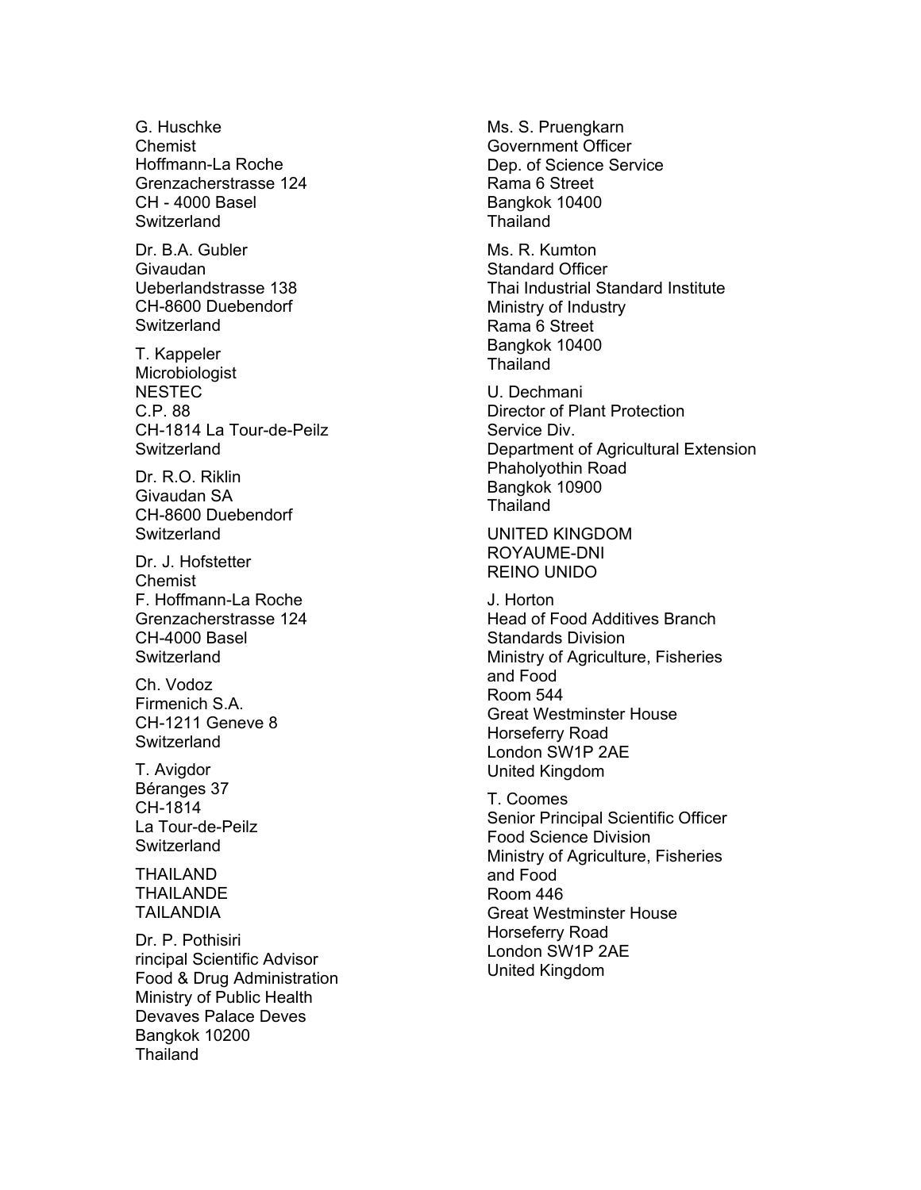G. Huschke
Chemist
Hoffmann-La Roche
Grenzacherstrasse 124
CH - 4000 Basel
Switzerland

Dr. B.A. Gubler
Givaudan
Ueberlandstrasse 138
CH-8600 Duebendorf
Switzerland

T. Kappeler
Microbiologist
NESTEC
C.P. 88
CH-1814 La Tour-de-Peilz
Switzerland

Dr. R.O. Riklin
Givaudan SA
CH-8600 Duebendorf
Switzerland

Dr. J. Hofstetter
Chemist
F. Hoffmann-La Roche
Grenzacherstrasse 124
CH-4000 Basel
Switzerland

Ch. Vodoz
Firmenich S.A.
CH-1211 Geneve 8
Switzerland

T. Avigdor
Béranges 37
CH-1814
La Tour-de-Peilz
Switzerland

THAILAND
THAILANDE
TAILANDIA

Dr. P. Pothisiri
rincipal Scientific Advisor
Food & Drug Administration
Ministry of Public Health
Devaves Palace Deves
Bangkok 10200
Thailand

Ms. S. Pruengkarn
Government Officer
Dep. of Science Service
Rama 6 Street
Bangkok 10400
Thailand

Ms. R. Kumton
Standard Officer
Thai Industrial Standard Institute
Ministry of Industry
Rama 6 Street
Bangkok 10400
Thailand

U. Dechmani
Director of Plant Protection
Service Div.
Department of Agricultural Extension
Phaholyothin Road
Bangkok 10900
Thailand

UNITED KINGDOM
ROYAUME-DNI
REINO UNIDO

J. Horton
Head of Food Additives Branch
Standards Division
Ministry of Agriculture, Fisheries
and Food
Room 544
Great Westminster House
Horseferry Road
London SW1P 2AE
United Kingdom

T. Coomes
Senior Principal Scientific Officer
Food Science Division
Ministry of Agriculture, Fisheries
and Food
Room 446
Great Westminster House
Horseferry Road
London SW1P 2AE
United Kingdom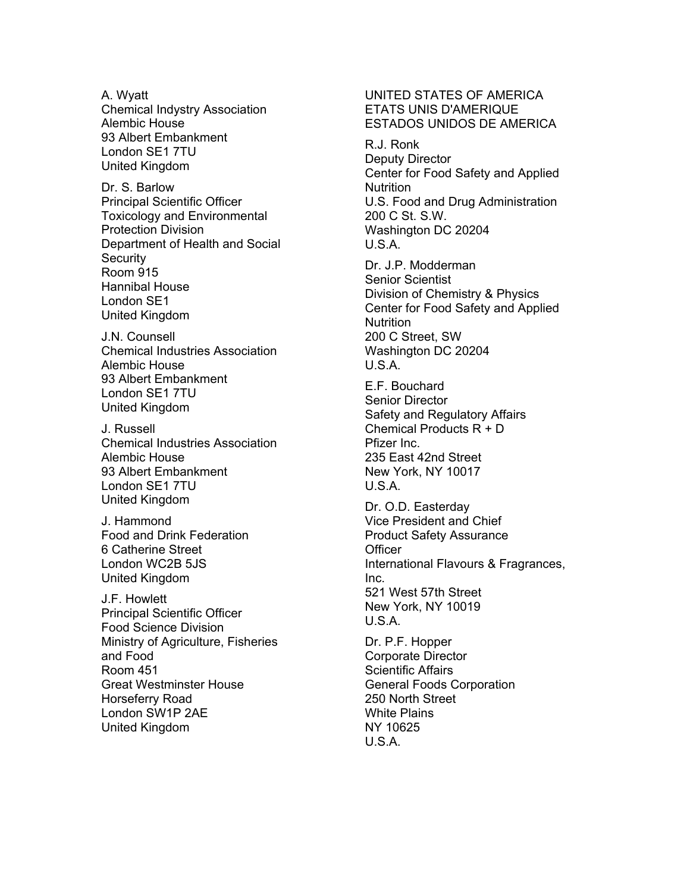A. Wyatt
Chemical Indystry Association
Alembic House
93 Albert Embankment
London SE1 7TU
United Kingdom

Dr. S. Barlow
Principal Scientific Officer
Toxicology and Environmental Protection Division
Department of Health and Social Security
Room 915
Hannibal House
London SE1
United Kingdom

J.N. Counsell
Chemical Industries Association
Alembic House
93 Albert Embankment
London SE1 7TU
United Kingdom

J. Russell
Chemical Industries Association
Alembic House
93 Albert Embankment
London SE1 7TU
United Kingdom

J. Hammond
Food and Drink Federation
6 Catherine Street
London WC2B 5JS
United Kingdom

J.F. Howlett
Principal Scientific Officer
Food Science Division
Ministry of Agriculture, Fisheries and Food
Room 451
Great Westminster House
Horseferry Road
London SW1P 2AE
United Kingdom

UNITED STATES OF AMERICA
ETATS UNIS D'AMERIQUE
ESTADOS UNIDOS DE AMERICA

R.J. Ronk
Deputy Director
Center for Food Safety and Applied Nutrition
U.S. Food and Drug Administration
200 C St. S.W.
Washington DC 20204
U.S.A.

Dr. J.P. Modderman
Senior Scientist
Division of Chemistry & Physics
Center for Food Safety and Applied Nutrition
200 C Street, SW
Washington DC 20204
U.S.A.

E.F. Bouchard
Senior Director
Safety and Regulatory Affairs
Chemical Products R + D
Pfizer Inc.
235 East 42nd Street
New York, NY 10017
U.S.A.

Dr. O.D. Easterday
Vice President and Chief Product Safety Assurance Officer
International Flavours & Fragrances, Inc.
521 West 57th Street
New York, NY 10019
U.S.A.

Dr. P.F. Hopper
Corporate Director
Scientific Affairs
General Foods Corporation
250 North Street
White Plains
NY 10625
U.S.A.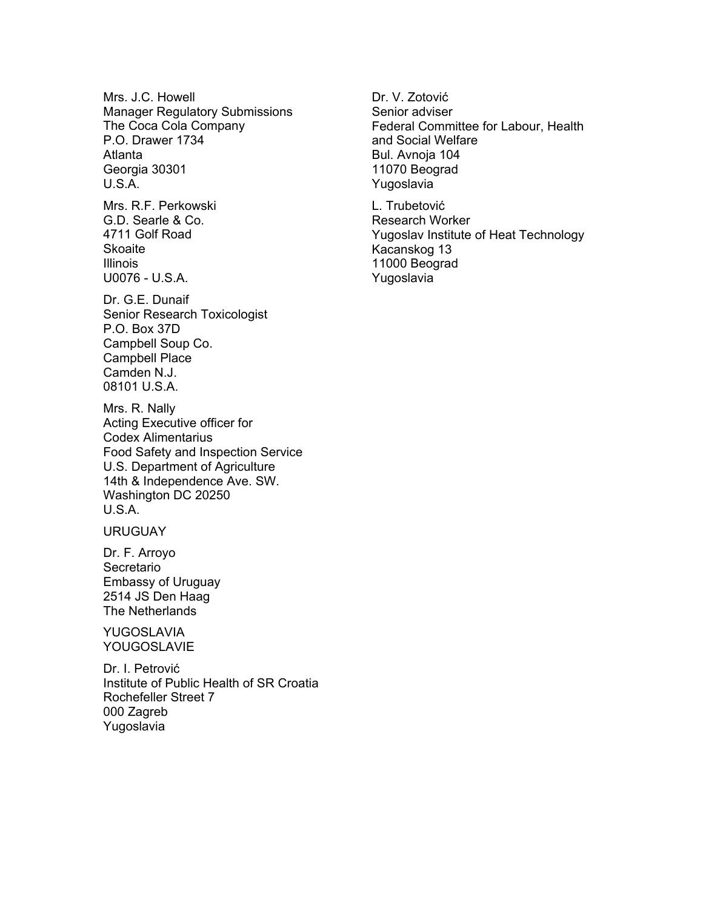Mrs. J.C. Howell
Manager Regulatory Submissions
The Coca Cola Company
P.O. Drawer 1734
Atlanta
Georgia 30301
U.S.A.

Mrs. R.F. Perkowski
G.D. Searle & Co.
4711 Golf Road
Skoaite
Illinois
U0076 - U.S.A.

Dr. G.E. Dunaif
Senior Research Toxicologist
P.O. Box 37D
Campbell Soup Co.
Campbell Place
Camden N.J.
08101 U.S.A.

Mrs. R. Nally
Acting Executive officer for
Codex Alimentarius
Food Safety and Inspection Service
U.S. Department of Agriculture
14th & Independence Ave. SW.
Washington DC 20250
U.S.A.

URUGUAY

Dr. F. Arroyo
Secretario
Embassy of Uruguay
2514 JS Den Haag
The Netherlands

YUGOSLAVIA
YOUGOSLAVIE

Dr. I. Petrović
Institute of Public Health of SR Croatia
Rochefeller Street 7
000 Zagreb
Yugoslavia

Dr. V. Zotović
Senior adviser
Federal Committee for Labour, Health
and Social Welfare
Bul. Avnoja 104
11070 Beograd
Yugoslavia

L. Trubetović
Research Worker
Yugoslav Institute of Heat Technology
Kacanskog 13
11000 Beograd
Yugoslavia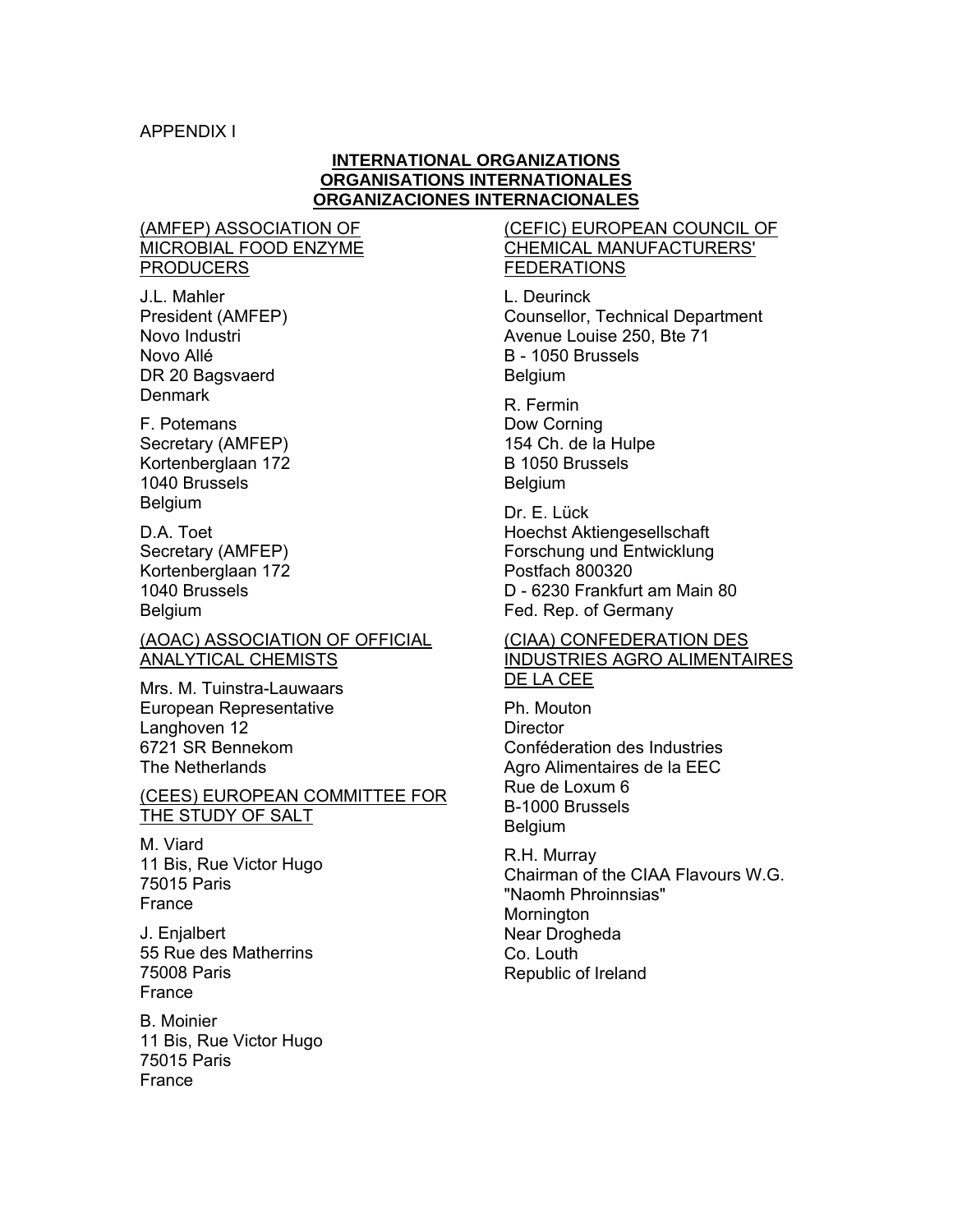APPENDIX I

## INTERNATIONAL ORGANIZATIONS
## ORGANISATIONS INTERNATIONALES
## ORGANIZACIONES INTERNACIONALES

(AMFEP) ASSOCIATION OF MICROBIAL FOOD ENZYME PRODUCERS

J.L. Mahler
President (AMFEP)
Novo Industri
Novo Allé
DR 20 Bagsvaerd
Denmark

F. Potemans
Secretary (AMFEP)
Kortenberglaan 172
1040 Brussels
Belgium

D.A. Toet
Secretary (AMFEP)
Kortenberglaan 172
1040 Brussels
Belgium

(AOAC) ASSOCIATION OF OFFICIAL ANALYTICAL CHEMISTS

Mrs. M. Tuinstra-Lauwaars
European Representative
Langhoven 12
6721 SR Bennekom
The Netherlands

(CEES) EUROPEAN COMMITTEE FOR THE STUDY OF SALT

M. Viard
11 Bis, Rue Victor Hugo
75015 Paris
France

J. Enjalbert
55 Rue des Matherrins
75008 Paris
France

B. Moinier
11 Bis, Rue Victor Hugo
75015 Paris
France

(CEFIC) EUROPEAN COUNCIL OF CHEMICAL MANUFACTURERS' FEDERATIONS

L. Deurinck
Counsellor, Technical Department
Avenue Louise 250, Bte 71
B - 1050 Brussels
Belgium

R. Fermin
Dow Corning
154 Ch. de la Hulpe
B 1050 Brussels
Belgium

Dr. E. Lück
Hoechst Aktiengesellschaft
Forschung und Entwicklung
Postfach 800320
D - 6230 Frankfurt am Main 80
Fed. Rep. of Germany

(CIAA) CONFEDERATION DES INDUSTRIES AGRO ALIMENTAIRES DE LA CEE

Ph. Mouton
Director
Conféderation des Industries
Agro Alimentaires de la EEC
Rue de Loxum 6
B-1000 Brussels
Belgium

R.H. Murray
Chairman of the CIAA Flavours W.G.
"Naomh Phroinnsias"
Mornington
Near Drogheda
Co. Louth
Republic of Ireland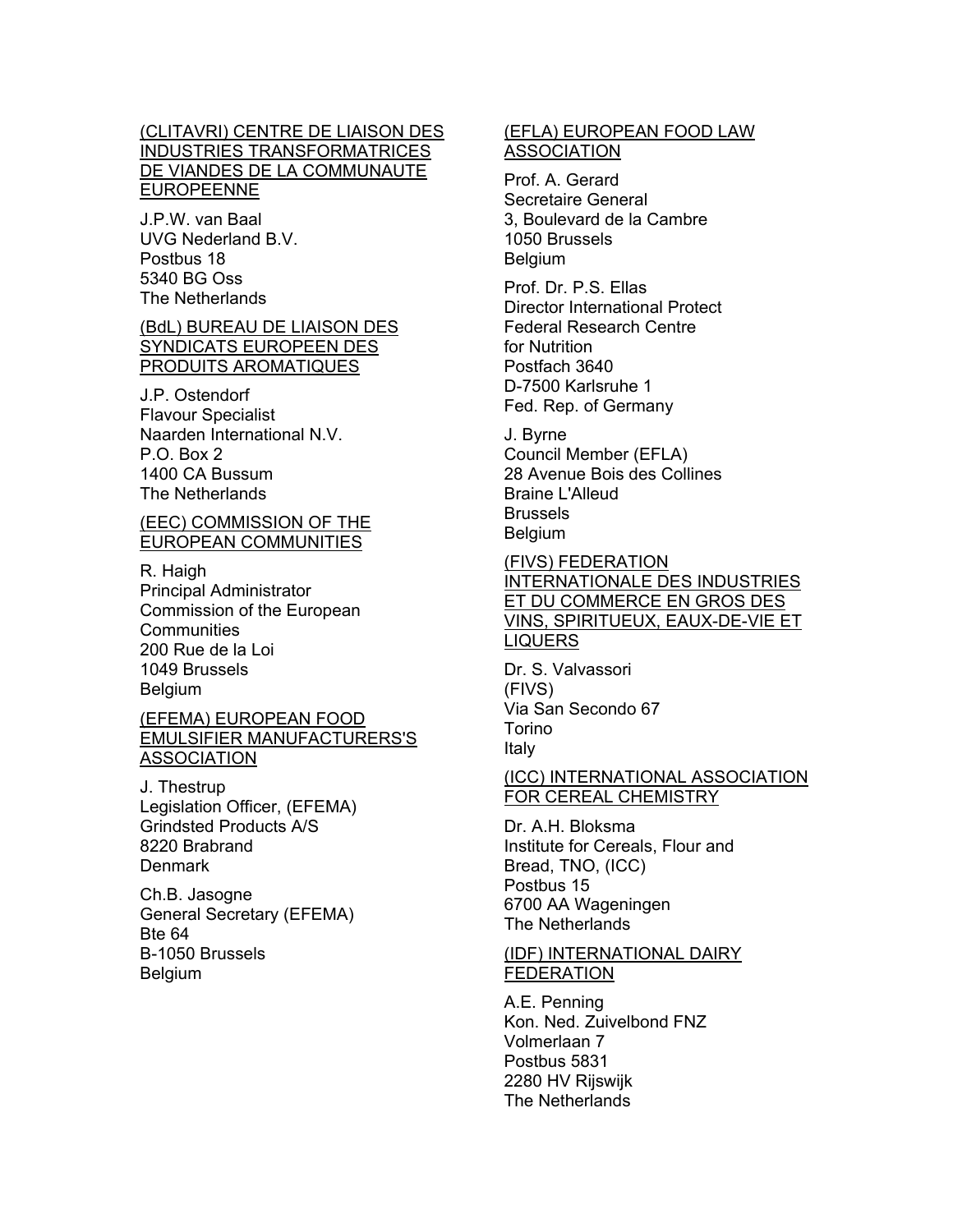<u>(CLITAVRI) CENTRE DE LIAISON DES INDUSTRIES TRANSFORMATRICES DE VIANDES DE LA COMMUNAUTE EUROPEENNE</u>

J.P.W. van Baal
UVG Nederland B.V.
Postbus 18
5340 BG Oss
The Netherlands

<u>(BdL) BUREAU DE LIAISON DES SYNDICATS EUROPEEN DES PRODUITS AROMATIQUES</u>

J.P. Ostendorf
Flavour Specialist
Naarden International N.V.
P.O. Box 2
1400 CA Bussum
The Netherlands

<u>(EEC) COMMISSION OF THE EUROPEAN COMMUNITIES</u>

R. Haigh
Principal Administrator
Commission of the European Communities
200 Rue de la Loi
1049 Brussels
Belgium

<u>(EFEMA) EUROPEAN FOOD EMULSIFIER MANUFACTURERS'S ASSOCIATION</u>

J. Thestrup
Legislation Officer, (EFEMA)
Grindsted Products A/S
8220 Brabrand
Denmark

Ch.B. Jasogne
General Secretary (EFEMA)
Bte 64
B-1050 Brussels
Belgium

<u>(EFLA) EUROPEAN FOOD LAW ASSOCIATION</u>

Prof. A. Gerard
Secretaire General
3, Boulevard de la Cambre
1050 Brussels
Belgium

Prof. Dr. P.S. Ellas
Director International Protect
Federal Research Centre for Nutrition
Postfach 3640
D-7500 Karlsruhe 1
Fed. Rep. of Germany

J. Byrne
Council Member (EFLA)
28 Avenue Bois des Collines
Braine L'Alleud
Brussels
Belgium

<u>(FIVS) FEDERATION INTERNATIONALE DES INDUSTRIES ET DU COMMERCE EN GROS DES VINS, SPIRITUEUX, EAUX-DE-VIE ET LIQUERS</u>

Dr. S. Valvassori
(FIVS)
Via San Secondo 67
Torino
Italy

<u>(ICC) INTERNATIONAL ASSOCIATION FOR CEREAL CHEMISTRY</u>

Dr. A.H. Bloksma
Institute for Cereals, Flour and Bread, TNO, (ICC)
Postbus 15
6700 AA Wageningen
The Netherlands

<u>(IDF) INTERNATIONAL DAIRY FEDERATION</u>

A.E. Penning
Kon. Ned. Zuivelbond FNZ
Volmerlaan 7
Postbus 5831
2280 HV Rijswijk
The Netherlands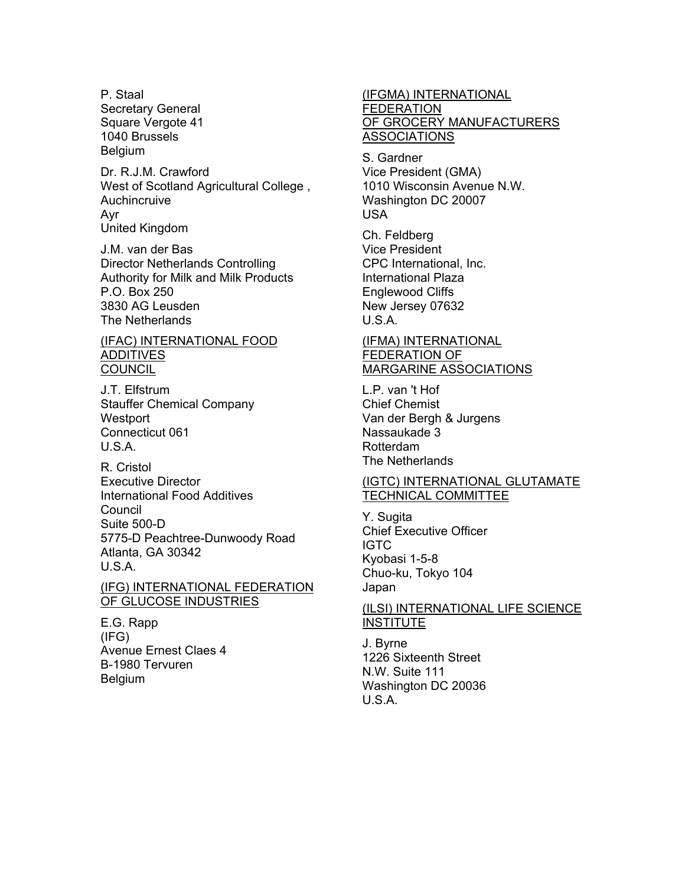P. Staal
Secretary General
Square Vergote 41
1040 Brussels
Belgium

Dr. R.J.M. Crawford
West of Scotland Agricultural College ,
Auchincruive
Ayr
United Kingdom

J.M. van der Bas
Director Netherlands Controlling
Authority for Milk and Milk Products
P.O. Box 250
3830 AG Leusden
The Netherlands

<u>(IFAC) INTERNATIONAL FOOD ADDITIVES COUNCIL</u>

J.T. Elfstrum
Stauffer Chemical Company
Westport
Connecticut 061
U.S.A.

R. Cristol
Executive Director
International Food Additives
Council
Suite 500-D
5775-D Peachtree-Dunwoody Road
Atlanta, GA 30342
U.S.A.

<u>(IFG) INTERNATIONAL FEDERATION OF GLUCOSE INDUSTRIES</u>

E.G. Rapp
(IFG)
Avenue Ernest Claes 4
B-1980 Tervuren
Belgium

<u>(IFGMA) INTERNATIONAL FEDERATION OF GROCERY MANUFACTURERS ASSOCIATIONS</u>

S. Gardner
Vice President (GMA)
1010 Wisconsin Avenue N.W.
Washington DC 20007
USA

Ch. Feldberg
Vice President
CPC International, Inc.
International Plaza
Englewood Cliffs
New Jersey 07632
U.S.A.

<u>(IFMA) INTERNATIONAL FEDERATION OF MARGARINE ASSOCIATIONS</u>

L.P. van 't Hof
Chief Chemist
Van der Bergh & Jurgens
Nassaukade 3
Rotterdam
The Netherlands

<u>(IGTC) INTERNATIONAL GLUTAMATE TECHNICAL COMMITTEE</u>

Y. Sugita
Chief Executive Officer
IGTC
Kyobasi 1-5-8
Chuo-ku, Tokyo 104
Japan

<u>(ILSI) INTERNATIONAL LIFE SCIENCE INSTITUTE</u>

J. Byrne
1226 Sixteenth Street
N.W. Suite 111
Washington DC 20036
U.S.A.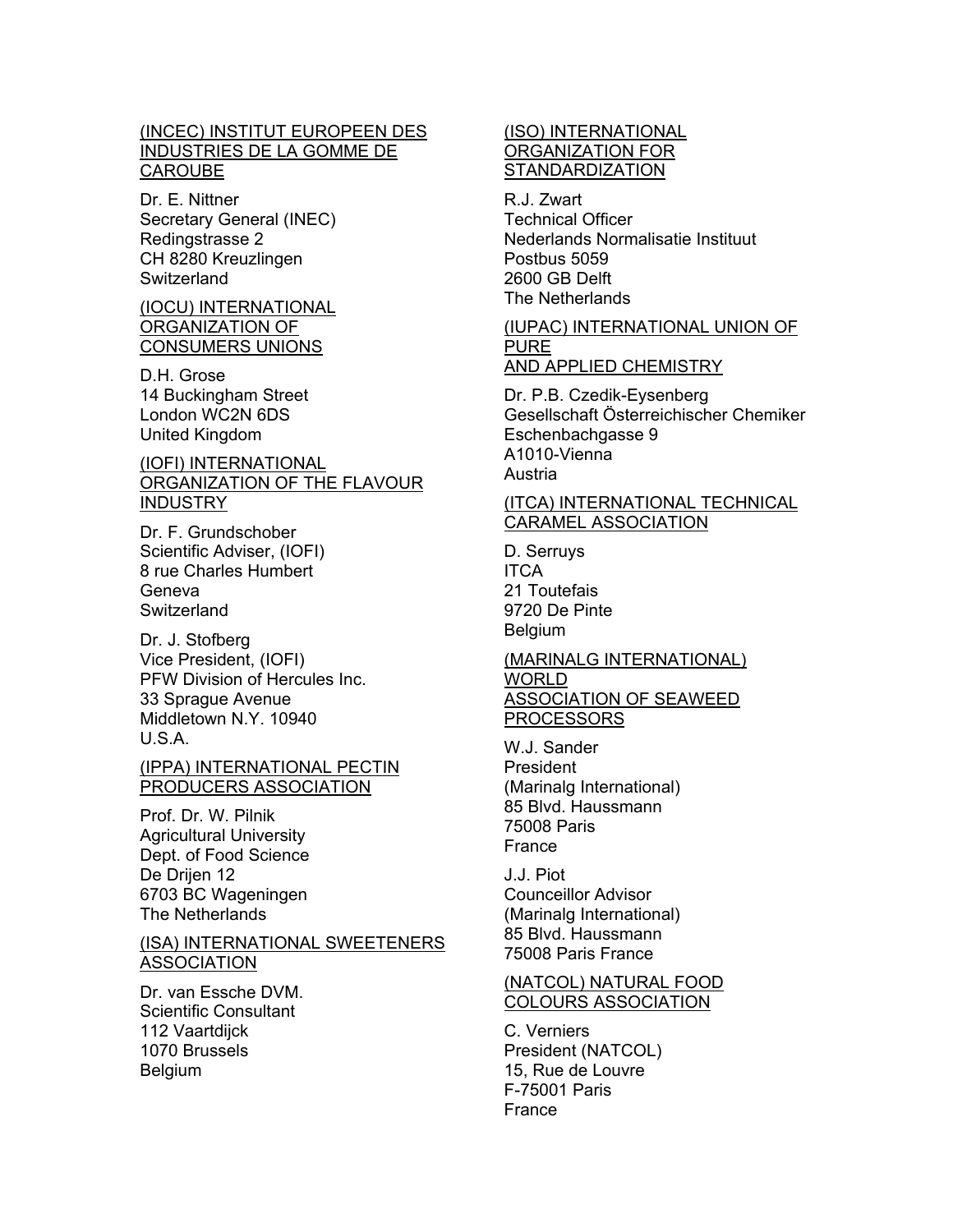<u>(INCEC) INSTITUT EUROPEEN DES INDUSTRIES DE LA GOMME DE CAROUBE</u>

Dr. E. Nittner
Secretary General (INEC)
Redingstrasse 2
CH 8280 Kreuzlingen
Switzerland

<u>(IOCU) INTERNATIONAL ORGANIZATION OF CONSUMERS UNIONS</u>

D.H. Grose
14 Buckingham Street
London WC2N 6DS
United Kingdom

<u>(IOFI) INTERNATIONAL ORGANIZATION OF THE FLAVOUR INDUSTRY</u>

Dr. F. Grundschober
Scientific Adviser, (IOFI)
8 rue Charles Humbert
Geneva
Switzerland

Dr. J. Stofberg
Vice President, (IOFI)
PFW Division of Hercules Inc.
33 Sprague Avenue
Middletown N.Y. 10940
U.S.A.

<u>(IPPA) INTERNATIONAL PECTIN PRODUCERS ASSOCIATION</u>

Prof. Dr. W. Pilnik
Agricultural University
Dept. of Food Science
De Drijen 12
6703 BC Wageningen
The Netherlands

<u>(ISA) INTERNATIONAL SWEETENERS ASSOCIATION</u>

Dr. van Essche DVM.
Scientific Consultant
112 Vaartdijck
1070 Brussels
Belgium

<u>(ISO) INTERNATIONAL ORGANIZATION FOR STANDARDIZATION</u>

R.J. Zwart
Technical Officer
Nederlands Normalisatie Instituut
Postbus 5059
2600 GB Delft
The Netherlands

<u>(IUPAC) INTERNATIONAL UNION OF PURE AND APPLIED CHEMISTRY</u>

Dr. P.B. Czedik-Eysenberg
Gesellschaft Österreichischer Chemiker
Eschenbachgasse 9
A1010-Vienna
Austria

<u>(ITCA) INTERNATIONAL TECHNICAL CARAMEL ASSOCIATION</u>

D. Serruys
ITCA
21 Toutefais
9720 De Pinte
Belgium

<u>(MARINALG INTERNATIONAL) WORLD ASSOCIATION OF SEAWEED PROCESSORS</u>

W.J. Sander
President
(Marinalg International)
85 Blvd. Haussmann
75008 Paris
France

J.J. Piot
Counceillor Advisor
(Marinalg International)
85 Blvd. Haussmann
75008 Paris France

<u>(NATCOL) NATURAL FOOD COLOURS ASSOCIATION</u>

C. Verniers
President (NATCOL)
15, Rue de Louvre
F-75001 Paris
France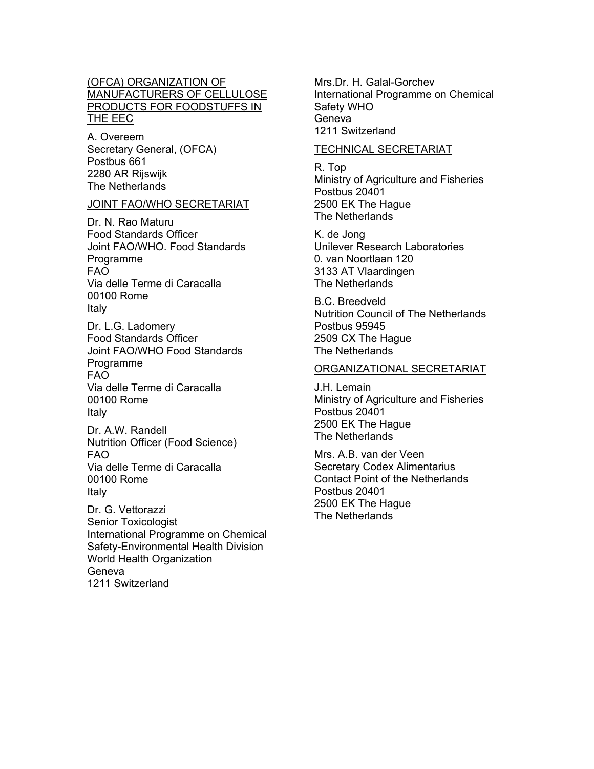(OFCA) ORGANIZATION OF MANUFACTURERS OF CELLULOSE PRODUCTS FOR FOODSTUFFS IN THE EEC

A. Overeem
Secretary General, (OFCA)
Postbus 661
2280 AR Rijswijk
The Netherlands

JOINT FAO/WHO SECRETARIAT

Dr. N. Rao Maturu
Food Standards Officer
Joint FAO/WHO. Food Standards Programme
FAO
Via delle Terme di Caracalla
00100 Rome
Italy

Dr. L.G. Ladomery
Food Standards Officer
Joint FAO/WHO Food Standards Programme
FAO
Via delle Terme di Caracalla
00100 Rome
Italy

Dr. A.W. Randell
Nutrition Officer (Food Science)
FAO
Via delle Terme di Caracalla
00100 Rome
Italy

Dr. G. Vettorazzi
Senior Toxicologist
International Programme on Chemical Safety-Environmental Health Division
World Health Organization
Geneva
1211 Switzerland

Mrs.Dr. H. Galal-Gorchev
International Programme on Chemical Safety WHO
Geneva
1211 Switzerland

TECHNICAL SECRETARIAT

R. Top
Ministry of Agriculture and Fisheries
Postbus 20401
2500 EK The Hague
The Netherlands

K. de Jong
Unilever Research Laboratories
0. van Noortlaan 120
3133 AT Vlaardingen
The Netherlands

B.C. Breedveld
Nutrition Council of The Netherlands
Postbus 95945
2509 CX The Hague
The Netherlands

ORGANIZATIONAL SECRETARIAT

J.H. Lemain
Ministry of Agriculture and Fisheries
Postbus 20401
2500 EK The Hague
The Netherlands

Mrs. A.B. van der Veen
Secretary Codex Alimentarius
Contact Point of the Netherlands
Postbus 20401
2500 EK The Hague
The Netherlands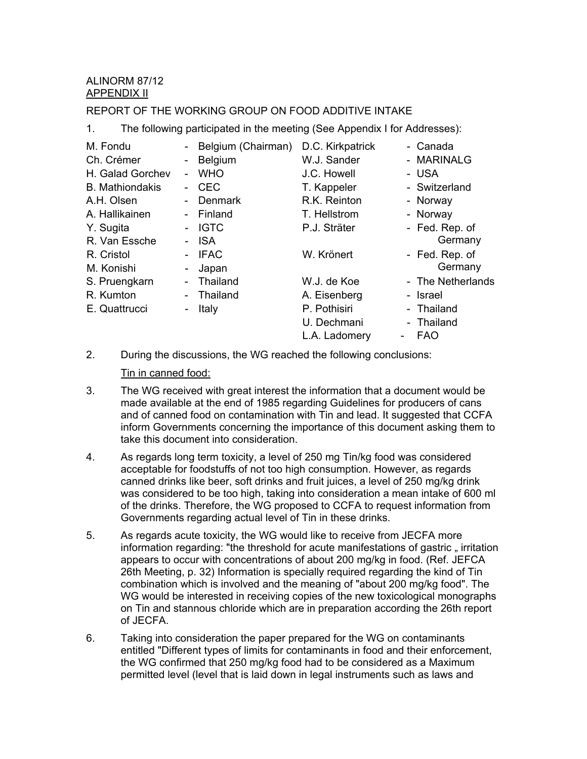ALINORM 87/12
APPENDIX II

REPORT OF THE WORKING GROUP ON FOOD ADDITIVE INTAKE

1. The following participated in the meeting (See Appendix I for Addresses):

| | | | |
|---|---|---|---|
| M. Fondu | - Belgium (Chairman) | D.C. Kirkpatrick | - Canada |
| Ch. Crémer | - Belgium | W.J. Sander | - MARINALG |
| H. Galad Gorchev | - WHO | J.C. Howell | - USA |
| B. Mathiondakis | - CEC | T. Kappeler | - Switzerland |
| A.H. Olsen | - Denmark | R.K. Reinton | - Norway |
| A. Hallikainen | - Finland | T. Hellstrom | - Norway |
| Y. Sugita | - IGTC | P.J. Sträter | - Fed. Rep. of Germany |
| R. Van Essche | - ISA | | |
| R. Cristol | - IFAC | W. Krönert | - Fed. Rep. of Germany |
| M. Konishi | - Japan | | |
| S. Pruengkarn | - Thailand | W.J. de Koe | - The Netherlands |
| R. Kumton | - Thailand | A. Eisenberg | - Israel |
| E. Quattrucci | - Italy | P. Pothisiri | - Thailand |
| | | U. Dechmani | - Thailand |
| | | L.A. Ladomery | - FAO |

2. During the discussions, the WG reached the following conclusions:

Tin in canned food:

3. The WG received with great interest the information that a document would be made available at the end of 1985 regarding Guidelines for producers of cans and of canned food on contamination with Tin and lead. It suggested that CCFA inform Governments concerning the importance of this document asking them to take this document into consideration.

4. As regards long term toxicity, a level of 250 mg Tin/kg food was considered acceptable for foodstuffs of not too high consumption. However, as regards canned drinks like beer, soft drinks and fruit juices, a level of 250 mg/kg drink was considered to be too high, taking into consideration a mean intake of 600 ml of the drinks. Therefore, the WG proposed to CCFA to request information from Governments regarding actual level of Tin in these drinks.

5. As regards acute toxicity, the WG would like to receive from JECFA more information regarding: "the threshold for acute manifestations of gastric „ irritation appears to occur with concentrations of about 200 mg/kg in food. (Ref. JEFCA 26th Meeting, p. 32) Information is specially required regarding the kind of Tin combination which is involved and the meaning of "about 200 mg/kg food". The WG would be interested in receiving copies of the new toxicological monographs on Tin and stannous chloride which are in preparation according the 26th report of JECFA.

6. Taking into consideration the paper prepared for the WG on contaminants entitled "Different types of limits for contaminants in food and their enforcement, the WG confirmed that 250 mg/kg food had to be considered as a Maximum permitted level (level that is laid down in legal instruments such as laws and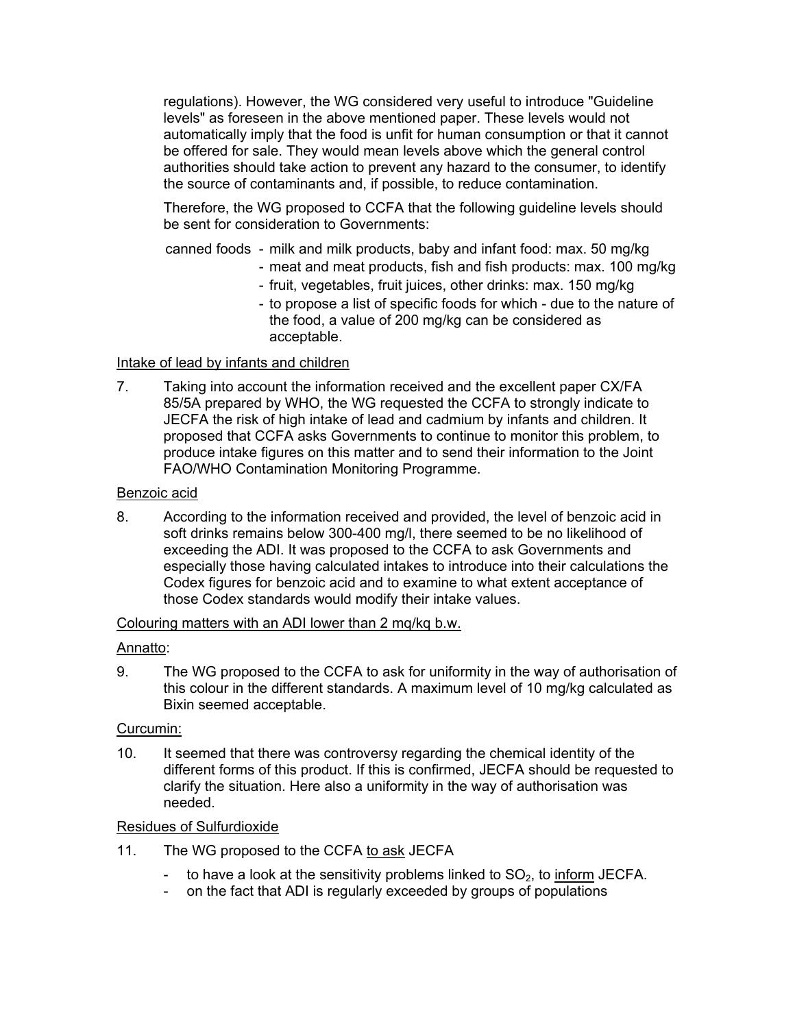regulations). However, the WG considered very useful to introduce "Guideline levels" as foreseen in the above mentioned paper. These levels would not automatically imply that the food is unfit for human consumption or that it cannot be offered for sale. They would mean levels above which the general control authorities should take action to prevent any hazard to the consumer, to identify the source of contaminants and, if possible, to reduce contamination.

Therefore, the WG proposed to CCFA that the following guideline levels should be sent for consideration to Governments:

canned foods
- milk and milk products, baby and infant food: max. 50 mg/kg
- meat and meat products, fish and fish products: max. 100 mg/kg
- fruit, vegetables, fruit juices, other drinks: max. 150 mg/kg
- to propose a list of specific foods for which - due to the nature of the food, a value of 200 mg/kg can be considered as acceptable.

<u>Intake of lead by infants and children</u>

7. Taking into account the information received and the excellent paper CX/FA 85/5A prepared by WHO, the WG requested the CCFA to strongly indicate to JECFA the risk of high intake of lead and cadmium by infants and children. It proposed that CCFA asks Governments to continue to monitor this problem, to produce intake figures on this matter and to send their information to the Joint FAO/WHO Contamination Monitoring Programme.

<u>Benzoic acid</u>

8. According to the information received and provided, the level of benzoic acid in soft drinks remains below 300-400 mg/l, there seemed to be no likelihood of exceeding the ADI. It was proposed to the CCFA to ask Governments and especially those having calculated intakes to introduce into their calculations the Codex figures for benzoic acid and to examine to what extent acceptance of those Codex standards would modify their intake values.

<u>Colouring matters with an ADI lower than 2 mq/kq b.w.</u>

<u>Annatto</u>:

9. The WG proposed to the CCFA to ask for uniformity in the way of authorisation of this colour in the different standards. A maximum level of 10 mg/kg calculated as Bixin seemed acceptable.

<u>Curcumin:</u>

10. It seemed that there was controversy regarding the chemical identity of the different forms of this product. If this is confirmed, JECFA should be requested to clarify the situation. Here also a uniformity in the way of authorisation was needed.

<u>Residues of Sulfurdioxide</u>

11. The WG proposed to the CCFA <u>to ask</u> JECFA
    - to have a look at the sensitivity problems linked to $SO_2$, to <u>inform</u> JECFA.
    - on the fact that ADI is regularly exceeded by groups of populations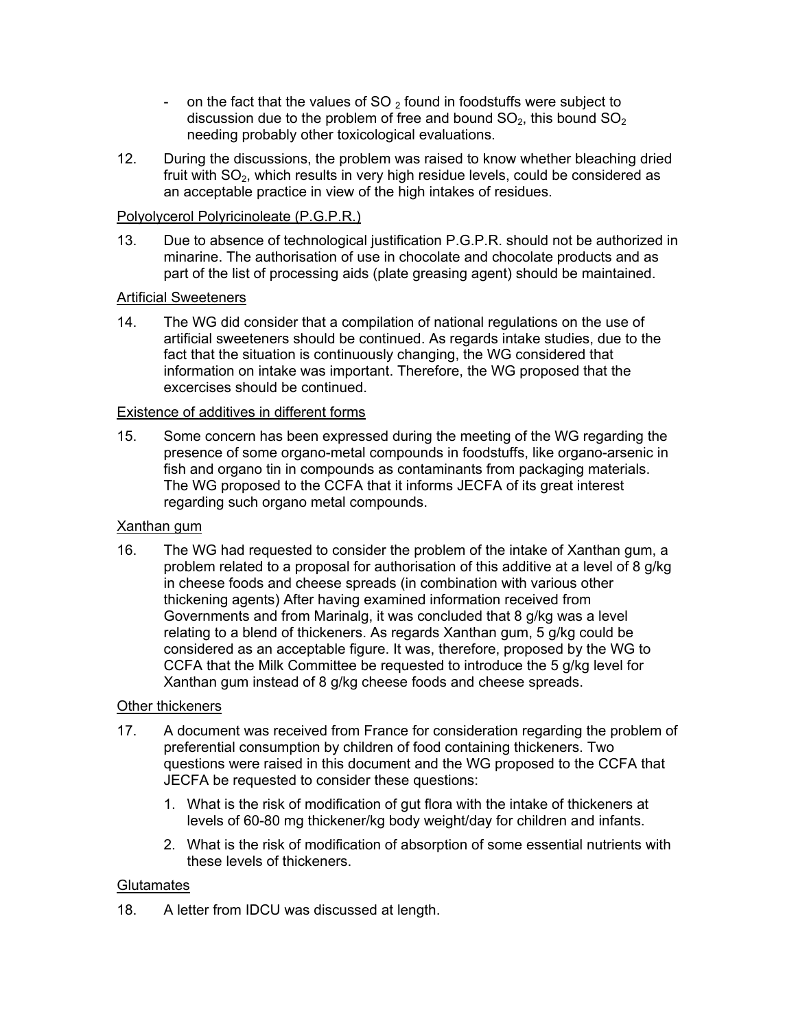- on the fact that the values of $SO_2$ found in foodstuffs were subject to discussion due to the problem of free and bound $SO_2$, this bound $SO_2$ needing probably other toxicological evaluations.

12. During the discussions, the problem was raised to know whether bleaching dried fruit with $SO_2$, which results in very high residue levels, could be considered as an acceptable practice in view of the high intakes of residues.

Polyolycerol Polyricinoleate (P.G.P.R.)

13. Due to absence of technological justification P.G.P.R. should not be authorized in minarine. The authorisation of use in chocolate and chocolate products and as part of the list of processing aids (plate greasing agent) should be maintained.

Artificial Sweeteners

14. The WG did consider that a compilation of national regulations on the use of artificial sweeteners should be continued. As regards intake studies, due to the fact that the situation is continuously changing, the WG considered that information on intake was important. Therefore, the WG proposed that the excercises should be continued.

Existence of additives in different forms

15. Some concern has been expressed during the meeting of the WG regarding the presence of some organo-metal compounds in foodstuffs, like organo-arsenic in fish and organo tin in compounds as contaminants from packaging materials. The WG proposed to the CCFA that it informs JECFA of its great interest regarding such organo metal compounds.

Xanthan gum

16. The WG had requested to consider the problem of the intake of Xanthan gum, a problem related to a proposal for authorisation of this additive at a level of 8 g/kg in cheese foods and cheese spreads (in combination with various other thickening agents) After having examined information received from Governments and from Marinalg, it was concluded that 8 g/kg was a level relating to a blend of thickeners. As regards Xanthan gum, 5 g/kg could be considered as an acceptable figure. It was, therefore, proposed by the WG to CCFA that the Milk Committee be requested to introduce the 5 g/kg level for Xanthan gum instead of 8 g/kg cheese foods and cheese spreads.

Other thickeners

17. A document was received from France for consideration regarding the problem of preferential consumption by children of food containing thickeners. Two questions were raised in this document and the WG proposed to the CCFA that JECFA be requested to consider these questions:

    1. What is the risk of modification of gut flora with the intake of thickeners at levels of 60-80 mg thickener/kg body weight/day for children and infants.

    2. What is the risk of modification of absorption of some essential nutrients with these levels of thickeners.

Glutamates

18. A letter from IDCU was discussed at length.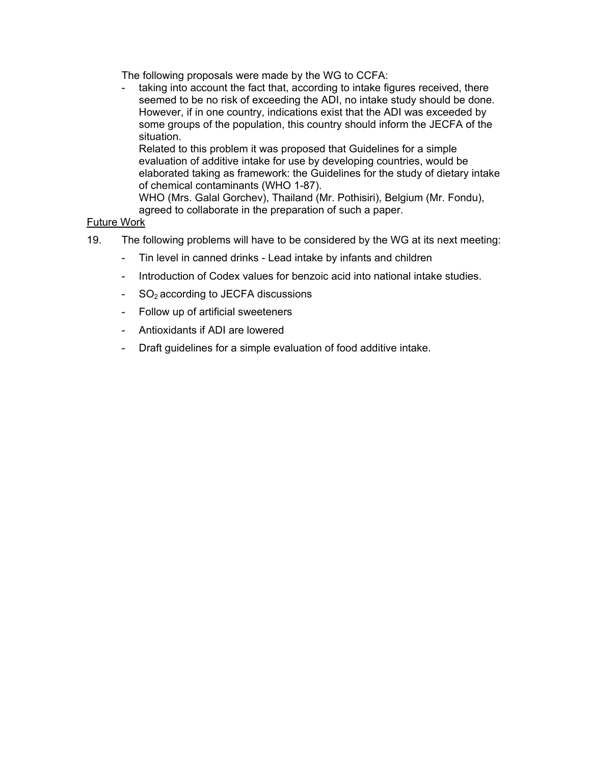The following proposals were made by the WG to CCFA:

- taking into account the fact that, according to intake figures received, there seemed to be no risk of exceeding the ADI, no intake study should be done. However, if in one country, indications exist that the ADI was exceeded by some groups of the population, this country should inform the JECFA of the situation.

  Related to this problem it was proposed that Guidelines for a simple evaluation of additive intake for use by developing countries, would be elaborated taking as framework: the Guidelines for the study of dietary intake of chemical contaminants (WHO 1-87).

  WHO (Mrs. Galal Gorchev), Thailand (Mr. Pothisiri), Belgium (Mr. Fondu), agreed to collaborate in the preparation of such a paper.

Future Work

19. The following problems will have to be considered by the WG at its next meeting:

    - Tin level in canned drinks - Lead intake by infants and children
    - Introduction of Codex values for benzoic acid into national intake studies.
    - $SO_2$ according to JECFA discussions
    - Follow up of artificial sweeteners
    - Antioxidants if ADI are lowered
    - Draft guidelines for a simple evaluation of food additive intake.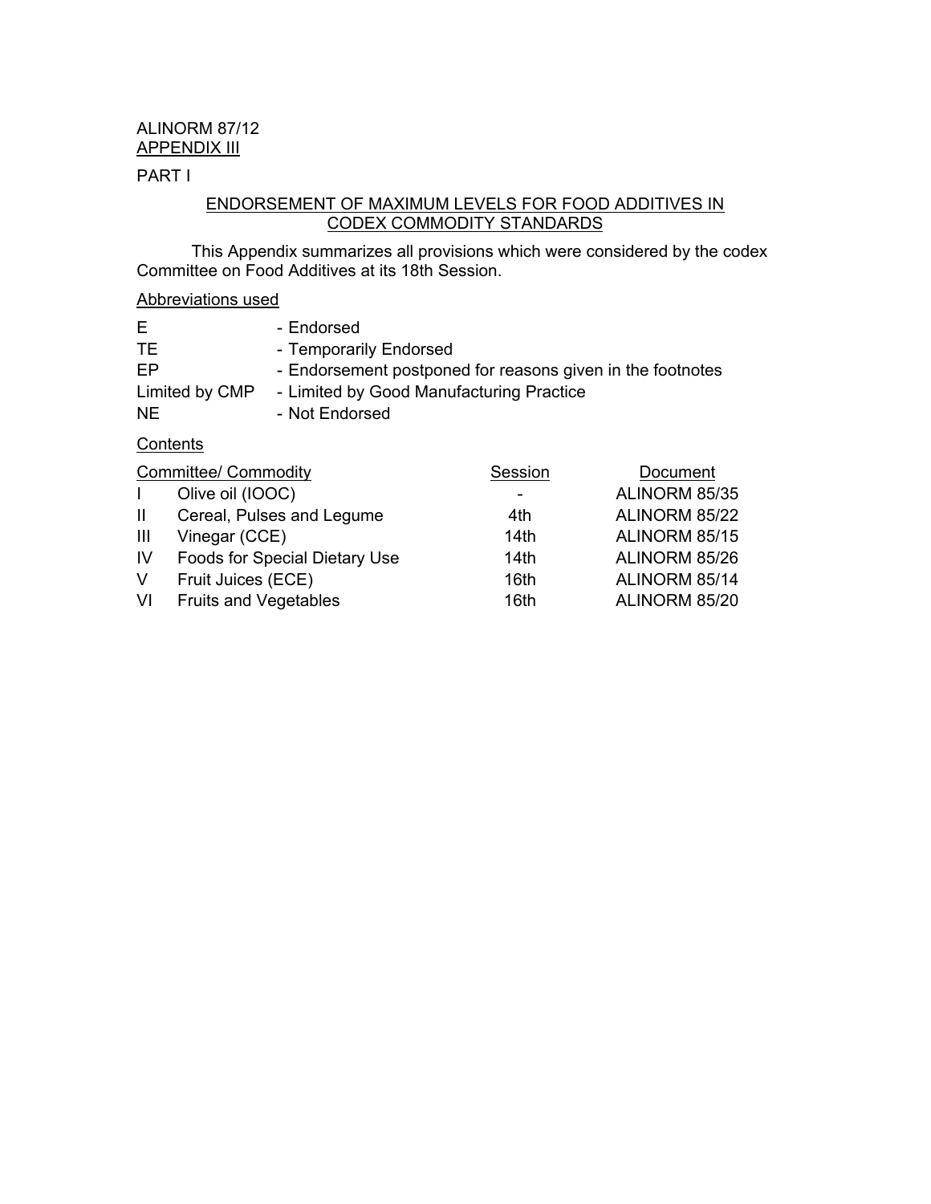ALINORM 87/12
APPENDIX III

PART I

## ENDORSEMENT OF MAXIMUM LEVELS FOR FOOD ADDITIVES IN CODEX COMMODITY STANDARDS

This Appendix summarizes all provisions which were considered by the codex Committee on Food Additives at its 18th Session.

Abbreviations used

| | |
|---|---|
| E | - Endorsed |
| TE | - Temporarily Endorsed |
| EP | - Endorsement postponed for reasons given in the footnotes |
| Limited by CMP | - Limited by Good Manufacturing Practice |
| NE | - Not Endorsed |

Contents

| | Committee/ Commodity | Session | Document |
|---|---|---|---|
| I | Olive oil (IOOC) | - | ALINORM 85/35 |
| II | Cereal, Pulses and Legume | 4th | ALINORM 85/22 |
| III | Vinegar (CCE) | 14th | ALINORM 85/15 |
| IV | Foods for Special Dietary Use | 14th | ALINORM 85/26 |
| V | Fruit Juices (ECE) | 16th | ALINORM 85/14 |
| VI | Fruits and Vegetables | 16th | ALINORM 85/20 |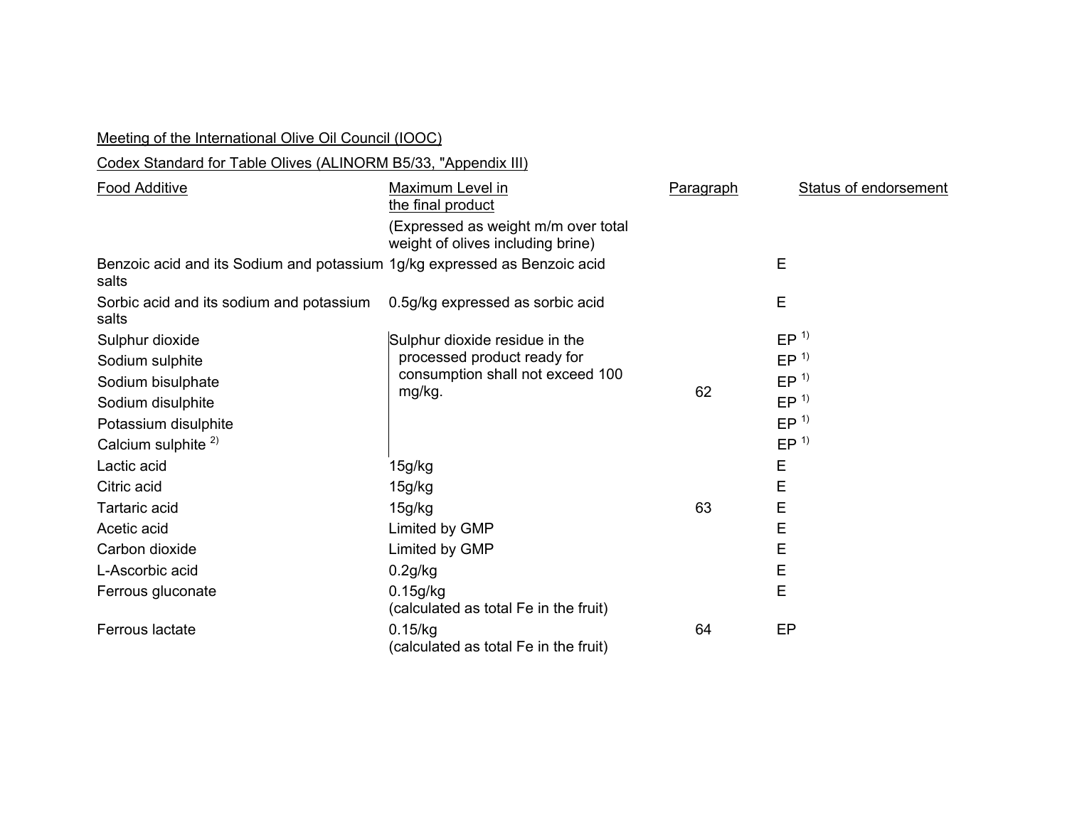Meeting of the International Olive Oil Council (IOOC)

Codex Standard for Table Olives (ALINORM B5/33, "Appendix III)

| Food Additive | Maximum Level in the final product (Expressed as weight m/m over total weight of olives including brine) | Paragraph | Status of endorsement |
|---|---|---|---|
| Benzoic acid and its Sodium and potassium salts | 1g/kg expressed as Benzoic acid | | E |
| Sorbic acid and its sodium and potassium salts | 0.5g/kg expressed as sorbic acid | | E |
| Sulphur dioxide | Sulphur dioxide residue in the processed product ready for consumption shall not exceed 100 mg/kg. | 62 | EP [1)] |
| Sodium sulphite | | | EP [1)] |
| Sodium bisulphate | | | EP [1)] |
| Sodium disulphite | | | EP [1)] |
| Potassium disulphite | | | EP [1)] |
| Calcium sulphite [2)] | | | EP [1)] |
| Lactic acid | 15g/kg | 63 | E |
| Citric acid | 15g/kg | | E |
| Tartaric acid | 15g/kg | | E |
| Acetic acid | Limited by GMP | | E |
| Carbon dioxide | Limited by GMP | | E |
| L-Ascorbic acid | 0.2g/kg | | E |
| Ferrous gluconate | 0.15g/kg (calculated as total Fe in the fruit) | | E |
| Ferrous lactate | 0.15/kg (calculated as total Fe in the fruit) | 64 | EP |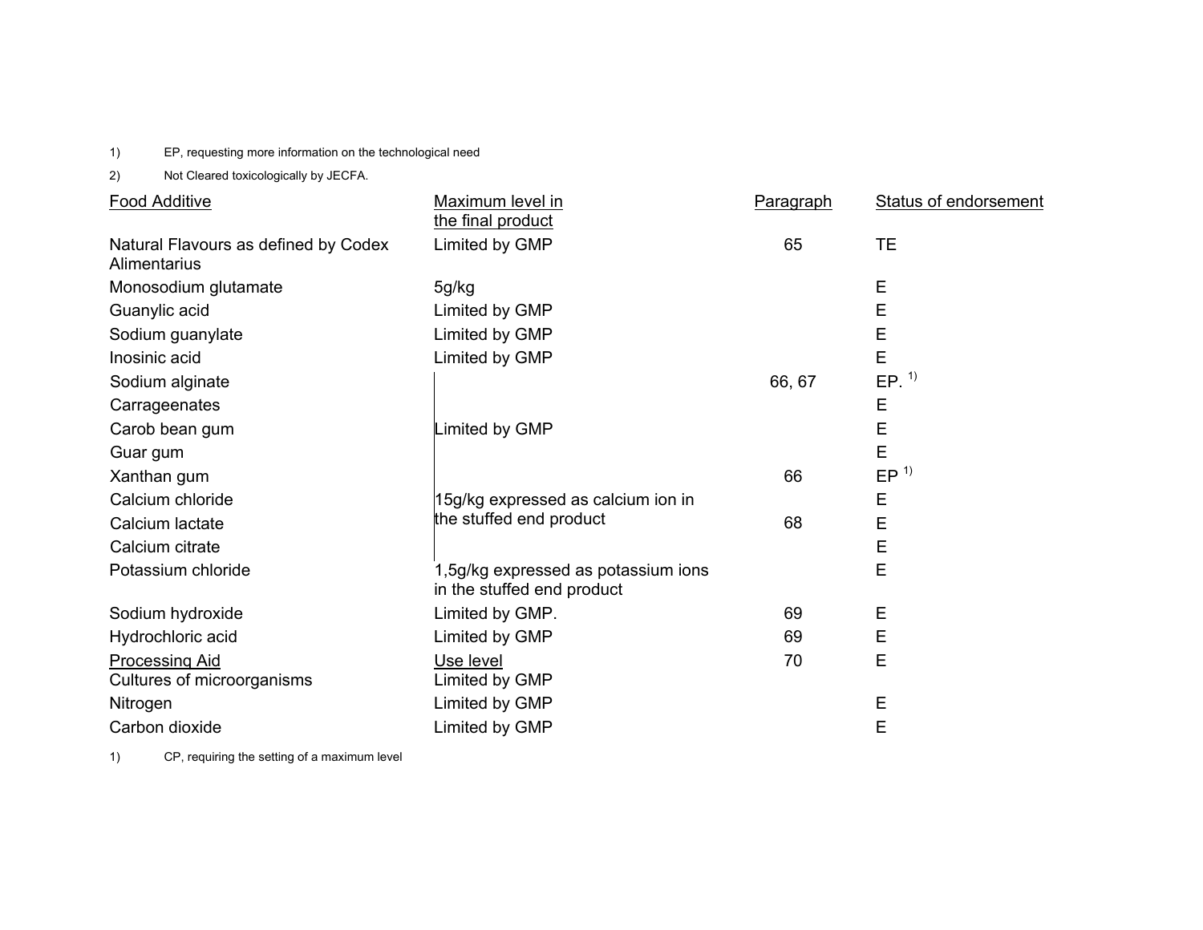1) EP, requesting more information on the technological need

2) Not Cleared toxicologically by JECFA.

| Food Additive | Maximum level in the final product | Paragraph | Status of endorsement |
|---|---|---|---|
| Natural Flavours as defined by Codex Alimentarius | Limited by GMP | 65 | TE |
| Monosodium glutamate | 5g/kg | | E |
| Guanylic acid | Limited by GMP | | E |
| Sodium guanylate | Limited by GMP | | E |
| Inosinic acid | Limited by GMP | | E |
| Sodium alginate | | 66, 67 | EP. [1)] |
| Carrageenates | | | E |
| Carob bean gum | Limited by GMP | | E |
| Guar gum | | | E |
| Xanthan gum | | 66 | EP [1)] |
| Calcium chloride | 15g/kg expressed as calcium ion in the stuffed end product | | E |
| Calcium lactate | | 68 | E |
| Calcium citrate | | | E |
| Potassium chloride | 1,5g/kg expressed as potassium ions in the stuffed end product | | E |
| Sodium hydroxide | Limited by GMP. | 69 | E |
| Hydrochloric acid | Limited by GMP | 69 | E |
| Processing Aid | Use level | 70 | E |
| Cultures of microorganisms | Limited by GMP | | |
| Nitrogen | Limited by GMP | | E |
| Carbon dioxide | Limited by GMP | | E |

1) CP, requiring the setting of a maximum level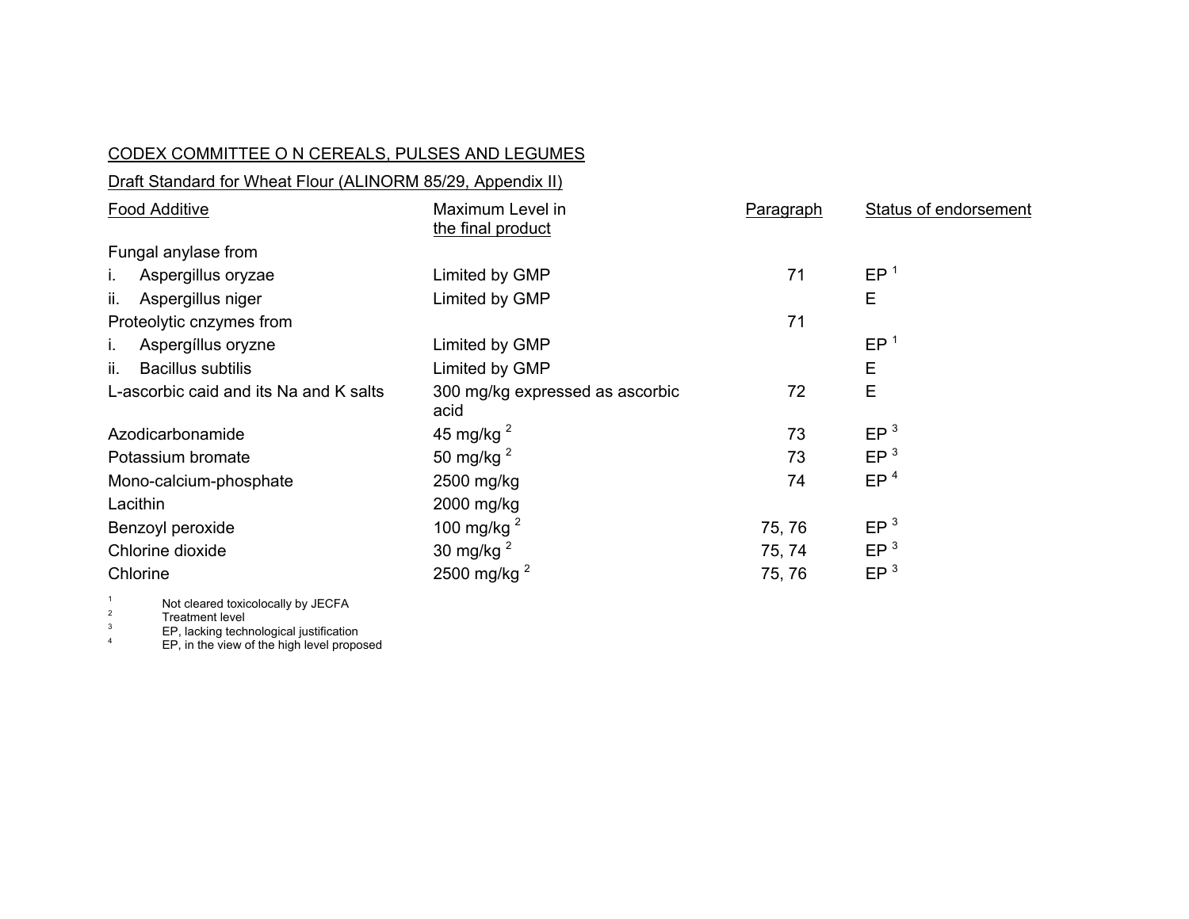CODEX COMMITTEE O N CEREALS, PULSES AND LEGUMES

Draft Standard for Wheat Flour (ALINORM 85/29, Appendix II)

| Food Additive | Maximum Level in the final product | Paragraph | Status of endorsement |
| --- | --- | --- | --- |
| Fungal anylase from | | | |
| i. Aspergillus oryzae | Limited by GMP | 71 | EP [1] |
| ii. Aspergillus niger | Limited by GMP | | E |
| Proteolytic cnzymes from | | 71 | |
| i. Aspergíllus oryzne | Limited by GMP | | EP [1] |
| ii. Bacillus subtilis | Limited by GMP | | E |
| L-ascorbic caid and its Na and K salts | 300 mg/kg expressed as ascorbic acid | 72 | E |
| Azodicarbonamide | 45 mg/kg [2] | 73 | EP [3] |
| Potassium bromate | 50 mg/kg [2] | 73 | EP [3] |
| Mono-calcium-phosphate | 2500 mg/kg | 74 | EP [4] |
| Lacithin | 2000 mg/kg | | |
| Benzoyl peroxide | 100 mg/kg [2] | 75, 76 | EP [3] |
| Chlorine dioxide | 30 mg/kg [2] | 75, 74 | EP [3] |
| Chlorine | 2500 mg/kg [2] | 75, 76 | EP [3] |

[1] Not cleared toxicolocally by JECFA

[2] Treatment level

[3] EP, lacking technological justification

[4] EP, in the view of the high level proposed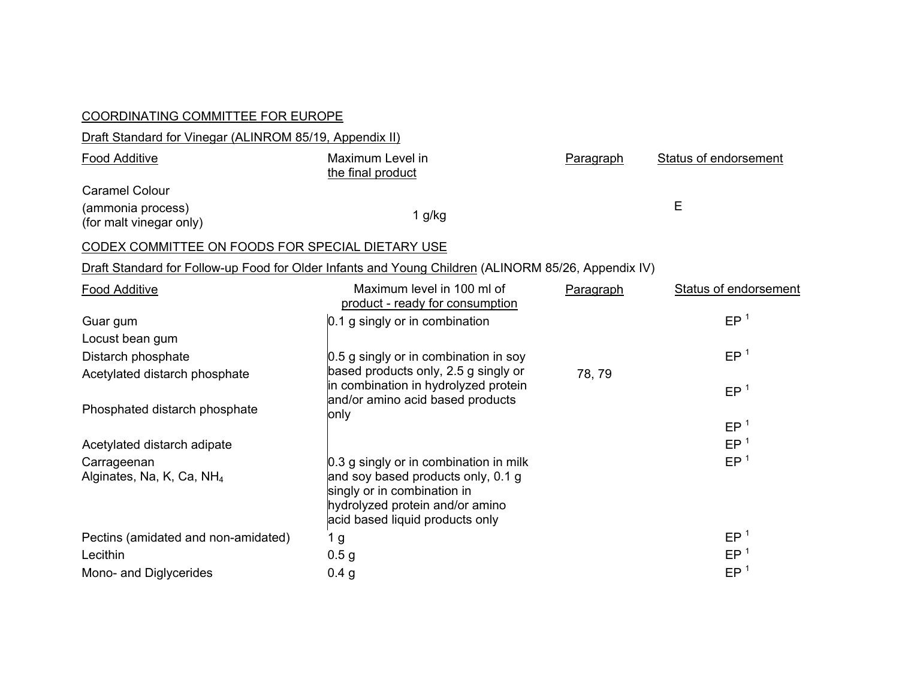COORDINATING COMMITTEE FOR EUROPE

Draft Standard for Vinegar (ALINROM 85/19, Appendix II)

| Food Additive | Maximum Level in the final product | Paragraph | Status of endorsement |
|---|---|---|---|
| Caramel Colour (ammonia process) (for malt vinegar only) | 1 g/kg | | E |

CODEX COMMITTEE ON FOODS FOR SPECIAL DIETARY USE

Draft Standard for Follow-up Food for Older Infants and Young Children (ALINORM 85/26, Appendix IV)

| Food Additive | Maximum level in 100 ml of product - ready for consumption | Paragraph | Status of endorsement |
|---|---|---|---|
| Guar gum | 0.1 g singly or in combination | | EP [1] |
| Locust bean gum | | | |
| Distarch phosphate | 0.5 g singly or in combination in soy based products only, 2.5 g singly or in combination in hydrolyzed protein and/or amino acid based products only | 78, 79 | EP [1] |
| Acetylated distarch phosphate | | | EP [1] |
| Phosphated distarch phosphate | | | EP [1] |
| Acetylated distarch adipate | | | EP [1] |
| Carrageenan | 0.3 g singly or in combination in milk and soy based products only, 0.1 g singly or in combination in hydrolyzed protein and/or amino acid based liquid products only | | EP [1] |
| Alginates, Na, K, Ca, $NH_4$ | | | |
| Pectins (amidated and non-amidated) | 1 g | | EP [1] |
| Lecithin | 0.5 g | | EP [1] |
| Mono- and Diglycerides | 0.4 g | | EP [1] |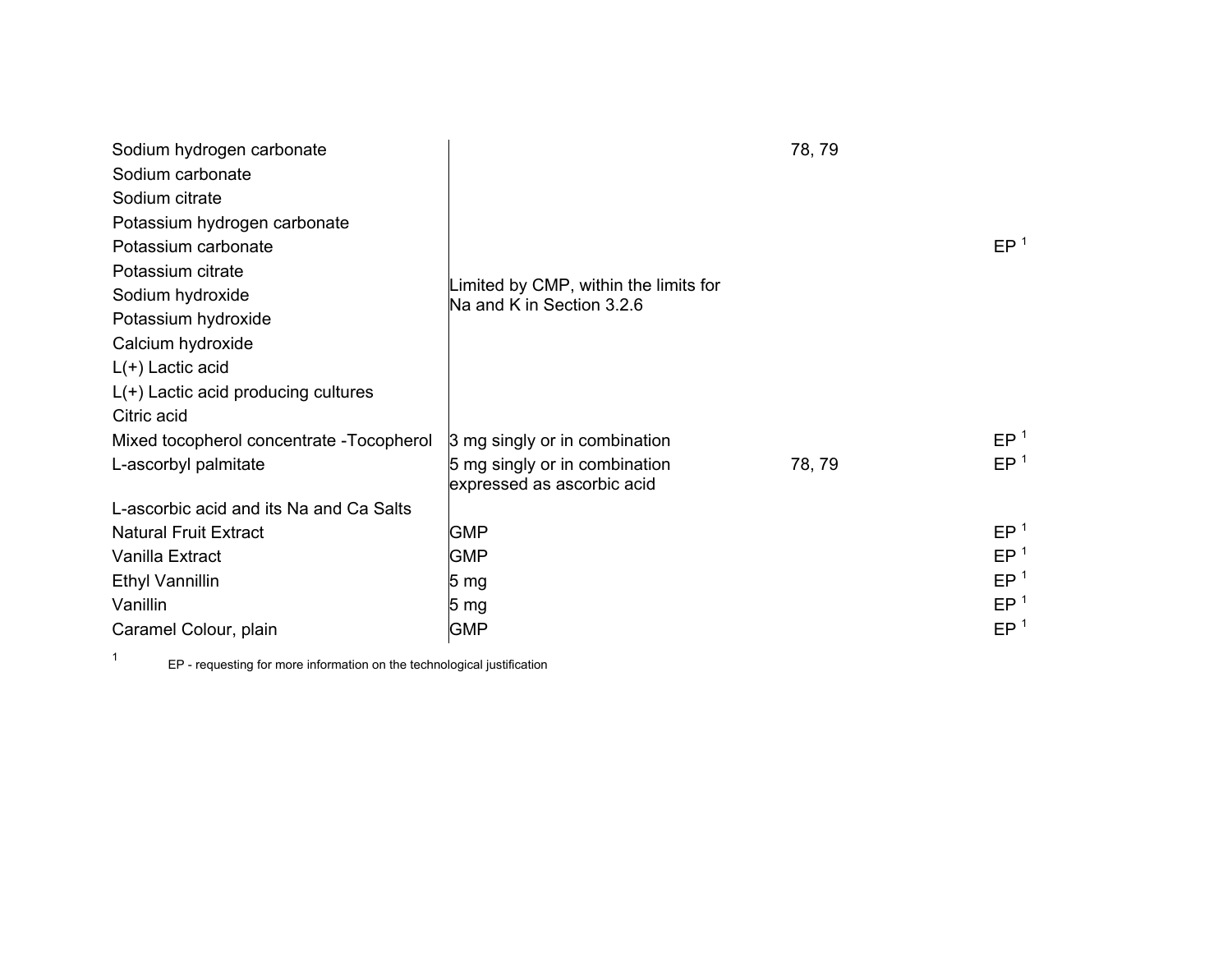| | | | |
|---|---|---|---|
| Sodium hydrogen carbonate | Limited by CMP, within the limits for Na and K in Section 3.2.6 | 78, 79 | EP [1] |
| Sodium carbonate | | | |
| Sodium citrate | | | |
| Potassium hydrogen carbonate | | | |
| Potassium carbonate | | | |
| Potassium citrate | | | |
| Sodium hydroxide | | | |
| Potassium hydroxide | | | |
| Calcium hydroxide | | | |
| L(+) Lactic acid | | | |
| L(+) Lactic acid producing cultures | | | |
| Citric acid | | | |
| Mixed tocopherol concentrate -Tocopherol | 3 mg singly or in combination | | EP [1] |
| L-ascorbyl palmitate | 5 mg singly or in combination expressed as ascorbic acid | 78, 79 | EP [1] |
| L-ascorbic acid and its Na and Ca Salts | | | |
| Natural Fruit Extract | GMP | | EP [1] |
| Vanilla Extract | GMP | | EP [1] |
| Ethyl Vannillin | 5 mg | | EP [1] |
| Vanillin | 5 mg | | EP [1] |
| Caramel Colour, plain | GMP | | EP [1] |

[1] EP - requesting for more information on the technological justification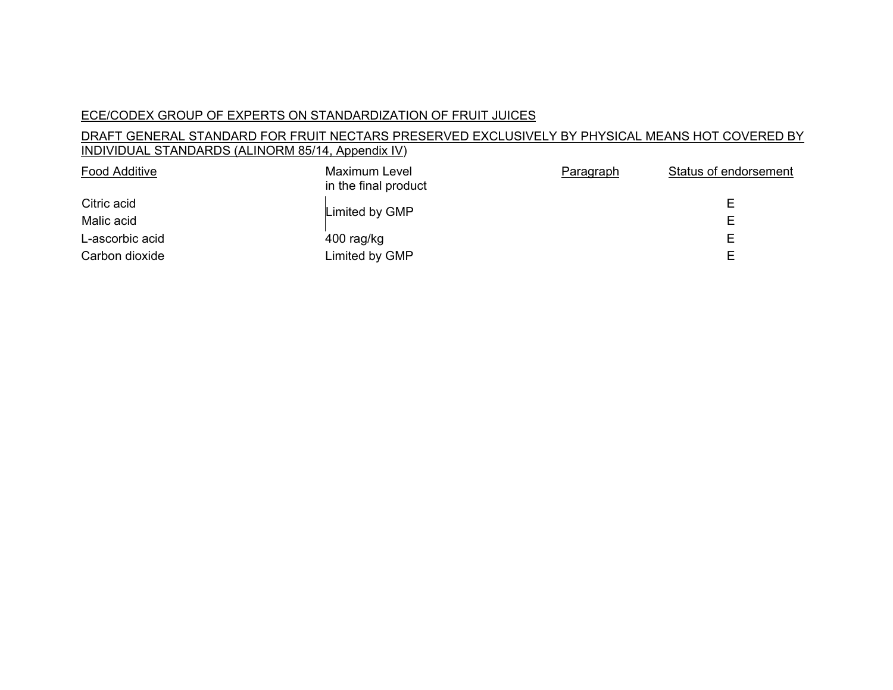ECE/CODEX GROUP OF EXPERTS ON STANDARDIZATION OF FRUIT JUICES

DRAFT GENERAL STANDARD FOR FRUIT NECTARS PRESERVED EXCLUSIVELY BY PHYSICAL MEANS HOT COVERED BY INDIVIDUAL STANDARDS (ALINORM 85/14, Appendix IV)

| Food Additive | Maximum Level in the final product | Paragraph | Status of endorsement |
|---|---|---|---|
| Citric acid | Limited by GMP | | E |
| Malic acid | | | E |
| L-ascorbic acid | 400 rag/kg | | E |
| Carbon dioxide | Limited by GMP | | E |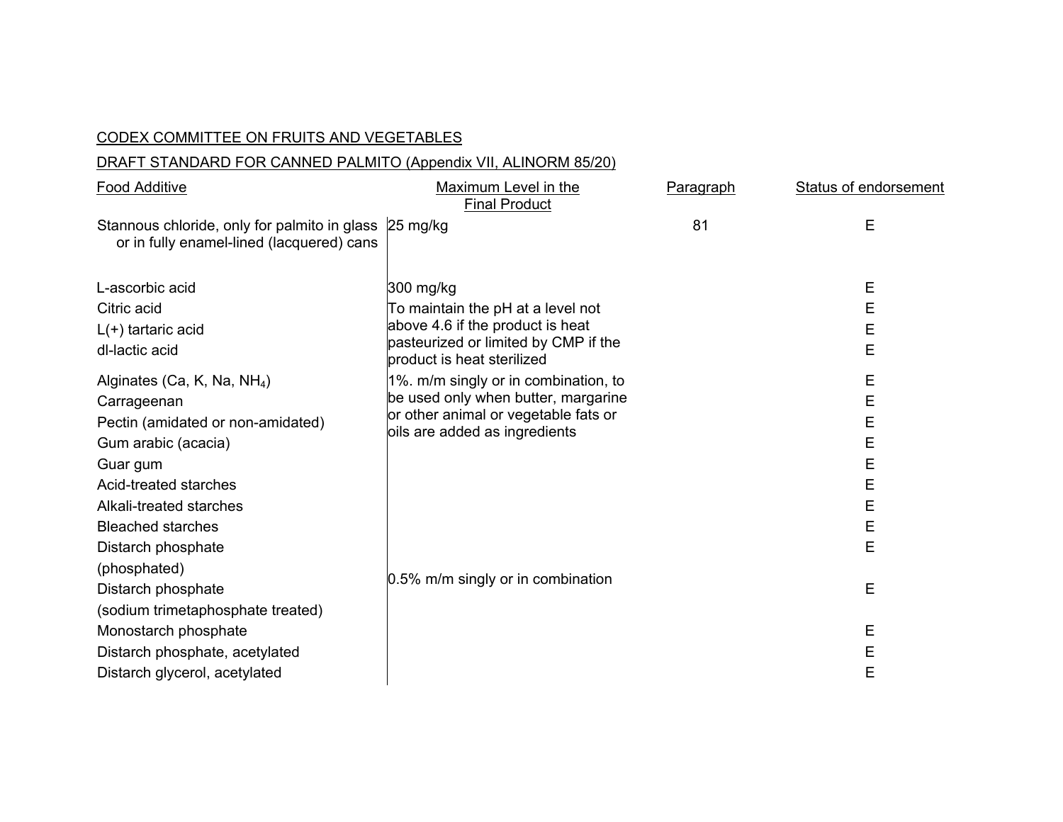CODEX COMMITTEE ON FRUITS AND VEGETABLES

DRAFT STANDARD FOR CANNED PALMITO (Appendix VII, ALINORM 85/20)

| Food Additive | Maximum Level in the Final Product | Paragraph | Status of endorsement |
|---|---|---|---|
| Stannous chloride, only for palmito in glass or in fully enamel-lined (lacquered) cans | 25 mg/kg | 81 | E |
| L-ascorbic acid | 300 mg/kg | | E |
| Citric acid | To maintain the pH at a level not above 4.6 if the product is heat pasteurized or limited by CMP if the product is heat sterilized | | E |
| L(+) tartaric acid | | | E |
| dl-lactic acid | | | E |
| Alginates (Ca, K, Na, $NH_4$) | 1%. m/m singly or in combination, to be used only when butter, margarine or other animal or vegetable fats or oils are added as ingredients | | E |
| Carrageenan | | | E |
| Pectin (amidated or non-amidated) | | | E |
| Gum arabic (acacia) | | | E |
| Guar gum | | | E |
| Acid-treated starches | 0.5% m/m singly or in combination | | E |
| Alkali-treated starches | | | E |
| Bleached starches | | | E |
| Distarch phosphate (phosphated) | | | E |
| Distarch phosphate (sodium trimetaphosphate treated) | | | E |
| Monostarch phosphate | | | E |
| Distarch phosphate, acetylated | | | E |
| Distarch glycerol, acetylated | | | E |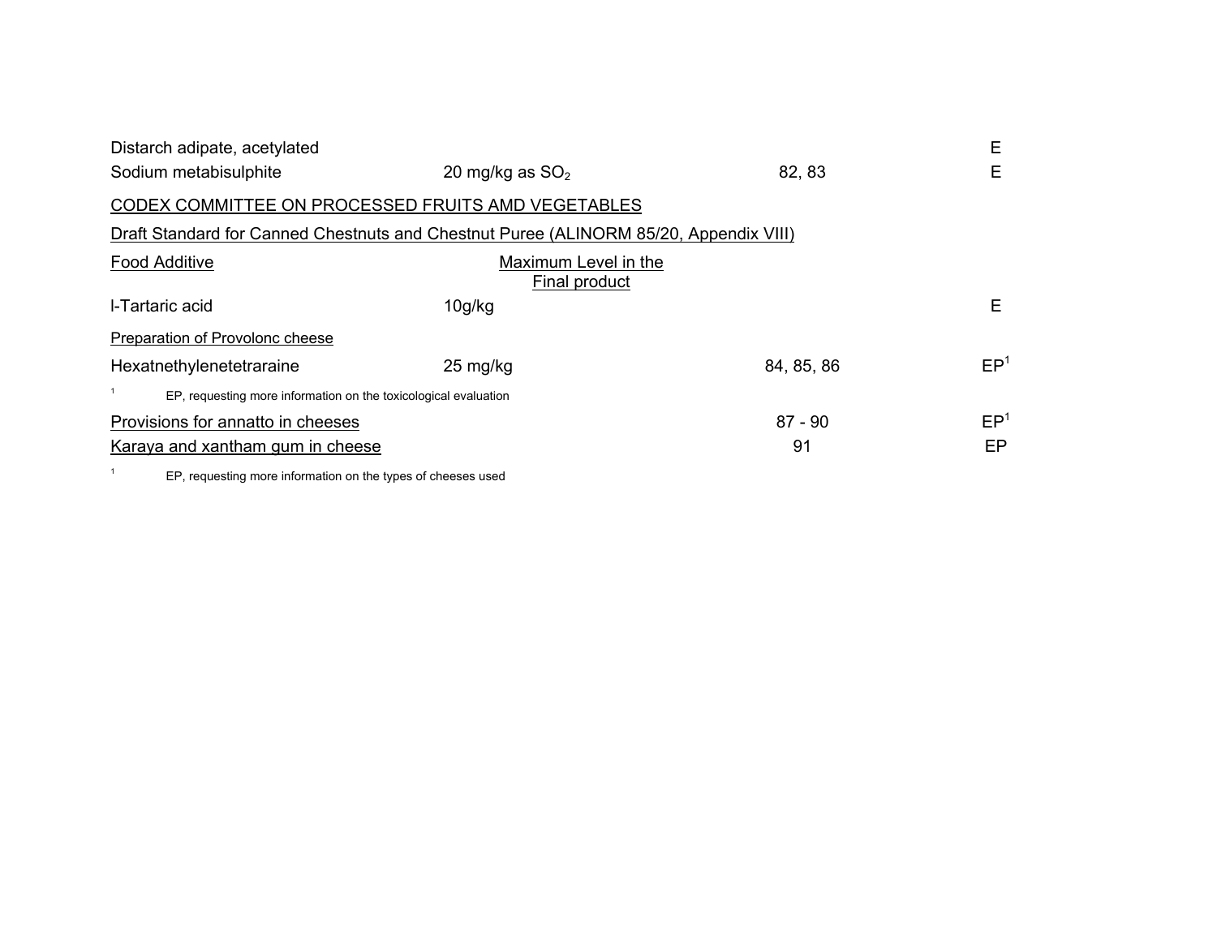| | | | |
|---|---|---|---|
| Distarch adipate, acetylated | | | E |
| Sodium metabisulphite | 20 mg/kg as $SO_2$ | 82, 83 | E |

CODEX COMMITTEE ON PROCESSED FRUITS AMD VEGETABLES

Draft Standard for Canned Chestnuts and Chestnut Puree (ALINORM 85/20, Appendix VIII)

| Food Additive | Maximum Level in the Final product | | |
|---|---|---|---|
| l-Tartaric acid | 10g/kg | | E |

Preparation of Provolonc cheese

| | | | |
|---|---|---|---|
| Hexatnethylenetetraraine | 25 mg/kg | 84, 85, 86 | EP[1] |

[1] EP, requesting more information on the toxicological evaluation

| | | |
|---|---|---|
| Provisions for annatto in cheeses | 87 - 90 | EP[1] |
| Karaya and xantham gum in cheese | 91 | EP |

[1] EP, requesting more information on the types of cheeses used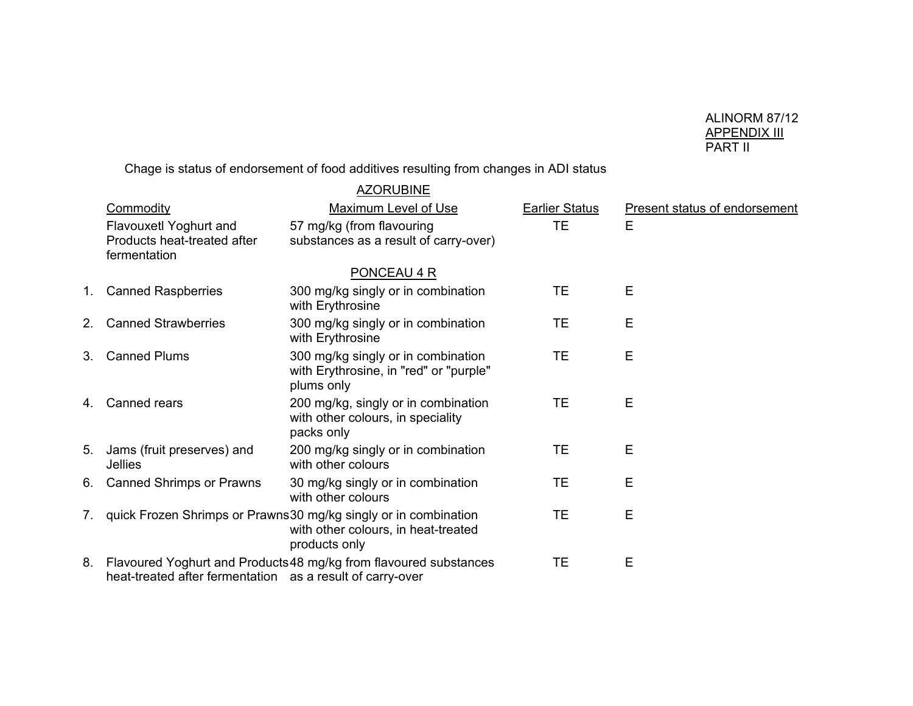ALINORM 87/12
APPENDIX III
PART II

Chage is status of endorsement of food additives resulting from changes in ADI status

## AZORUBINE

| | Commodity | Maximum Level of Use | Earlier Status | Present status of endorsement |
|---|---|---|---|---|
| | Flavouxetl Yoghurt and Products heat-treated after fermentation | 57 mg/kg (from flavouring substances as a result of carry-over) | TE | E |

## PONCEAU 4 R

| | Commodity | Maximum Level of Use | Earlier Status | Present status of endorsement |
|---|---|---|---|---|
| 1. | Canned Raspberries | 300 mg/kg singly or in combination with Erythrosine | TE | E |
| 2. | Canned Strawberries | 300 mg/kg singly or in combination with Erythrosine | TE | E |
| 3. | Canned Plums | 300 mg/kg singly or in combination with Erythrosine, in "red" or "purple" plums only | TE | E |
| 4. | Canned rears | 200 mg/kg, singly or in combination with other colours, in speciality packs only | TE | E |
| 5. | Jams (fruit preserves) and Jellies | 200 mg/kg singly or in combination with other colours | TE | E |
| 6. | Canned Shrimps or Prawns | 30 mg/kg singly or in combination with other colours | TE | E |
| 7. | quick Frozen Shrimps or Prawns | 30 mg/kg singly or in combination with other colours, in heat-treated products only | TE | E |
| 8. | Flavoured Yoghurt and Products heat-treated after fermentation | 48 mg/kg from flavoured substances as a result of carry-over | TE | E |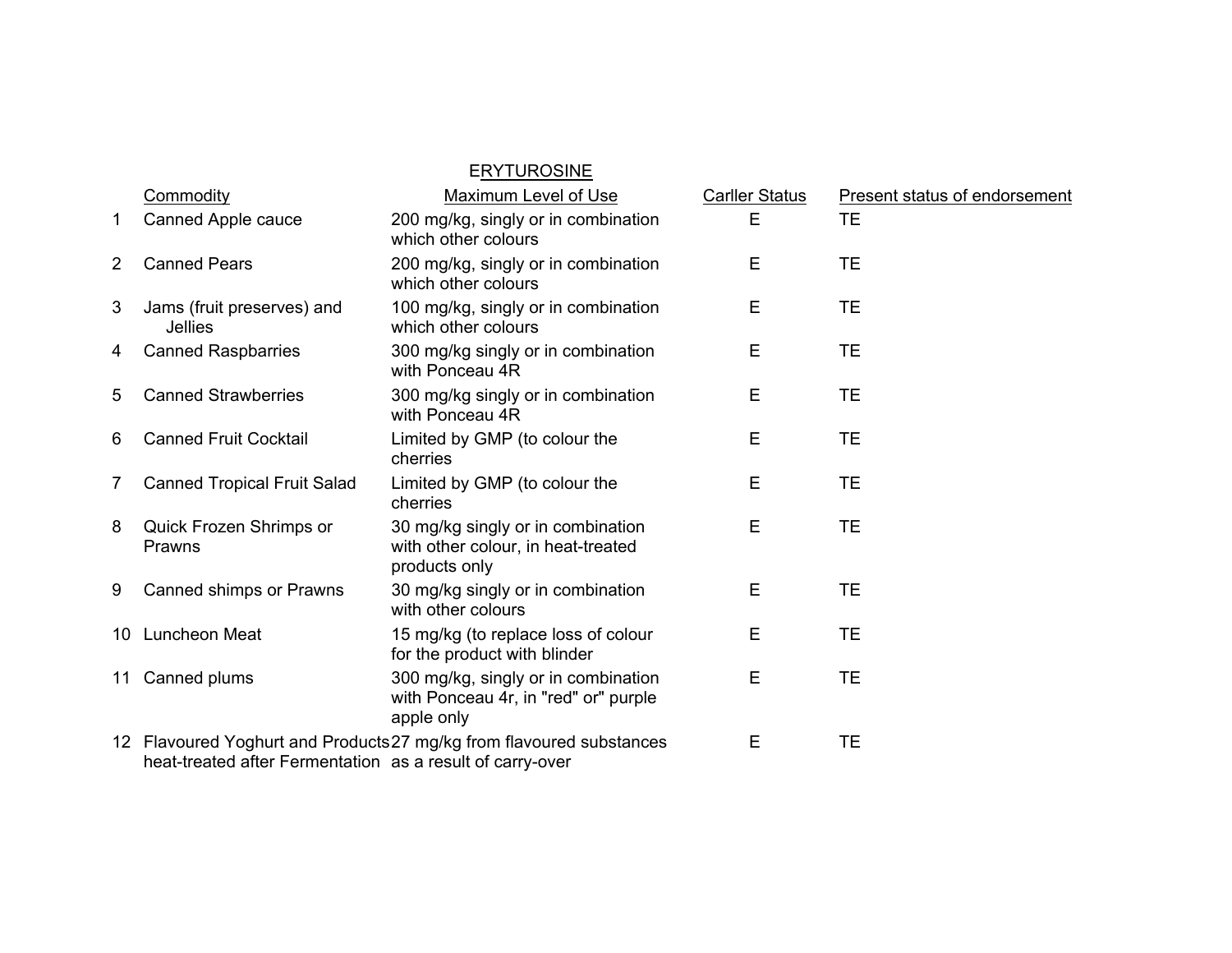## ERYTUROSINE

| | Commodity | Maximum Level of Use | Carller Status | Present status of endorsement |
|---|---|---|---|---|
| 1 | Canned Apple cauce | 200 mg/kg, singly or in combination which other colours | E | TE |
| 2 | Canned Pears | 200 mg/kg, singly or in combination which other colours | E | TE |
| 3 | Jams (fruit preserves) and Jellies | 100 mg/kg, singly or in combination which other colours | E | TE |
| 4 | Canned Raspbarries | 300 mg/kg singly or in combination with Ponceau 4R | E | TE |
| 5 | Canned Strawberries | 300 mg/kg singly or in combination with Ponceau 4R | E | TE |
| 6 | Canned Fruit Cocktail | Limited by GMP (to colour the cherries | E | TE |
| 7 | Canned Tropical Fruit Salad | Limited by GMP (to colour the cherries | E | TE |
| 8 | Quick Frozen Shrimps or Prawns | 30 mg/kg singly or in combination with other colour, in heat-treated products only | E | TE |
| 9 | Canned shimps or Prawns | 30 mg/kg singly or in combination with other colours | E | TE |
| 10 | Luncheon Meat | 15 mg/kg (to replace loss of colour for the product with blinder | E | TE |
| 11 | Canned plums | 300 mg/kg, singly or in combination with Ponceau 4r, in "red" or" purple apple only | E | TE |
| 12 | Flavoured Yoghurt and Products heat-treated after Fermentation | 27 mg/kg from flavoured substances as a result of carry-over | E | TE |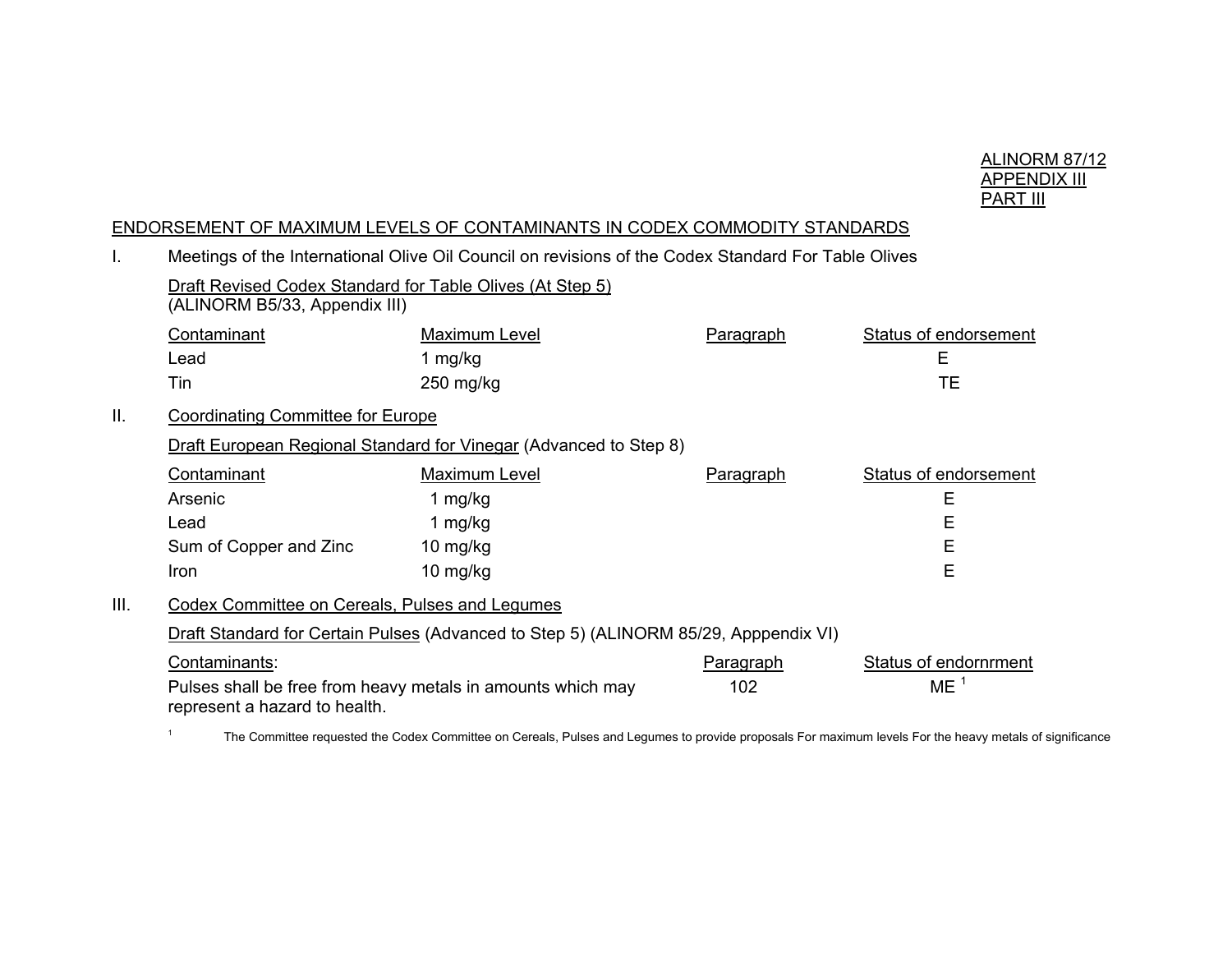ALINORM 87/12
APPENDIX III
PART III

## ENDORSEMENT OF MAXIMUM LEVELS OF CONTAMINANTS IN CODEX COMMODITY STANDARDS

I. Meetings of the International Olive Oil Council on revisions of the Codex Standard For Table Olives

Draft Revised Codex Standard for Table Olives (At Step 5)
(ALINORM B5/33, Appendix III)

| Contaminant | Maximum Level | Paragraph | Status of endorsement |
|---|---|---|---|
| Lead | 1 mg/kg | | E |
| Tin | 250 mg/kg | | TE |

II. Coordinating Committee for Europe

Draft European Regional Standard for Vinegar (Advanced to Step 8)

| Contaminant | Maximum Level | Paragraph | Status of endorsement |
|---|---|---|---|
| Arsenic | 1 mg/kg | | E |
| Lead | 1 mg/kg | | E |
| Sum of Copper and Zinc | 10 mg/kg | | E |
| Iron | 10 mg/kg | | E |

III. Codex Committee on Cereals, Pulses and Legumes

Draft Standard for Certain Pulses (Advanced to Step 5) (ALINORM 85/29, Apppendix VI)

| Contaminants: | Paragraph | Status of endornrment |
|---|---|---|
| Pulses shall be free from heavy metals in amounts which may represent a hazard to health. | 102 | ME [1] |

[1] The Committee requested the Codex Committee on Cereals, Pulses and Legumes to provide proposals For maximum levels For the heavy metals of significance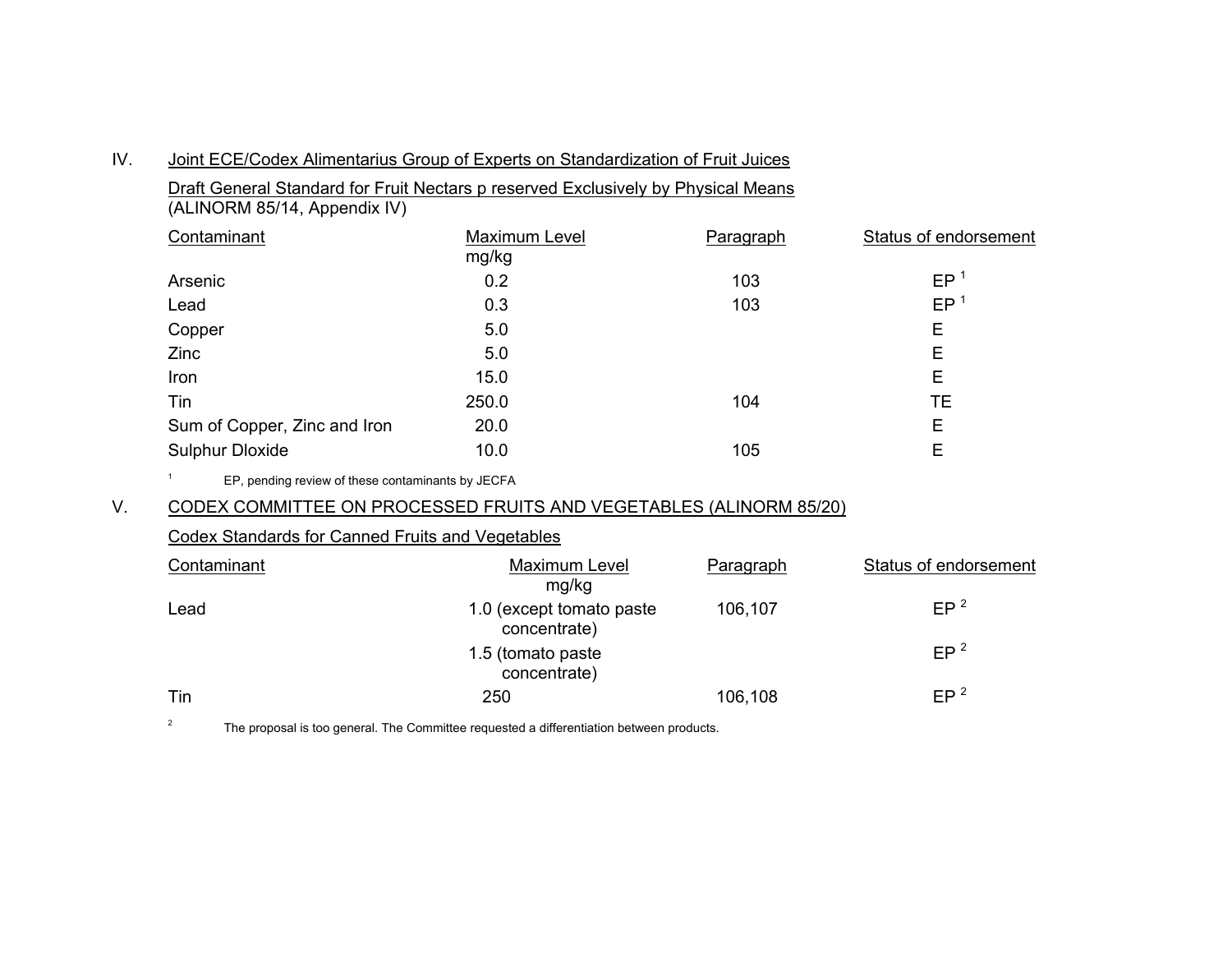IV. Joint ECE/Codex Alimentarius Group of Experts on Standardization of Fruit Juices

Draft General Standard for Fruit Nectars p reserved Exclusively by Physical Means (ALINORM 85/14, Appendix IV)

| Contaminant | Maximum Level mg/kg | Paragraph | Status of endorsement |
|---|---|---|---|
| Arsenic | 0.2 | 103 | EP [1] |
| Lead | 0.3 | 103 | EP [1] |
| Copper | 5.0 | | E |
| Zinc | 5.0 | | E |
| Iron | 15.0 | | E |
| Tin | 250.0 | 104 | TE |
| Sum of Copper, Zinc and Iron | 20.0 | | E |
| Sulphur Dloxide | 10.0 | 105 | E |

[1] EP, pending review of these contaminants by JECFA

V. CODEX COMMITTEE ON PROCESSED FRUITS AND VEGETABLES (ALINORM 85/20)

Codex Standards for Canned Fruits and Vegetables

| Contaminant | Maximum Level mg/kg | Paragraph | Status of endorsement |
|---|---|---|---|
| Lead | 1.0 (except tomato paste concentrate) | 106,107 | EP [2] |
| | 1.5 (tomato paste concentrate) | | EP [2] |
| Tin | 250 | 106,108 | EP [2] |

[2] The proposal is too general. The Committee requested a differentiation between products.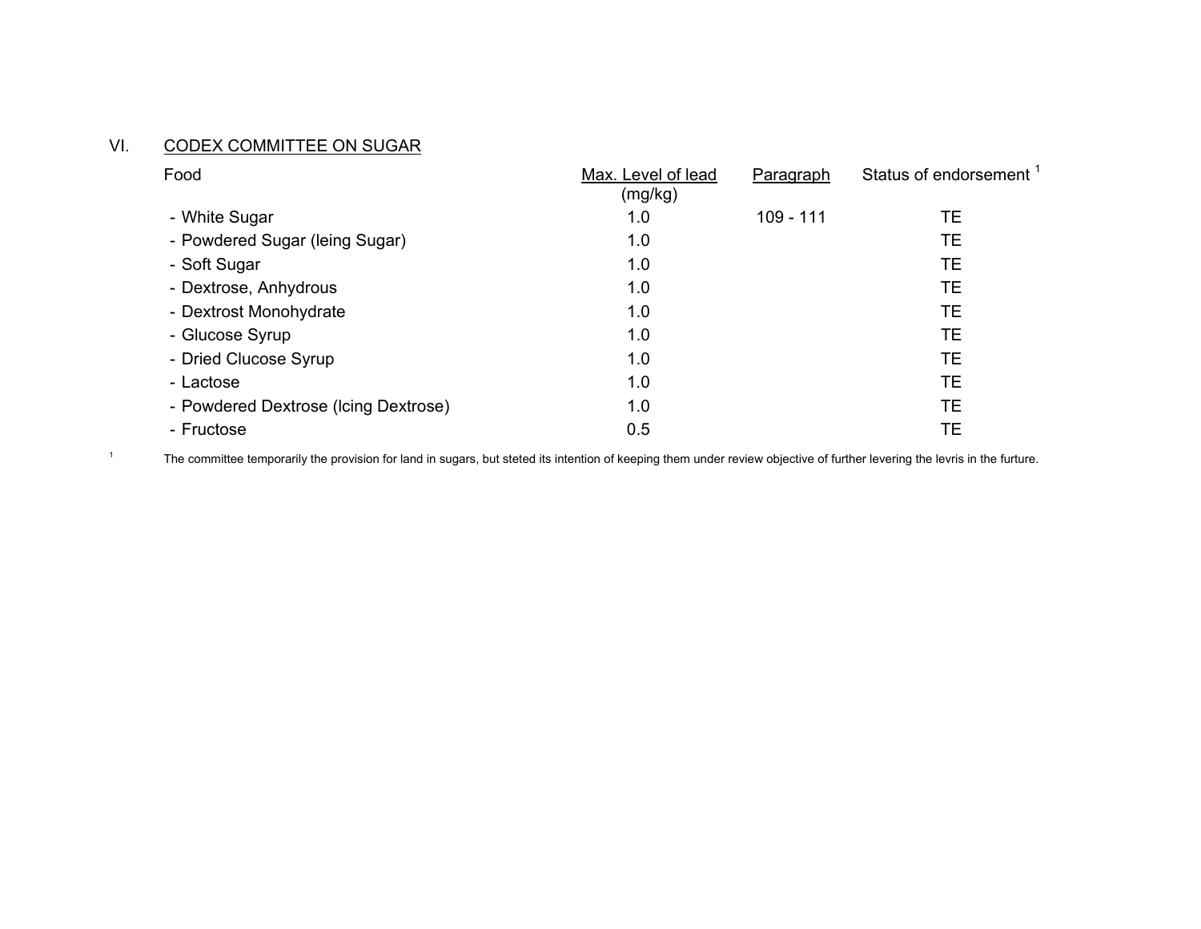## VI. CODEX COMMITTEE ON SUGAR

| Food | Max. Level of lead (mg/kg) | Paragraph | Status of endorsement [1] |
|---|---|---|---|
| - White Sugar | 1.0 | 109 - 111 | TE |
| - Powdered Sugar (leing Sugar) | 1.0 | | TE |
| - Soft Sugar | 1.0 | | TE |
| - Dextrose, Anhydrous | 1.0 | | TE |
| - Dextrost Monohydrate | 1.0 | | TE |
| - Glucose Syrup | 1.0 | | TE |
| - Dried Clucose Syrup | 1.0 | | TE |
| - Lactose | 1.0 | | TE |
| - Powdered Dextrose (Icing Dextrose) | 1.0 | | TE |
| - Fructose | 0.5 | | TE |

[1] The committee temporarily the provision for land in sugars, but steted its intention of keeping them under review objective of further levering the levris in the furture.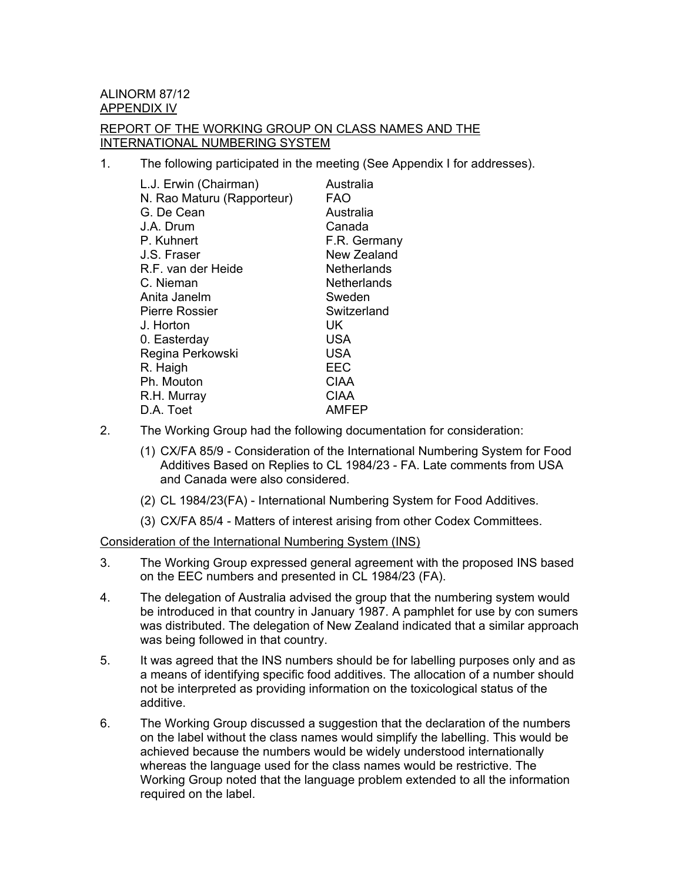ALINORM 87/12
APPENDIX IV

REPORT OF THE WORKING GROUP ON CLASS NAMES AND THE INTERNATIONAL NUMBERING SYSTEM

1. The following participated in the meeting (See Appendix I for addresses).

| | |
|---|---|
| L.J. Erwin (Chairman) | Australia |
| N. Rao Maturu (Rapporteur) | FAO |
| G. De Cean | Australia |
| J.A. Drum | Canada |
| P. Kuhnert | F.R. Germany |
| J.S. Fraser | New Zealand |
| R.F. van der Heide | Netherlands |
| C. Nieman | Netherlands |
| Anita Janelm | Sweden |
| Pierre Rossier | Switzerland |
| J. Horton | UK |
| 0. Easterday | USA |
| Regina Perkowski | USA |
| R. Haigh | EEC |
| Ph. Mouton | CIAA |
| R.H. Murray | CIAA |
| D.A. Toet | AMFEP |

2. The Working Group had the following documentation for consideration:

   (1) CX/FA 85/9 - Consideration of the International Numbering System for Food Additives Based on Replies to CL 1984/23 - FA. Late comments from USA and Canada were also considered.

   (2) CL 1984/23(FA) - International Numbering System for Food Additives.

   (3) CX/FA 85/4 - Matters of interest arising from other Codex Committees.

Consideration of the International Numbering System (INS)

3. The Working Group expressed general agreement with the proposed INS based on the EEC numbers and presented in CL 1984/23 (FA).

4. The delegation of Australia advised the group that the numbering system would be introduced in that country in January 1987. A pamphlet for use by con sumers was distributed. The delegation of New Zealand indicated that a similar approach was being followed in that country.

5. It was agreed that the INS numbers should be for labelling purposes only and as a means of identifying specific food additives. The allocation of a number should not be interpreted as providing information on the toxicological status of the additive.

6. The Working Group discussed a suggestion that the declaration of the numbers on the label without the class names would simplify the labelling. This would be achieved because the numbers would be widely understood internationally whereas the language used for the class names would be restrictive. The Working Group noted that the language problem extended to all the information required on the label.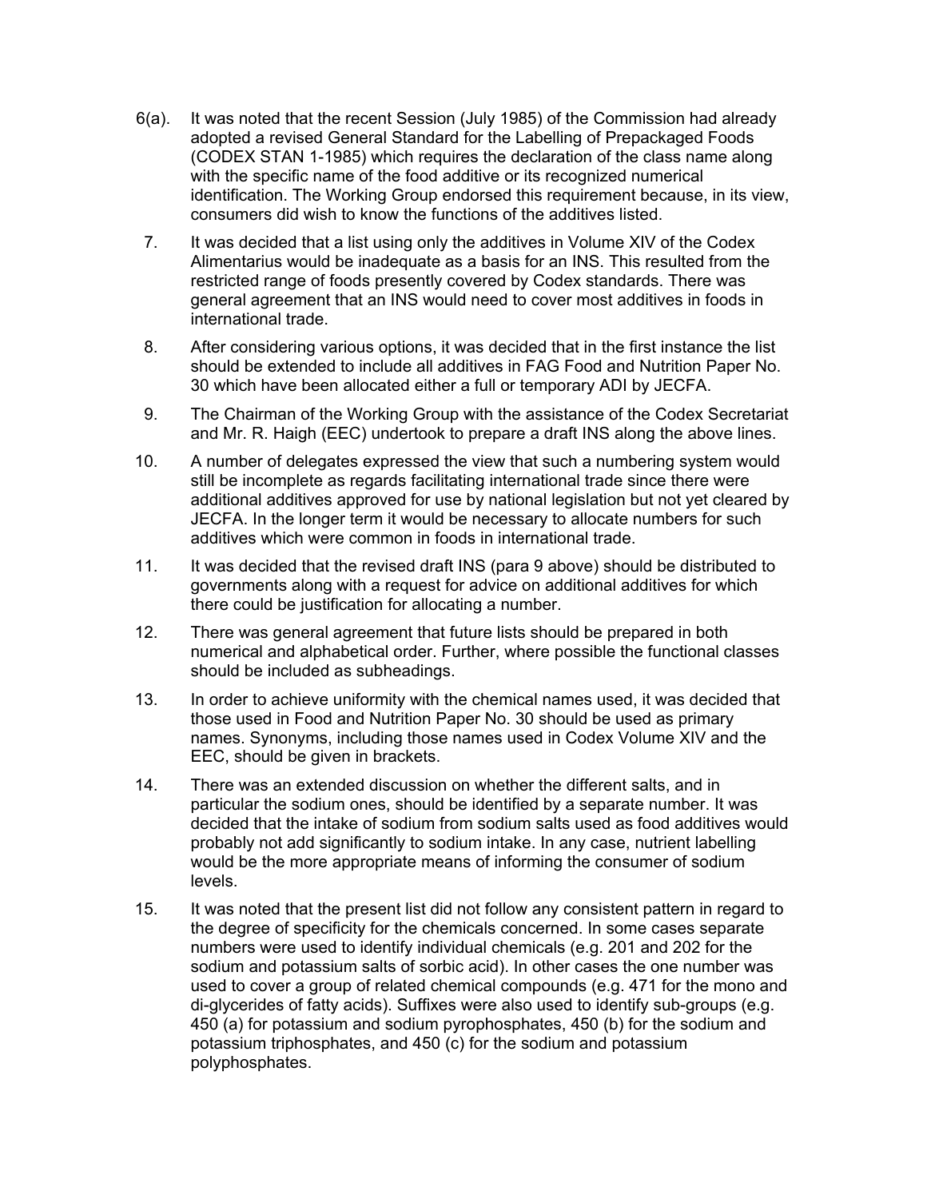6(a). It was noted that the recent Session (July 1985) of the Commission had already adopted a revised General Standard for the Labelling of Prepackaged Foods (CODEX STAN 1-1985) which requires the declaration of the class name along with the specific name of the food additive or its recognized numerical identification. The Working Group endorsed this requirement because, in its view, consumers did wish to know the functions of the additives listed.

7. It was decided that a list using only the additives in Volume XIV of the Codex Alimentarius would be inadequate as a basis for an INS. This resulted from the restricted range of foods presently covered by Codex standards. There was general agreement that an INS would need to cover most additives in foods in international trade.

8. After considering various options, it was decided that in the first instance the list should be extended to include all additives in FAG Food and Nutrition Paper No. 30 which have been allocated either a full or temporary ADI by JECFA.

9. The Chairman of the Working Group with the assistance of the Codex Secretariat and Mr. R. Haigh (EEC) undertook to prepare a draft INS along the above lines.

10. A number of delegates expressed the view that such a numbering system would still be incomplete as regards facilitating international trade since there were additional additives approved for use by national legislation but not yet cleared by JECFA. In the longer term it would be necessary to allocate numbers for such additives which were common in foods in international trade.

11. It was decided that the revised draft INS (para 9 above) should be distributed to governments along with a request for advice on additional additives for which there could be justification for allocating a number.

12. There was general agreement that future lists should be prepared in both numerical and alphabetical order. Further, where possible the functional classes should be included as subheadings.

13. In order to achieve uniformity with the chemical names used, it was decided that those used in Food and Nutrition Paper No. 30 should be used as primary names. Synonyms, including those names used in Codex Volume XIV and the EEC, should be given in brackets.

14. There was an extended discussion on whether the different salts, and in particular the sodium ones, should be identified by a separate number. It was decided that the intake of sodium from sodium salts used as food additives would probably not add significantly to sodium intake. In any case, nutrient labelling would be the more appropriate means of informing the consumer of sodium levels.

15. It was noted that the present list did not follow any consistent pattern in regard to the degree of specificity for the chemicals concerned. In some cases separate numbers were used to identify individual chemicals (e.g. 201 and 202 for the sodium and potassium salts of sorbic acid). In other cases the one number was used to cover a group of related chemical compounds (e.g. 471 for the mono and di-glycerides of fatty acids). Suffixes were also used to identify sub-groups (e.g. 450 (a) for potassium and sodium pyrophosphates, 450 (b) for the sodium and potassium triphosphates, and 450 (c) for the sodium and potassium polyphosphates.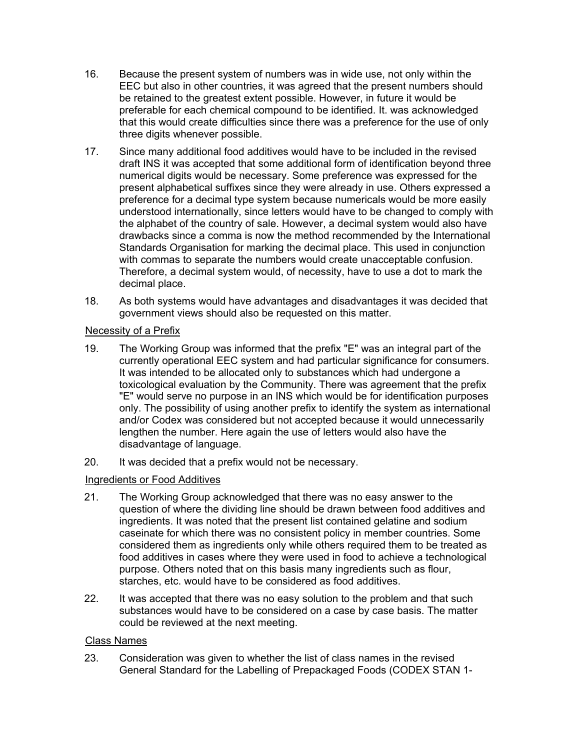16. Because the present system of numbers was in wide use, not only within the EEC but also in other countries, it was agreed that the present numbers should be retained to the greatest extent possible. However, in future it would be preferable for each chemical compound to be identified. It. was acknowledged that this would create difficulties since there was a preference for the use of only three digits whenever possible.

17. Since many additional food additives would have to be included in the revised draft INS it was accepted that some additional form of identification beyond three numerical digits would be necessary. Some preference was expressed for the present alphabetical suffixes since they were already in use. Others expressed a preference for a decimal type system because numericals would be more easily understood internationally, since letters would have to be changed to comply with the alphabet of the country of sale. However, a decimal system would also have drawbacks since a comma is now the method recommended by the International Standards Organisation for marking the decimal place. This used in conjunction with commas to separate the numbers would create unacceptable confusion. Therefore, a decimal system would, of necessity, have to use a dot to mark the decimal place.

18. As both systems would have advantages and disadvantages it was decided that government views should also be requested on this matter.

<u>Necessity of a Prefix</u>

19. The Working Group was informed that the prefix "E" was an integral part of the currently operational EEC system and had particular significance for consumers. It was intended to be allocated only to substances which had undergone a toxicological evaluation by the Community. There was agreement that the prefix "E" would serve no purpose in an INS which would be for identification purposes only. The possibility of using another prefix to identify the system as international and/or Codex was considered but not accepted because it would unnecessarily lengthen the number. Here again the use of letters would also have the disadvantage of language.

20. It was decided that a prefix would not be necessary.

<u>Ingredients or Food Additives</u>

21. The Working Group acknowledged that there was no easy answer to the question of where the dividing line should be drawn between food additives and ingredients. It was noted that the present list contained gelatine and sodium caseinate for which there was no consistent policy in member countries. Some considered them as ingredients only while others required them to be treated as food additives in cases where they were used in food to achieve a technological purpose. Others noted that on this basis many ingredients such as flour, starches, etc. would have to be considered as food additives.

22. It was accepted that there was no easy solution to the problem and that such substances would have to be considered on a case by case basis. The matter could be reviewed at the next meeting.

<u>Class Names</u>

23. Consideration was given to whether the list of class names in the revised General Standard for the Labelling of Prepackaged Foods (CODEX STAN 1-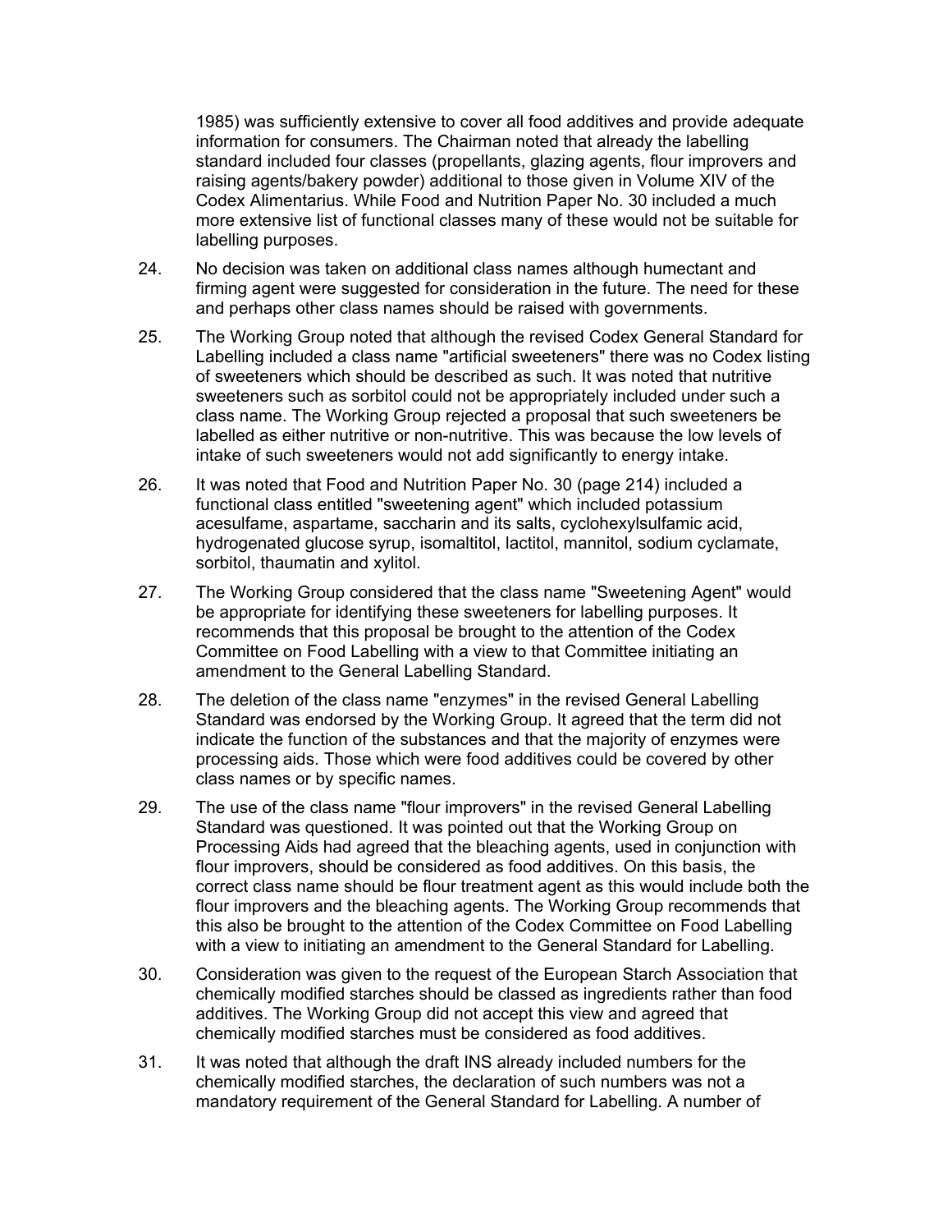1985) was sufficiently extensive to cover all food additives and provide adequate information for consumers. The Chairman noted that already the labelling standard included four classes (propellants, glazing agents, flour improvers and raising agents/bakery powder) additional to those given in Volume XIV of the Codex Alimentarius. While Food and Nutrition Paper No. 30 included a much more extensive list of functional classes many of these would not be suitable for labelling purposes.

24. No decision was taken on additional class names although humectant and firming agent were suggested for consideration in the future. The need for these and perhaps other class names should be raised with governments.

25. The Working Group noted that although the revised Codex General Standard for Labelling included a class name "artificial sweeteners" there was no Codex listing of sweeteners which should be described as such. It was noted that nutritive sweeteners such as sorbitol could not be appropriately included under such a class name. The Working Group rejected a proposal that such sweeteners be labelled as either nutritive or non-nutritive. This was because the low levels of intake of such sweeteners would not add significantly to energy intake.

26. It was noted that Food and Nutrition Paper No. 30 (page 214) included a functional class entitled "sweetening agent" which included potassium acesulfame, aspartame, saccharin and its salts, cyclohexylsulfamic acid, hydrogenated glucose syrup, isomaltitol, lactitol, mannitol, sodium cyclamate, sorbitol, thaumatin and xylitol.

27. The Working Group considered that the class name "Sweetening Agent" would be appropriate for identifying these sweeteners for labelling purposes. It recommends that this proposal be brought to the attention of the Codex Committee on Food Labelling with a view to that Committee initiating an amendment to the General Labelling Standard.

28. The deletion of the class name "enzymes" in the revised General Labelling Standard was endorsed by the Working Group. It agreed that the term did not indicate the function of the substances and that the majority of enzymes were processing aids. Those which were food additives could be covered by other class names or by specific names.

29. The use of the class name "flour improvers" in the revised General Labelling Standard was questioned. It was pointed out that the Working Group on Processing Aids had agreed that the bleaching agents, used in conjunction with flour improvers, should be considered as food additives. On this basis, the correct class name should be flour treatment agent as this would include both the flour improvers and the bleaching agents. The Working Group recommends that this also be brought to the attention of the Codex Committee on Food Labelling with a view to initiating an amendment to the General Standard for Labelling.

30. Consideration was given to the request of the European Starch Association that chemically modified starches should be classed as ingredients rather than food additives. The Working Group did not accept this view and agreed that chemically modified starches must be considered as food additives.

31. It was noted that although the draft INS already included numbers for the chemically modified starches, the declaration of such numbers was not a mandatory requirement of the General Standard for Labelling. A number of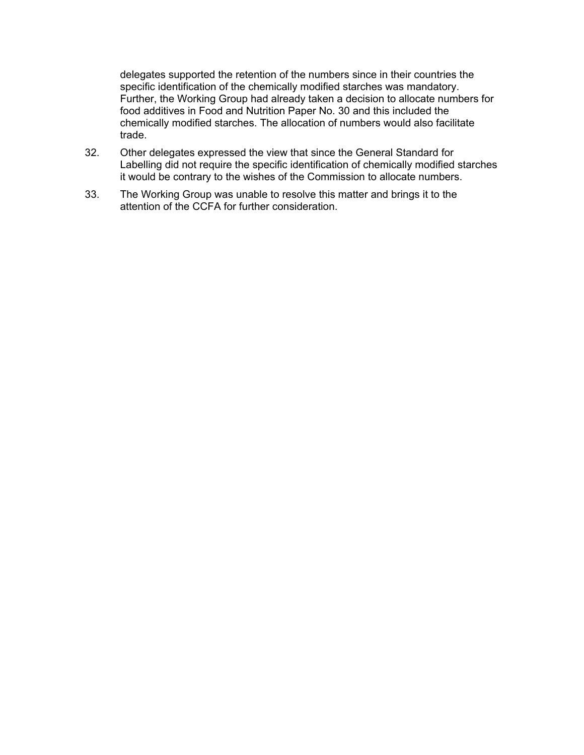delegates supported the retention of the numbers since in their countries the specific identification of the chemically modified starches was mandatory. Further, the Working Group had already taken a decision to allocate numbers for food additives in Food and Nutrition Paper No. 30 and this included the chemically modified starches. The allocation of numbers would also facilitate trade.

32. Other delegates expressed the view that since the General Standard for Labelling did not require the specific identification of chemically modified starches it would be contrary to the wishes of the Commission to allocate numbers.

33. The Working Group was unable to resolve this matter and brings it to the attention of the CCFA for further consideration.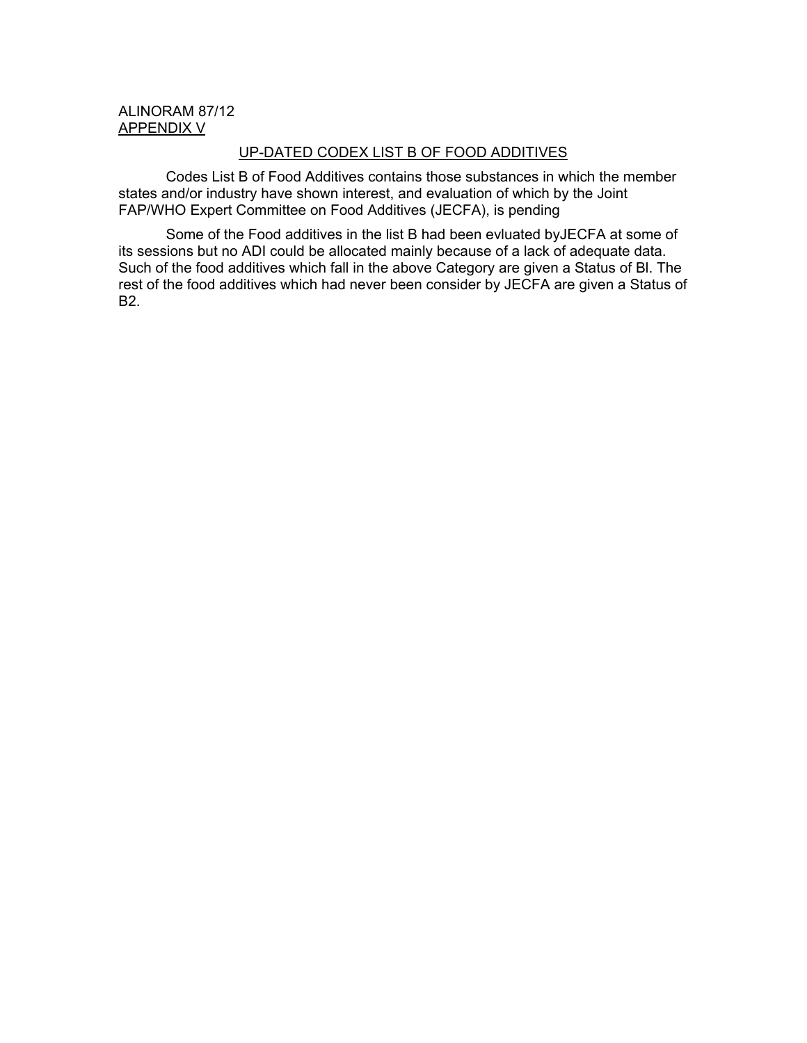ALINORAM 87/12
APPENDIX V

## UP-DATED CODEX LIST B OF FOOD ADDITIVES

Codes List B of Food Additives contains those substances in which the member states and/or industry have shown interest, and evaluation of which by the Joint FAP/WHO Expert Committee on Food Additives (JECFA), is pending

Some of the Food additives in the list B had been evluated byJECFA at some of its sessions but no ADI could be allocated mainly because of a lack of adequate data. Such of the food additives which fall in the above Category are given a Status of Bl. The rest of the food additives which had never been consider by JECFA are given a Status of B2.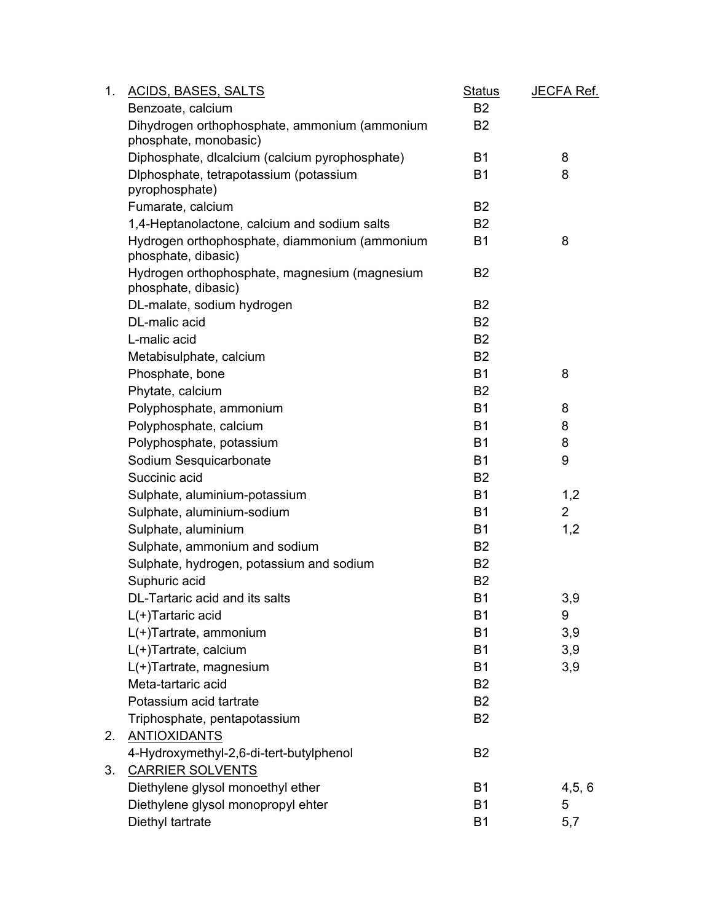| | | Status | JECFA Ref. |
|---|---|---|---|
| 1. | ACIDS, BASES, SALTS | | |
| | Benzoate, calcium | B2 | |
| | Dihydrogen orthophosphate, ammonium (ammonium phosphate, monobasic) | B2 | |
| | Diphosphate, dlcalcium (calcium pyrophosphate) | B1 | 8 |
| | Dlphosphate, tetrapotassium (potassium pyrophosphate) | B1 | 8 |
| | Fumarate, calcium | B2 | |
| | 1,4-Heptanolactone, calcium and sodium salts | B2 | |
| | Hydrogen orthophosphate, diammonium (ammonium phosphate, dibasic) | B1 | 8 |
| | Hydrogen orthophosphate, magnesium (magnesium phosphate, dibasic) | B2 | |
| | DL-malate, sodium hydrogen | B2 | |
| | DL-malic acid | B2 | |
| | L-malic acid | B2 | |
| | Metabisulphate, calcium | B2 | |
| | Phosphate, bone | B1 | 8 |
| | Phytate, calcium | B2 | |
| | Polyphosphate, ammonium | B1 | 8 |
| | Polyphosphate, calcium | B1 | 8 |
| | Polyphosphate, potassium | B1 | 8 |
| | Sodium Sesquicarbonate | B1 | 9 |
| | Succinic acid | B2 | |
| | Sulphate, aluminium-potassium | B1 | 1,2 |
| | Sulphate, aluminium-sodium | B1 | 2 |
| | Sulphate, aluminium | B1 | 1,2 |
| | Sulphate, ammonium and sodium | B2 | |
| | Sulphate, hydrogen, potassium and sodium | B2 | |
| | Suphuric acid | B2 | |
| | DL-Tartaric acid and its salts | B1 | 3,9 |
| | L(+)Tartaric acid | B1 | 9 |
| | L(+)Tartrate, ammonium | B1 | 3,9 |
| | L(+)Tartrate, calcium | B1 | 3,9 |
| | L(+)Tartrate, magnesium | B1 | 3,9 |
| | Meta-tartaric acid | B2 | |
| | Potassium acid tartrate | B2 | |
| | Triphosphate, pentapotassium | B2 | |
| 2. | ANTIOXIDANTS | | |
| | 4-Hydroxymethyl-2,6-di-tert-butylphenol | B2 | |
| 3. | CARRIER SOLVENTS | | |
| | Diethylene glysol monoethyl ether | B1 | 4,5, 6 |
| | Diethylene glysol monopropyl ehter | B1 | 5 |
| | Diethyl tartrate | B1 | 5,7 |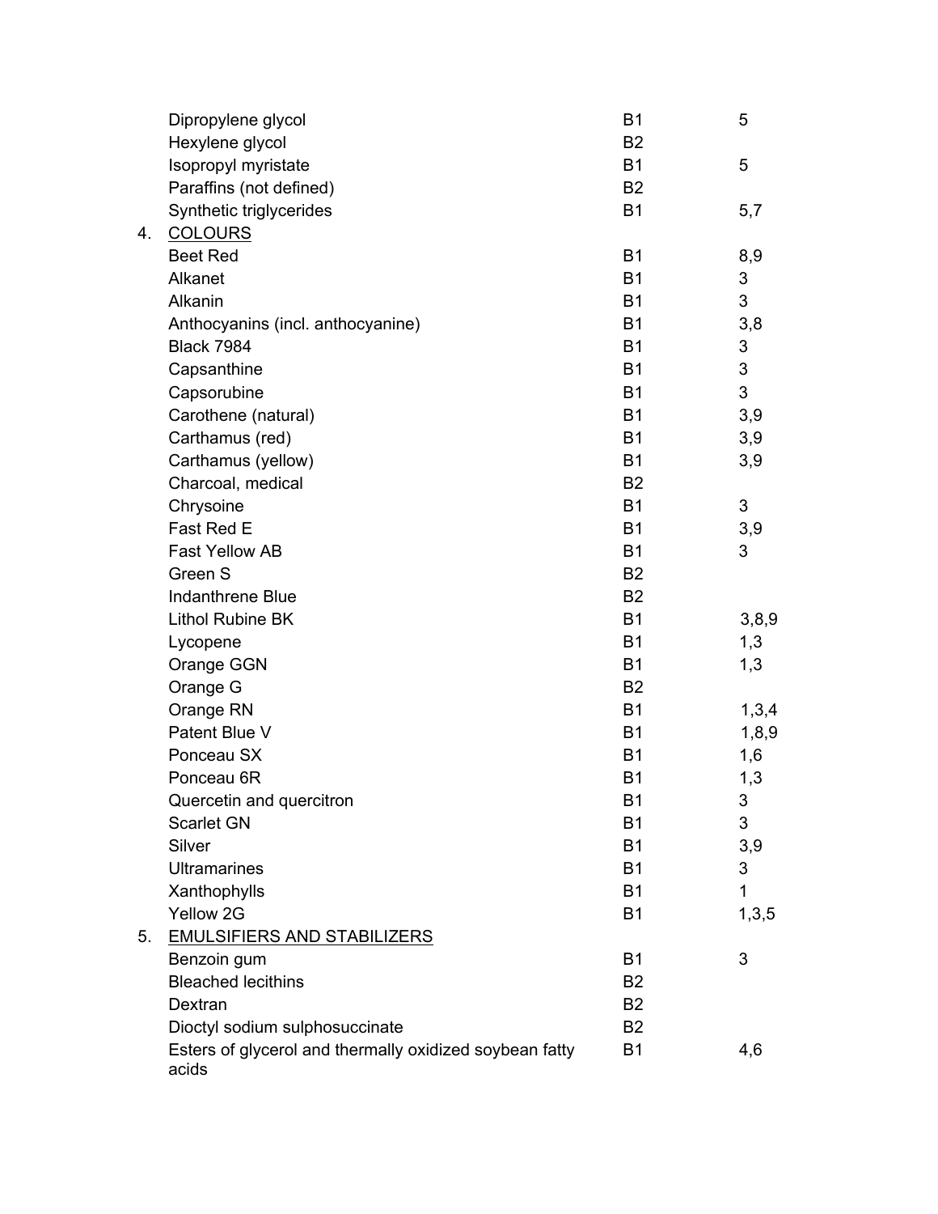| | | |
|---|---|---|
| Dipropylene glycol | B1 | 5 |
| Hexylene glycol | B2 | |
| Isopropyl myristate | B1 | 5 |
| Paraffins (not defined) | B2 | |
| Synthetic triglycerides | B1 | 5,7 |

4. <u>COLOURS</u>

| | | |
|---|---|---|
| Beet Red | B1 | 8,9 |
| Alkanet | B1 | 3 |
| Alkanin | B1 | 3 |
| Anthocyanins (incl. anthocyanine) | B1 | 3,8 |
| Black 7984 | B1 | 3 |
| Capsanthine | B1 | 3 |
| Capsorubine | B1 | 3 |
| Carothene (natural) | B1 | 3,9 |
| Carthamus (red) | B1 | 3,9 |
| Carthamus (yellow) | B1 | 3,9 |
| Charcoal, medical | B2 | |
| Chrysoine | B1 | 3 |
| Fast Red E | B1 | 3,9 |
| Fast Yellow AB | B1 | 3 |
| Green S | B2 | |
| Indanthrene Blue | B2 | |
| Lithol Rubine BK | B1 | 3,8,9 |
| Lycopene | B1 | 1,3 |
| Orange GGN | B1 | 1,3 |
| Orange G | B2 | |
| Orange RN | B1 | 1,3,4 |
| Patent Blue V | B1 | 1,8,9 |
| Ponceau SX | B1 | 1,6 |
| Ponceau 6R | B1 | 1,3 |
| Quercetin and quercitron | B1 | 3 |
| Scarlet GN | B1 | 3 |
| Silver | B1 | 3,9 |
| Ultramarines | B1 | 3 |
| Xanthophylls | B1 | 1 |
| Yellow 2G | B1 | 1,3,5 |

5. <u>EMULSIFIERS AND STABILIZERS</u>

| | | |
|---|---|---|
| Benzoin gum | B1 | 3 |
| Bleached lecithins | B2 | |
| Dextran | B2 | |
| Dioctyl sodium sulphosuccinate | B2 | |
| Esters of glycerol and thermally oxidized soybean fatty acids | B1 | 4,6 |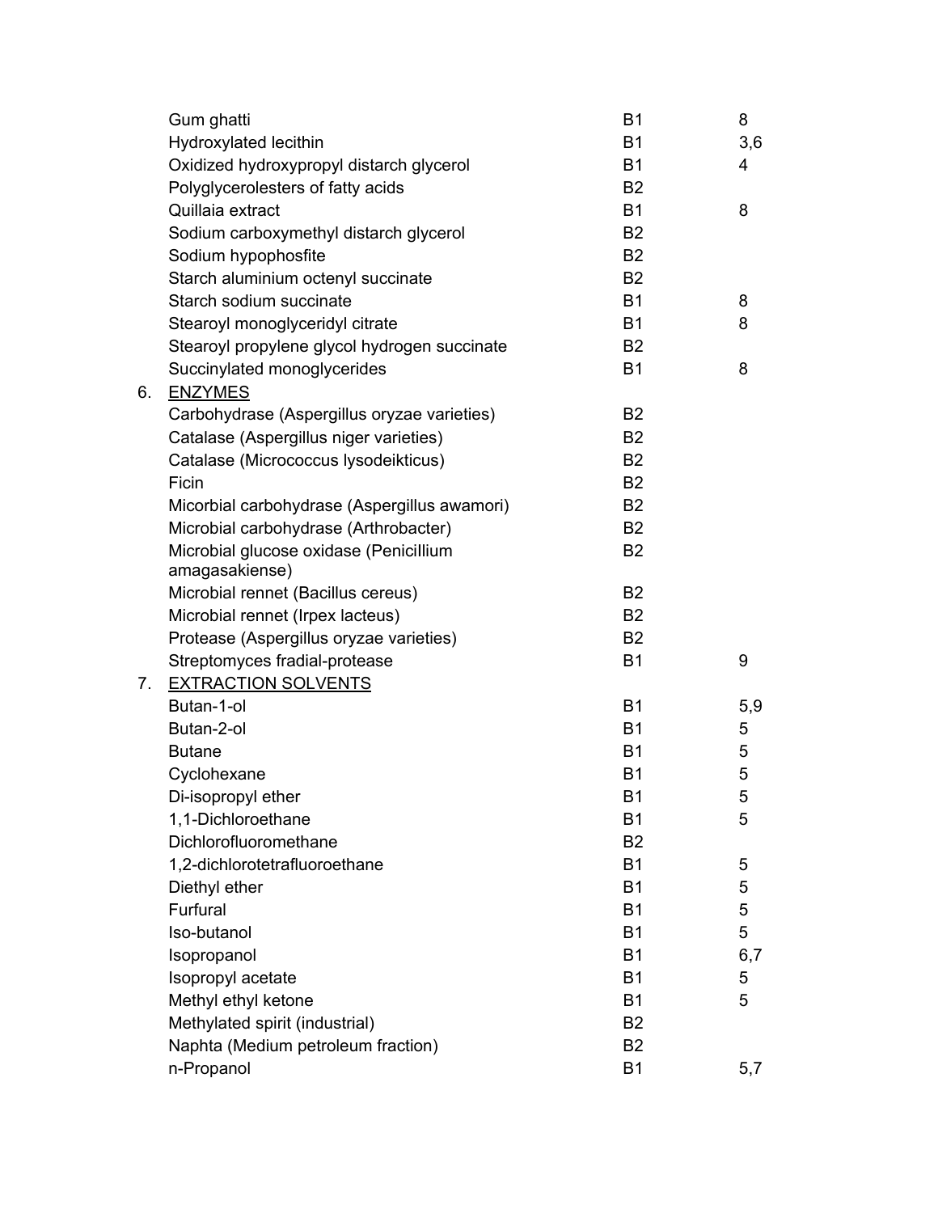| | | | |
|---|---|---|---|
| | Gum ghatti | B1 | 8 |
| | Hydroxylated lecithin | B1 | 3,6 |
| | Oxidized hydroxypropyl distarch glycerol | B1 | 4 |
| | Polyglycerolesters of fatty acids | B2 | |
| | Quillaia extract | B1 | 8 |
| | Sodium carboxymethyl distarch glycerol | B2 | |
| | Sodium hypophosfite | B2 | |
| | Starch aluminium octenyl succinate | B2 | |
| | Starch sodium succinate | B1 | 8 |
| | Stearoyl monoglyceridyl citrate | B1 | 8 |
| | Stearoyl propylene glycol hydrogen succinate | B2 | |
| | Succinylated monoglycerides | B1 | 8 |
| 6. | <u>ENZYMES</u> | | |
| | Carbohydrase (Aspergillus oryzae varieties) | B2 | |
| | Catalase (Aspergillus niger varieties) | B2 | |
| | Catalase (Micrococcus lysodeikticus) | B2 | |
| | Ficin | B2 | |
| | Micorbial carbohydrase (Aspergillus awamori) | B2 | |
| | Microbial carbohydrase (Arthrobacter) | B2 | |
| | Microbial glucose oxidase (Penicillium amagasakiense) | B2 | |
| | Microbial rennet (Bacillus cereus) | B2 | |
| | Microbial rennet (Irpex lacteus) | B2 | |
| | Protease (Aspergillus oryzae varieties) | B2 | |
| | Streptomyces fradial-protease | B1 | 9 |
| 7. | <u>EXTRACTION SOLVENTS</u> | | |
| | Butan-1-ol | B1 | 5,9 |
| | Butan-2-ol | B1 | 5 |
| | Butane | B1 | 5 |
| | Cyclohexane | B1 | 5 |
| | Di-isopropyl ether | B1 | 5 |
| | 1,1-Dichloroethane | B1 | 5 |
| | Dichlorofluoromethane | B2 | |
| | 1,2-dichlorotetrafluoroethane | B1 | 5 |
| | Diethyl ether | B1 | 5 |
| | Furfural | B1 | 5 |
| | Iso-butanol | B1 | 5 |
| | Isopropanol | B1 | 6,7 |
| | Isopropyl acetate | B1 | 5 |
| | Methyl ethyl ketone | B1 | 5 |
| | Methylated spirit (industrial) | B2 | |
| | Naphta (Medium petroleum fraction) | B2 | |
| | n-Propanol | B1 | 5,7 |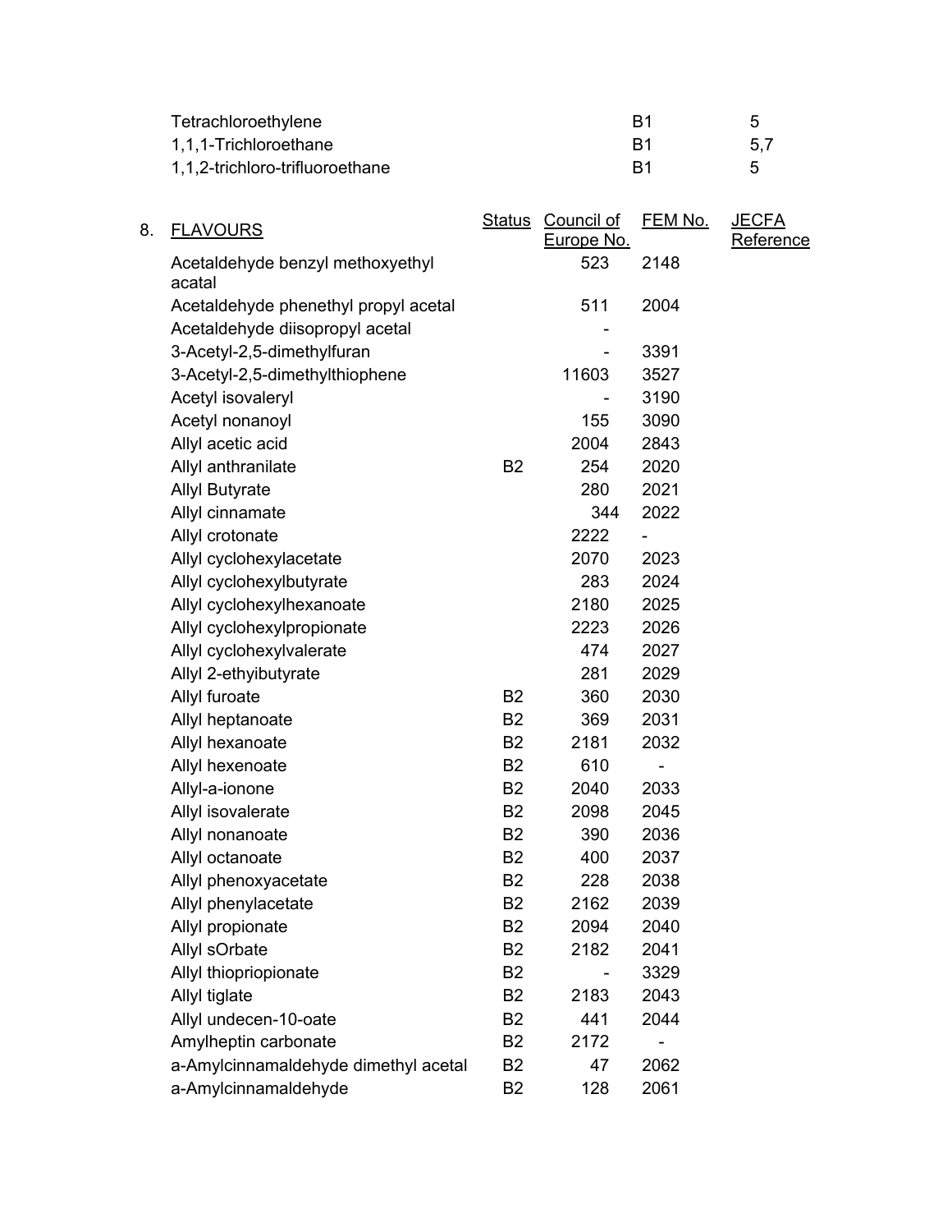| | | |
|---|---|---|
| Tetrachloroethylene | B1 | 5 |
| 1,1,1-Trichloroethane | B1 | 5,7 |
| 1,1,2-trichloro-trifluoroethane | B1 | 5 |

8. FLAVOURS

| FLAVOURS | Status | Council of Europe No. | FEM No. | JECFA Reference |
|---|---|---|---|---|
| Acetaldehyde benzyl methoxyethyl acatal | | 523 | 2148 | |
| Acetaldehyde phenethyl propyl acetal | | 511 | 2004 | |
| Acetaldehyde diisopropyl acetal | | - | | |
| 3-Acetyl-2,5-dimethylfuran | | - | 3391 | |
| 3-Acetyl-2,5-dimethylthiophene | | 11603 | 3527 | |
| Acetyl isovaleryl | | - | 3190 | |
| Acetyl nonanoyl | | 155 | 3090 | |
| Allyl acetic acid | | 2004 | 2843 | |
| Allyl anthranilate | B2 | 254 | 2020 | |
| Allyl Butyrate | | 280 | 2021 | |
| Allyl cinnamate | | 344 | 2022 | |
| Allyl crotonate | | 2222 | - | |
| Allyl cyclohexylacetate | | 2070 | 2023 | |
| Allyl cyclohexylbutyrate | | 283 | 2024 | |
| Allyl cyclohexylhexanoate | | 2180 | 2025 | |
| Allyl cyclohexylpropionate | | 2223 | 2026 | |
| Allyl cyclohexylvalerate | | 474 | 2027 | |
| Allyl 2-ethyibutyrate | | 281 | 2029 | |
| Allyl furoate | B2 | 360 | 2030 | |
| Allyl heptanoate | B2 | 369 | 2031 | |
| Allyl hexanoate | B2 | 2181 | 2032 | |
| Allyl hexenoate | B2 | 610 | - | |
| Allyl-a-ionone | B2 | 2040 | 2033 | |
| Allyl isovalerate | B2 | 2098 | 2045 | |
| Allyl nonanoate | B2 | 390 | 2036 | |
| Allyl octanoate | B2 | 400 | 2037 | |
| Allyl phenoxyacetate | B2 | 228 | 2038 | |
| Allyl phenylacetate | B2 | 2162 | 2039 | |
| Allyl propionate | B2 | 2094 | 2040 | |
| Allyl sOrbate | B2 | 2182 | 2041 | |
| Allyl thiopriopionate | B2 | - | 3329 | |
| Allyl tiglate | B2 | 2183 | 2043 | |
| Allyl undecen-10-oate | B2 | 441 | 2044 | |
| Amylheptin carbonate | B2 | 2172 | - | |
| a-Amylcinnamaldehyde dimethyl acetal | B2 | 47 | 2062 | |
| a-Amylcinnamaldehyde | B2 | 128 | 2061 | |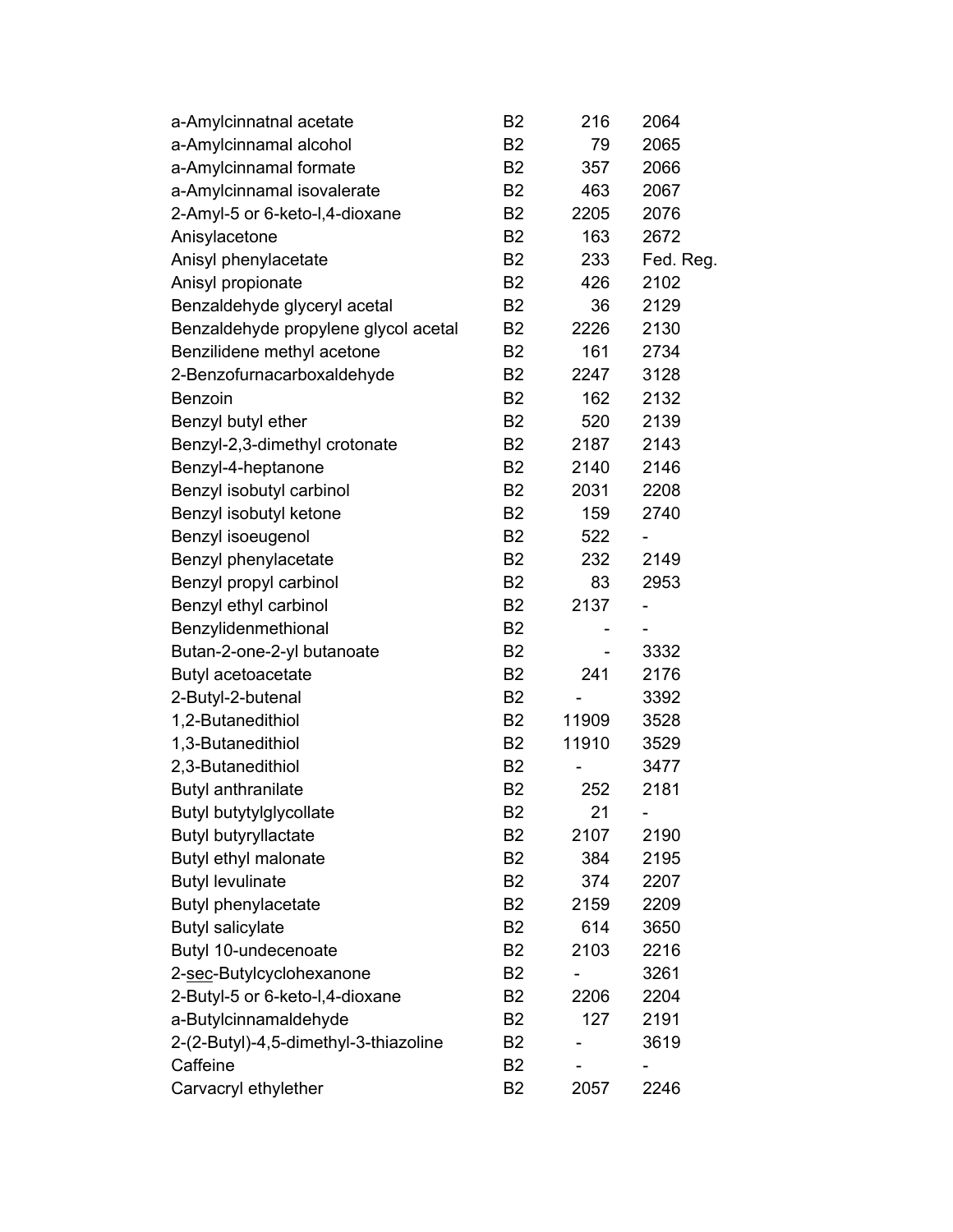| | | | |
|---|---|---|---|
| a-Amylcinnatnal acetate | B2 | 216 | 2064 |
| a-Amylcinnamal alcohol | B2 | 79 | 2065 |
| a-Amylcinnamal formate | B2 | 357 | 2066 |
| a-Amylcinnamal isovalerate | B2 | 463 | 2067 |
| 2-Amyl-5 or 6-keto-l,4-dioxane | B2 | 2205 | 2076 |
| Anisylacetone | B2 | 163 | 2672 |
| Anisyl phenylacetate | B2 | 233 | Fed. Reg. |
| Anisyl propionate | B2 | 426 | 2102 |
| Benzaldehyde glyceryl acetal | B2 | 36 | 2129 |
| Benzaldehyde propylene glycol acetal | B2 | 2226 | 2130 |
| Benzilidene methyl acetone | B2 | 161 | 2734 |
| 2-Benzofurnacarboxaldehyde | B2 | 2247 | 3128 |
| Benzoin | B2 | 162 | 2132 |
| Benzyl butyl ether | B2 | 520 | 2139 |
| Benzyl-2,3-dimethyl crotonate | B2 | 2187 | 2143 |
| Benzyl-4-heptanone | B2 | 2140 | 2146 |
| Benzyl isobutyl carbinol | B2 | 2031 | 2208 |
| Benzyl isobutyl ketone | B2 | 159 | 2740 |
| Benzyl isoeugenol | B2 | 522 | - |
| Benzyl phenylacetate | B2 | 232 | 2149 |
| Benzyl propyl carbinol | B2 | 83 | 2953 |
| Benzyl ethyl carbinol | B2 | 2137 | - |
| Benzylidenmethional | B2 | - | - |
| Butan-2-one-2-yl butanoate | B2 | - | 3332 |
| Butyl acetoacetate | B2 | 241 | 2176 |
| 2-Butyl-2-butenal | B2 | - | 3392 |
| 1,2-Butanedithiol | B2 | 11909 | 3528 |
| 1,3-Butanedithiol | B2 | 11910 | 3529 |
| 2,3-Butanedithiol | B2 | - | 3477 |
| Butyl anthranilate | B2 | 252 | 2181 |
| Butyl butytylglycollate | B2 | 21 | - |
| Butyl butyryllactate | B2 | 2107 | 2190 |
| Butyl ethyl malonate | B2 | 384 | 2195 |
| Butyl levulinate | B2 | 374 | 2207 |
| Butyl phenylacetate | B2 | 2159 | 2209 |
| Butyl salicylate | B2 | 614 | 3650 |
| Butyl 10-undecenoate | B2 | 2103 | 2216 |
| 2-<u>sec</u>-Butylcyclohexanone | B2 | - | 3261 |
| 2-Butyl-5 or 6-keto-l,4-dioxane | B2 | 2206 | 2204 |
| a-Butylcinnamaldehyde | B2 | 127 | 2191 |
| 2-(2-Butyl)-4,5-dimethyl-3-thiazoline | B2 | - | 3619 |
| Caffeine | B2 | - | - |
| Carvacryl ethylether | B2 | 2057 | 2246 |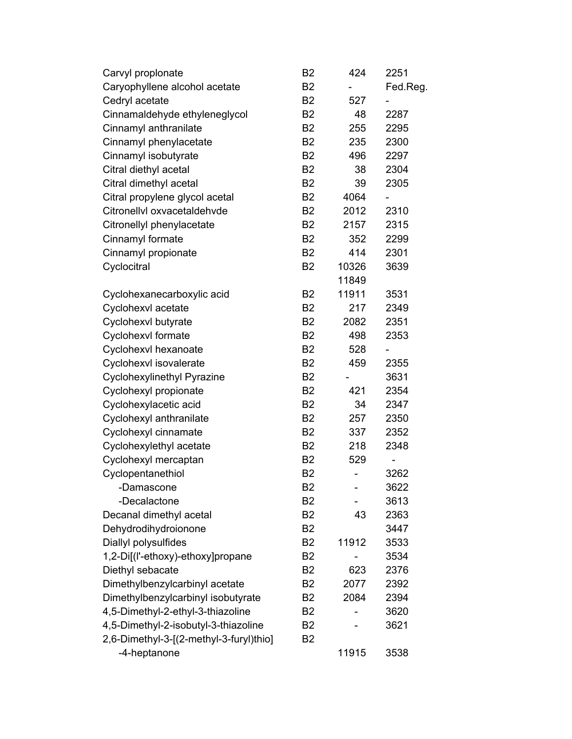| | | | |
|---|---|---|---|
| Carvyl proplonate | B2 | 424 | 2251 |
| Caryophyllene alcohol acetate | B2 | - | Fed.Reg. |
| Cedryl acetate | B2 | 527 | - |
| Cinnamaldehyde ethyleneglycol | B2 | 48 | 2287 |
| Cinnamyl anthranilate | B2 | 255 | 2295 |
| Cinnamyl phenylacetate | B2 | 235 | 2300 |
| Cinnamyl isobutyrate | B2 | 496 | 2297 |
| Citral diethyl acetal | B2 | 38 | 2304 |
| Citral dimethyl acetal | B2 | 39 | 2305 |
| Citral propylene glycol acetal | B2 | 4064 | - |
| Citronellvl oxvacetaldehvde | B2 | 2012 | 2310 |
| Citronellyl phenylacetate | B2 | 2157 | 2315 |
| Cinnamyl formate | B2 | 352 | 2299 |
| Cinnamyl propionate | B2 | 414 | 2301 |
| Cyclocitral | B2 | 10326<br>11849 | 3639 |
| Cyclohexanecarboxylic acid | B2 | 11911 | 3531 |
| Cyclohexvl acetate | B2 | 217 | 2349 |
| Cyclohexvl butyrate | B2 | 2082 | 2351 |
| Cyclohexvl formate | B2 | 498 | 2353 |
| Cyclohexvl hexanoate | B2 | 528 | - |
| Cyclohexvl isovalerate | B2 | 459 | 2355 |
| Cyclohexylinethyl Pyrazine | B2 | - | 3631 |
| Cyclohexyl propionate | B2 | 421 | 2354 |
| Cyclohexylacetic acid | B2 | 34 | 2347 |
| Cyclohexyl anthranilate | B2 | 257 | 2350 |
| Cyclohexyl cinnamate | B2 | 337 | 2352 |
| Cyclohexylethyl acetate | B2 | 218 | 2348 |
| Cyclohexyl mercaptan | B2 | 529 | - |
| Cyclopentanethiol | B2 | - | 3262 |
| -Damascone | B2 | - | 3622 |
| -Decalactone | B2 | - | 3613 |
| Decanal dimethyl acetal | B2 | 43 | 2363 |
| Dehydrodihydroionone | B2 | | 3447 |
| Diallyl polysulfides | B2 | 11912 | 3533 |
| 1,2-Di[(l'-ethoxy)-ethoxy]propane | B2 | - | 3534 |
| Diethyl sebacate | B2 | 623 | 2376 |
| Dimethylbenzylcarbinyl acetate | B2 | 2077 | 2392 |
| Dimethylbenzylcarbinyl isobutyrate | B2 | 2084 | 2394 |
| 4,5-Dimethyl-2-ethyl-3-thiazoline | B2 | - | 3620 |
| 4,5-Dimethyl-2-isobutyl-3-thiazoline | B2 | - | 3621 |
| 2,6-Dimethyl-3-[(2-methyl-3-furyl)thio]-4-heptanone | B2 | 11915 | 3538 |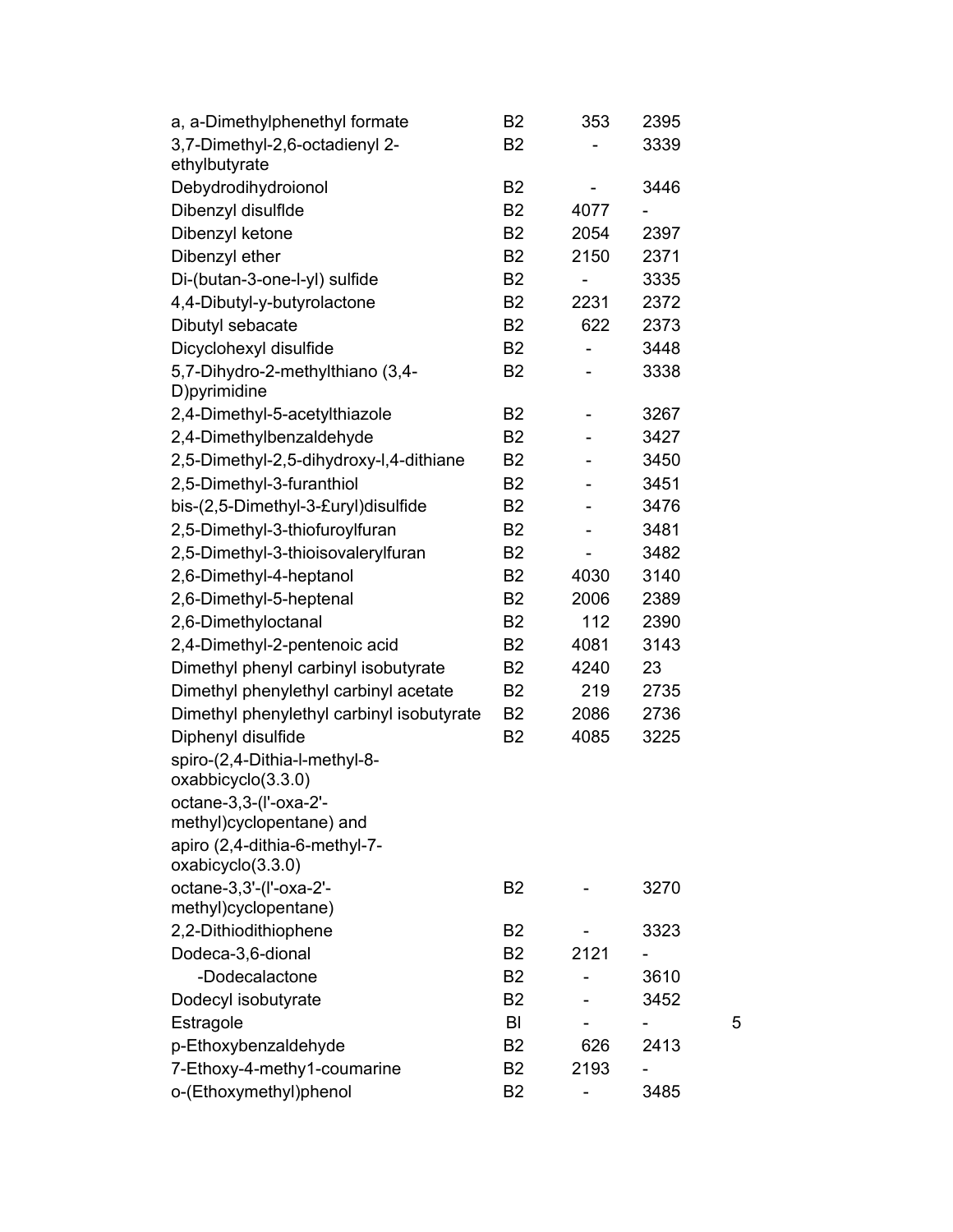| | | | | |
|---|---|---|---|---|
| a, a-Dimethylphenethyl formate | B2 | 353 | 2395 | |
| 3,7-Dimethyl-2,6-octadienyl 2-ethylbutyrate | B2 | - | 3339 | |
| Debydrodihydroionol | B2 | - | 3446 | |
| Dibenzyl disulflde | B2 | 4077 | - | |
| Dibenzyl ketone | B2 | 2054 | 2397 | |
| Dibenzyl ether | B2 | 2150 | 2371 | |
| Di-(butan-3-one-l-yl) sulfide | B2 | - | 3335 | |
| 4,4-Dibutyl-y-butyrolactone | B2 | 2231 | 2372 | |
| Dibutyl sebacate | B2 | 622 | 2373 | |
| Dicyclohexyl disulfide | B2 | - | 3448 | |
| 5,7-Dihydro-2-methylthiano (3,4-D)pyrimidine | B2 | - | 3338 | |
| 2,4-Dimethyl-5-acetylthiazole | B2 | - | 3267 | |
| 2,4-Dimethylbenzaldehyde | B2 | - | 3427 | |
| 2,5-Dimethyl-2,5-dihydroxy-l,4-dithiane | B2 | - | 3450 | |
| 2,5-Dimethyl-3-furanthiol | B2 | - | 3451 | |
| bis-(2,5-Dimethyl-3-£uryl)disulfide | B2 | - | 3476 | |
| 2,5-Dimethyl-3-thiofuroylfuran | B2 | - | 3481 | |
| 2,5-Dimethyl-3-thioisovalerylfuran | B2 | - | 3482 | |
| 2,6-Dimethyl-4-heptanol | B2 | 4030 | 3140 | |
| 2,6-Dimethyl-5-heptenal | B2 | 2006 | 2389 | |
| 2,6-Dimethyloctanal | B2 | 112 | 2390 | |
| 2,4-Dimethyl-2-pentenoic acid | B2 | 4081 | 3143 | |
| Dimethyl phenyl carbinyl isobutyrate | B2 | 4240 | 23 | |
| Dimethyl phenylethyl carbinyl acetate | B2 | 219 | 2735 | |
| Dimethyl phenylethyl carbinyl isobutyrate | B2 | 2086 | 2736 | |
| Diphenyl disulfide | B2 | 4085 | 3225 | |
| spiro-(2,4-Dithia-l-methyl-8-oxabbicyclo(3.3.0) octane-3,3-(l'-oxa-2'-methyl)cyclopentane) and apiro (2,4-dithia-6-methyl-7-oxabicyclo(3.3.0) octane-3,3'-(l'-oxa-2'-methyl)cyclopentane) | B2 | - | 3270 | |
| 2,2-Dithiodithiophene | B2 | - | 3323 | |
| Dodeca-3,6-dional | B2 | 2121 | - | |
| -Dodecalactone | B2 | - | 3610 | |
| Dodecyl isobutyrate | B2 | - | 3452 | |
| Estragole | Bl | - | - | 5 |
| p-Ethoxybenzaldehyde | B2 | 626 | 2413 | |
| 7-Ethoxy-4-methy1-coumarine | B2 | 2193 | - | |
| o-(Ethoxymethyl)phenol | B2 | - | 3485 | |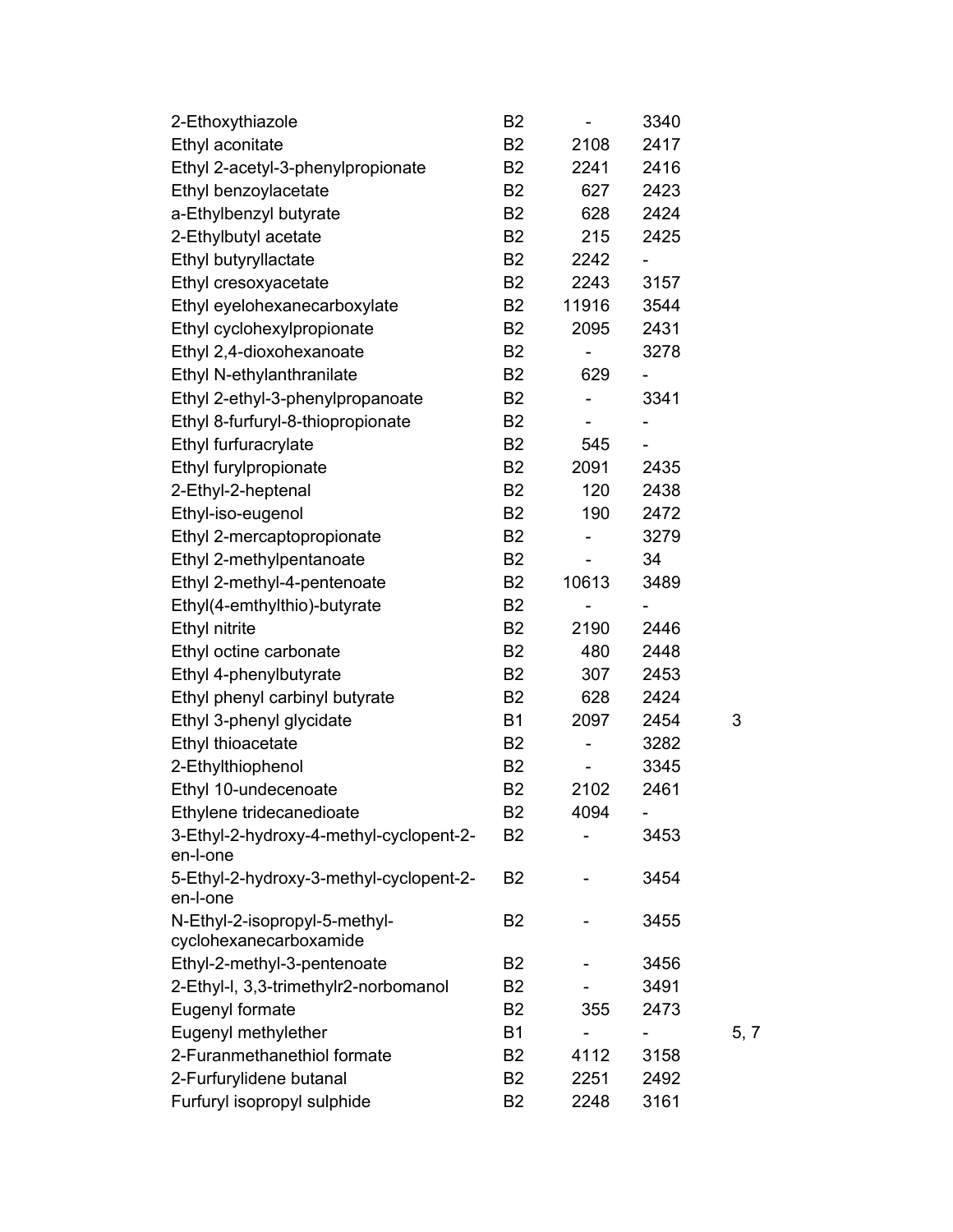| | | | | |
|---|---|---|---|---|
| 2-Ethoxythiazole | B2 | - | 3340 | |
| Ethyl aconitate | B2 | 2108 | 2417 | |
| Ethyl 2-acetyl-3-phenylpropionate | B2 | 2241 | 2416 | |
| Ethyl benzoylacetate | B2 | 627 | 2423 | |
| a-Ethylbenzyl butyrate | B2 | 628 | 2424 | |
| 2-Ethylbutyl acetate | B2 | 215 | 2425 | |
| Ethyl butyryllactate | B2 | 2242 | - | |
| Ethyl cresoxyacetate | B2 | 2243 | 3157 | |
| Ethyl eyelohexanecarboxylate | B2 | 11916 | 3544 | |
| Ethyl cyclohexylpropionate | B2 | 2095 | 2431 | |
| Ethyl 2,4-dioxohexanoate | B2 | - | 3278 | |
| Ethyl N-ethylanthranilate | B2 | 629 | - | |
| Ethyl 2-ethyl-3-phenylpropanoate | B2 | - | 3341 | |
| Ethyl 8-furfuryl-8-thiopropionate | B2 | - | - | |
| Ethyl furfuracrylate | B2 | 545 | - | |
| Ethyl furylpropionate | B2 | 2091 | 2435 | |
| 2-Ethyl-2-heptenal | B2 | 120 | 2438 | |
| Ethyl-iso-eugenol | B2 | 190 | 2472 | |
| Ethyl 2-mercaptopropionate | B2 | - | 3279 | |
| Ethyl 2-methylpentanoate | B2 | - | 34 | |
| Ethyl 2-methyl-4-pentenoate | B2 | 10613 | 3489 | |
| Ethyl(4-emthylthio)-butyrate | B2 | - | - | |
| Ethyl nitrite | B2 | 2190 | 2446 | |
| Ethyl octine carbonate | B2 | 480 | 2448 | |
| Ethyl 4-phenylbutyrate | B2 | 307 | 2453 | |
| Ethyl phenyl carbinyl butyrate | B2 | 628 | 2424 | |
| Ethyl 3-phenyl glycidate | B1 | 2097 | 2454 | 3 |
| Ethyl thioacetate | B2 | - | 3282 | |
| 2-Ethylthiophenol | B2 | - | 3345 | |
| Ethyl 10-undecenoate | B2 | 2102 | 2461 | |
| Ethylene tridecanedioate | B2 | 4094 | - | |
| 3-Ethyl-2-hydroxy-4-methyl-cyclopent-2-en-l-one | B2 | - | 3453 | |
| 5-Ethyl-2-hydroxy-3-methyl-cyclopent-2-en-l-one | B2 | - | 3454 | |
| N-Ethyl-2-isopropyl-5-methyl-cyclohexanecarboxamide | B2 | - | 3455 | |
| Ethyl-2-methyl-3-pentenoate | B2 | - | 3456 | |
| 2-Ethyl-l, 3,3-trimethylr2-norbomanol | B2 | - | 3491 | |
| Eugenyl formate | B2 | 355 | 2473 | |
| Eugenyl methylether | B1 | - | - | 5, 7 |
| 2-Furanmethanethiol formate | B2 | 4112 | 3158 | |
| 2-Furfurylidene butanal | B2 | 2251 | 2492 | |
| Furfuryl isopropyl sulphide | B2 | 2248 | 3161 | |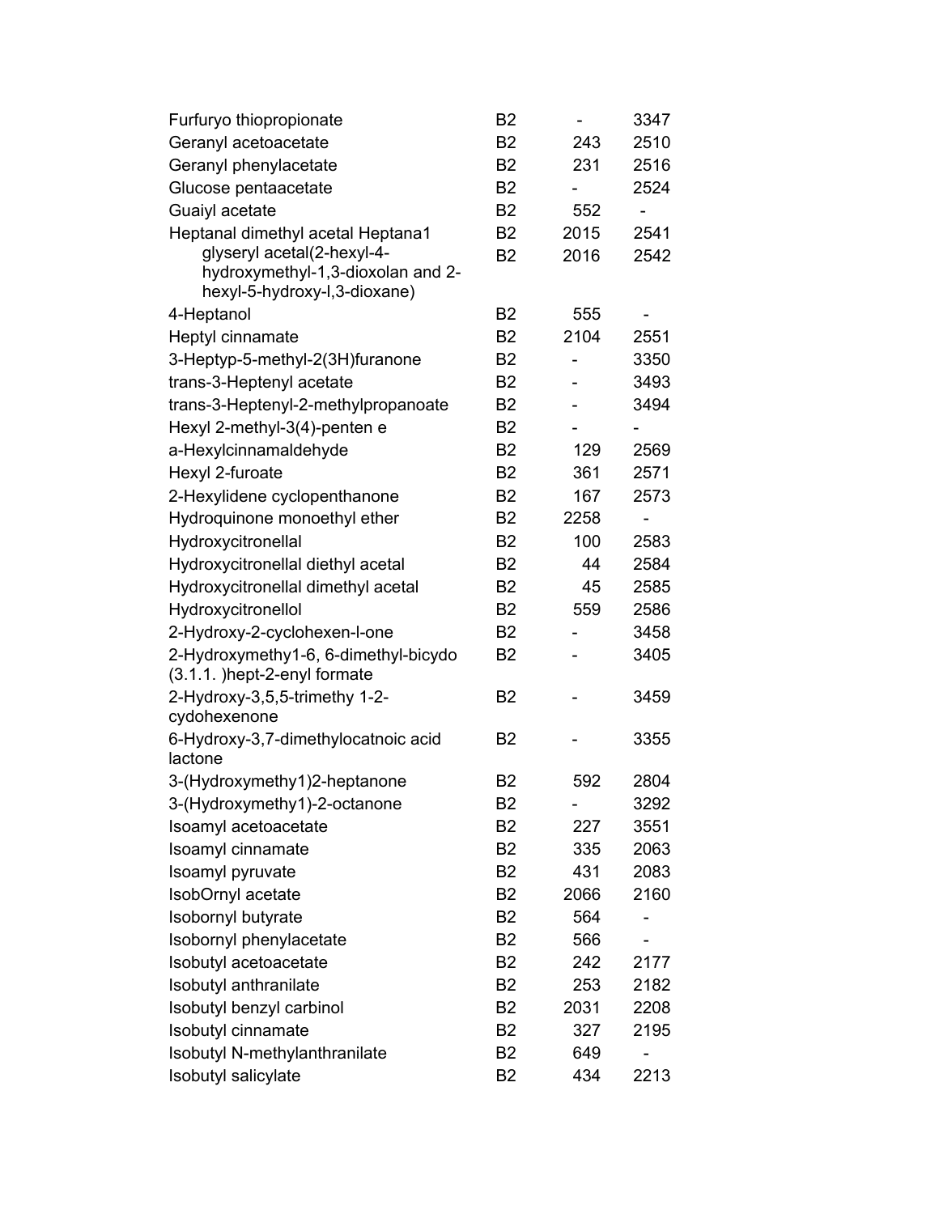| | | | |
|---|---|---|---|
| Furfuryo thiopropionate | B2 | - | 3347 |
| Geranyl acetoacetate | B2 | 243 | 2510 |
| Geranyl phenylacetate | B2 | 231 | 2516 |
| Glucose pentaacetate | B2 | - | 2524 |
| Guaiyl acetate | B2 | 552 | - |
| Heptanal dimethyl acetal Heptana1 | B2 | 2015 | 2541 |
| glyseryl acetal(2-hexyl-4-hydroxymethyl-1,3-dioxolan and 2-hexyl-5-hydroxy-l,3-dioxane) | B2 | 2016 | 2542 |
| 4-Heptanol | B2 | 555 | - |
| Heptyl cinnamate | B2 | 2104 | 2551 |
| 3-Heptyp-5-methyl-2(3H)furanone | B2 | - | 3350 |
| trans-3-Heptenyl acetate | B2 | - | 3493 |
| trans-3-Heptenyl-2-methylpropanoate | B2 | - | 3494 |
| Hexyl 2-methyl-3(4)-penten e | B2 | - | - |
| a-Hexylcinnamaldehyde | B2 | 129 | 2569 |
| Hexyl 2-furoate | B2 | 361 | 2571 |
| 2-Hexylidene cyclopenthanone | B2 | 167 | 2573 |
| Hydroquinone monoethyl ether | B2 | 2258 | - |
| Hydroxycitronellal | B2 | 100 | 2583 |
| Hydroxycitronellal diethyl acetal | B2 | 44 | 2584 |
| Hydroxycitronellal dimethyl acetal | B2 | 45 | 2585 |
| Hydroxycitronellol | B2 | 559 | 2586 |
| 2-Hydroxy-2-cyclohexen-l-one | B2 | - | 3458 |
| 2-Hydroxymethy1-6, 6-dimethyl-bicydo (3.1.1. )hept-2-enyl formate | B2 | - | 3405 |
| 2-Hydroxy-3,5,5-trimethy 1-2-cydohexenone | B2 | - | 3459 |
| 6-Hydroxy-3,7-dimethylocatnoic acid lactone | B2 | - | 3355 |
| 3-(Hydroxymethy1)2-heptanone | B2 | 592 | 2804 |
| 3-(Hydroxymethy1)-2-octanone | B2 | - | 3292 |
| Isoamyl acetoacetate | B2 | 227 | 3551 |
| Isoamyl cinnamate | B2 | 335 | 2063 |
| Isoamyl pyruvate | B2 | 431 | 2083 |
| IsobOrnyl acetate | B2 | 2066 | 2160 |
| Isobornyl butyrate | B2 | 564 | - |
| Isobornyl phenylacetate | B2 | 566 | - |
| Isobutyl acetoacetate | B2 | 242 | 2177 |
| Isobutyl anthranilate | B2 | 253 | 2182 |
| Isobutyl benzyl carbinol | B2 | 2031 | 2208 |
| Isobutyl cinnamate | B2 | 327 | 2195 |
| Isobutyl N-methylanthranilate | B2 | 649 | - |
| Isobutyl salicylate | B2 | 434 | 2213 |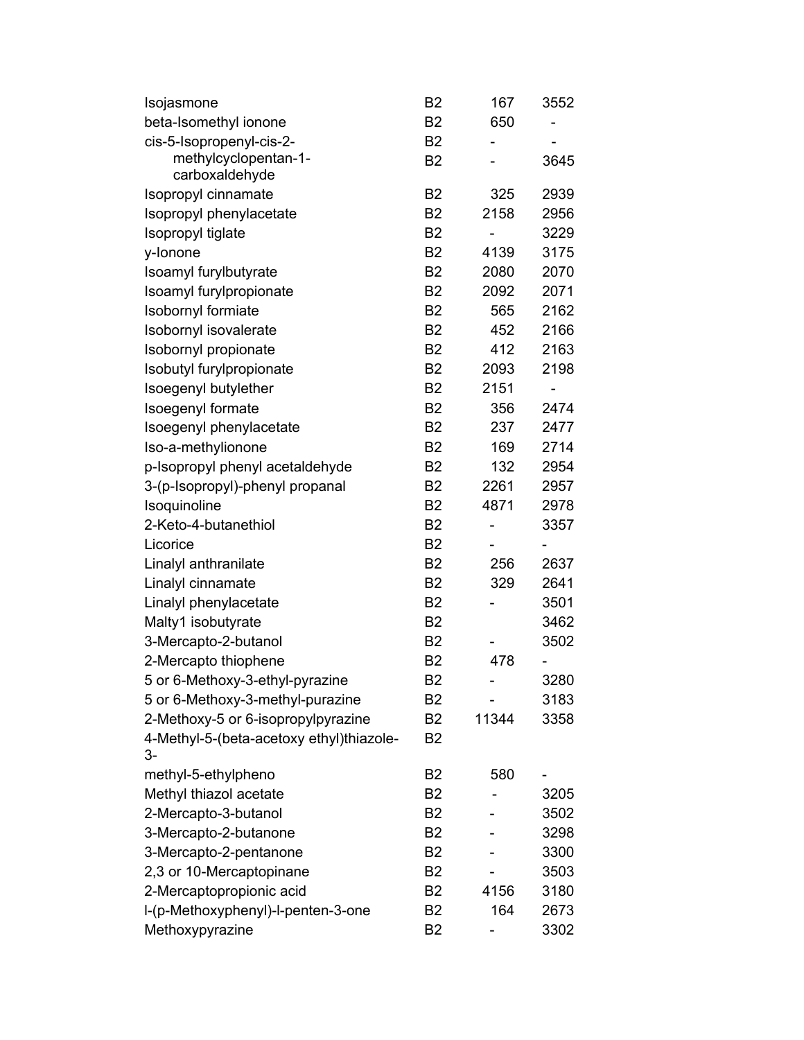| | | | |
|---|---|---|---|
| Isojasmone | B2 | 167 | 3552 |
| beta-Isomethyl ionone | B2 | 650 | - |
| cis-5-Isopropenyl-cis-2- | B2 | - | - |
| methylcyclopentan-1-carboxaldehyde | B2 | - | 3645 |
| Isopropyl cinnamate | B2 | 325 | 2939 |
| Isopropyl phenylacetate | B2 | 2158 | 2956 |
| Isopropyl tiglate | B2 | - | 3229 |
| y-Ionone | B2 | 4139 | 3175 |
| Isoamyl furylbutyrate | B2 | 2080 | 2070 |
| Isoamyl furylpropionate | B2 | 2092 | 2071 |
| Isobornyl formiate | B2 | 565 | 2162 |
| Isobornyl isovalerate | B2 | 452 | 2166 |
| Isobornyl propionate | B2 | 412 | 2163 |
| Isobutyl furylpropionate | B2 | 2093 | 2198 |
| Isoegenyl butylether | B2 | 2151 | - |
| Isoegenyl formate | B2 | 356 | 2474 |
| Isoegenyl phenylacetate | B2 | 237 | 2477 |
| Iso-a-methylionone | B2 | 169 | 2714 |
| p-Isopropyl phenyl acetaldehyde | B2 | 132 | 2954 |
| 3-(p-Isopropyl)-phenyl propanal | B2 | 2261 | 2957 |
| Isoquinoline | B2 | 4871 | 2978 |
| 2-Keto-4-butanethiol | B2 | - | 3357 |
| Licorice | B2 | - | - |
| Linalyl anthranilate | B2 | 256 | 2637 |
| Linalyl cinnamate | B2 | 329 | 2641 |
| Linalyl phenylacetate | B2 | - | 3501 |
| Malty1 isobutyrate | B2 | | 3462 |
| 3-Mercapto-2-butanol | B2 | - | 3502 |
| 2-Mercapto thiophene | B2 | 478 | - |
| 5 or 6-Methoxy-3-ethyl-pyrazine | B2 | - | 3280 |
| 5 or 6-Methoxy-3-methyl-purazine | B2 | - | 3183 |
| 2-Methoxy-5 or 6-isopropylpyrazine | B2 | 11344 | 3358 |
| 4-Methyl-5-(beta-acetoxy ethyl)thiazole-3- | B2 | | |
| methyl-5-ethylpheno | B2 | 580 | - |
| Methyl thiazol acetate | B2 | - | 3205 |
| 2-Mercapto-3-butanol | B2 | - | 3502 |
| 3-Mercapto-2-butanone | B2 | - | 3298 |
| 3-Mercapto-2-pentanone | B2 | - | 3300 |
| 2,3 or 10-Mercaptopinane | B2 | - | 3503 |
| 2-Mercaptopropionic acid | B2 | 4156 | 3180 |
| l-(p-Methoxyphenyl)-l-penten-3-one | B2 | 164 | 2673 |
| Methoxypyrazine | B2 | - | 3302 |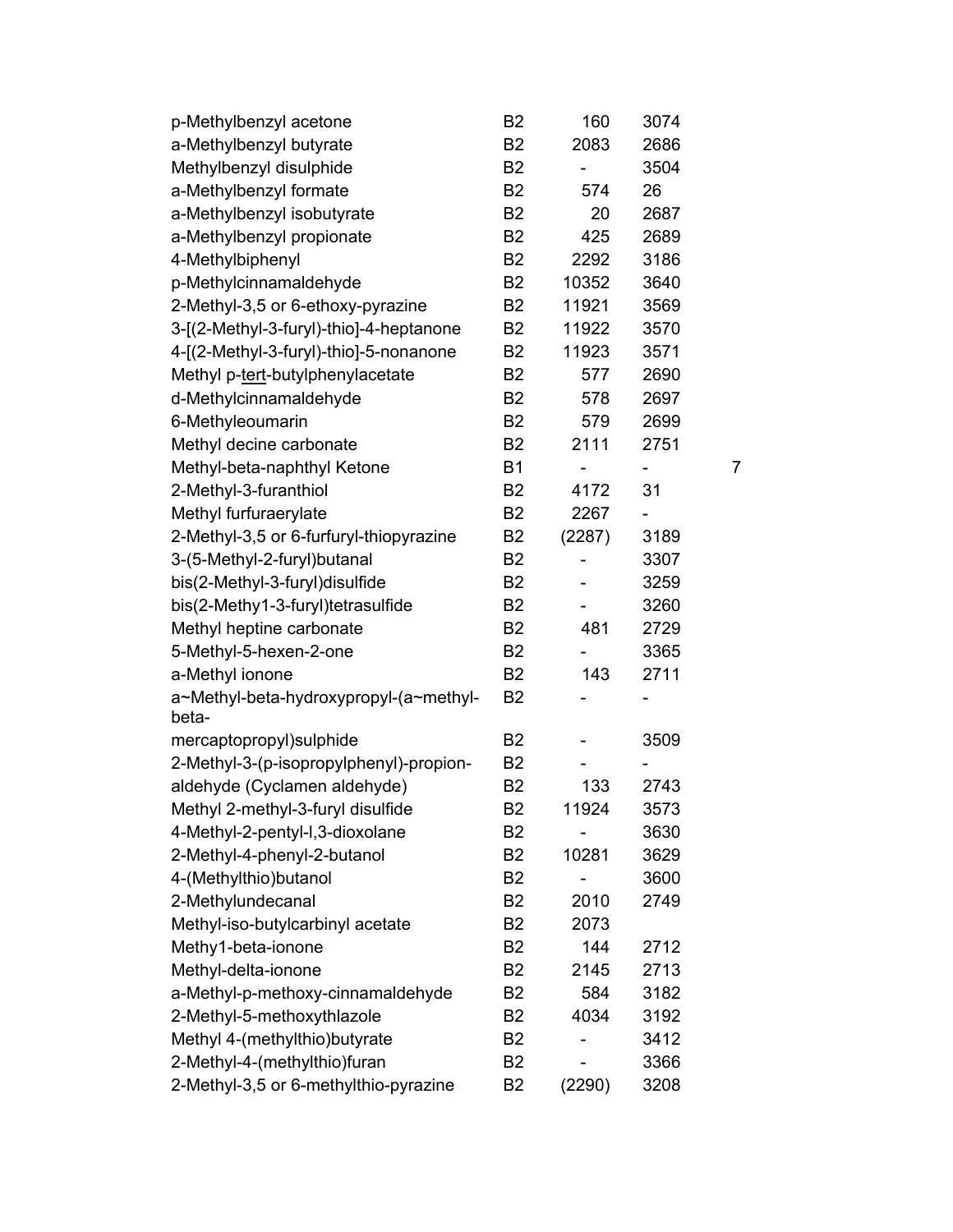| | | | | |
|---|---|---|---|---|
| p-Methylbenzyl acetone | B2 | 160 | 3074 | |
| a-Methylbenzyl butyrate | B2 | 2083 | 2686 | |
| Methylbenzyl disulphide | B2 | - | 3504 | |
| a-Methylbenzyl formate | B2 | 574 | 26 | |
| a-Methylbenzyl isobutyrate | B2 | 20 | 2687 | |
| a-Methylbenzyl propionate | B2 | 425 | 2689 | |
| 4-Methylbiphenyl | B2 | 2292 | 3186 | |
| p-Methylcinnamaldehyde | B2 | 10352 | 3640 | |
| 2-Methyl-3,5 or 6-ethoxy-pyrazine | B2 | 11921 | 3569 | |
| 3-[(2-Methyl-3-furyl)-thio]-4-heptanone | B2 | 11922 | 3570 | |
| 4-[(2-Methyl-3-furyl)-thio]-5-nonanone | B2 | 11923 | 3571 | |
| Methyl p-tert-butylphenylacetate | B2 | 577 | 2690 | |
| d-Methylcinnamaldehyde | B2 | 578 | 2697 | |
| 6-Methyleoumarin | B2 | 579 | 2699 | |
| Methyl decine carbonate | B2 | 2111 | 2751 | |
| Methyl-beta-naphthyl Ketone | B1 | - | - | 7 |
| 2-Methyl-3-furanthiol | B2 | 4172 | 31 | |
| Methyl furfuraerylate | B2 | 2267 | - | |
| 2-Methyl-3,5 or 6-furfuryl-thiopyrazine | B2 | (2287) | 3189 | |
| 3-(5-Methyl-2-furyl)butanal | B2 | - | 3307 | |
| bis(2-Methyl-3-furyl)disulfide | B2 | - | 3259 | |
| bis(2-Methy1-3-furyl)tetrasulfide | B2 | - | 3260 | |
| Methyl heptine carbonate | B2 | 481 | 2729 | |
| 5-Methyl-5-hexen-2-one | B2 | - | 3365 | |
| a-Methyl ionone | B2 | 143 | 2711 | |
| a~Methyl-beta-hydroxypropyl-(a~methyl-beta- | B2 | - | - | |
| mercaptopropyl)sulphide | B2 | - | 3509 | |
| 2-Methyl-3-(p-isopropylphenyl)-propion- | B2 | - | - | |
| aldehyde (Cyclamen aldehyde) | B2 | 133 | 2743 | |
| Methyl 2-methyl-3-furyl disulfide | B2 | 11924 | 3573 | |
| 4-Methyl-2-pentyl-l,3-dioxolane | B2 | - | 3630 | |
| 2-Methyl-4-phenyl-2-butanol | B2 | 10281 | 3629 | |
| 4-(Methylthio)butanol | B2 | - | 3600 | |
| 2-Methylundecanal | B2 | 2010 | 2749 | |
| Methyl-iso-butylcarbinyl acetate | B2 | 2073 | | |
| Methy1-beta-ionone | B2 | 144 | 2712 | |
| Methyl-delta-ionone | B2 | 2145 | 2713 | |
| a-Methyl-p-methoxy-cinnamaldehyde | B2 | 584 | 3182 | |
| 2-Methyl-5-methoxythlazole | B2 | 4034 | 3192 | |
| Methyl 4-(methylthio)butyrate | B2 | - | 3412 | |
| 2-Methyl-4-(methylthio)furan | B2 | - | 3366 | |
| 2-Methyl-3,5 or 6-methylthio-pyrazine | B2 | (2290) | 3208 | |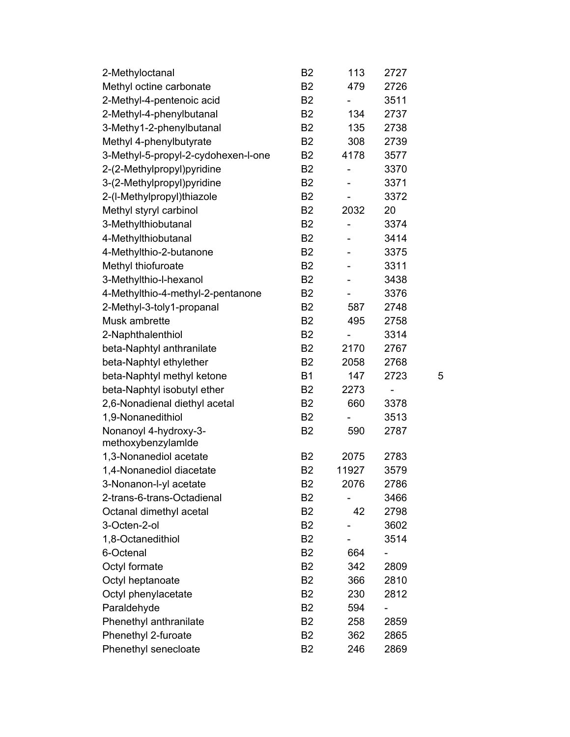| | | | | |
|---|---|---|---|---|
| 2-Methyloctanal | B2 | 113 | 2727 | |
| Methyl octine carbonate | B2 | 479 | 2726 | |
| 2-Methyl-4-pentenoic acid | B2 | - | 3511 | |
| 2-Methyl-4-phenylbutanal | B2 | 134 | 2737 | |
| 3-Methy1-2-phenylbutanal | B2 | 135 | 2738 | |
| Methyl 4-phenylbutyrate | B2 | 308 | 2739 | |
| 3-Methyl-5-propyl-2-cydohexen-l-one | B2 | 4178 | 3577 | |
| 2-(2-Methylpropyl)pyridine | B2 | - | 3370 | |
| 3-(2-Methylpropyl)pyridine | B2 | - | 3371 | |
| 2-(l-Methylpropyl)thiazole | B2 | - | 3372 | |
| Methyl styryl carbinol | B2 | 2032 | 20 | |
| 3-Methylthiobutanal | B2 | - | 3374 | |
| 4-Methylthiobutanal | B2 | - | 3414 | |
| 4-Methylthio-2-butanone | B2 | - | 3375 | |
| Methyl thiofuroate | B2 | - | 3311 | |
| 3-Methylthio-l-hexanol | B2 | - | 3438 | |
| 4-Methylthio-4-methyl-2-pentanone | B2 | - | 3376 | |
| 2-Methyl-3-toly1-propanal | B2 | 587 | 2748 | |
| Musk ambrette | B2 | 495 | 2758 | |
| 2-Naphthalenthiol | B2 | - | 3314 | |
| beta-Naphtyl anthranilate | B2 | 2170 | 2767 | |
| beta-Naphtyl ethylether | B2 | 2058 | 2768 | |
| beta-Naphtyl methyl ketone | B1 | 147 | 2723 | 5 |
| beta-Naphtyl isobutyl ether | B2 | 2273 | - | |
| 2,6-Nonadienal diethyl acetal | B2 | 660 | 3378 | |
| 1,9-Nonanedithiol | B2 | - | 3513 | |
| Nonanoyl 4-hydroxy-3-methoxybenzylamlde | B2 | 590 | 2787 | |
| 1,3-Nonanediol acetate | B2 | 2075 | 2783 | |
| 1,4-Nonanediol diacetate | B2 | 11927 | 3579 | |
| 3-Nonanon-l-yl acetate | B2 | 2076 | 2786 | |
| 2-trans-6-trans-Octadienal | B2 | - | 3466 | |
| Octanal dimethyl acetal | B2 | 42 | 2798 | |
| 3-Octen-2-ol | B2 | - | 3602 | |
| 1,8-Octanedithiol | B2 | - | 3514 | |
| 6-Octenal | B2 | 664 | - | |
| Octyl formate | B2 | 342 | 2809 | |
| Octyl heptanoate | B2 | 366 | 2810 | |
| Octyl phenylacetate | B2 | 230 | 2812 | |
| Paraldehyde | B2 | 594 | - | |
| Phenethyl anthranilate | B2 | 258 | 2859 | |
| Phenethyl 2-furoate | B2 | 362 | 2865 | |
| Phenethyl senecloate | B2 | 246 | 2869 | |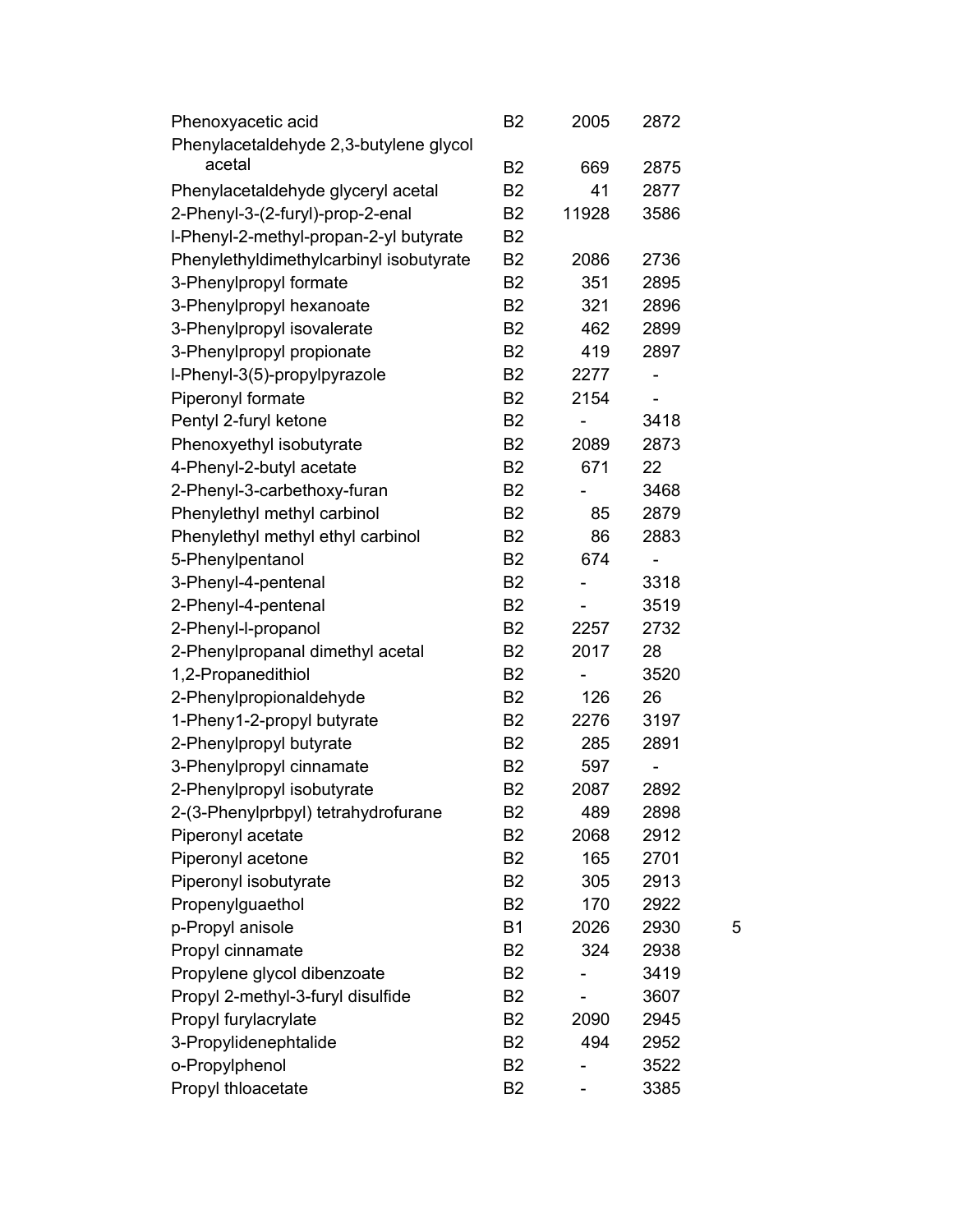| | | | | |
|---|---|---|---|---|
| Phenoxyacetic acid | B2 | 2005 | 2872 | |
| Phenylacetaldehyde 2,3-butylene glycol acetal | B2 | 669 | 2875 | |
| Phenylacetaldehyde glyceryl acetal | B2 | 41 | 2877 | |
| 2-Phenyl-3-(2-furyl)-prop-2-enal | B2 | 11928 | 3586 | |
| l-Phenyl-2-methyl-propan-2-yl butyrate | B2 | | | |
| Phenylethyldimethylcarbinyl isobutyrate | B2 | 2086 | 2736 | |
| 3-Phenylpropyl formate | B2 | 351 | 2895 | |
| 3-Phenylpropyl hexanoate | B2 | 321 | 2896 | |
| 3-Phenylpropyl isovalerate | B2 | 462 | 2899 | |
| 3-Phenylpropyl propionate | B2 | 419 | 2897 | |
| l-Phenyl-3(5)-propylpyrazole | B2 | 2277 | - | |
| Piperonyl formate | B2 | 2154 | - | |
| Pentyl 2-furyl ketone | B2 | - | 3418 | |
| Phenoxyethyl isobutyrate | B2 | 2089 | 2873 | |
| 4-Phenyl-2-butyl acetate | B2 | 671 | 22 | |
| 2-Phenyl-3-carbethoxy-furan | B2 | - | 3468 | |
| Phenylethyl methyl carbinol | B2 | 85 | 2879 | |
| Phenylethyl methyl ethyl carbinol | B2 | 86 | 2883 | |
| 5-Phenylpentanol | B2 | 674 | - | |
| 3-Phenyl-4-pentenal | B2 | - | 3318 | |
| 2-Phenyl-4-pentenal | B2 | - | 3519 | |
| 2-Phenyl-l-propanol | B2 | 2257 | 2732 | |
| 2-Phenylpropanal dimethyl acetal | B2 | 2017 | 28 | |
| 1,2-Propanedithiol | B2 | - | 3520 | |
| 2-Phenylpropionaldehyde | B2 | 126 | 26 | |
| 1-Pheny1-2-propyl butyrate | B2 | 2276 | 3197 | |
| 2-Phenylpropyl butyrate | B2 | 285 | 2891 | |
| 3-Phenylpropyl cinnamate | B2 | 597 | - | |
| 2-Phenylpropyl isobutyrate | B2 | 2087 | 2892 | |
| 2-(3-Phenylprbpyl) tetrahydrofurane | B2 | 489 | 2898 | |
| Piperonyl acetate | B2 | 2068 | 2912 | |
| Piperonyl acetone | B2 | 165 | 2701 | |
| Piperonyl isobutyrate | B2 | 305 | 2913 | |
| Propenylguaethol | B2 | 170 | 2922 | |
| p-Propyl anisole | B1 | 2026 | 2930 | 5 |
| Propyl cinnamate | B2 | 324 | 2938 | |
| Propylene glycol dibenzoate | B2 | - | 3419 | |
| Propyl 2-methyl-3-furyl disulfide | B2 | - | 3607 | |
| Propyl furylacrylate | B2 | 2090 | 2945 | |
| 3-Propylidenephtalide | B2 | 494 | 2952 | |
| o-Propylphenol | B2 | - | 3522 | |
| Propyl thloacetate | B2 | - | 3385 | |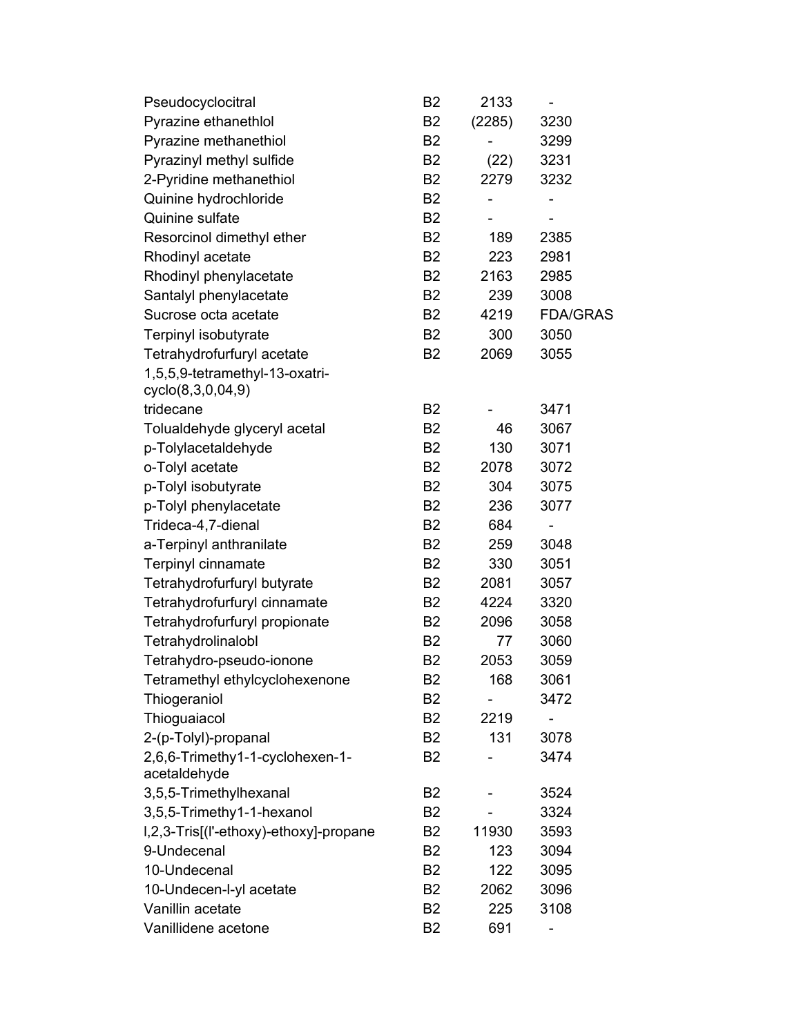| | | | |
|---|---|---|---|
| Pseudocyclocitral | B2 | 2133 | - |
| Pyrazine ethanethlol | B2 | (2285) | 3230 |
| Pyrazine methanethiol | B2 | - | 3299 |
| Pyrazinyl methyl sulfide | B2 | (22) | 3231 |
| 2-Pyridine methanethiol | B2 | 2279 | 3232 |
| Quinine hydrochloride | B2 | - | - |
| Quinine sulfate | B2 | - | - |
| Resorcinol dimethyl ether | B2 | 189 | 2385 |
| Rhodinyl acetate | B2 | 223 | 2981 |
| Rhodinyl phenylacetate | B2 | 2163 | 2985 |
| Santalyl phenylacetate | B2 | 239 | 3008 |
| Sucrose octa acetate | B2 | 4219 | FDA/GRAS |
| Terpinyl isobutyrate | B2 | 300 | 3050 |
| Tetrahydrofurfuryl acetate | B2 | 2069 | 3055 |
| 1,5,5,9-tetramethyl-13-oxatri-cyclo(8,3,0,04,9) tridecane | B2 | - | 3471 |
| Tolualdehyde glyceryl acetal | B2 | 46 | 3067 |
| p-Tolylacetaldehyde | B2 | 130 | 3071 |
| o-Tolyl acetate | B2 | 2078 | 3072 |
| p-Tolyl isobutyrate | B2 | 304 | 3075 |
| p-Tolyl phenylacetate | B2 | 236 | 3077 |
| Trideca-4,7-dienal | B2 | 684 | - |
| a-Terpinyl anthranilate | B2 | 259 | 3048 |
| Terpinyl cinnamate | B2 | 330 | 3051 |
| Tetrahydrofurfuryl butyrate | B2 | 2081 | 3057 |
| Tetrahydrofurfuryl cinnamate | B2 | 4224 | 3320 |
| Tetrahydrofurfuryl propionate | B2 | 2096 | 3058 |
| Tetrahydrolinalobl | B2 | 77 | 3060 |
| Tetrahydro-pseudo-ionone | B2 | 2053 | 3059 |
| Tetramethyl ethylcyclohexenone | B2 | 168 | 3061 |
| Thiogeraniol | B2 | - | 3472 |
| Thioguaiacol | B2 | 2219 | - |
| 2-(p-Tolyl)-propanal | B2 | 131 | 3078 |
| 2,6,6-Trimethy1-1-cyclohexen-1-acetaldehyde | B2 | - | 3474 |
| 3,5,5-Trimethylhexanal | B2 | - | 3524 |
| 3,5,5-Trimethy1-1-hexanol | B2 | - | 3324 |
| l,2,3-Tris[(l'-ethoxy)-ethoxy]-propane | B2 | 11930 | 3593 |
| 9-Undecenal | B2 | 123 | 3094 |
| 10-Undecenal | B2 | 122 | 3095 |
| 10-Undecen-l-yl acetate | B2 | 2062 | 3096 |
| Vanillin acetate | B2 | 225 | 3108 |
| Vanillidene acetone | B2 | 691 | - |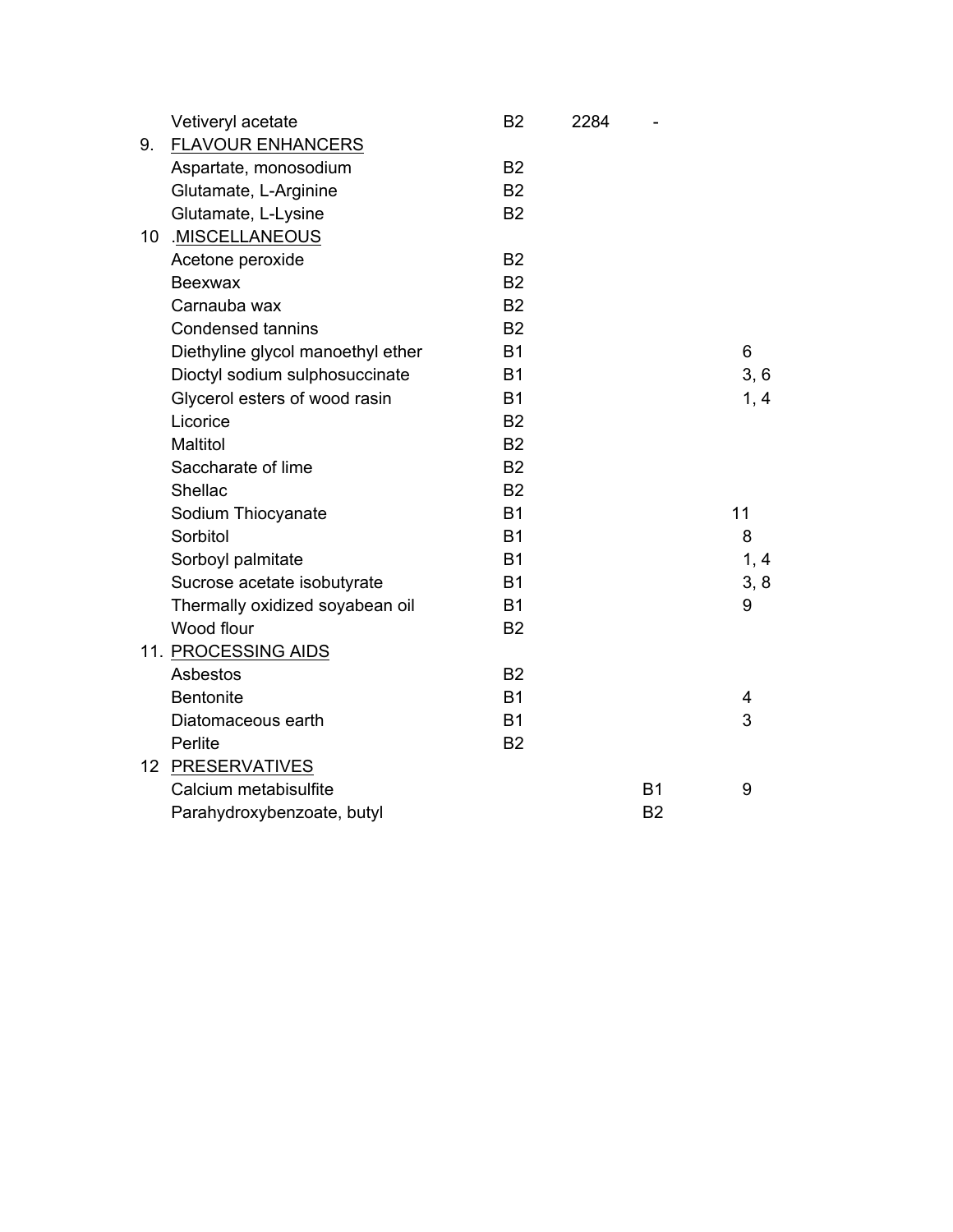| | | | | | |
|---|---|---|---|---|---|
| | Vetiveryl acetate | B2 | 2284 | - | |
| 9. | FLAVOUR ENHANCERS | | | | |
| | Aspartate, monosodium | B2 | | | |
| | Glutamate, L-Arginine | B2 | | | |
| | Glutamate, L-Lysine | B2 | | | |
| 10 | .MISCELLANEOUS | | | | |
| | Acetone peroxide | B2 | | | |
| | Beexwax | B2 | | | |
| | Carnauba wax | B2 | | | |
| | Condensed tannins | B2 | | | |
| | Diethyline glycol manoethyl ether | B1 | | | 6 |
| | Dioctyl sodium sulphosuccinate | B1 | | | 3, 6 |
| | Glycerol esters of wood rasin | B1 | | | 1, 4 |
| | Licorice | B2 | | | |
| | Maltitol | B2 | | | |
| | Saccharate of lime | B2 | | | |
| | Shellac | B2 | | | |
| | Sodium Thiocyanate | B1 | | | 11 |
| | Sorbitol | B1 | | | 8 |
| | Sorboyl palmitate | B1 | | | 1, 4 |
| | Sucrose acetate isobutyrate | B1 | | | 3, 8 |
| | Thermally oxidized soyabean oil | B1 | | | 9 |
| | Wood flour | B2 | | | |
| 11. | PROCESSING AIDS | | | | |
| | Asbestos | B2 | | | |
| | Bentonite | B1 | | | 4 |
| | Diatomaceous earth | B1 | | | 3 |
| | Perlite | B2 | | | |
| 12 | PRESERVATIVES | | | | |
| | Calcium metabisulfite | | | B1 | 9 |
| | Parahydroxybenzoate, butyl | | | B2 | |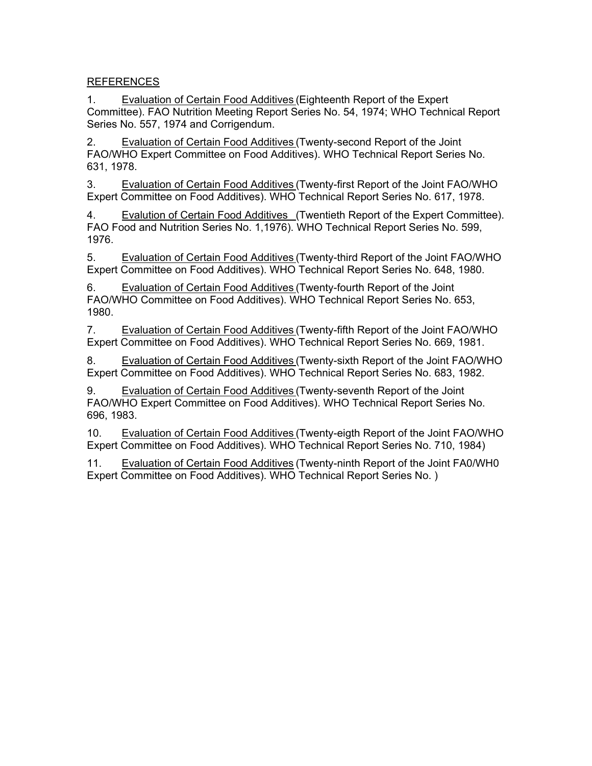REFERENCES

1. Evaluation of Certain Food Additives (Eighteenth Report of the Expert Committee). FAO Nutrition Meeting Report Series No. 54, 1974; WHO Technical Report Series No. 557, 1974 and Corrigendum.

2. Evaluation of Certain Food Additives (Twenty-second Report of the Joint FAO/WHO Expert Committee on Food Additives). WHO Technical Report Series No. 631, 1978.

3. Evaluation of Certain Food Additives (Twenty-first Report of the Joint FAO/WHO Expert Committee on Food Additives). WHO Technical Report Series No. 617, 1978.

4. Evalution of Certain Food Additives (Twentieth Report of the Expert Committee). FAO Food and Nutrition Series No. 1,1976). WHO Technical Report Series No. 599, 1976.

5. Evaluation of Certain Food Additives (Twenty-third Report of the Joint FAO/WHO Expert Committee on Food Additives). WHO Technical Report Series No. 648, 1980.

6. Evaluation of Certain Food Additives (Twenty-fourth Report of the Joint FAO/WHO Committee on Food Additives). WHO Technical Report Series No. 653, 1980.

7. Evaluation of Certain Food Additives (Twenty-fifth Report of the Joint FAO/WHO Expert Committee on Food Additives). WHO Technical Report Series No. 669, 1981.

8. Evaluation of Certain Food Additives (Twenty-sixth Report of the Joint FAO/WHO Expert Committee on Food Additives). WHO Technical Report Series No. 683, 1982.

9. Evaluation of Certain Food Additives (Twenty-seventh Report of the Joint FAO/WHO Expert Committee on Food Additives). WHO Technical Report Series No. 696, 1983.

10. Evaluation of Certain Food Additives (Twenty-eigth Report of the Joint FAO/WHO Expert Committee on Food Additives). WHO Technical Report Series No. 710, 1984)

11. Evaluation of Certain Food Additives (Twenty-ninth Report of the Joint FA0/WH0 Expert Committee on Food Additives). WHO Technical Report Series No. )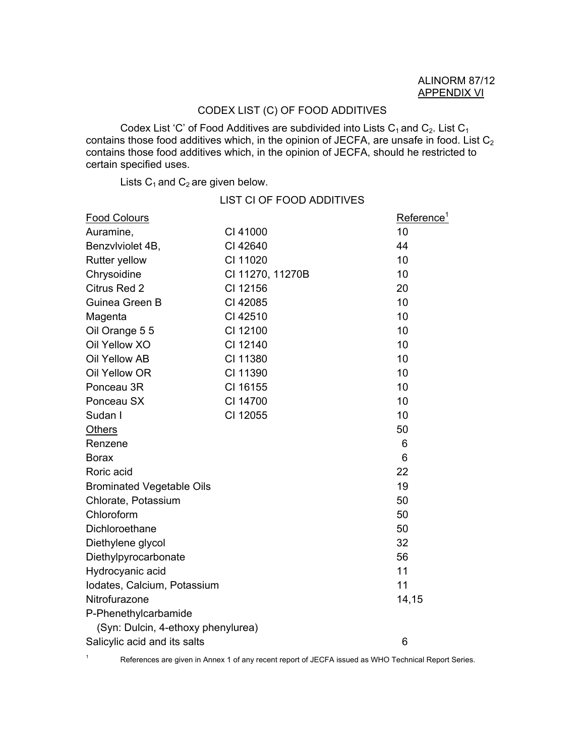ALINORM 87/12
APPENDIX VI

# CODEX LIST (C) OF FOOD ADDITIVES

Codex List 'C' of Food Additives are subdivided into Lists $C_1$ and $C_2$. List $C_1$ contains those food additives which, in the opinion of JECFA, are unsafe in food. List $C_2$ contains those food additives which, in the opinion of JECFA, should he restricted to certain specified uses.

Lists $C_1$ and $C_2$ are given below.

## LIST CI OF FOOD ADDITIVES

| Food Colours | | Reference[1] |
|---|---|---|
| Auramine, | CI 41000 | 10 |
| Benzvlviolet 4B, | CI 42640 | 44 |
| Rutter yellow | CI 11020 | 10 |
| Chrysoidine | CI 11270, 11270B | 10 |
| Citrus Red 2 | CI 12156 | 20 |
| Guinea Green B | CI 42085 | 10 |
| Magenta | CI 42510 | 10 |
| Oil Orange 5 5 | CI 12100 | 10 |
| Oil Yellow XO | CI 12140 | 10 |
| Oil Yellow AB | CI 11380 | 10 |
| Oil Yellow OR | CI 11390 | 10 |
| Ponceau 3R | CI 16155 | 10 |
| Ponceau SX | CI 14700 | 10 |
| Sudan I | CI 12055 | 10 |
| Others | | 50 |
| Renzene | | 6 |
| Borax | | 6 |
| Roric acid | | 22 |
| Brominated Vegetable Oils | | 19 |
| Chlorate, Potassium | | 50 |
| Chloroform | | 50 |
| Dichloroethane | | 50 |
| Diethylene glycol | | 32 |
| Diethylpyrocarbonate | | 56 |
| Hydrocyanic acid | | 11 |
| Iodates, Calcium, Potassium | | 11 |
| Nitrofurazone | | 14,15 |
| P-Phenethylcarbamide (Syn: Dulcin, 4-ethoxy phenylurea) | | |
| Salicylic acid and its salts | | 6 |

[1] References are given in Annex 1 of any recent report of JECFA issued as WHO Technical Report Series.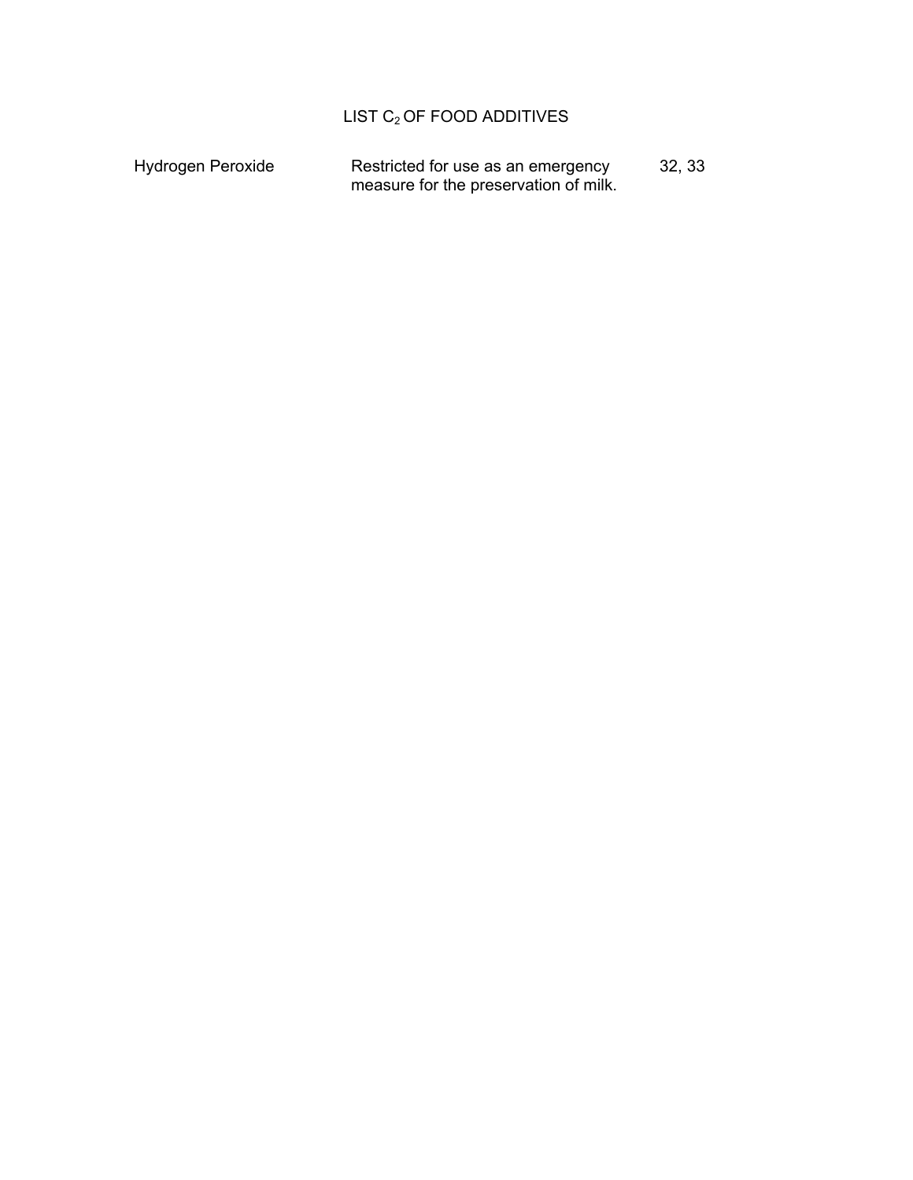# LIST $C_2$ OF FOOD ADDITIVES

| | | |
|---|---|---|
| Hydrogen Peroxide | Restricted for use as an emergency measure for the preservation of milk. | 32, 33 |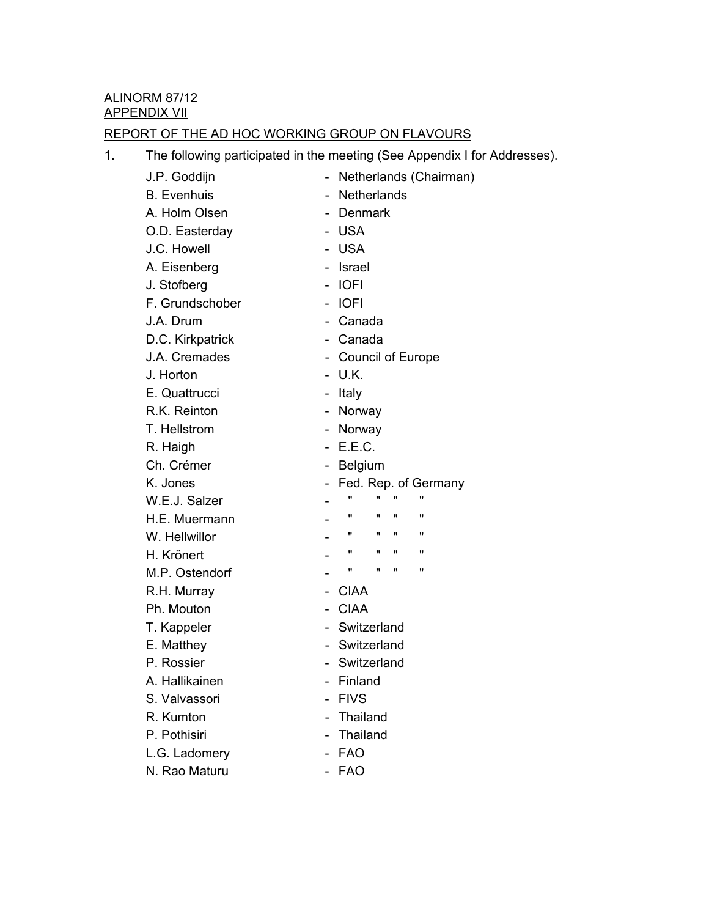ALINORM 87/12
APPENDIX VII

REPORT OF THE AD HOC WORKING GROUP ON FLAVOURS

1. The following participated in the meeting (See Appendix I for Addresses).

| | | |
|---|---|---|
| J.P. Goddijn | - | Netherlands (Chairman) |
| B. Evenhuis | - | Netherlands |
| A. Holm Olsen | - | Denmark |
| O.D. Easterday | - | USA |
| J.C. Howell | - | USA |
| A. Eisenberg | - | Israel |
| J. Stofberg | - | IOFI |
| F. Grundschober | - | IOFI |
| J.A. Drum | - | Canada |
| D.C. Kirkpatrick | - | Canada |
| J.A. Cremades | - | Council of Europe |
| J. Horton | - | U.K. |
| E. Quattrucci | - | Italy |
| R.K. Reinton | - | Norway |
| T. Hellstrom | - | Norway |
| R. Haigh | - | E.E.C. |
| Ch. Crémer | - | Belgium |
| K. Jones | - | Fed. Rep. of Germany |
| W.E.J. Salzer | - | " " " " |
| H.E. Muermann | - | " " " " |
| W. Hellwillor | - | " " " " |
| H. Krönert | - | " " " " |
| M.P. Ostendorf | - | " " " " |
| R.H. Murray | - | CIAA |
| Ph. Mouton | - | CIAA |
| T. Kappeler | - | Switzerland |
| E. Matthey | - | Switzerland |
| P. Rossier | - | Switzerland |
| A. Hallikainen | - | Finland |
| S. Valvassori | - | FIVS |
| R. Kumton | - | Thailand |
| P. Pothisiri | - | Thailand |
| L.G. Ladomery | - | FAO |
| N. Rao Maturu | - | FAO |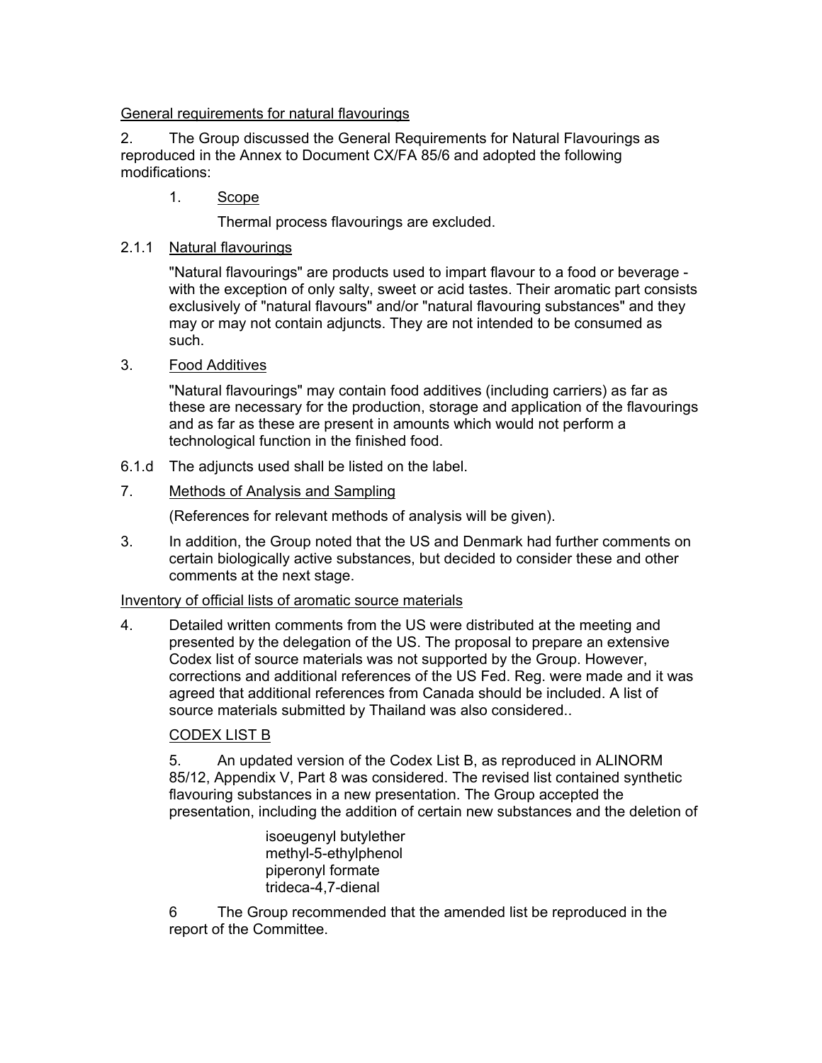General requirements for natural flavourings

2. The Group discussed the General Requirements for Natural Flavourings as reproduced in the Annex to Document CX/FA 85/6 and adopted the following modifications:

1. Scope

   Thermal process flavourings are excluded.

2.1.1 Natural flavourings

"Natural flavourings" are products used to impart flavour to a food or beverage - with the exception of only salty, sweet or acid tastes. Their aromatic part consists exclusively of "natural flavours" and/or "natural flavouring substances" and they may or may not contain adjuncts. They are not intended to be consumed as such.

3. Food Additives

"Natural flavourings" may contain food additives (including carriers) as far as these are necessary for the production, storage and application of the flavourings and as far as these are present in amounts which would not perform a technological function in the finished food.

6.1.d The adjuncts used shall be listed on the label.

7. Methods of Analysis and Sampling

(References for relevant methods of analysis will be given).

3. In addition, the Group noted that the US and Denmark had further comments on certain biologically active substances, but decided to consider these and other comments at the next stage.

Inventory of official lists of aromatic source materials

4. Detailed written comments from the US were distributed at the meeting and presented by the delegation of the US. The proposal to prepare an extensive Codex list of source materials was not supported by the Group. However, corrections and additional references of the US Fed. Reg. were made and it was agreed that additional references from Canada should be included. A list of source materials submitted by Thailand was also considered..

CODEX LIST B

5. An updated version of the Codex List B, as reproduced in ALINORM 85/12, Appendix V, Part 8 was considered. The revised list contained synthetic flavouring substances in a new presentation. The Group accepted the presentation, including the addition of certain new substances and the deletion of

isoeugenyl butylether
methyl-5-ethylphenol
piperonyl formate
trideca-4,7-dienal

6 The Group recommended that the amended list be reproduced in the report of the Committee.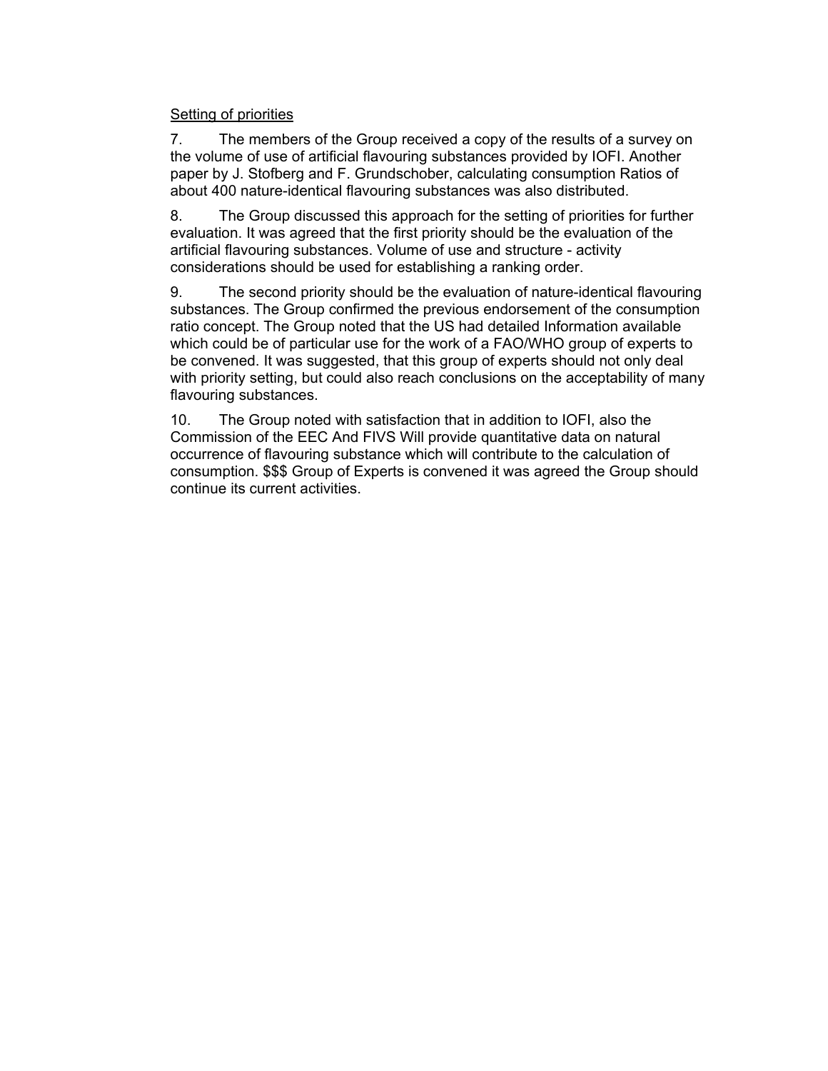<u>Setting of priorities</u>

7. The members of the Group received a copy of the results of a survey on the volume of use of artificial flavouring substances provided by IOFI. Another paper by J. Stofberg and F. Grundschober, calculating consumption Ratios of about 400 nature-identical flavouring substances was also distributed.

8. The Group discussed this approach for the setting of priorities for further evaluation. It was agreed that the first priority should be the evaluation of the artificial flavouring substances. Volume of use and structure - activity considerations should be used for establishing a ranking order.

9. The second priority should be the evaluation of nature-identical flavouring substances. The Group confirmed the previous endorsement of the consumption ratio concept. The Group noted that the US had detailed Information available which could be of particular use for the work of a FAO/WHO group of experts to be convened. It was suggested, that this group of experts should not only deal with priority setting, but could also reach conclusions on the acceptability of many flavouring substances.

10. The Group noted with satisfaction that in addition to IOFI, also the Commission of the EEC And FIVS Will provide quantitative data on natural occurrence of flavouring substance which will contribute to the calculation of consumption. $$$ Group of Experts is convened it was agreed the Group should continue its current activities.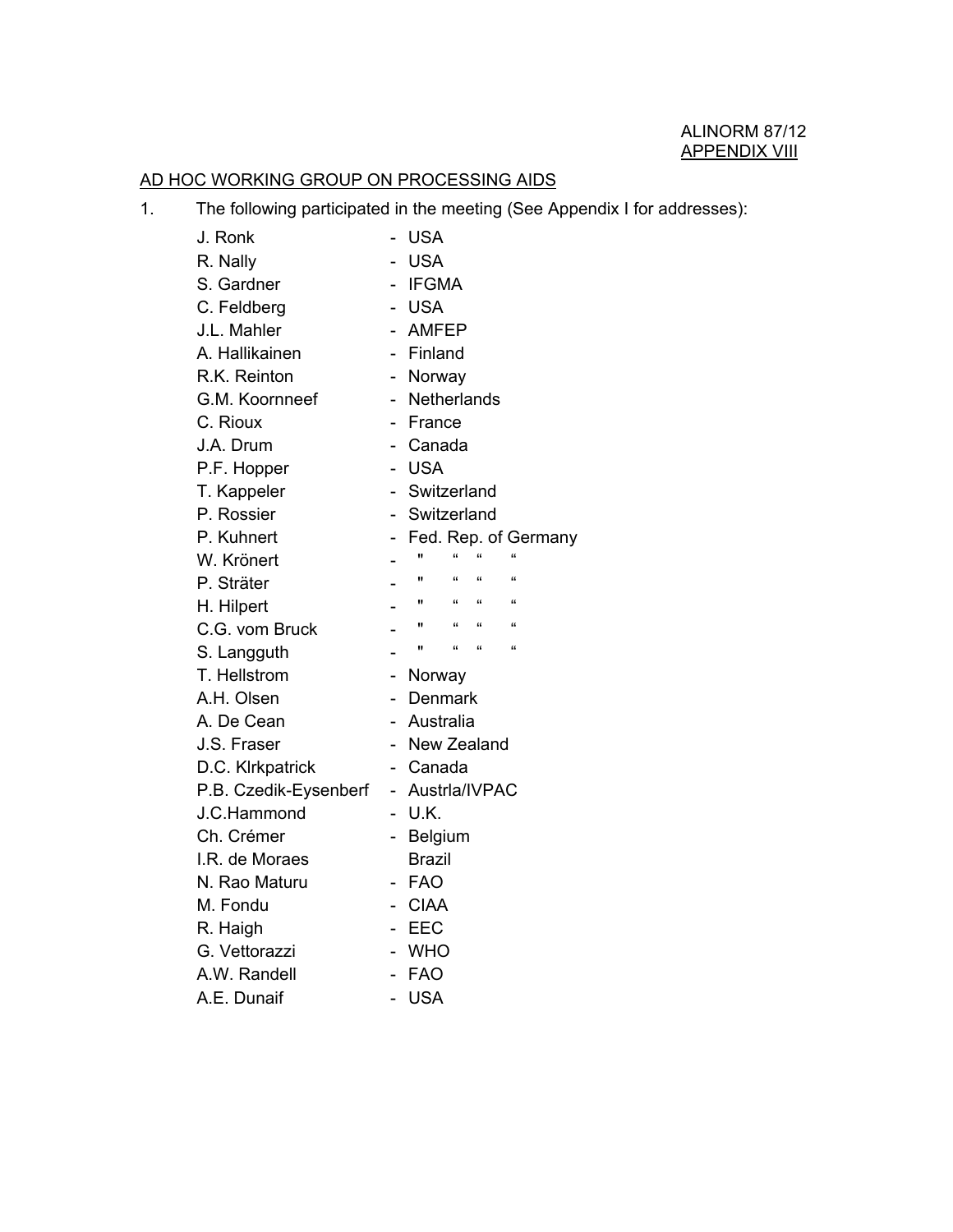ALINORM 87/12
APPENDIX VIII

## AD HOC WORKING GROUP ON PROCESSING AIDS

1. The following participated in the meeting (See Appendix I for addresses):

| | | |
|---|---|---|
| J. Ronk | - | USA |
| R. Nally | - | USA |
| S. Gardner | - | IFGMA |
| C. Feldberg | - | USA |
| J.L. Mahler | - | AMFEP |
| A. Hallikainen | - | Finland |
| R.K. Reinton | - | Norway |
| G.M. Koornneef | - | Netherlands |
| C. Rioux | - | France |
| J.A. Drum | - | Canada |
| P.F. Hopper | - | USA |
| T. Kappeler | - | Switzerland |
| P. Rossier | - | Switzerland |
| P. Kuhnert | - | Fed. Rep. of Germany |
| W. Krönert | - | " " " " |
| P. Sträter | - | " " " " |
| H. Hilpert | - | " " " " |
| C.G. vom Bruck | - | " " " " |
| S. Langguth | - | " " " " |
| T. Hellstrom | - | Norway |
| A.H. Olsen | - | Denmark |
| A. De Cean | - | Australia |
| J.S. Fraser | - | New Zealand |
| D.C. Klrkpatrick | - | Canada |
| P.B. Czedik-Eysenberf | - | Austrla/IVPAC |
| J.C.Hammond | - | U.K. |
| Ch. Crémer | - | Belgium |
| I.R. de Moraes | | Brazil |
| N. Rao Maturu | - | FAO |
| M. Fondu | - | CIAA |
| R. Haigh | - | EEC |
| G. Vettorazzi | - | WHO |
| A.W. Randell | - | FAO |
| A.E. Dunaif | - | USA |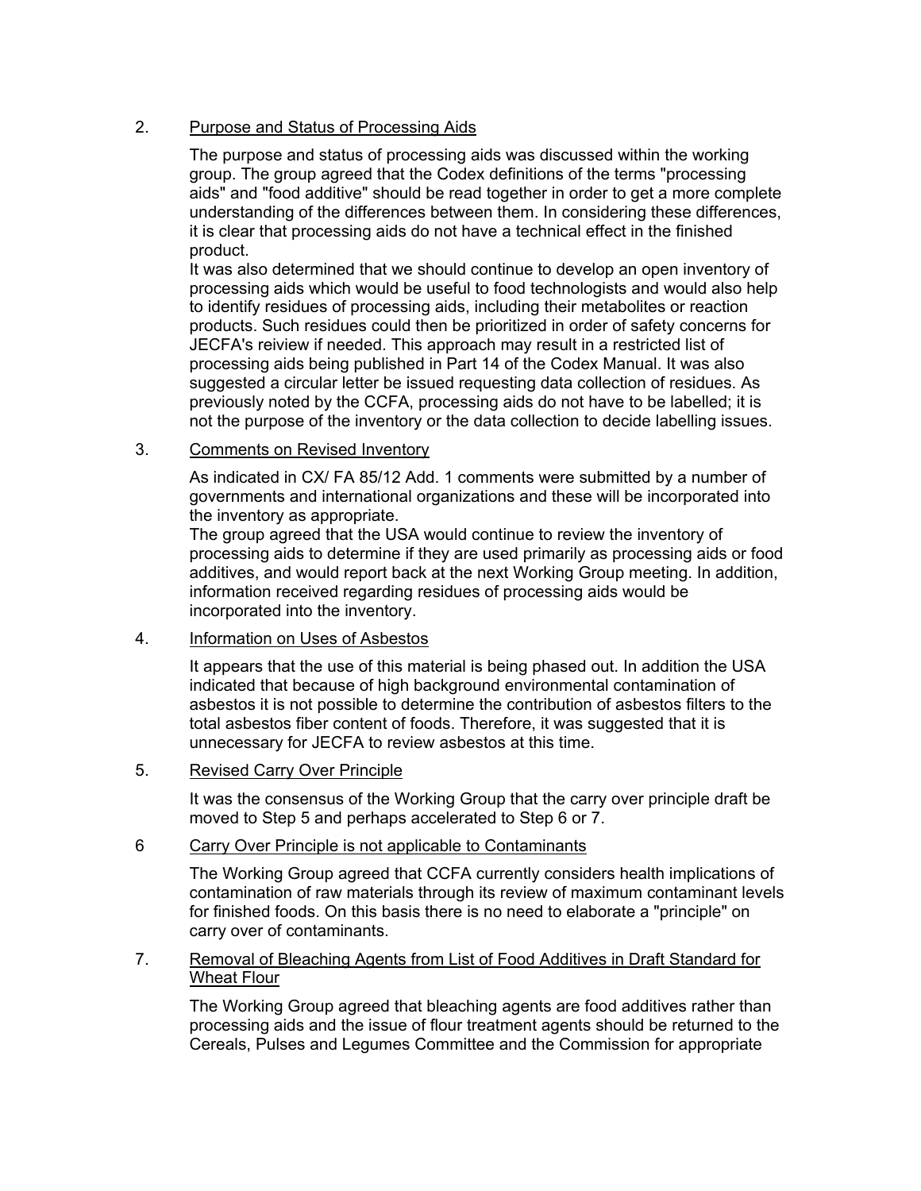2. <u>Purpose and Status of Processing Aids</u>

   The purpose and status of processing aids was discussed within the working group. The group agreed that the Codex definitions of the terms "processing aids" and "food additive" should be read together in order to get a more complete understanding of the differences between them. In considering these differences, it is clear that processing aids do not have a technical effect in the finished product.
   It was also determined that we should continue to develop an open inventory of processing aids which would be useful to food technologists and would also help to identify residues of processing aids, including their metabolites or reaction products. Such residues could then be prioritized in order of safety concerns for JECFA's reiview if needed. This approach may result in a restricted list of processing aids being published in Part 14 of the Codex Manual. It was also suggested a circular letter be issued requesting data collection of residues. As previously noted by the CCFA, processing aids do not have to be labelled; it is not the purpose of the inventory or the data collection to decide labelling issues.

3. <u>Comments on Revised Inventory</u>

   As indicated in CX/ FA 85/12 Add. 1 comments were submitted by a number of governments and international organizations and these will be incorporated into the inventory as appropriate.
   The group agreed that the USA would continue to review the inventory of processing aids to determine if they are used primarily as processing aids or food additives, and would report back at the next Working Group meeting. In addition, information received regarding residues of processing aids would be incorporated into the inventory.

4. <u>Information on Uses of Asbestos</u>

   It appears that the use of this material is being phased out. In addition the USA indicated that because of high background environmental contamination of asbestos it is not possible to determine the contribution of asbestos filters to the total asbestos fiber content of foods. Therefore, it was suggested that it is unnecessary for JECFA to review asbestos at this time.

5. <u>Revised Carry Over Principle</u>

   It was the consensus of the Working Group that the carry over principle draft be moved to Step 5 and perhaps accelerated to Step 6 or 7.

6 <u>Carry Over Principle is not applicable to Contaminants</u>

   The Working Group agreed that CCFA currently considers health implications of contamination of raw materials through its review of maximum contaminant levels for finished foods. On this basis there is no need to elaborate a "principle" on carry over of contaminants.

7. <u>Removal of Bleaching Agents from List of Food Additives in Draft Standard for Wheat Flour</u>

   The Working Group agreed that bleaching agents are food additives rather than processing aids and the issue of flour treatment agents should be returned to the Cereals, Pulses and Legumes Committee and the Commission for appropriate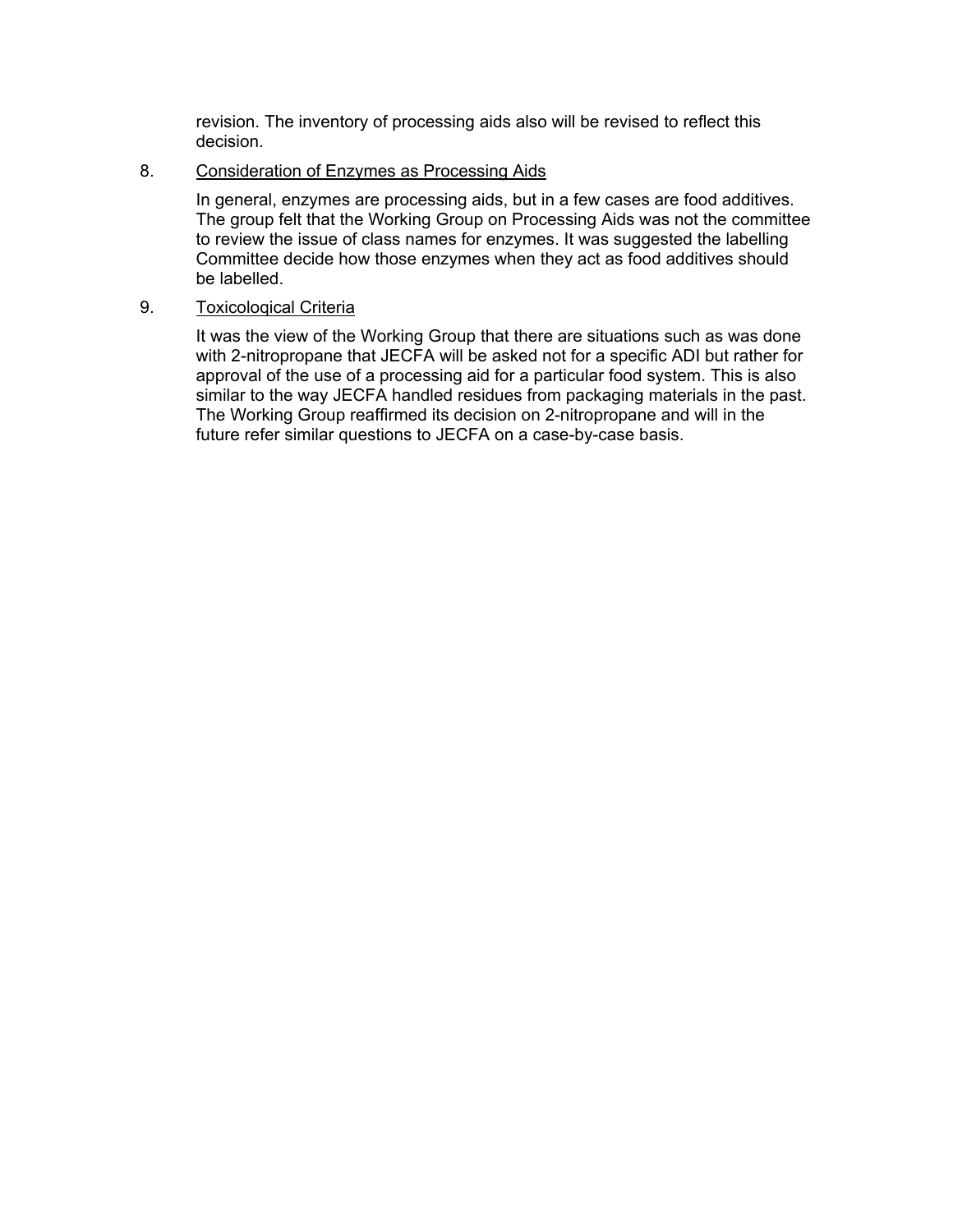revision. The inventory of processing aids also will be revised to reflect this decision.

8. Consideration of Enzymes as Processing Aids

   In general, enzymes are processing aids, but in a few cases are food additives. The group felt that the Working Group on Processing Aids was not the committee to review the issue of class names for enzymes. It was suggested the labelling Committee decide how those enzymes when they act as food additives should be labelled.

9. Toxicological Criteria

   It was the view of the Working Group that there are situations such as was done with 2-nitropropane that JECFA will be asked not for a specific ADI but rather for approval of the use of a processing aid for a particular food system. This is also similar to the way JECFA handled residues from packaging materials in the past. The Working Group reaffirmed its decision on 2-nitropropane and will in the future refer similar questions to JECFA on a case-by-case basis.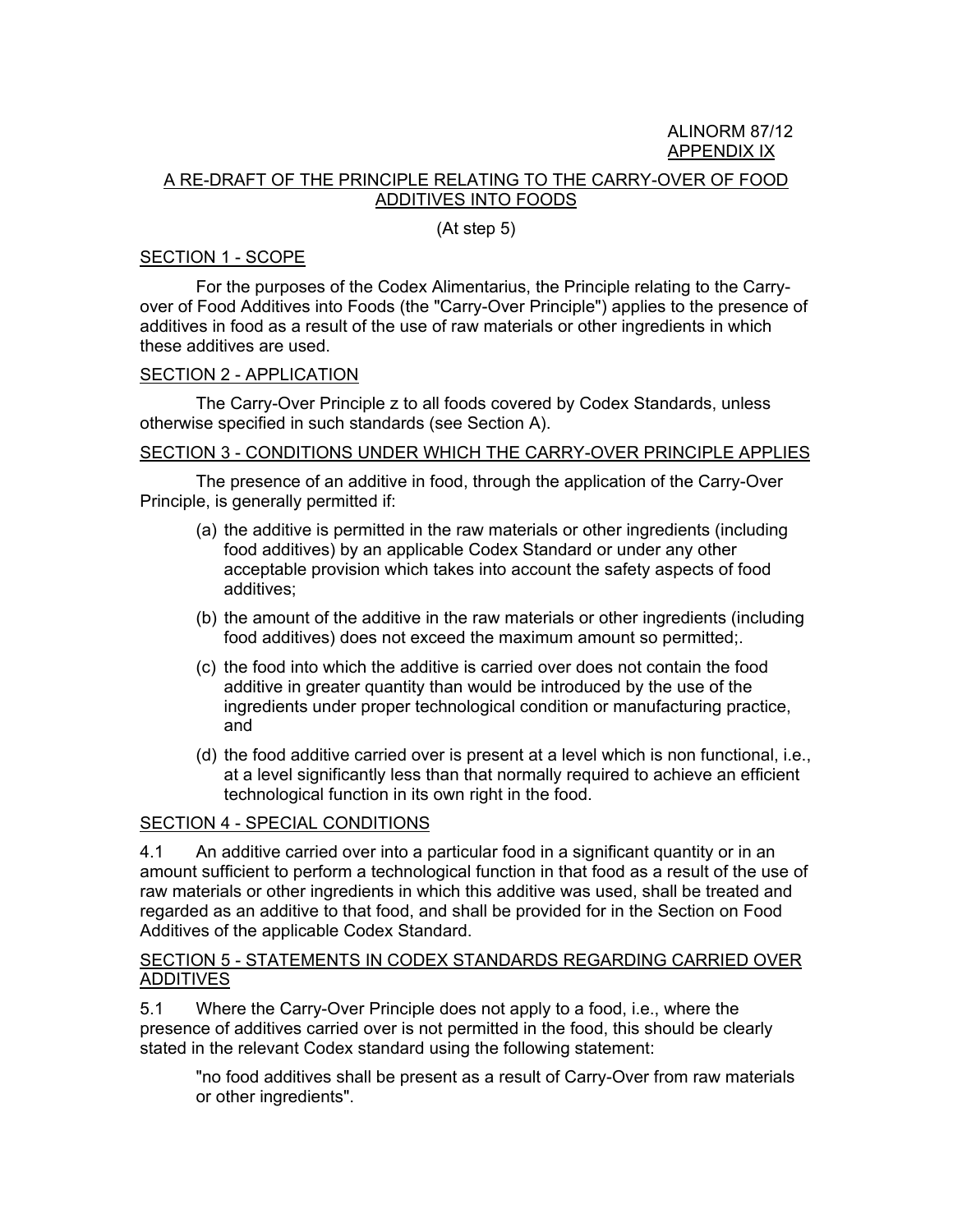ALINORM 87/12
APPENDIX IX

## A RE-DRAFT OF THE PRINCIPLE RELATING TO THE CARRY-OVER OF FOOD ADDITIVES INTO FOODS

(At step 5)

### SECTION 1 - SCOPE

For the purposes of the Codex Alimentarius, the Principle relating to the Carry-over of Food Additives into Foods (the "Carry-Over Principle") applies to the presence of additives in food as a result of the use of raw materials or other ingredients in which these additives are used.

### SECTION 2 - APPLICATION

The Carry-Over Principle z to all foods covered by Codex Standards, unless otherwise specified in such standards (see Section A).

### SECTION 3 - CONDITIONS UNDER WHICH THE CARRY-OVER PRINCIPLE APPLIES

The presence of an additive in food, through the application of the Carry-Over Principle, is generally permitted if:

(a) the additive is permitted in the raw materials or other ingredients (including food additives) by an applicable Codex Standard or under any other acceptable provision which takes into account the safety aspects of food additives;

(b) the amount of the additive in the raw materials or other ingredients (including food additives) does not exceed the maximum amount so permitted;.

(c) the food into which the additive is carried over does not contain the food additive in greater quantity than would be introduced by the use of the ingredients under proper technological condition or manufacturing practice, and

(d) the food additive carried over is present at a level which is non functional, i.e., at a level significantly less than that normally required to achieve an efficient technological function in its own right in the food.

### SECTION 4 - SPECIAL CONDITIONS

4.1 An additive carried over into a particular food in a significant quantity or in an amount sufficient to perform a technological function in that food as a result of the use of raw materials or other ingredients in which this additive was used, shall be treated and regarded as an additive to that food, and shall be provided for in the Section on Food Additives of the applicable Codex Standard.

### SECTION 5 - STATEMENTS IN CODEX STANDARDS REGARDING CARRIED OVER ADDITIVES

5.1 Where the Carry-Over Principle does not apply to a food, i.e., where the presence of additives carried over is not permitted in the food, this should be clearly stated in the relevant Codex standard using the following statement:

"no food additives shall be present as a result of Carry-Over from raw materials or other ingredients".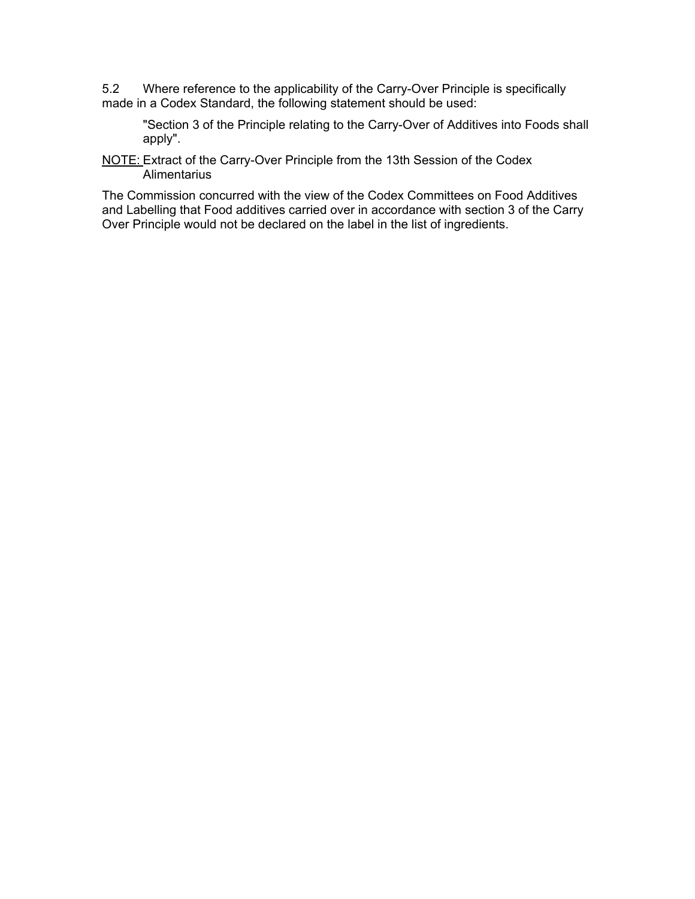5.2 Where reference to the applicability of the Carry-Over Principle is specifically made in a Codex Standard, the following statement should be used:

> "Section 3 of the Principle relating to the Carry-Over of Additives into Foods shall apply".

NOTE: Extract of the Carry-Over Principle from the 13th Session of the Codex Alimentarius

The Commission concurred with the view of the Codex Committees on Food Additives and Labelling that Food additives carried over in accordance with section 3 of the Carry Over Principle would not be declared on the label in the list of ingredients.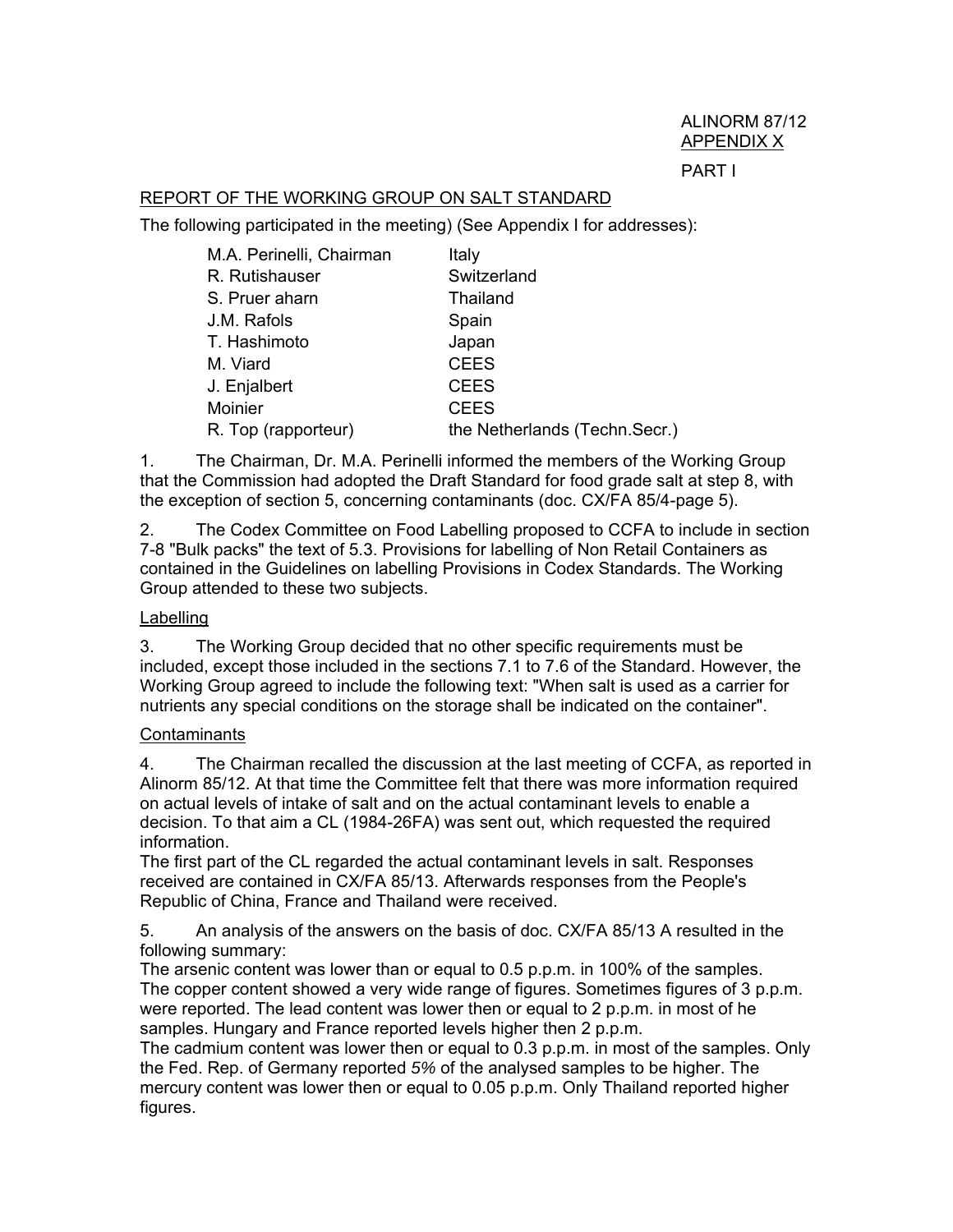ALINORM 87/12
APPENDIX X

PART I

## REPORT OF THE WORKING GROUP ON SALT STANDARD

The following participated in the meeting) (See Appendix I for addresses):

| | |
|---|---|
| M.A. Perinelli, Chairman | Italy |
| R. Rutishauser | Switzerland |
| S. Pruer aharn | Thailand |
| J.M. Rafols | Spain |
| T. Hashimoto | Japan |
| M. Viard | CEES |
| J. Enjalbert | CEES |
| Moinier | CEES |
| R. Top (rapporteur) | the Netherlands (Techn.Secr.) |

1. The Chairman, Dr. M.A. Perinelli informed the members of the Working Group that the Commission had adopted the Draft Standard for food grade salt at step 8, with the exception of section 5, concerning contaminants (doc. CX/FA 85/4-page 5).

2. The Codex Committee on Food Labelling proposed to CCFA to include in section 7-8 "Bulk packs" the text of 5.3. Provisions for labelling of Non Retail Containers as contained in the Guidelines on labelling Provisions in Codex Standards. The Working Group attended to these two subjects.

### Labelling

3. The Working Group decided that no other specific requirements must be included, except those included in the sections 7.1 to 7.6 of the Standard. However, the Working Group agreed to include the following text: "When salt is used as a carrier for nutrients any special conditions on the storage shall be indicated on the container".

### Contaminants

4. The Chairman recalled the discussion at the last meeting of CCFA, as reported in Alinorm 85/12. At that time the Committee felt that there was more information required on actual levels of intake of salt and on the actual contaminant levels to enable a decision. To that aim a CL (1984-26FA) was sent out, which requested the required information.
The first part of the CL regarded the actual contaminant levels in salt. Responses received are contained in CX/FA 85/13. Afterwards responses from the People's Republic of China, France and Thailand were received.

5. An analysis of the answers on the basis of doc. CX/FA 85/13 A resulted in the following summary:
The arsenic content was lower than or equal to 0.5 p.p.m. in 100% of the samples.
The copper content showed a very wide range of figures. Sometimes figures of 3 p.p.m. were reported. The lead content was lower then or equal to 2 p.p.m. in most of he samples. Hungary and France reported levels higher then 2 p.p.m.
The cadmium content was lower then or equal to 0.3 p.p.m. in most of the samples. Only the Fed. Rep. of Germany reported *5%* of the analysed samples to be higher. The mercury content was lower then or equal to 0.05 p.p.m. Only Thailand reported higher figures.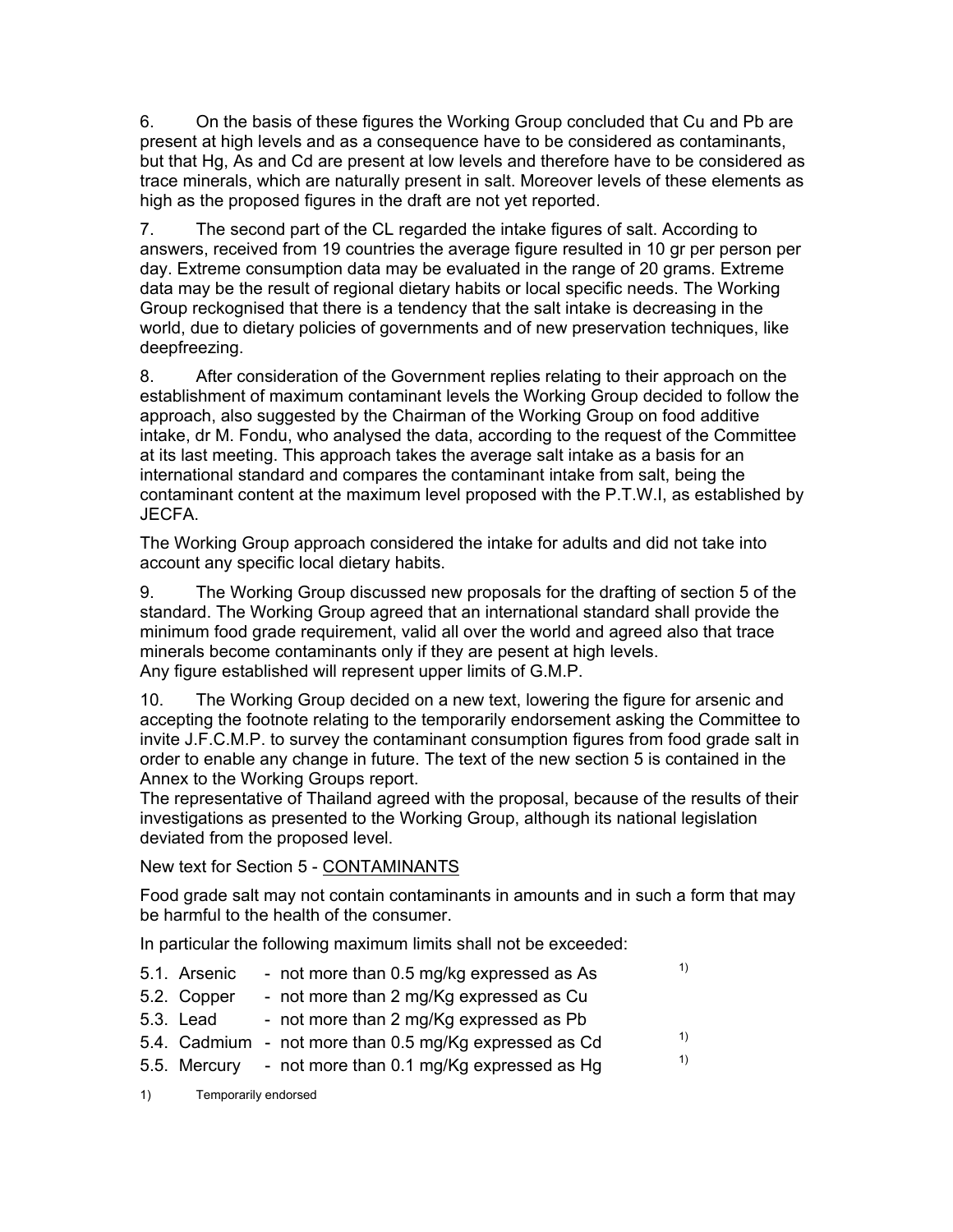6. On the basis of these figures the Working Group concluded that Cu and Pb are present at high levels and as a consequence have to be considered as contaminants, but that Hg, As and Cd are present at low levels and therefore have to be considered as trace minerals, which are naturally present in salt. Moreover levels of these elements as high as the proposed figures in the draft are not yet reported.

7. The second part of the CL regarded the intake figures of salt. According to answers, received from 19 countries the average figure resulted in 10 gr per person per day. Extreme consumption data may be evaluated in the range of 20 grams. Extreme data may be the result of regional dietary habits or local specific needs. The Working Group reckognised that there is a tendency that the salt intake is decreasing in the world, due to dietary policies of governments and of new preservation techniques, like deepfreezing.

8. After consideration of the Government replies relating to their approach on the establishment of maximum contaminant levels the Working Group decided to follow the approach, also suggested by the Chairman of the Working Group on food additive intake, dr M. Fondu, who analysed the data, according to the request of the Committee at its last meeting. This approach takes the average salt intake as a basis for an international standard and compares the contaminant intake from salt, being the contaminant content at the maximum level proposed with the P.T.W.I, as established by JECFA.

The Working Group approach considered the intake for adults and did not take into account any specific local dietary habits.

9. The Working Group discussed new proposals for the drafting of section 5 of the standard. The Working Group agreed that an international standard shall provide the minimum food grade requirement, valid all over the world and agreed also that trace minerals become contaminants only if they are pesent at high levels.
Any figure established will represent upper limits of G.M.P.

10. The Working Group decided on a new text, lowering the figure for arsenic and accepting the footnote relating to the temporarily endorsement asking the Committee to invite J.F.C.M.P. to survey the contaminant consumption figures from food grade salt in order to enable any change in future. The text of the new section 5 is contained in the Annex to the Working Groups report.
The representative of Thailand agreed with the proposal, because of the results of their investigations as presented to the Working Group, although its national legislation deviated from the proposed level.

New text for Section 5 - <u>CONTAMINANTS</u>

Food grade salt may not contain contaminants in amounts and in such a form that may be harmful to the health of the consumer.

In particular the following maximum limits shall not be exceeded:

5.1. Arsenic - not more than 0.5 mg/kg expressed as As [1)]
5.2. Copper - not more than 2 mg/Kg expressed as Cu
5.3. Lead - not more than 2 mg/Kg expressed as Pb
5.4. Cadmium - not more than 0.5 mg/Kg expressed as Cd [1)]
5.5. Mercury - not more than 0.1 mg/Kg expressed as Hg [1)]

1) Temporarily endorsed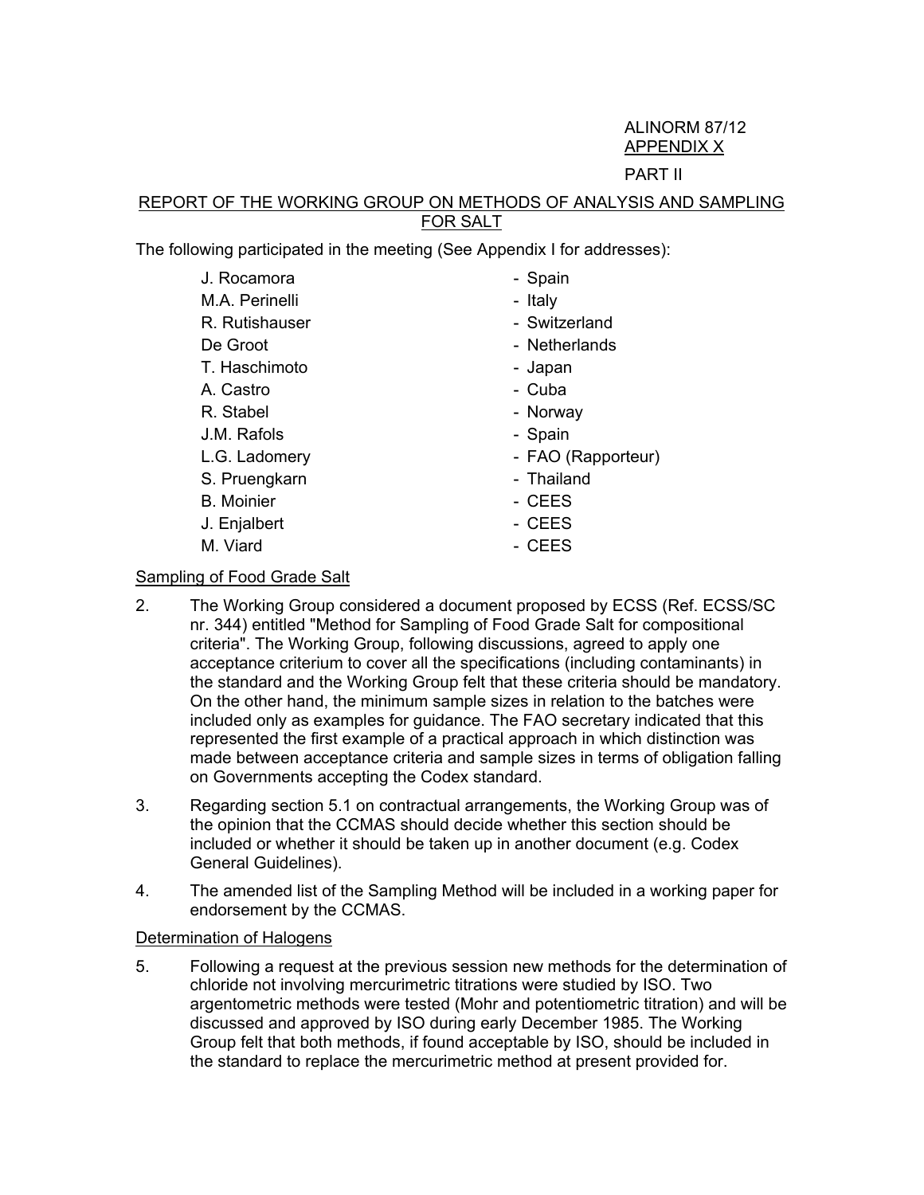ALINORM 87/12
APPENDIX X

PART II

## REPORT OF THE WORKING GROUP ON METHODS OF ANALYSIS AND SAMPLING FOR SALT

The following participated in the meeting (See Appendix I for addresses):

| | |
|---|---|
| J. Rocamora | - Spain |
| M.A. Perinelli | - Italy |
| R. Rutishauser | - Switzerland |
| De Groot | - Netherlands |
| T. Haschimoto | - Japan |
| A. Castro | - Cuba |
| R. Stabel | - Norway |
| J.M. Rafols | - Spain |
| L.G. Ladomery | - FAO (Rapporteur) |
| S. Pruengkarn | - Thailand |
| B. Moinier | - CEES |
| J. Enjalbert | - CEES |
| M. Viard | - CEES |

### Sampling of Food Grade Salt

2. The Working Group considered a document proposed by ECSS (Ref. ECSS/SC nr. 344) entitled "Method for Sampling of Food Grade Salt for compositional criteria". The Working Group, following discussions, agreed to apply one acceptance criterium to cover all the specifications (including contaminants) in the standard and the Working Group felt that these criteria should be mandatory. On the other hand, the minimum sample sizes in relation to the batches were included only as examples for guidance. The FAO secretary indicated that this represented the first example of a practical approach in which distinction was made between acceptance criteria and sample sizes in terms of obligation falling on Governments accepting the Codex standard.

3. Regarding section 5.1 on contractual arrangements, the Working Group was of the opinion that the CCMAS should decide whether this section should be included or whether it should be taken up in another document (e.g. Codex General Guidelines).

4. The amended list of the Sampling Method will be included in a working paper for endorsement by the CCMAS.

### Determination of Halogens

5. Following a request at the previous session new methods for the determination of chloride not involving mercurimetric titrations were studied by ISO. Two argentometric methods were tested (Mohr and potentiometric titration) and will be discussed and approved by ISO during early December 1985. The Working Group felt that both methods, if found acceptable by ISO, should be included in the standard to replace the mercurimetric method at present provided for.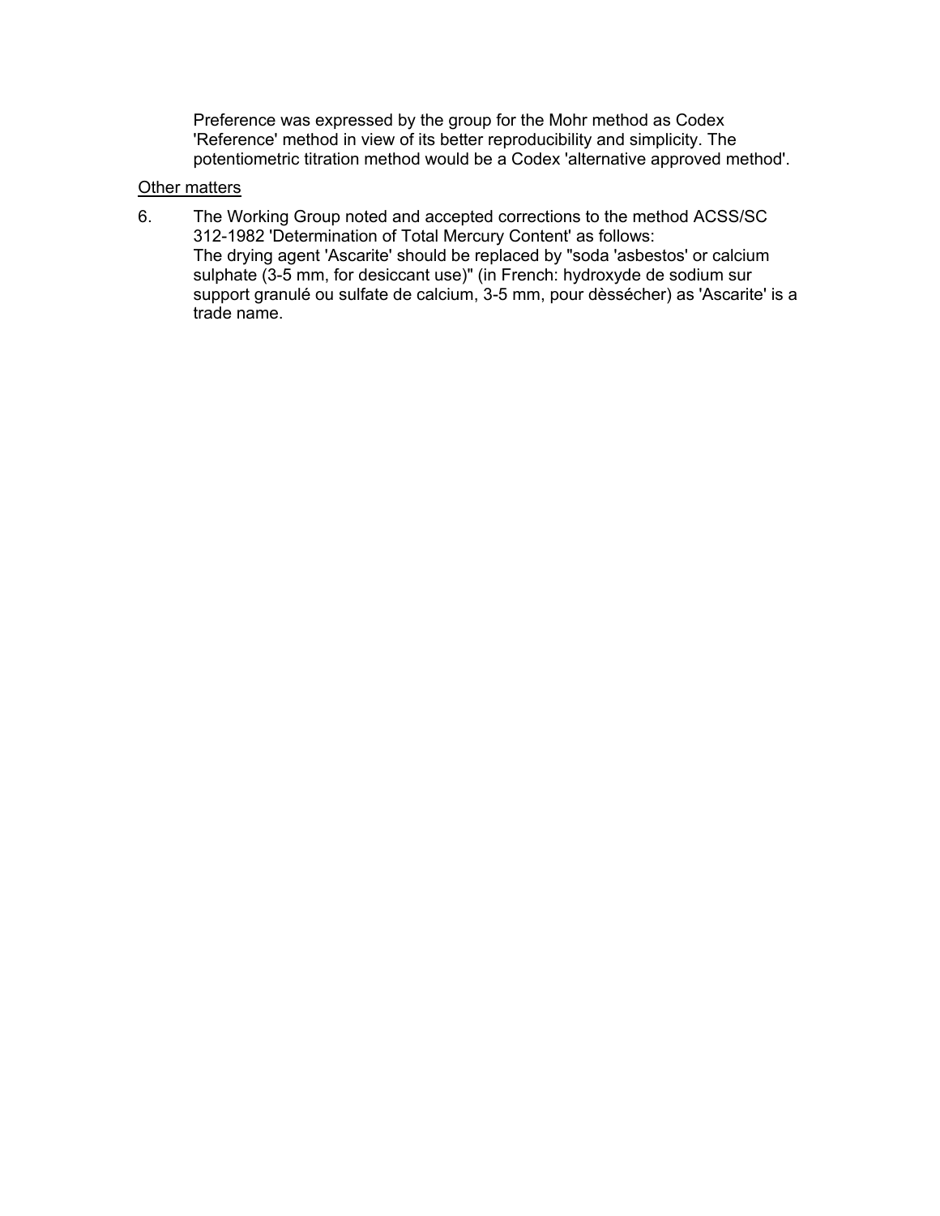Preference was expressed by the group for the Mohr method as Codex 'Reference' method in view of its better reproducibility and simplicity. The potentiometric titration method would be a Codex 'alternative approved method'.

<u>Other matters</u>

6. The Working Group noted and accepted corrections to the method ACSS/SC 312-1982 'Determination of Total Mercury Content' as follows:
   The drying agent 'Ascarite' should be replaced by "soda 'asbestos' or calcium sulphate (3-5 mm, for desiccant use)" (in French: hydroxyde de sodium sur support granulé ou sulfate de calcium, 3-5 mm, pour dèssécher) as 'Ascarite' is a trade name.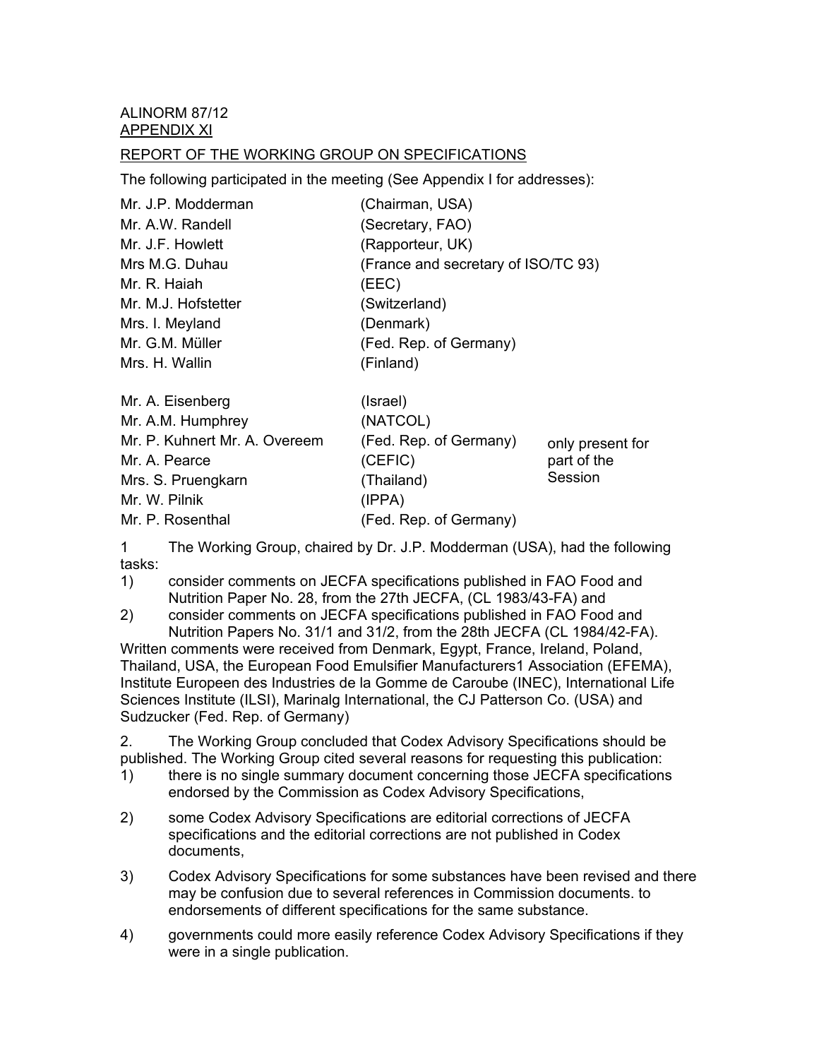ALINORM 87/12
APPENDIX XI

REPORT OF THE WORKING GROUP ON SPECIFICATIONS

The following participated in the meeting (See Appendix I for addresses):

| | | |
|---|---|---|
| Mr. J.P. Modderman | (Chairman, USA) | |
| Mr. A.W. Randell | (Secretary, FAO) | |
| Mr. J.F. Howlett | (Rapporteur, UK) | |
| Mrs M.G. Duhau | (France and secretary of ISO/TC 93) | |
| Mr. R. Haiah | (EEC) | |
| Mr. M.J. Hofstetter | (Switzerland) | |
| Mrs. I. Meyland | (Denmark) | |
| Mr. G.M. Müller | (Fed. Rep. of Germany) | |
| Mrs. H. Wallin | (Finland) | |
| Mr. A. Eisenberg | (Israel) | only present for part of the Session |
| Mr. A.M. Humphrey | (NATCOL) | |
| Mr. P. Kuhnert Mr. A. Overeem | (Fed. Rep. of Germany) | |
| Mr. A. Pearce | (CEFIC) | |
| Mrs. S. Pruengkarn | (Thailand) | |
| Mr. W. Pilnik | (IPPA) | |
| Mr. P. Rosenthal | (Fed. Rep. of Germany) | |

1 The Working Group, chaired by Dr. J.P. Modderman (USA), had the following tasks:

1) consider comments on JECFA specifications published in FAO Food and Nutrition Paper No. 28, from the 27th JECFA, (CL 1983/43-FA) and
2) consider comments on JECFA specifications published in FAO Food and Nutrition Papers No. 31/1 and 31/2, from the 28th JECFA (CL 1984/42-FA).

Written comments were received from Denmark, Egypt, France, Ireland, Poland, Thailand, USA, the European Food Emulsifier Manufacturers1 Association (EFEMA), Institute Europeen des Industries de la Gomme de Caroube (INEC), International Life Sciences Institute (ILSI), Marinalg International, the CJ Patterson Co. (USA) and Sudzucker (Fed. Rep. of Germany)

2. The Working Group concluded that Codex Advisory Specifications should be published. The Working Group cited several reasons for requesting this publication:

1) there is no single summary document concerning those JECFA specifications endorsed by the Commission as Codex Advisory Specifications,
2) some Codex Advisory Specifications are editorial corrections of JECFA specifications and the editorial corrections are not published in Codex documents,
3) Codex Advisory Specifications for some substances have been revised and there may be confusion due to several references in Commission documents. to endorsements of different specifications for the same substance.
4) governments could more easily reference Codex Advisory Specifications if they were in a single publication.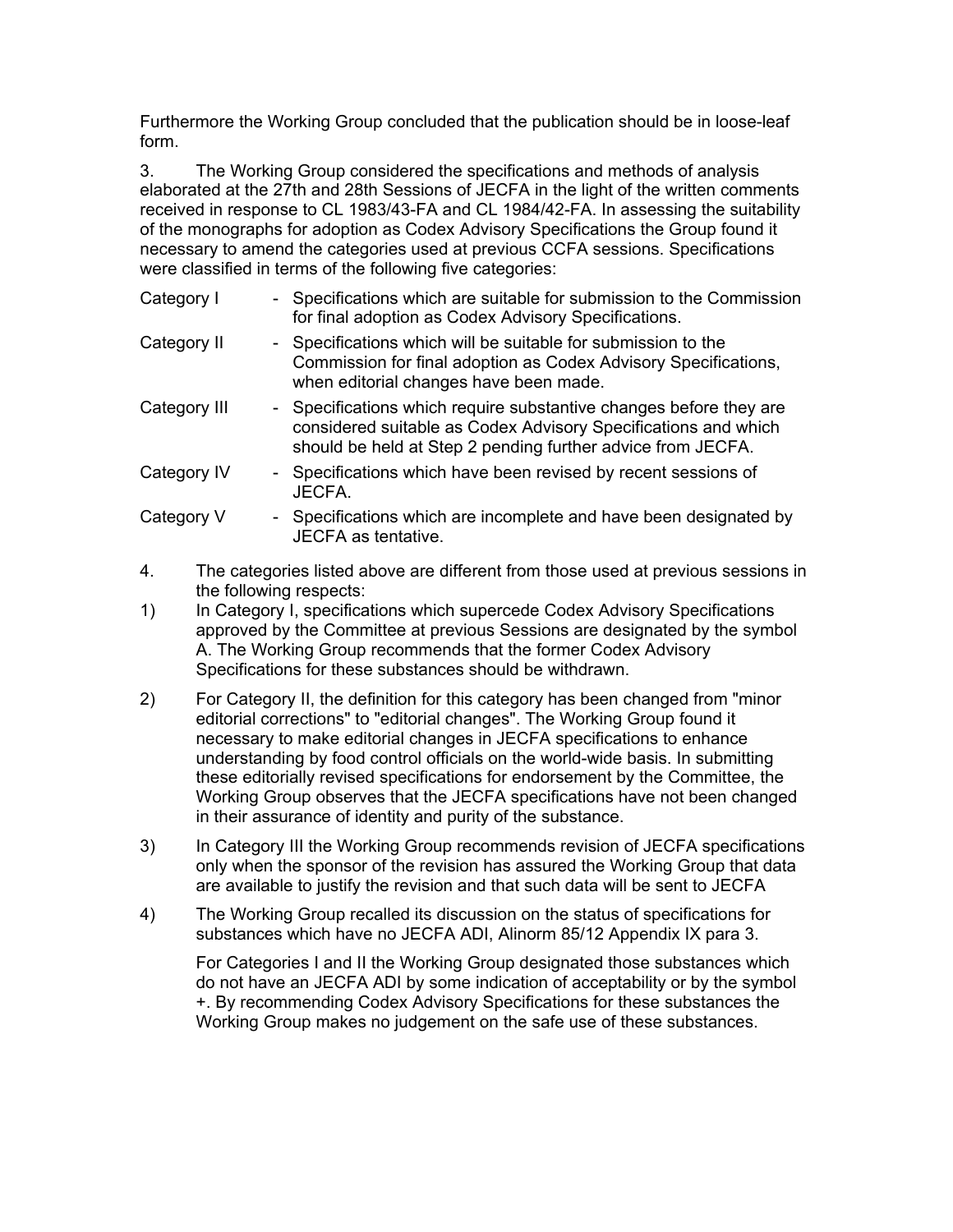Furthermore the Working Group concluded that the publication should be in loose-leaf form.

3. The Working Group considered the specifications and methods of analysis elaborated at the 27th and 28th Sessions of JECFA in the light of the written comments received in response to CL 1983/43-FA and CL 1984/42-FA. In assessing the suitability of the monographs for adoption as Codex Advisory Specifications the Group found it necessary to amend the categories used at previous CCFA sessions. Specifications were classified in terms of the following five categories:

| | |
|---|---|
| Category I | - Specifications which are suitable for submission to the Commission for final adoption as Codex Advisory Specifications. |
| Category II | - Specifications which will be suitable for submission to the Commission for final adoption as Codex Advisory Specifications, when editorial changes have been made. |
| Category III | - Specifications which require substantive changes before they are considered suitable as Codex Advisory Specifications and which should be held at Step 2 pending further advice from JECFA. |
| Category IV | - Specifications which have been revised by recent sessions of JECFA. |
| Category V | - Specifications which are incomplete and have been designated by JECFA as tentative. |

4. The categories listed above are different from those used at previous sessions in the following respects:

1) In Category I, specifications which supercede Codex Advisory Specifications approved by the Committee at previous Sessions are designated by the symbol A. The Working Group recommends that the former Codex Advisory Specifications for these substances should be withdrawn.

2) For Category II, the definition for this category has been changed from "minor editorial corrections" to "editorial changes". The Working Group found it necessary to make editorial changes in JECFA specifications to enhance understanding by food control officials on the world-wide basis. In submitting these editorially revised specifications for endorsement by the Committee, the Working Group observes that the JECFA specifications have not been changed in their assurance of identity and purity of the substance.

3) In Category III the Working Group recommends revision of JECFA specifications only when the sponsor of the revision has assured the Working Group that data are available to justify the revision and that such data will be sent to JECFA

4) The Working Group recalled its discussion on the status of specifications for substances which have no JECFA ADI, Alinorm 85/12 Appendix IX para 3.

   For Categories I and II the Working Group designated those substances which do not have an JECFA ADI by some indication of acceptability or by the symbol +. By recommending Codex Advisory Specifications for these substances the Working Group makes no judgement on the safe use of these substances.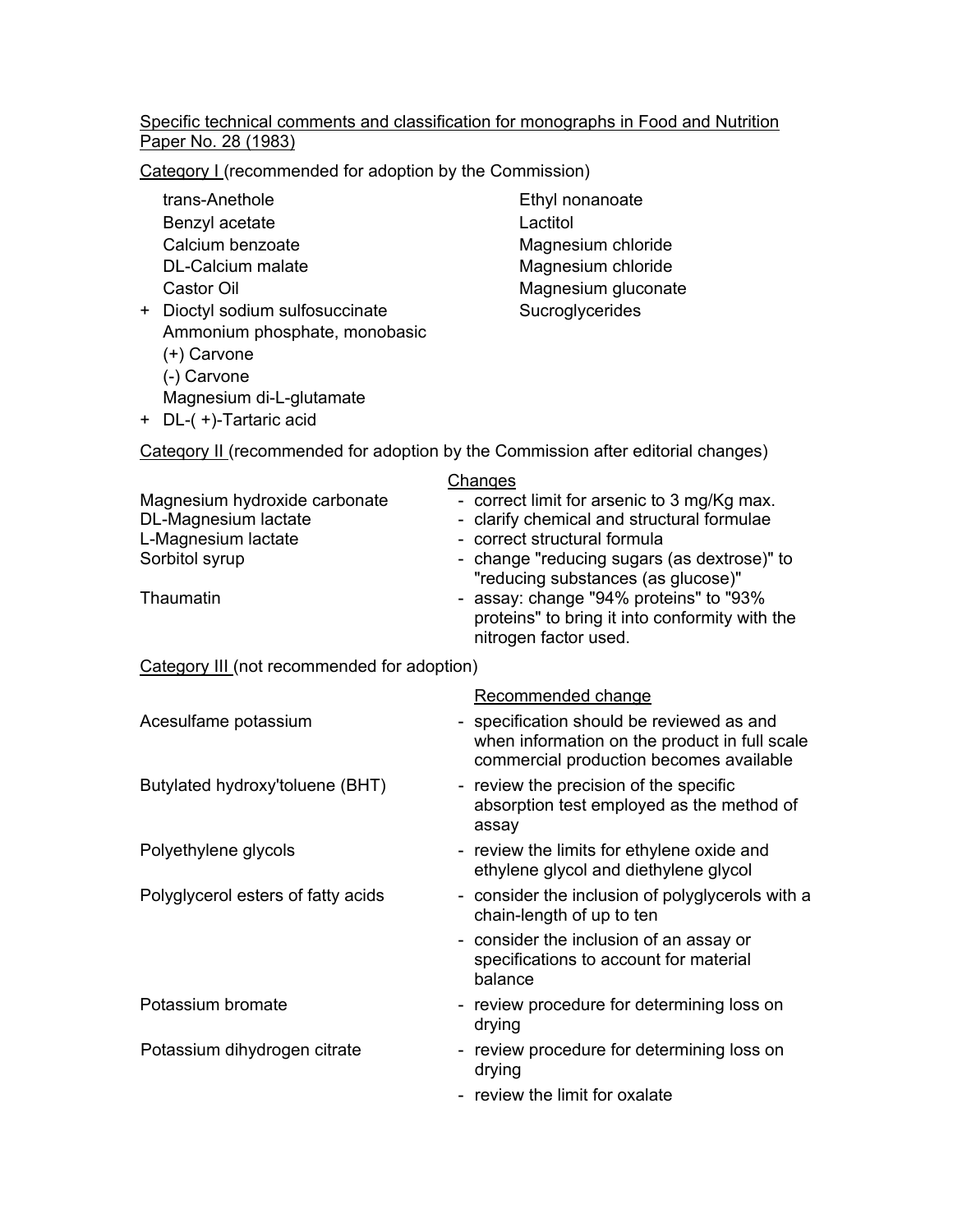Specific technical comments and classification for monographs in Food and Nutrition Paper No. 28 (1983)

Category I (recommended for adoption by the Commission)

- trans-Anethole
- Benzyl acetate
- Calcium benzoate
- DL-Calcium malate
- Castor Oil
- \+ Dioctyl sodium sulfosuccinate
- Ammonium phosphate, monobasic
- (+) Carvone
- (-) Carvone
- Magnesium di-L-glutamate
- \+ DL-( +)-Tartaric acid
- Ethyl nonanoate
- Lactitol
- Magnesium chloride
- Magnesium chloride
- Magnesium gluconate
- Sucroglycerides

Category II (recommended for adoption by the Commission after editorial changes)

| | Changes |
|---|---|
| Magnesium hydroxide carbonate | - correct limit for arsenic to 3 mg/Kg max. |
| DL-Magnesium lactate | - clarify chemical and structural formulae |
| L-Magnesium lactate | - correct structural formula |
| Sorbitol syrup | - change "reducing sugars (as dextrose)" to "reducing substances (as glucose)" |
| Thaumatin | - assay: change "94% proteins" to "93% proteins" to bring it into conformity with the nitrogen factor used. |

Category III (not recommended for adoption)

| | Recommended change |
|---|---|
| Acesulfame potassium | - specification should be reviewed as and when information on the product in full scale commercial production becomes available |
| Butylated hydroxy'toluene (BHT) | - review the precision of the specific absorption test employed as the method of assay |
| Polyethylene glycols | - review the limits for ethylene oxide and ethylene glycol and diethylene glycol |
| Polyglycerol esters of fatty acids | - consider the inclusion of polyglycerols with a chain-length of up to ten |
| | - consider the inclusion of an assay or specifications to account for material balance |
| Potassium bromate | - review procedure for determining loss on drying |
| Potassium dihydrogen citrate | - review procedure for determining loss on drying |
| | - review the limit for oxalate |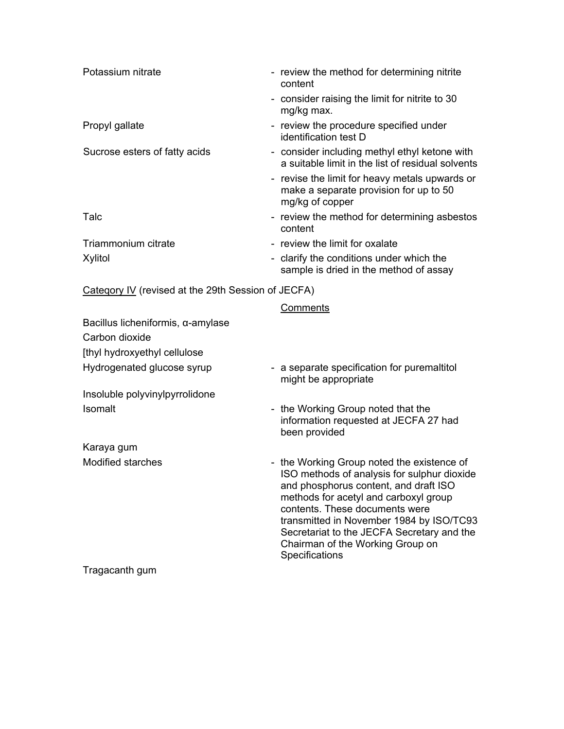| | |
|---|---|
| Potassium nitrate | - review the method for determining nitrite content |
| | - consider raising the limit for nitrite to 30 mg/kg max. |
| Propyl gallate | - review the procedure specified under identification test D |
| Sucrose esters of fatty acids | - consider including methyl ethyl ketone with a suitable limit in the list of residual solvents |
| | - revise the limit for heavy metals upwards or make a separate provision for up to 50 mg/kg of copper |
| Talc | - review the method for determining asbestos content |
| Triammonium citrate | - review the limit for oxalate |
| Xylitol | - clarify the conditions under which the sample is dried in the method of assay |

Categqory IV (revised at the 29th Session of JECFA)

| | Comments |
|---|---|
| Bacillus licheniformis, α-amylase | |
| Carbon dioxide | |
| [thyl hydroxyethyl cellulose | |
| Hydrogenated glucose syrup | - a separate specification for puremaltitol might be appropriate |
| Insoluble polyvinylpyrrolidone | |
| Isomalt | - the Working Group noted that the information requested at JECFA 27 had been provided |
| Karaya gum | |
| Modified starches | - the Working Group noted the existence of ISO methods of analysis for sulphur dioxide and phosphorus content, and draft ISO methods for acetyl and carboxyl group contents. These documents were transmitted in November 1984 by ISO/TC93 Secretariat to the JECFA Secretary and the Chairman of the Working Group on Specifications |
| Tragacanth gum | |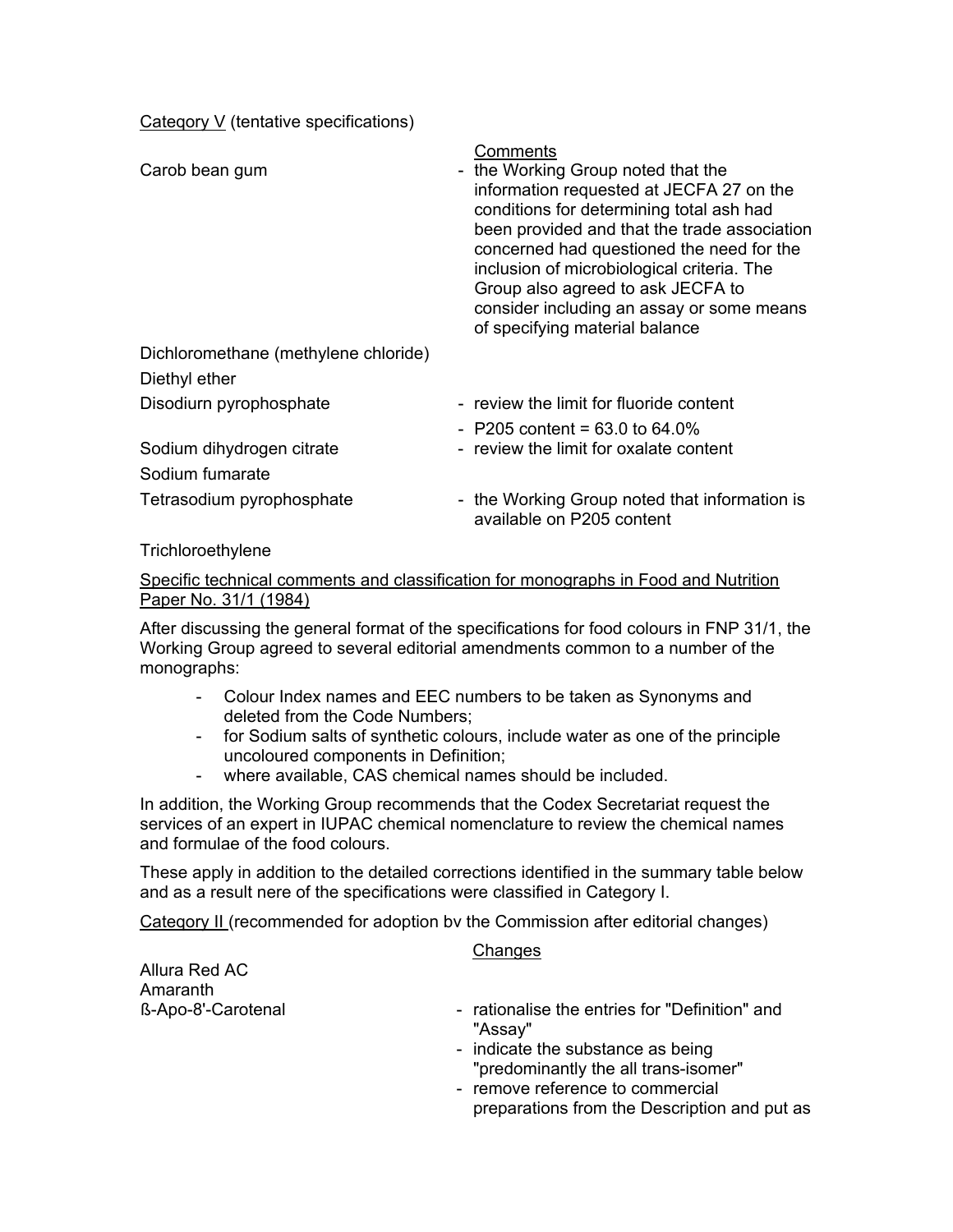Category V (tentative specifications)

| | Comments |
|---|---|
| Carob bean gum | - the Working Group noted that the information requested at JECFA 27 on the conditions for determining total ash had been provided and that the trade association concerned had questioned the need for the inclusion of microbiological criteria. The Group also agreed to ask JECFA to consider including an assay or some means of specifying material balance |
| Dichloromethane (methylene chloride) | |
| Diethyl ether | |
| Disodiurn pyrophosphate | - review the limit for fluoride content<br>- P205 content = 63.0 to 64.0% |
| Sodium dihydrogen citrate | - review the limit for oxalate content |
| Sodium fumarate | |
| Tetrasodium pyrophosphate | - the Working Group noted that information is available on P205 content |
| Trichloroethylene | |

Specific technical comments and classification for monographs in Food and Nutrition Paper No. 31/1 (1984)

After discussing the general format of the specifications for food colours in FNP 31/1, the Working Group agreed to several editorial amendments common to a number of the monographs:

- Colour Index names and EEC numbers to be taken as Synonyms and deleted from the Code Numbers;
- for Sodium salts of synthetic colours, include water as one of the principle uncoloured components in Definition;
- where available, CAS chemical names should be included.

In addition, the Working Group recommends that the Codex Secretariat request the services of an expert in IUPAC chemical nomenclature to review the chemical names and formulae of the food colours.

These apply in addition to the detailed corrections identified in the summary table below and as a result nere of the specifications were classified in Category I.

Category II (recommended for adoption bv the Commission after editorial changes)

| | Changes |
|---|---|
| Allura Red AC | |
| Amaranth | |
| ß-Apo-8'-Carotenal | - rationalise the entries for "Definition" and "Assay"<br>- indicate the substance as being "predominantly the all trans-isomer"<br>- remove reference to commercial preparations from the Description and put as |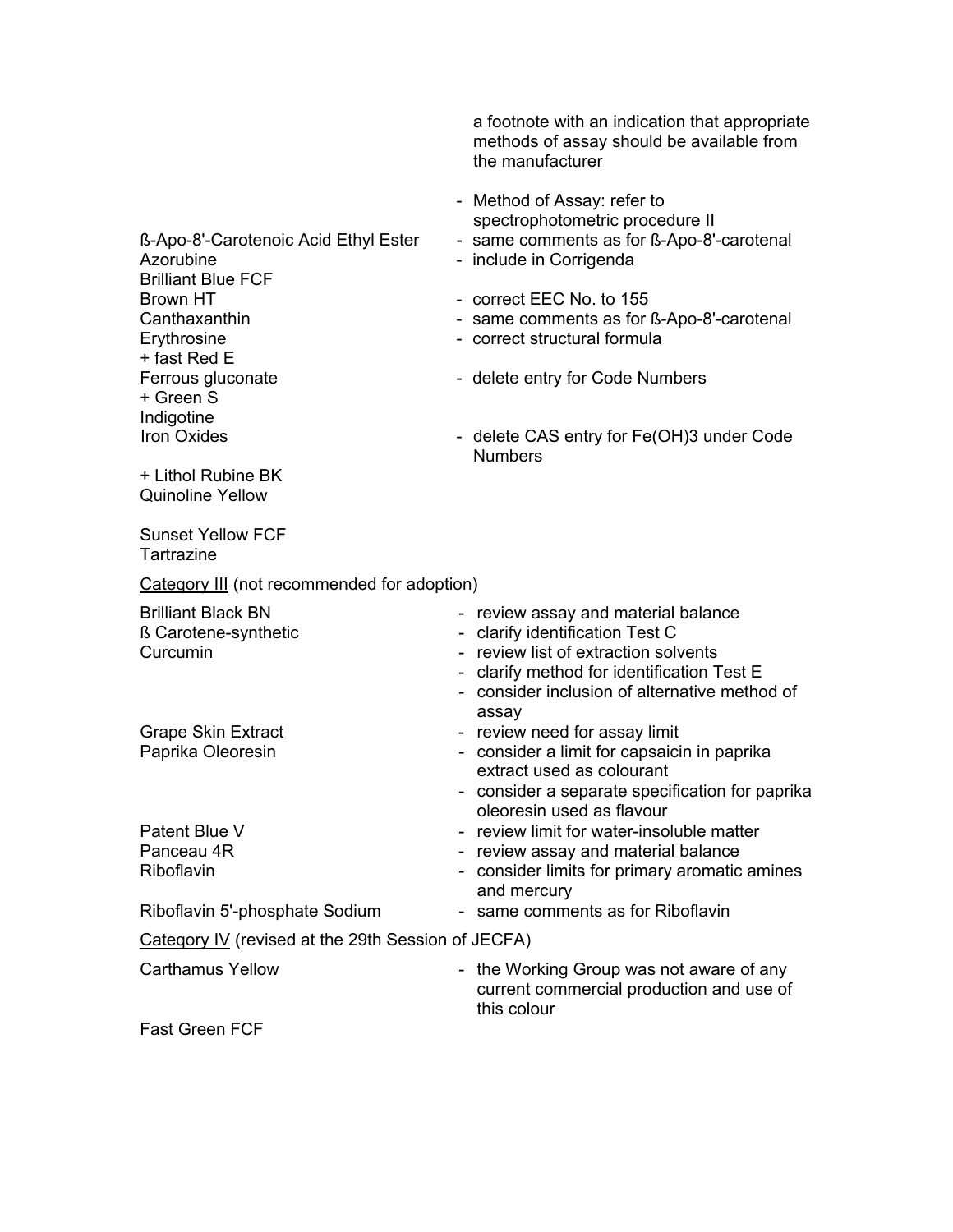a footnote with an indication that appropriate methods of assay should be available from the manufacturer

- Method of Assay: refer to spectrophotometric procedure II

ß-Apo-8'-Carotenoic Acid Ethyl Ester - same comments as for ß-Apo-8'-carotenal
Azorubine - include in Corrigenda
Brilliant Blue FCF
Brown HT - correct EEC No. to 155
Canthaxanthin - same comments as for ß-Apo-8'-carotenal
Erythrosine - correct structural formula
+ fast Red E
Ferrous gluconate - delete entry for Code Numbers
+ Green S
Indigotine
Iron Oxides - delete CAS entry for $Fe(OH)_3$ under Code Numbers

+ Lithol Rubine BK
Quinoline Yellow

Sunset Yellow FCF
Tartrazine

<u>Category III</u> (not recommended for adoption)

Brilliant Black BN - review assay and material balance
ß Carotene-synthetic - clarify identification Test C
Curcumin - review list of extraction solvents
- clarify method for identification Test E
- consider inclusion of alternative method of assay

Grape Skin Extract - review need for assay limit
Paprika Oleoresin - consider a limit for capsaicin in paprika extract used as colourant
- consider a separate specification for paprika oleoresin used as flavour

Patent Blue V - review limit for water-insoluble matter
Panceau 4R - review assay and material balance
Riboflavin - consider limits for primary aromatic amines and mercury
Riboflavin 5'-phosphate Sodium - same comments as for Riboflavin

<u>Category IV</u> (revised at the 29th Session of JECFA)

Carthamus Yellow - the Working Group was not aware of any current commercial production and use of this colour

Fast Green FCF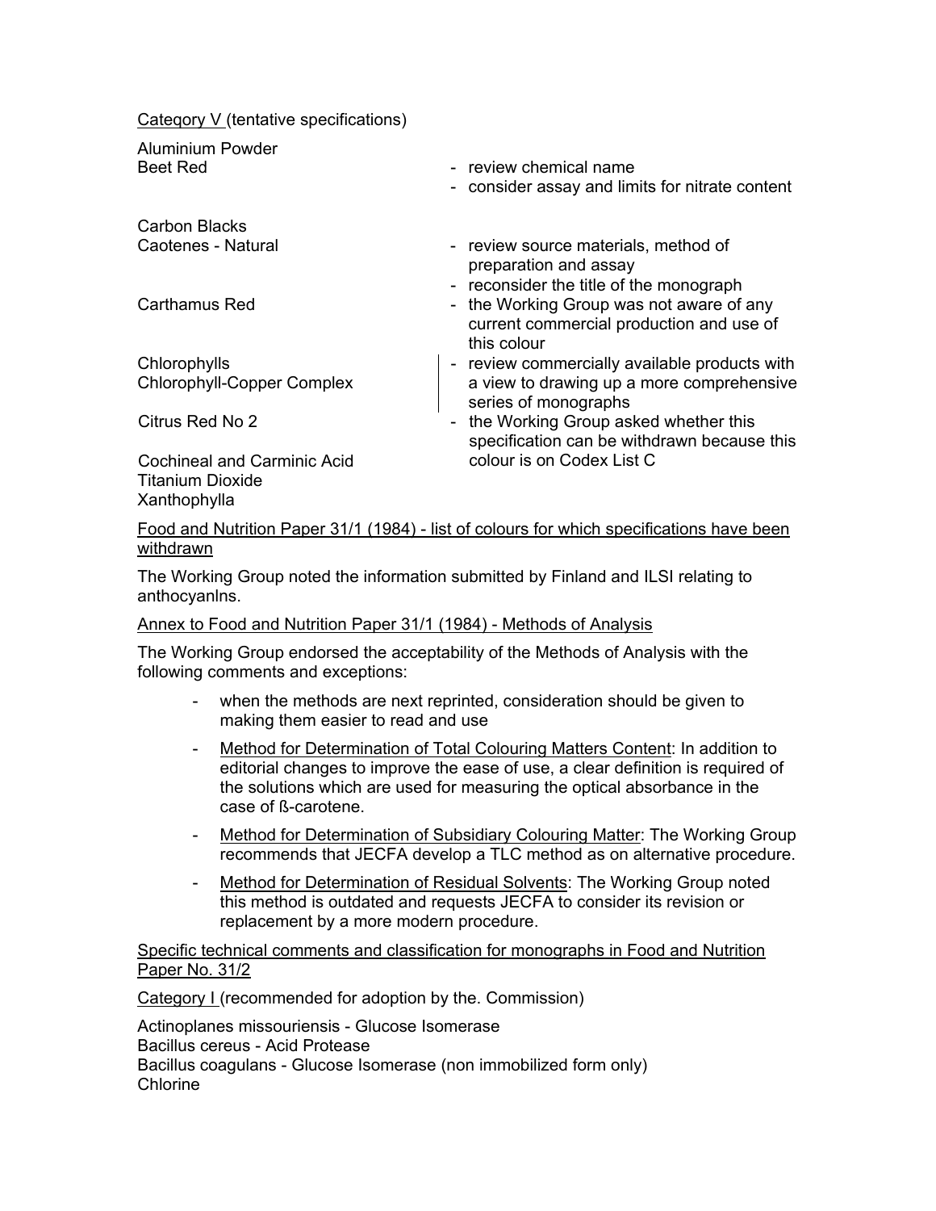Category V (tentative specifications)

| | |
|---|---|
| Aluminium Powder | |
| Beet Red | - review chemical name<br>- consider assay and limits for nitrate content |
| Carbon Blacks | |
| Caotenes - Natural | - review source materials, method of preparation and assay<br>- reconsider the title of the monograph |
| Carthamus Red | - the Working Group was not aware of any current commercial production and use of this colour |
| Chlorophylls<br>Chlorophyll-Copper Complex | - review commercially available products with a view to drawing up a more comprehensive series of monographs |
| Citrus Red No 2 | - the Working Group asked whether this specification can be withdrawn because this colour is on Codex List C |
| Cochineal and Carminic Acid | |
| Titanium Dioxide | |
| Xanthophylla | |

Food and Nutrition Paper 31/1 (1984) - list of colours for which specifications have been withdrawn

The Working Group noted the information submitted by Finland and ILSI relating to anthocyanlns.

Annex to Food and Nutrition Paper 31/1 (1984) - Methods of Analysis

The Working Group endorsed the acceptability of the Methods of Analysis with the following comments and exceptions:

- when the methods are next reprinted, consideration should be given to making them easier to read and use
- Method for Determination of Total Colouring Matters Content: In addition to editorial changes to improve the ease of use, a clear definition is required of the solutions which are used for measuring the optical absorbance in the case of ß-carotene.
- Method for Determination of Subsidiary Colouring Matter: The Working Group recommends that JECFA develop a TLC method as on alternative procedure.
- Method for Determination of Residual Solvents: The Working Group noted this method is outdated and requests JECFA to consider its revision or replacement by a more modern procedure.

Specific technical comments and classification for monographs in Food and Nutrition Paper No. 31/2

Category I (recommended for adoption by the. Commission)

Actinoplanes missouriensis - Glucose Isomerase
Bacillus cereus - Acid Protease
Bacillus coagulans - Glucose Isomerase (non immobilized form only)
Chlorine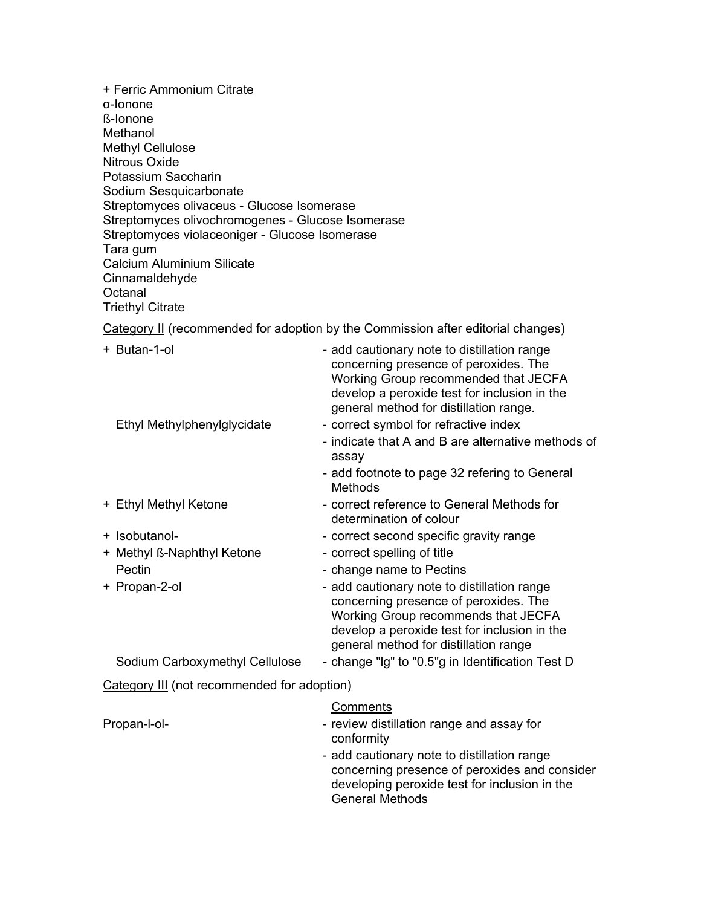+ Ferric Ammonium Citrate
α-Ionone
ß-Ionone
Methanol
Methyl Cellulose
Nitrous Oxide
Potassium Saccharin
Sodium Sesquicarbonate
Streptomyces olivaceus - Glucose Isomerase
Streptomyces olivochromogenes - Glucose Isomerase
Streptomyces violaceoniger - Glucose Isomerase
Tara gum
Calcium Aluminium Silicate
Cinnamaldehyde
Octanal
Triethyl Citrate

<u>Category II</u> (recommended for adoption by the Commission after editorial changes)

| | |
|---|---|
| + Butan-1-ol | - add cautionary note to distillation range concerning presence of peroxides. The Working Group recommended that JECFA develop a peroxide test for inclusion in the general method for distillation range. |
| Ethyl Methylphenylglycidate | - correct symbol for refractive index<br>- indicate that A and B are alternative methods of assay<br>- add footnote to page 32 refering to General Methods |
| + Ethyl Methyl Ketone | - correct reference to General Methods for determination of colour |
| + Isobutanol- | - correct second specific gravity range |
| + Methyl ß-Naphthyl Ketone | - correct spelling of title |
| Pectin | - change name to Pectin<u>s</u> |
| + Propan-2-ol | - add cautionary note to distillation range concerning presence of peroxides. The Working Group recommends that JECFA develop a peroxide test for inclusion in the general method for distillation range |
| Sodium Carboxymethyl Cellulose | - change "lg" to "0.5"g in Identification Test D |

<u>Category III</u> (not recommended for adoption)

| | <u>Comments</u> |
|---|---|
| Propan-l-ol- | - review distillation range and assay for conformity<br>- add cautionary note to distillation range concerning presence of peroxides and consider developing peroxide test for inclusion in the General Methods |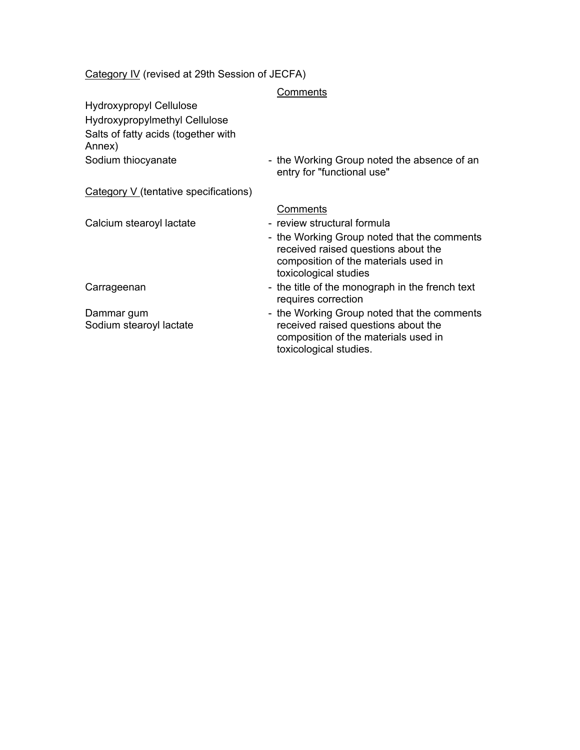<u>Category IV</u> (revised at 29th Session of JECFA)

| | Comments |
|---|---|
| Hydroxypropyl Cellulose | |
| Hydroxypropylmethyl Cellulose | |
| Salts of fatty acids (together with Annex) | |
| Sodium thiocyanate | - the Working Group noted the absence of an entry for "functional use" |

<u>Category V</u> (tentative specifications)

| | Comments |
|---|---|
| Calcium stearoyl lactate | - review structural formula<br>- the Working Group noted that the comments received raised questions about the composition of the materials used in toxicological studies |
| Carrageenan | - the title of the monograph in the french text requires correction |
| Dammar gum<br>Sodium stearoyl lactate | - the Working Group noted that the comments received raised questions about the composition of the materials used in toxicological studies. |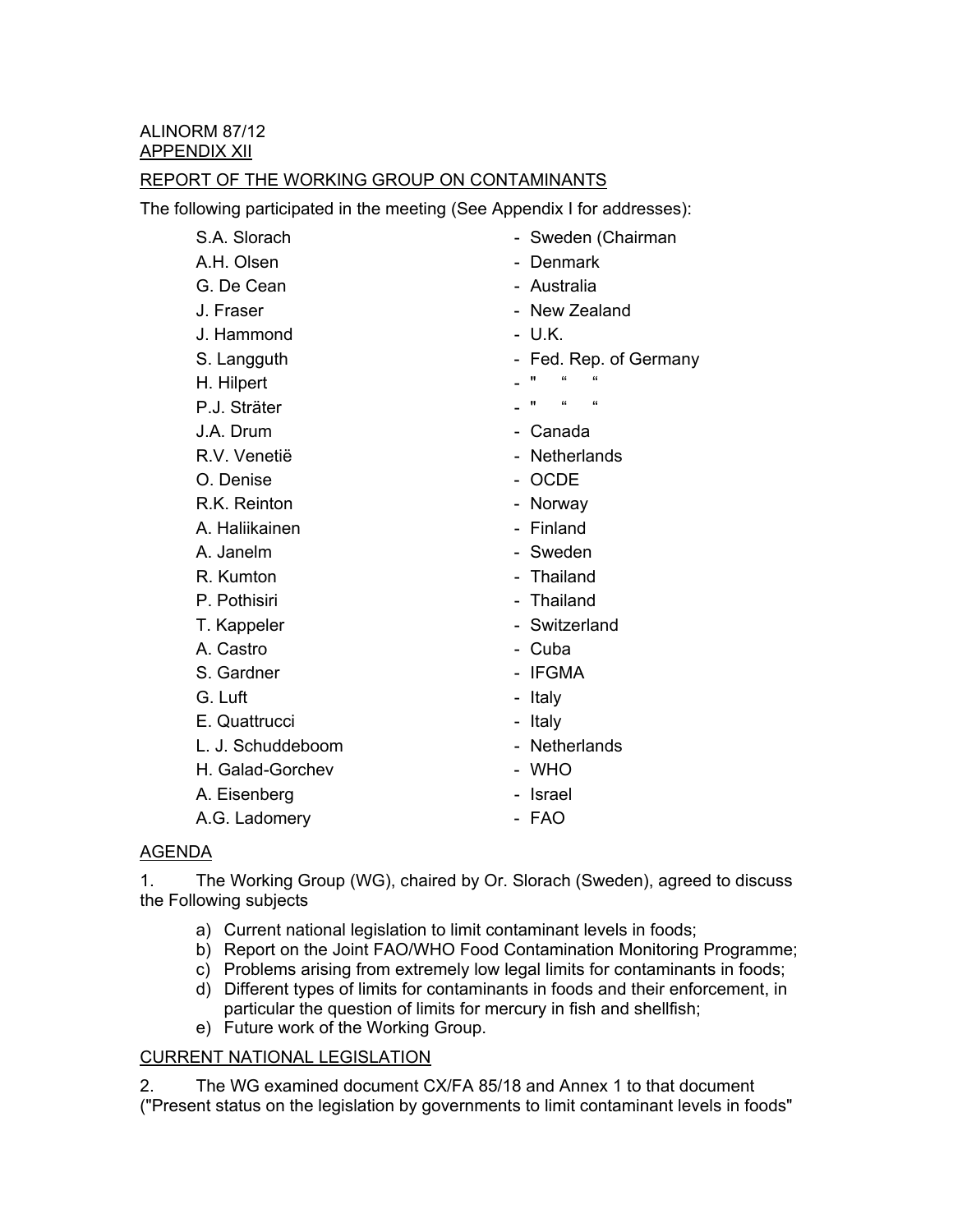ALINORM 87/12
APPENDIX XII

REPORT OF THE WORKING GROUP ON CONTAMINANTS

The following participated in the meeting (See Appendix I for addresses):

| | |
|---|---|
| S.A. Slorach | - Sweden (Chairman |
| A.H. Olsen | - Denmark |
| G. De Cean | - Australia |
| J. Fraser | - New Zealand |
| J. Hammond | - U.K. |
| S. Langguth | - Fed. Rep. of Germany |
| H. Hilpert | - " “ “ |
| P.J. Sträter | - " “ “ |
| J.A. Drum | - Canada |
| R.V. Venetië | - Netherlands |
| O. Denise | - OCDE |
| R.K. Reinton | - Norway |
| A. Haliikainen | - Finland |
| A. Janelm | - Sweden |
| R. Kumton | - Thailand |
| P. Pothisiri | - Thailand |
| T. Kappeler | - Switzerland |
| A. Castro | - Cuba |
| S. Gardner | - IFGMA |
| G. Luft | - Italy |
| E. Quattrucci | - Italy |
| L. J. Schuddeboom | - Netherlands |
| H. Galad-Gorchev | - WHO |
| A. Eisenberg | - Israel |
| A.G. Ladomery | - FAO |

AGENDA

1. The Working Group (WG), chaired by Or. Slorach (Sweden), agreed to discuss the Following subjects

a) Current national legislation to limit contaminant levels in foods;
b) Report on the Joint FAO/WHO Food Contamination Monitoring Programme;
c) Problems arising from extremely low legal limits for contaminants in foods;
d) Different types of limits for contaminants in foods and their enforcement, in particular the question of limits for mercury in fish and shellfish;
e) Future work of the Working Group.

CURRENT NATIONAL LEGISLATION

2. The WG examined document CX/FA 85/18 and Annex 1 to that document ("Present status on the legislation by governments to limit contaminant levels in foods"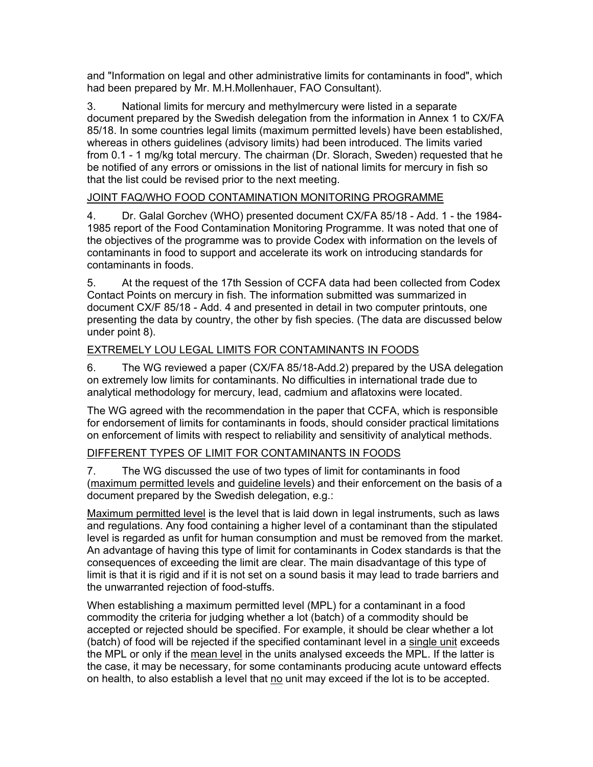and "Information on legal and other administrative limits for contaminants in food", which had been prepared by Mr. M.H.Mollenhauer, FAO Consultant).

3. National limits for mercury and methylmercury were listed in a separate document prepared by the Swedish delegation from the information in Annex 1 to CX/FA 85/18. In some countries legal limits (maximum permitted levels) have been established, whereas in others guidelines (advisory limits) had been introduced. The limits varied from 0.1 - 1 mg/kg total mercury. The chairman (Dr. Slorach, Sweden) requested that he be notified of any errors or omissions in the list of national limits for mercury in fish so that the list could be revised prior to the next meeting.

## JOINT FAQ/WHO FOOD CONTAMINATION MONITORING PROGRAMME

4. Dr. Galal Gorchev (WHO) presented document CX/FA 85/18 - Add. 1 - the 1984-1985 report of the Food Contamination Monitoring Programme. It was noted that one of the objectives of the programme was to provide Codex with information on the levels of contaminants in food to support and accelerate its work on introducing standards for contaminants in foods.

5. At the request of the 17th Session of CCFA data had been collected from Codex Contact Points on mercury in fish. The information submitted was summarized in document CX/F 85/18 - Add. 4 and presented in detail in two computer printouts, one presenting the data by country, the other by fish species. (The data are discussed below under point 8).

## EXTREMELY LOU LEGAL LIMITS FOR CONTAMINANTS IN FOODS

6. The WG reviewed a paper (CX/FA 85/18-Add.2) prepared by the USA delegation on extremely low limits for contaminants. No difficulties in international trade due to analytical methodology for mercury, lead, cadmium and aflatoxins were located.

The WG agreed with the recommendation in the paper that CCFA, which is responsible for endorsement of limits for contaminants in foods, should consider practical limitations on enforcement of limits with respect to reliability and sensitivity of analytical methods.

## DIFFERENT TYPES OF LIMIT FOR CONTAMINANTS IN FOODS

7. The WG discussed the use of two types of limit for contaminants in food (maximum permitted levels and guideline levels) and their enforcement on the basis of a document prepared by the Swedish delegation, e.g.:

Maximum permitted level is the level that is laid down in legal instruments, such as laws and regulations. Any food containing a higher level of a contaminant than the stipulated level is regarded as unfit for human consumption and must be removed from the market. An advantage of having this type of limit for contaminants in Codex standards is that the consequences of exceeding the limit are clear. The main disadvantage of this type of limit is that it is rigid and if it is not set on a sound basis it may lead to trade barriers and the unwarranted rejection of food-stuffs.

When establishing a maximum permitted level (MPL) for a contaminant in a food commodity the criteria for judging whether a lot (batch) of a commodity should be accepted or rejected should be specified. For example, it should be clear whether a lot (batch) of food will be rejected if the specified contaminant level in a single unit exceeds the MPL or only if the mean level in the units analysed exceeds the MPL. If the latter is the case, it may be necessary, for some contaminants producing acute untoward effects on health, to also establish a level that no unit may exceed if the lot is to be accepted.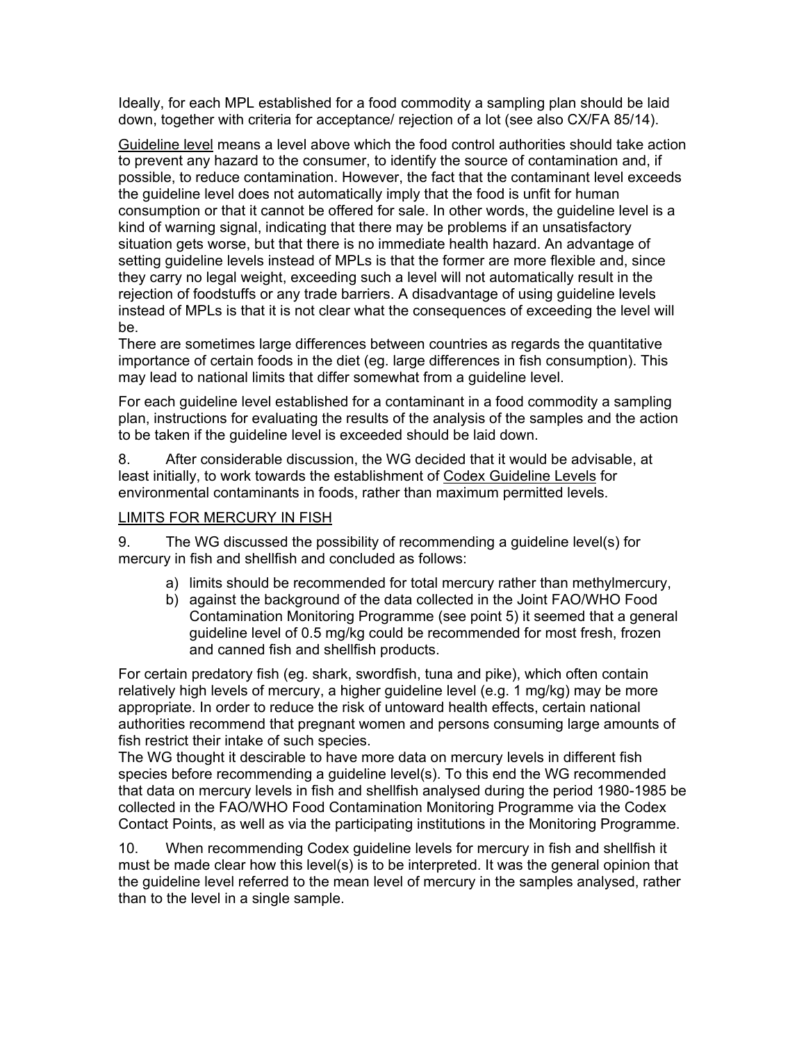Ideally, for each MPL established for a food commodity a sampling plan should be laid down, together with criteria for acceptance/ rejection of a lot (see also CX/FA 85/14).

Guideline level means a level above which the food control authorities should take action to prevent any hazard to the consumer, to identify the source of contamination and, if possible, to reduce contamination. However, the fact that the contaminant level exceeds the guideline level does not automatically imply that the food is unfit for human consumption or that it cannot be offered for sale. In other words, the guideline level is a kind of warning signal, indicating that there may be problems if an unsatisfactory situation gets worse, but that there is no immediate health hazard. An advantage of setting guideline levels instead of MPLs is that the former are more flexible and, since they carry no legal weight, exceeding such a level will not automatically result in the rejection of foodstuffs or any trade barriers. A disadvantage of using guideline levels instead of MPLs is that it is not clear what the consequences of exceeding the level will be.
There are sometimes large differences between countries as regards the quantitative importance of certain foods in the diet (eg. large differences in fish consumption). This may lead to national limits that differ somewhat from a guideline level.

For each guideline level established for a contaminant in a food commodity a sampling plan, instructions for evaluating the results of the analysis of the samples and the action to be taken if the guideline level is exceeded should be laid down.

8. After considerable discussion, the WG decided that it would be advisable, at least initially, to work towards the establishment of Codex Guideline Levels for environmental contaminants in foods, rather than maximum permitted levels.

LIMITS FOR MERCURY IN FISH

9. The WG discussed the possibility of recommending a guideline level(s) for mercury in fish and shellfish and concluded as follows:

a) limits should be recommended for total mercury rather than methylmercury,
b) against the background of the data collected in the Joint FAO/WHO Food Contamination Monitoring Programme (see point 5) it seemed that a general guideline level of 0.5 mg/kg could be recommended for most fresh, frozen and canned fish and shellfish products.

For certain predatory fish (eg. shark, swordfish, tuna and pike), which often contain relatively high levels of mercury, a higher guideline level (e.g. 1 mg/kg) may be more appropriate. In order to reduce the risk of untoward health effects, certain national authorities recommend that pregnant women and persons consuming large amounts of fish restrict their intake of such species.
The WG thought it descirable to have more data on mercury levels in different fish species before recommending a guideline level(s). To this end the WG recommended that data on mercury levels in fish and shellfish analysed during the period 1980-1985 be collected in the FAO/WHO Food Contamination Monitoring Programme via the Codex Contact Points, as well as via the participating institutions in the Monitoring Programme.

10. When recommending Codex guideline levels for mercury in fish and shellfish it must be made clear how this level(s) is to be interpreted. It was the general opinion that the guideline level referred to the mean level of mercury in the samples analysed, rather than to the level in a single sample.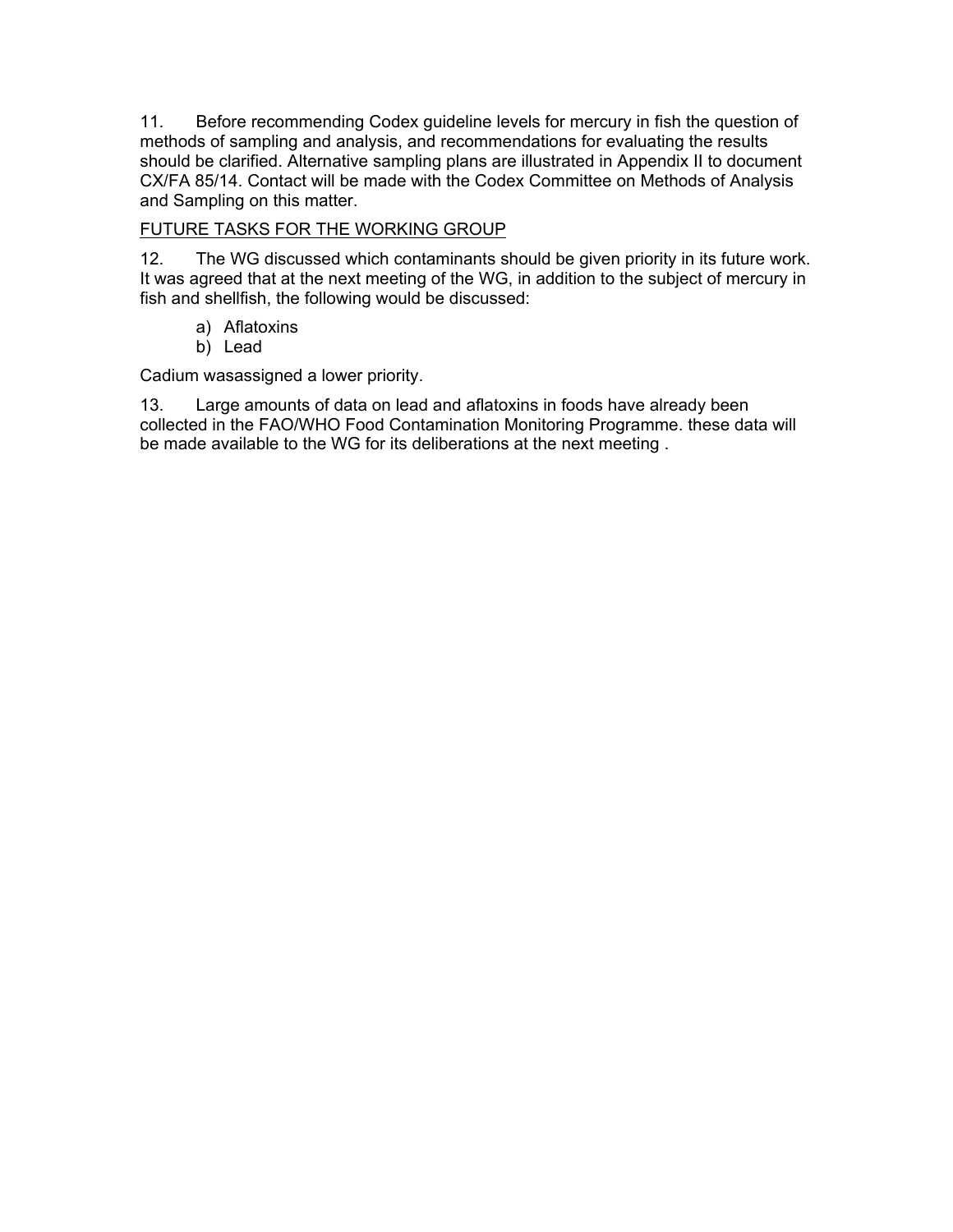11. Before recommending Codex guideline levels for mercury in fish the question of methods of sampling and analysis, and recommendations for evaluating the results should be clarified. Alternative sampling plans are illustrated in Appendix II to document CX/FA 85/14. Contact will be made with the Codex Committee on Methods of Analysis and Sampling on this matter.

<u>FUTURE TASKS FOR THE WORKING GROUP</u>

12. The WG discussed which contaminants should be given priority in its future work. It was agreed that at the next meeting of the WG, in addition to the subject of mercury in fish and shellfish, the following would be discussed:

a) Aflatoxins
b) Lead

Cadium wasassigned a lower priority.

13. Large amounts of data on lead and aflatoxins in foods have already been collected in the FAO/WHO Food Contamination Monitoring Programme. these data will be made available to the WG for its deliberations at the next meeting .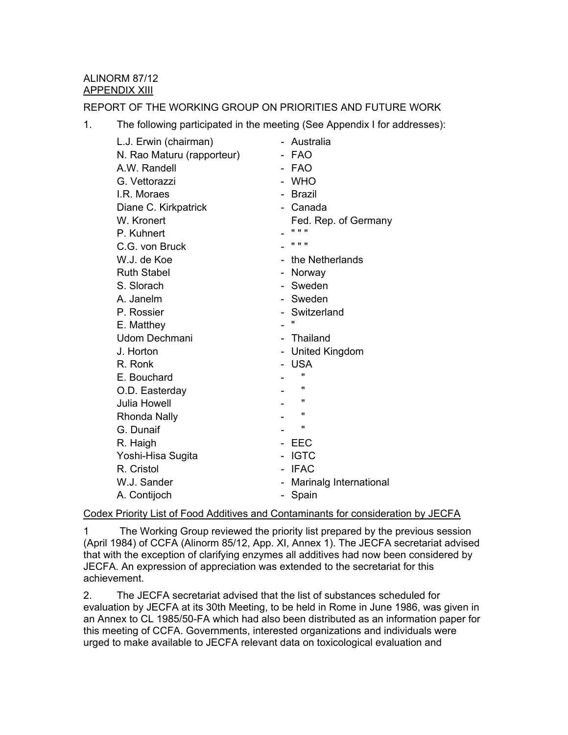ALINORM 87/12
APPENDIX XIII

REPORT OF THE WORKING GROUP ON PRIORITIES AND FUTURE WORK

1. The following participated in the meeting (See Appendix I for addresses):

| | |
|---|---|
| L.J. Erwin (chairman) | - Australia |
| N. Rao Maturu (rapporteur) | - FAO |
| A.W. Randell | - FAO |
| G. Vettorazzi | - WHO |
| I.R. Moraes | - Brazil |
| Diane C. Kirkpatrick | - Canada |
| W. Kronert | Fed. Rep. of Germany |
| P. Kuhnert | - " " " |
| C.G. von Bruck | - " " " |
| W.J. de Koe | - the Netherlands |
| Ruth Stabel | - Norway |
| S. Slorach | - Sweden |
| A. Janelm | - Sweden |
| P. Rossier | - Switzerland |
| E. Matthey | - " |
| Udom Dechmani | - Thailand |
| J. Horton | - United Kingdom |
| R. Ronk | - USA |
| E. Bouchard | - " |
| O.D. Easterday | - " |
| Julia Howell | - " |
| Rhonda Nally | - " |
| G. Dunaif | - " |
| R. Haigh | - EEC |
| Yoshi-Hisa Sugita | - IGTC |
| R. Cristol | - IFAC |
| W.J. Sander | - Marinalg International |
| A. Contijoch | - Spain |

Codex Priority List of Food Additives and Contaminants for consideration by JECFA

1 The Working Group reviewed the priority list prepared by the previous session (April 1984) of CCFA (Alinorm 85/12, App. XI, Annex 1). The JECFA secretariat advised that with the exception of clarifying enzymes all additives had now been considered by JECFA. An expression of appreciation was extended to the secretariat for this achievement.

2. The JECFA secretariat advised that the list of substances scheduled for evaluation by JECFA at its 30th Meeting, to be held in Rome in June 1986, was given in an Annex to CL 1985/50-FA which had also been distributed as an information paper for this meeting of CCFA. Governments, interested organizations and individuals were urged to make available to JECFA relevant data on toxicological evaluation and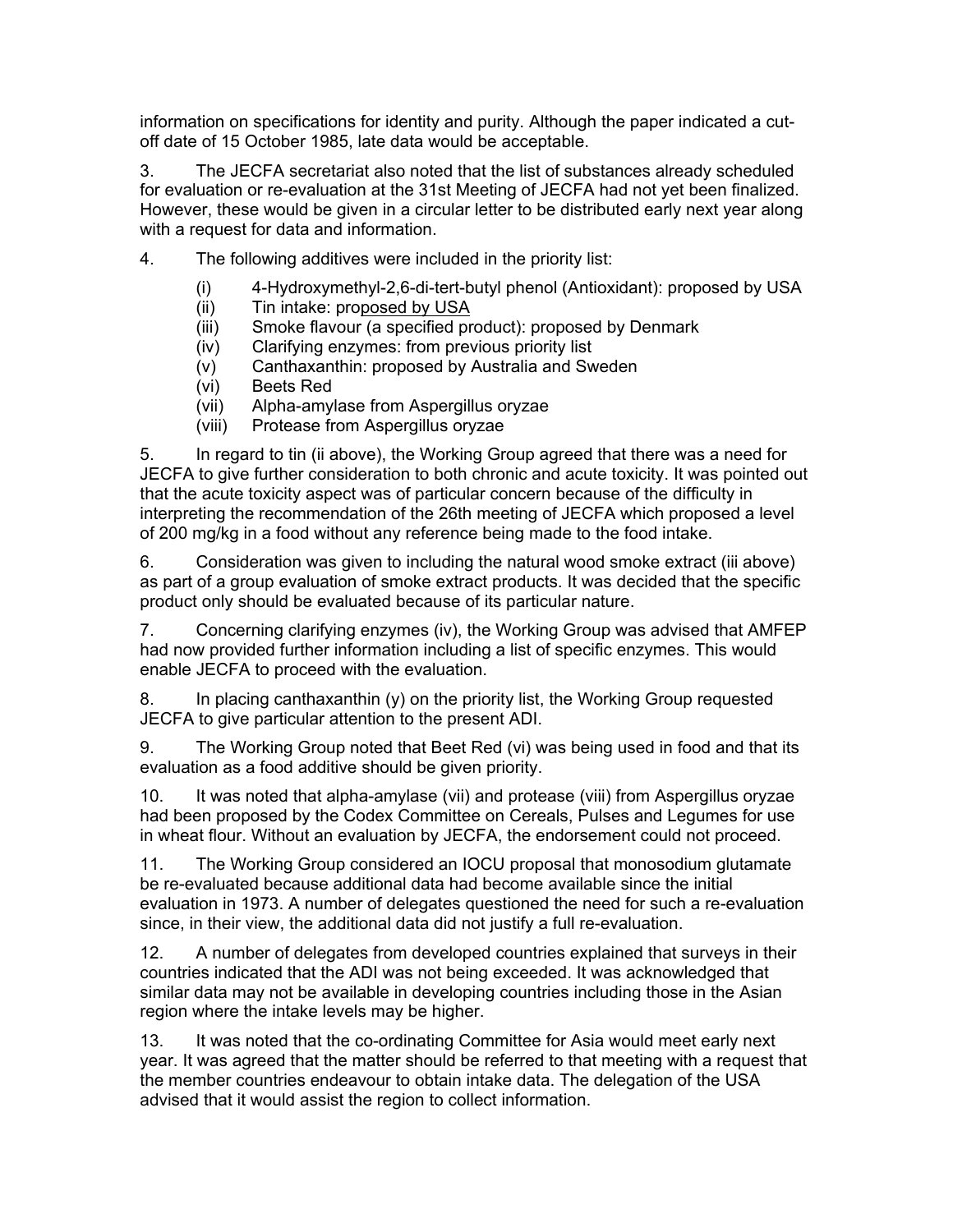information on specifications for identity and purity. Although the paper indicated a cut-off date of 15 October 1985, late data would be acceptable.

3. The JECFA secretariat also noted that the list of substances already scheduled for evaluation or re-evaluation at the 31st Meeting of JECFA had not yet been finalized. However, these would be given in a circular letter to be distributed early next year along with a request for data and information.

4. The following additives were included in the priority list:

- (i) 4-Hydroxymethyl-2,6-di-tert-butyl phenol (Antioxidant): proposed by USA
- (ii) Tin intake: proposed by USA
- (iii) Smoke flavour (a specified product): proposed by Denmark
- (iv) Clarifying enzymes: from previous priority list
- (v) Canthaxanthin: proposed by Australia and Sweden
- (vi) Beets Red
- (vii) Alpha-amylase from Aspergillus oryzae
- (viii) Protease from Aspergillus oryzae

5. In regard to tin (ii above), the Working Group agreed that there was a need for JECFA to give further consideration to both chronic and acute toxicity. It was pointed out that the acute toxicity aspect was of particular concern because of the difficulty in interpreting the recommendation of the 26th meeting of JECFA which proposed a level of 200 mg/kg in a food without any reference being made to the food intake.

6. Consideration was given to including the natural wood smoke extract (iii above) as part of a group evaluation of smoke extract products. It was decided that the specific product only should be evaluated because of its particular nature.

7. Concerning clarifying enzymes (iv), the Working Group was advised that AMFEP had now provided further information including a list of specific enzymes. This would enable JECFA to proceed with the evaluation.

8. In placing canthaxanthin (y) on the priority list, the Working Group requested JECFA to give particular attention to the present ADI.

9. The Working Group noted that Beet Red (vi) was being used in food and that its evaluation as a food additive should be given priority.

10. It was noted that alpha-amylase (vii) and protease (viii) from Aspergillus oryzae had been proposed by the Codex Committee on Cereals, Pulses and Legumes for use in wheat flour. Without an evaluation by JECFA, the endorsement could not proceed.

11. The Working Group considered an IOCU proposal that monosodium glutamate be re-evaluated because additional data had become available since the initial evaluation in 1973. A number of delegates questioned the need for such a re-evaluation since, in their view, the additional data did not justify a full re-evaluation.

12. A number of delegates from developed countries explained that surveys in their countries indicated that the ADI was not being exceeded. It was acknowledged that similar data may not be available in developing countries including those in the Asian region where the intake levels may be higher.

13. It was noted that the co-ordinating Committee for Asia would meet early next year. It was agreed that the matter should be referred to that meeting with a request that the member countries endeavour to obtain intake data. The delegation of the USA advised that it would assist the region to collect information.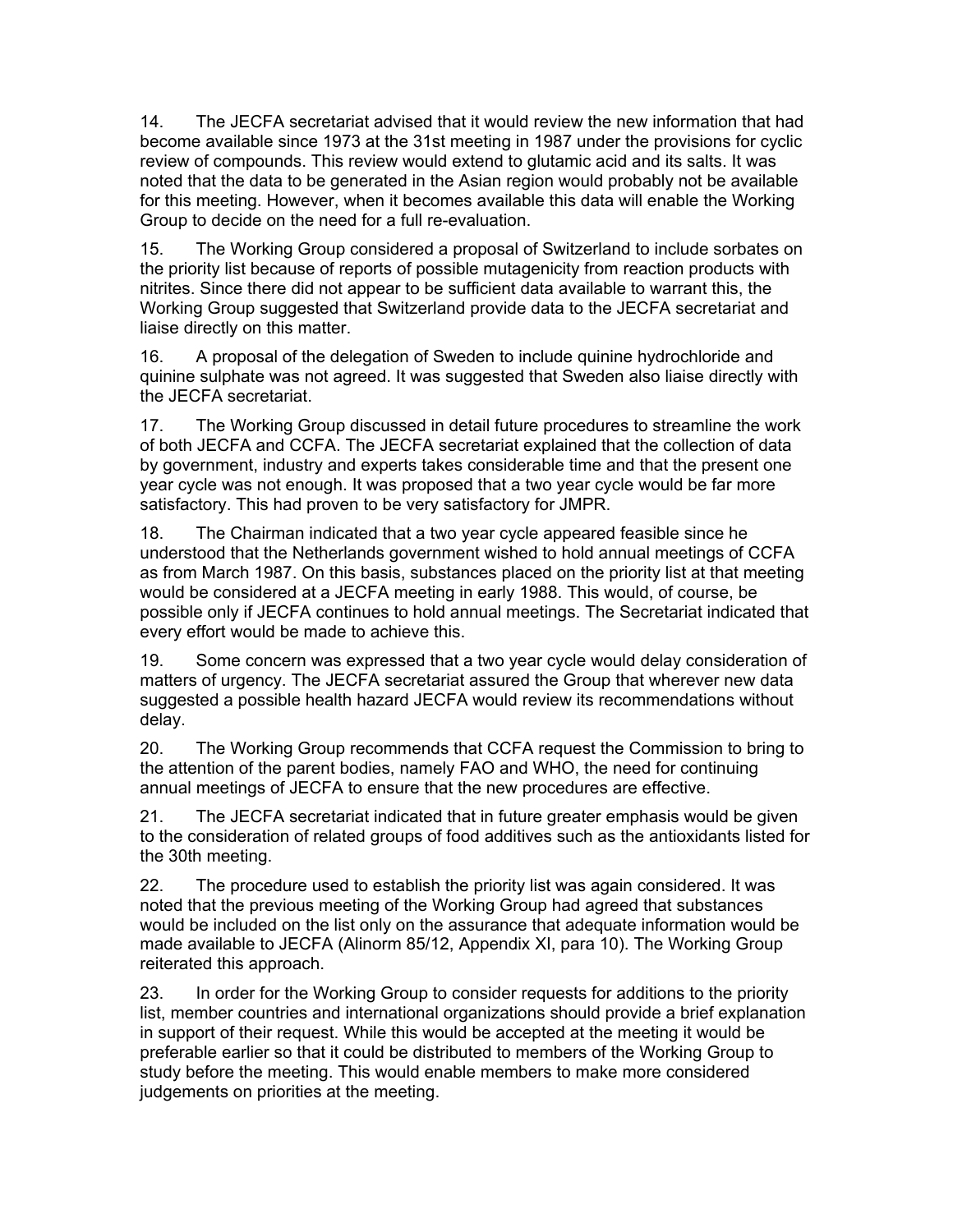14. The JECFA secretariat advised that it would review the new information that had become available since 1973 at the 31st meeting in 1987 under the provisions for cyclic review of compounds. This review would extend to glutamic acid and its salts. It was noted that the data to be generated in the Asian region would probably not be available for this meeting. However, when it becomes available this data will enable the Working Group to decide on the need for a full re-evaluation.

15. The Working Group considered a proposal of Switzerland to include sorbates on the priority list because of reports of possible mutagenicity from reaction products with nitrites. Since there did not appear to be sufficient data available to warrant this, the Working Group suggested that Switzerland provide data to the JECFA secretariat and liaise directly on this matter.

16. A proposal of the delegation of Sweden to include quinine hydrochloride and quinine sulphate was not agreed. It was suggested that Sweden also liaise directly with the JECFA secretariat.

17. The Working Group discussed in detail future procedures to streamline the work of both JECFA and CCFA. The JECFA secretariat explained that the collection of data by government, industry and experts takes considerable time and that the present one year cycle was not enough. It was proposed that a two year cycle would be far more satisfactory. This had proven to be very satisfactory for JMPR.

18. The Chairman indicated that a two year cycle appeared feasible since he understood that the Netherlands government wished to hold annual meetings of CCFA as from March 1987. On this basis, substances placed on the priority list at that meeting would be considered at a JECFA meeting in early 1988. This would, of course, be possible only if JECFA continues to hold annual meetings. The Secretariat indicated that every effort would be made to achieve this.

19. Some concern was expressed that a two year cycle would delay consideration of matters of urgency. The JECFA secretariat assured the Group that wherever new data suggested a possible health hazard JECFA would review its recommendations without delay.

20. The Working Group recommends that CCFA request the Commission to bring to the attention of the parent bodies, namely FAO and WHO, the need for continuing annual meetings of JECFA to ensure that the new procedures are effective.

21. The JECFA secretariat indicated that in future greater emphasis would be given to the consideration of related groups of food additives such as the antioxidants listed for the 30th meeting.

22. The procedure used to establish the priority list was again considered. It was noted that the previous meeting of the Working Group had agreed that substances would be included on the list only on the assurance that adequate information would be made available to JECFA (Alinorm 85/12, Appendix XI, para 10). The Working Group reiterated this approach.

23. In order for the Working Group to consider requests for additions to the priority list, member countries and international organizations should provide a brief explanation in support of their request. While this would be accepted at the meeting it would be preferable earlier so that it could be distributed to members of the Working Group to study before the meeting. This would enable members to make more considered judgements on priorities at the meeting.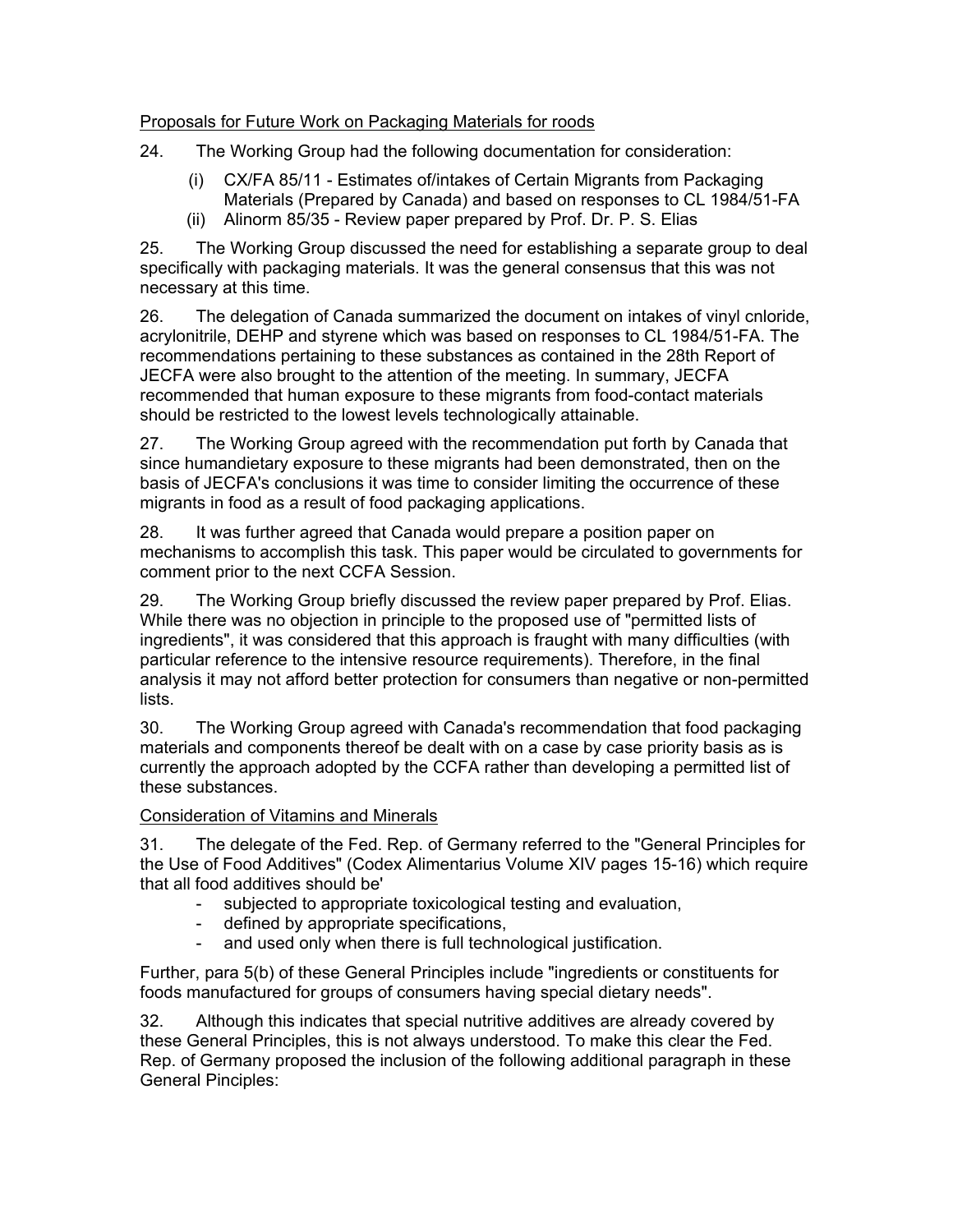Proposals for Future Work on Packaging Materials for roods

24. The Working Group had the following documentation for consideration:

(i) CX/FA 85/11 - Estimates of/intakes of Certain Migrants from Packaging Materials (Prepared by Canada) and based on responses to CL 1984/51-FA
(ii) Alinorm 85/35 - Review paper prepared by Prof. Dr. P. S. Elias

25. The Working Group discussed the need for establishing a separate group to deal specifically with packaging materials. It was the general consensus that this was not necessary at this time.

26. The delegation of Canada summarized the document on intakes of vinyl cnloride, acrylonitrile, DEHP and styrene which was based on responses to CL 1984/51-FA. The recommendations pertaining to these substances as contained in the 28th Report of JECFA were also brought to the attention of the meeting. In summary, JECFA recommended that human exposure to these migrants from food-contact materials should be restricted to the lowest levels technologically attainable.

27. The Working Group agreed with the recommendation put forth by Canada that since humandietary exposure to these migrants had been demonstrated, then on the basis of JECFA's conclusions it was time to consider limiting the occurrence of these migrants in food as a result of food packaging applications.

28. It was further agreed that Canada would prepare a position paper on mechanisms to accomplish this task. This paper would be circulated to governments for comment prior to the next CCFA Session.

29. The Working Group briefly discussed the review paper prepared by Prof. Elias. While there was no objection in principle to the proposed use of "permitted lists of ingredients", it was considered that this approach is fraught with many difficulties (with particular reference to the intensive resource requirements). Therefore, in the final analysis it may not afford better protection for consumers than negative or non-permitted lists.

30. The Working Group agreed with Canada's recommendation that food packaging materials and components thereof be dealt with on a case by case priority basis as is currently the approach adopted by the CCFA rather than developing a permitted list of these substances.

Consideration of Vitamins and Minerals

31. The delegate of the Fed. Rep. of Germany referred to the "General Principles for the Use of Food Additives" (Codex Alimentarius Volume XIV pages 15-16) which require that all food additives should be'

- subjected to appropriate toxicological testing and evaluation,
- defined by appropriate specifications,
- and used only when there is full technological justification.

Further, para 5(b) of these General Principles include "ingredients or constituents for foods manufactured for groups of consumers having special dietary needs".

32. Although this indicates that special nutritive additives are already covered by these General Principles, this is not always understood. To make this clear the Fed. Rep. of Germany proposed the inclusion of the following additional paragraph in these General Principles: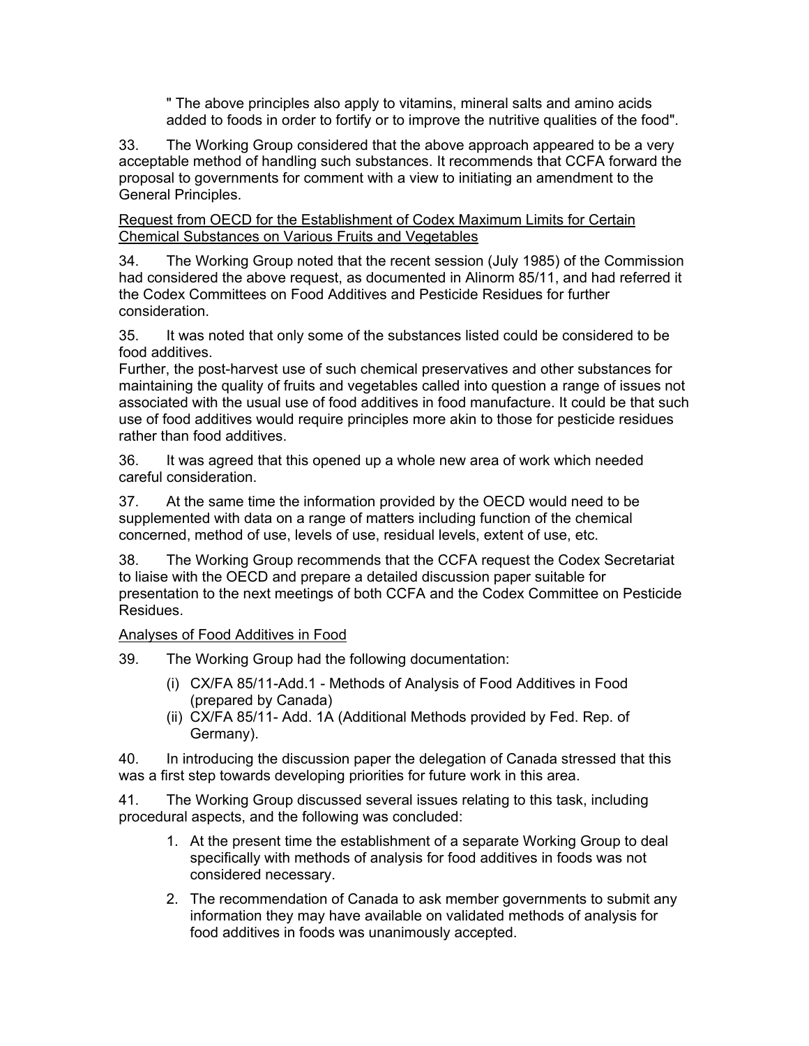" The above principles also apply to vitamins, mineral salts and amino acids added to foods in order to fortify or to improve the nutritive qualities of the food".

33. The Working Group considered that the above approach appeared to be a very acceptable method of handling such substances. It recommends that CCFA forward the proposal to governments for comment with a view to initiating an amendment to the General Principles.

Request from OECD for the Establishment of Codex Maximum Limits for Certain Chemical Substances on Various Fruits and Vegetables

34. The Working Group noted that the recent session (July 1985) of the Commission had considered the above request, as documented in Alinorm 85/11, and had referred it the Codex Committees on Food Additives and Pesticide Residues for further consideration.

35. It was noted that only some of the substances listed could be considered to be food additives.
Further, the post-harvest use of such chemical preservatives and other substances for maintaining the quality of fruits and vegetables called into question a range of issues not associated with the usual use of food additives in food manufacture. It could be that such use of food additives would require principles more akin to those for pesticide residues rather than food additives.

36. It was agreed that this opened up a whole new area of work which needed careful consideration.

37. At the same time the information provided by the OECD would need to be supplemented with data on a range of matters including function of the chemical concerned, method of use, levels of use, residual levels, extent of use, etc.

38. The Working Group recommends that the CCFA request the Codex Secretariat to liaise with the OECD and prepare a detailed discussion paper suitable for presentation to the next meetings of both CCFA and the Codex Committee on Pesticide Residues.

Analyses of Food Additives in Food

39. The Working Group had the following documentation:

(i) CX/FA 85/11-Add.1 - Methods of Analysis of Food Additives in Food (prepared by Canada)
(ii) CX/FA 85/11- Add. 1A (Additional Methods provided by Fed. Rep. of Germany).

40. In introducing the discussion paper the delegation of Canada stressed that this was a first step towards developing priorities for future work in this area.

41. The Working Group discussed several issues relating to this task, including procedural aspects, and the following was concluded:

1. At the present time the establishment of a separate Working Group to deal specifically with methods of analysis for food additives in foods was not considered necessary.
2. The recommendation of Canada to ask member governments to submit any information they may have available on validated methods of analysis for food additives in foods was unanimously accepted.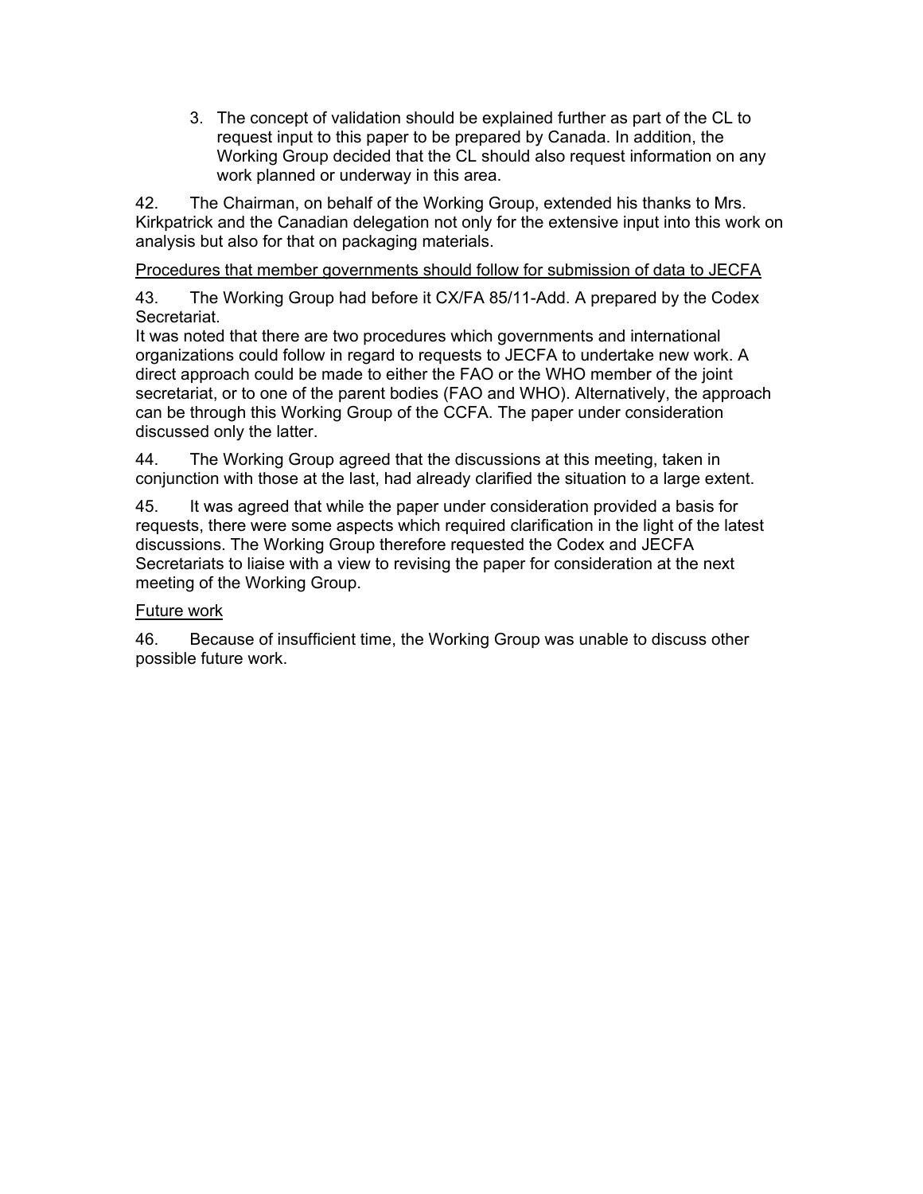3. The concept of validation should be explained further as part of the CL to request input to this paper to be prepared by Canada. In addition, the Working Group decided that the CL should also request information on any work planned or underway in this area.

42. The Chairman, on behalf of the Working Group, extended his thanks to Mrs. Kirkpatrick and the Canadian delegation not only for the extensive input into this work on analysis but also for that on packaging materials.

<u>Procedures that member governments should follow for submission of data to JECFA</u>

43. The Working Group had before it CX/FA 85/11-Add. A prepared by the Codex Secretariat.
It was noted that there are two procedures which governments and international organizations could follow in regard to requests to JECFA to undertake new work. A direct approach could be made to either the FAO or the WHO member of the joint secretariat, or to one of the parent bodies (FAO and WHO). Alternatively, the approach can be through this Working Group of the CCFA. The paper under consideration discussed only the latter.

44. The Working Group agreed that the discussions at this meeting, taken in conjunction with those at the last, had already clarified the situation to a large extent.

45. It was agreed that while the paper under consideration provided a basis for requests, there were some aspects which required clarification in the light of the latest discussions. The Working Group therefore requested the Codex and JECFA Secretariats to liaise with a view to revising the paper for consideration at the next meeting of the Working Group.

<u>Future work</u>

46. Because of insufficient time, the Working Group was unable to discuss other possible future work.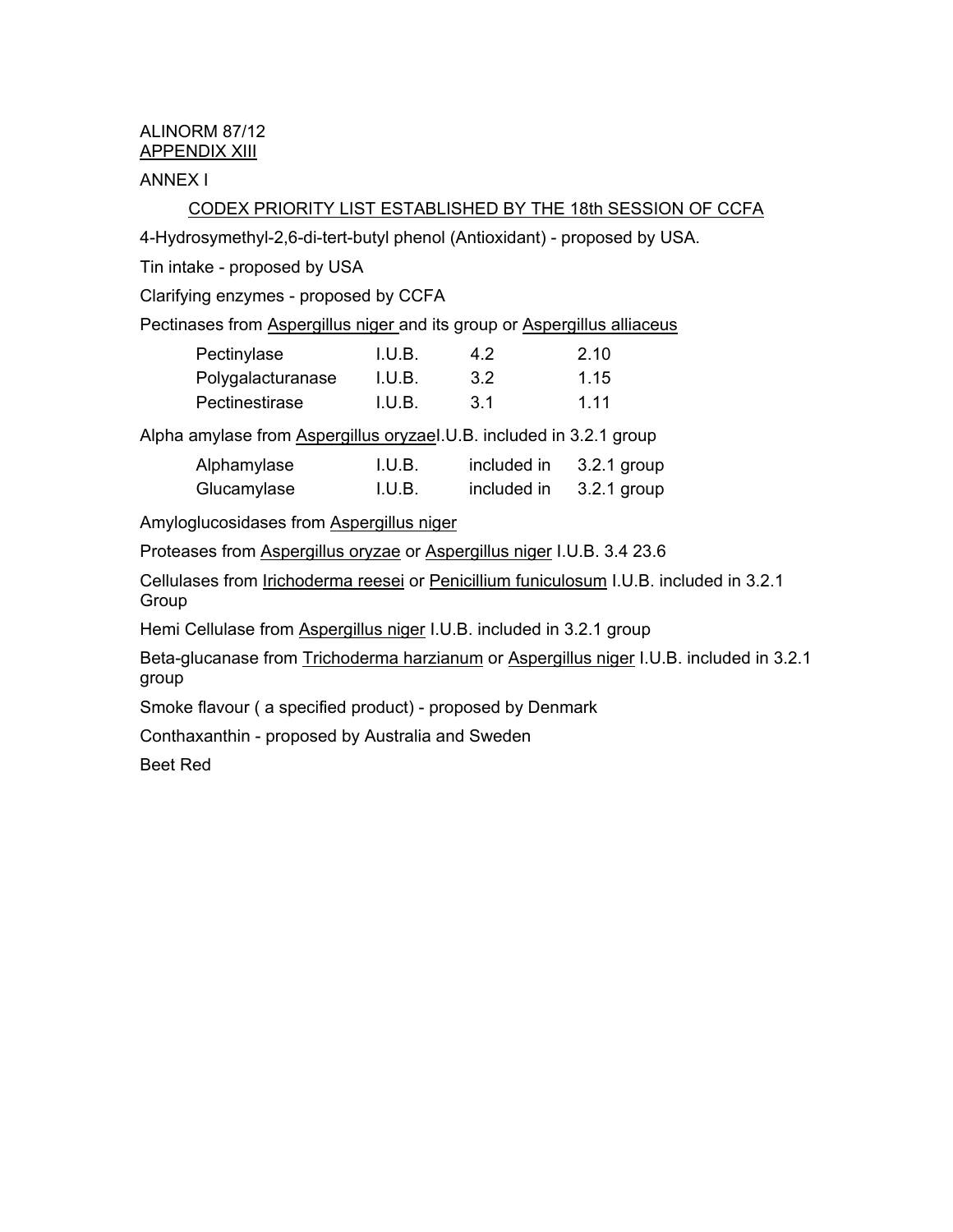ALINORM 87/12
APPENDIX XIII

ANNEX I

CODEX PRIORITY LIST ESTABLISHED BY THE 18th SESSION OF CCFA

4-Hydrosymethyl-2,6-di-tert-butyl phenol (Antioxidant) - proposed by USA.

Tin intake - proposed by USA

Clarifying enzymes - proposed by CCFA

Pectinases from Aspergillus niger and its group or Aspergillus alliaceus

| | | | |
|---|---|---|---|
| Pectinylase | I.U.B. | 4.2 | 2.10 |
| Polygalacturanase | I.U.B. | 3.2 | 1.15 |
| Pectinestirase | I.U.B. | 3.1 | 1.11 |

Alpha amylase from Aspergillus oryzaeI.U.B. included in 3.2.1 group

| | | | |
|---|---|---|---|
| Alphamylase | I.U.B. | included in | 3.2.1 group |
| Glucamylase | I.U.B. | included in | 3.2.1 group |

Amyloglucosidases from Aspergillus niger

Proteases from Aspergillus oryzae or Aspergillus niger I.U.B. 3.4 23.6

Cellulases from Irichoderma reesei or Penicillium funiculosum I.U.B. included in 3.2.1 Group

Hemi Cellulase from Aspergillus niger I.U.B. included in 3.2.1 group

Beta-glucanase from Trichoderma harzianum or Aspergillus niger I.U.B. included in 3.2.1 group

Smoke flavour ( a specified product) - proposed by Denmark

Conthaxanthin - proposed by Australia and Sweden

Beet Red